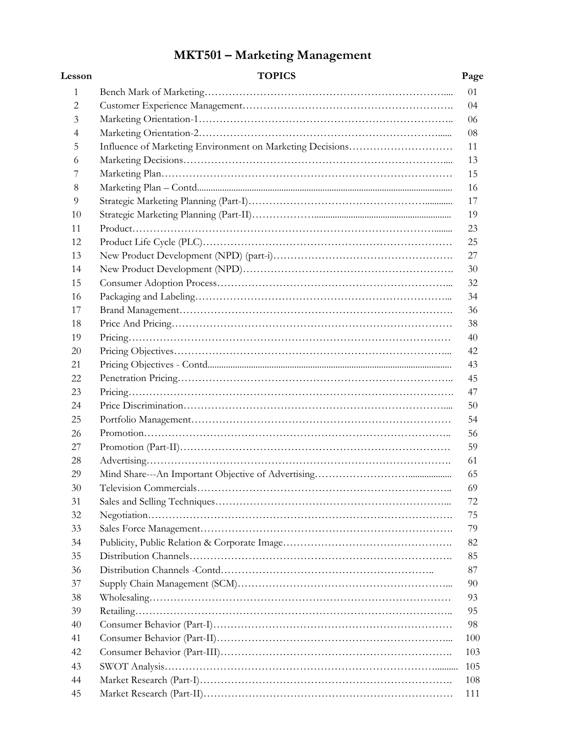# MKT501 – Marketing Management

| Lesson | TOPICS | Page |
|---|---|---|
| 1 | Bench Mark of Marketing | 01 |
| 2 | Customer Experience Management | 04 |
| 3 | Marketing Orientation-1 | 06 |
| 4 | Marketing Orientation-2 | 08 |
| 5 | Influence of Marketing Environment on Marketing Decisions | 11 |
| 6 | Marketing Decisions | 13 |
| 7 | Marketing Plan | 15 |
| 8 | Marketing Plan – Contd | 16 |
| 9 | Strategic Marketing Planning (Part-I) | 17 |
| 10 | Strategic Marketing Planning (Part-II) | 19 |
| 11 | Product | 23 |
| 12 | Product Life Cycle (PLC) | 25 |
| 13 | New Product Development (NPD) (part-i) | 27 |
| 14 | New Product Development (NPD) | 30 |
| 15 | Consumer Adoption Process | 32 |
| 16 | Packaging and Labeling | 34 |
| 17 | Brand Management | 36 |
| 18 | Price And Pricing | 38 |
| 19 | Pricing | 40 |
| 20 | Pricing Objectives | 42 |
| 21 | Pricing Objectives - Contd | 43 |
| 22 | Penetration Pricing | 45 |
| 23 | Pricing | 47 |
| 24 | Price Discrimination | 50 |
| 25 | Portfolio Management | 54 |
| 26 | Promotion | 56 |
| 27 | Promotion (Part-II) | 59 |
| 28 | Advertising | 61 |
| 29 | Mind Share---An Important Objective of Advertising | 65 |
| 30 | Television Commercials | 69 |
| 31 | Sales and Selling Techniques | 72 |
| 32 | Negotiation | 75 |
| 33 | Sales Force Management | 79 |
| 34 | Publicity, Public Relation & Corporate Image | 82 |
| 35 | Distribution Channels | 85 |
| 36 | Distribution Channels -Contd | 87 |
| 37 | Supply Chain Management (SCM) | 90 |
| 38 | Wholesaling | 93 |
| 39 | Retailing | 95 |
| 40 | Consumer Behavior (Part-I) | 98 |
| 41 | Consumer Behavior (Part-II) | 100 |
| 42 | Consumer Behavior (Part-III) | 103 |
| 43 | SWOT Analysis | 105 |
| 44 | Market Research (Part-I) | 108 |
| 45 | Market Research (Part-II) | 111 |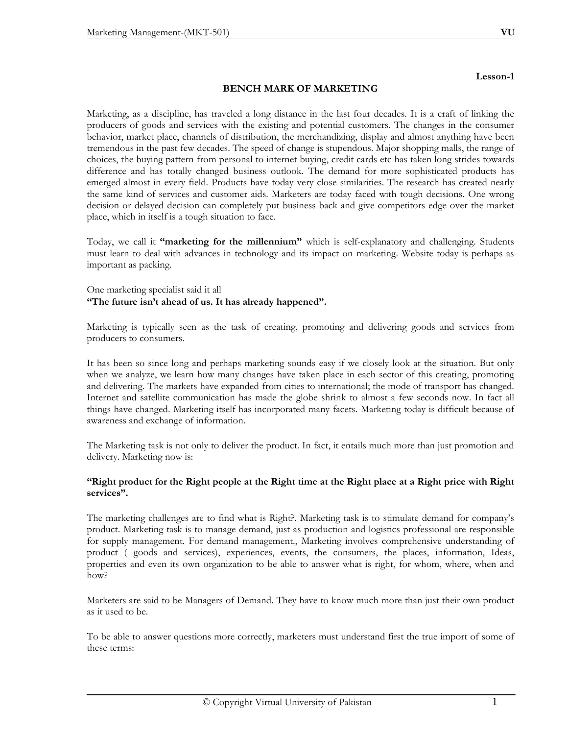**Lesson-1**

## BENCH MARK OF MARKETING

Marketing, as a discipline, has traveled a long distance in the last four decades. It is a craft of linking the producers of goods and services with the existing and potential customers. The changes in the consumer behavior, market place, channels of distribution, the merchandizing, display and almost anything have been tremendous in the past few decades. The speed of change is stupendous. Major shopping malls, the range of choices, the buying pattern from personal to internet buying, credit cards etc has taken long strides towards difference and has totally changed business outlook. The demand for more sophisticated products has emerged almost in every field. Products have today very close similarities. The research has created nearly the same kind of services and customer aids. Marketers are today faced with tough decisions. One wrong decision or delayed decision can completely put business back and give competitors edge over the market place, which in itself is a tough situation to face.

Today, we call it **"marketing for the millennium"** which is self-explanatory and challenging. Students must learn to deal with advances in technology and its impact on marketing. Website today is perhaps as important as packing.

One marketing specialist said it all
**"The future isn't ahead of us. It has already happened".**

Marketing is typically seen as the task of creating, promoting and delivering goods and services from producers to consumers.

It has been so since long and perhaps marketing sounds easy if we closely look at the situation. But only when we analyze, we learn how many changes have taken place in each sector of this creating, promoting and delivering. The markets have expanded from cities to international; the mode of transport has changed. Internet and satellite communication has made the globe shrink to almost a few seconds now. In fact all things have changed. Marketing itself has incorporated many facets. Marketing today is difficult because of awareness and exchange of information.

The Marketing task is not only to deliver the product. In fact, it entails much more than just promotion and delivery. Marketing now is:

**"Right product for the Right people at the Right time at the Right place at a Right price with Right services".**

The marketing challenges are to find what is Right?. Marketing task is to stimulate demand for company's product. Marketing task is to manage demand, just as production and logistics professional are responsible for supply management. For demand management., Marketing involves comprehensive understanding of product ( goods and services), experiences, events, the consumers, the places, information, Ideas, properties and even its own organization to be able to answer what is right, for whom, where, when and how?

Marketers are said to be Managers of Demand. They have to know much more than just their own product as it used to be.

To be able to answer questions more correctly, marketers must understand first the true import of some of these terms: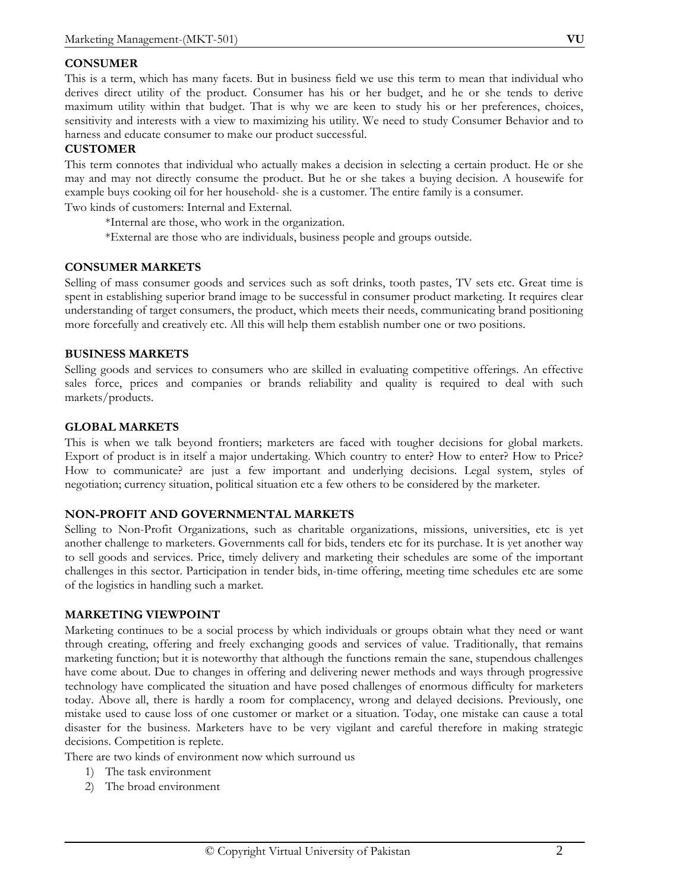**CONSUMER**

This is a term, which has many facets. But in business field we use this term to mean that individual who derives direct utility of the product. Consumer has his or her budget, and he or she tends to derive maximum utility within that budget. That is why we are keen to study his or her preferences, choices, sensitivity and interests with a view to maximizing his utility. We need to study Consumer Behavior and to harness and educate consumer to make our product successful.

**CUSTOMER**

This term connotes that individual who actually makes a decision in selecting a certain product. He or she may and may not directly consume the product. But he or she takes a buying decision. A housewife for example buys cooking oil for her household- she is a customer. The entire family is a consumer.

Two kinds of customers: Internal and External.

*Internal are those, who work in the organization.

*External are those who are individuals, business people and groups outside.

**CONSUMER MARKETS**

Selling of mass consumer goods and services such as soft drinks, tooth pastes, TV sets etc. Great time is spent in establishing superior brand image to be successful in consumer product marketing. It requires clear understanding of target consumers, the product, which meets their needs, communicating brand positioning more forcefully and creatively etc. All this will help them establish number one or two positions.

**BUSINESS MARKETS**

Selling goods and services to consumers who are skilled in evaluating competitive offerings. An effective sales force, prices and companies or brands reliability and quality is required to deal with such markets/products.

**GLOBAL MARKETS**

This is when we talk beyond frontiers; marketers are faced with tougher decisions for global markets. Export of product is in itself a major undertaking. Which country to enter? How to enter? How to Price? How to communicate? are just a few important and underlying decisions. Legal system, styles of negotiation; currency situation, political situation etc a few others to be considered by the marketer.

**NON-PROFIT AND GOVERNMENTAL MARKETS**

Selling to Non-Profit Organizations, such as charitable organizations, missions, universities, etc is yet another challenge to marketers. Governments call for bids, tenders etc for its purchase. It is yet another way to sell goods and services. Price, timely delivery and marketing their schedules are some of the important challenges in this sector. Participation in tender bids, in-time offering, meeting time schedules etc are some of the logistics in handling such a market.

**MARKETING VIEWPOINT**

Marketing continues to be a social process by which individuals or groups obtain what they need or want through creating, offering and freely exchanging goods and services of value. Traditionally, that remains marketing function; but it is noteworthy that although the functions remain the sane, stupendous challenges have come about. Due to changes in offering and delivering newer methods and ways through progressive technology have complicated the situation and have posed challenges of enormous difficulty for marketers today. Above all, there is hardly a room for complacency, wrong and delayed decisions. Previously, one mistake used to cause loss of one customer or market or a situation. Today, one mistake can cause a total disaster for the business. Marketers have to be very vigilant and careful therefore in making strategic decisions. Competition is replete.

There are two kinds of environment now which surround us

1) The task environment
2) The broad environment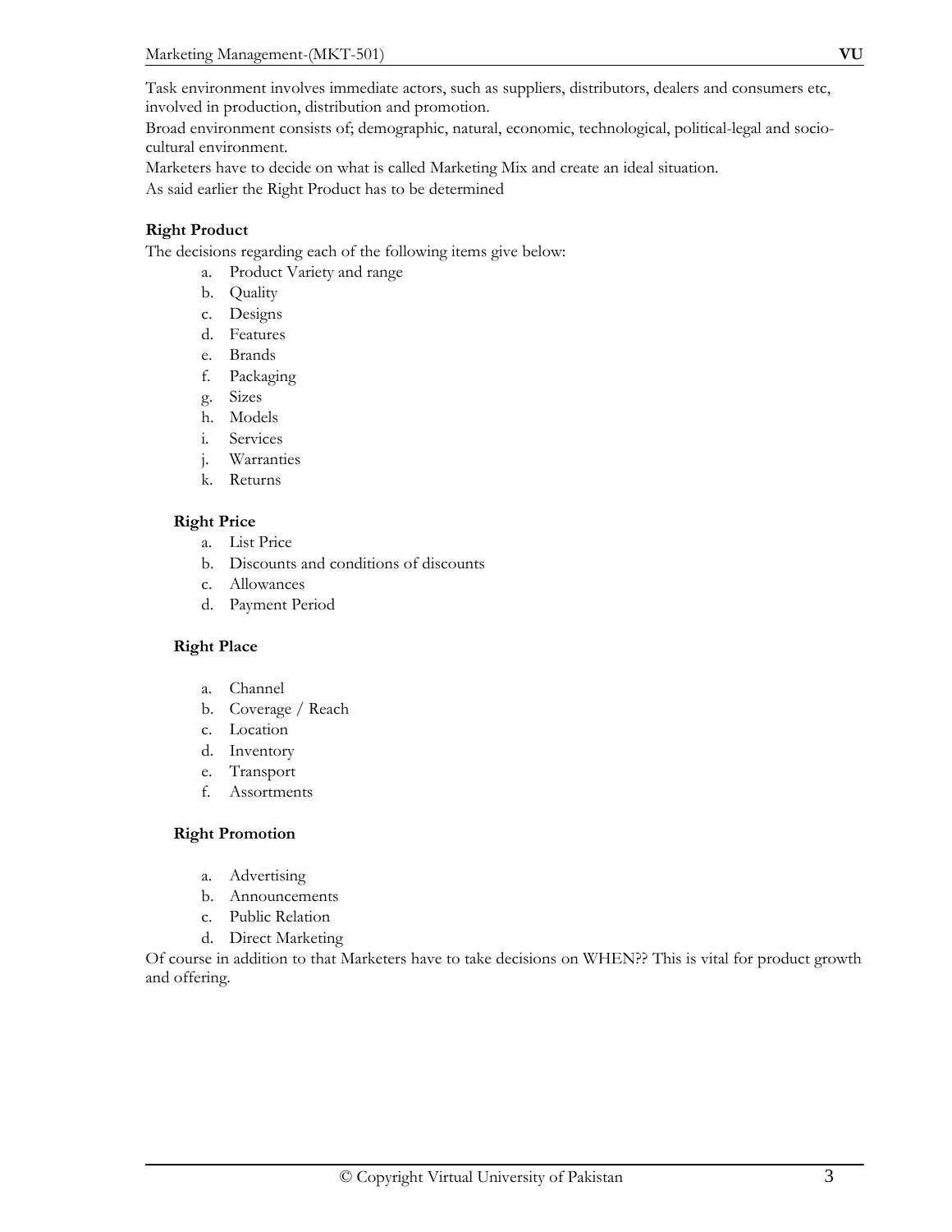Task environment involves immediate actors, such as suppliers, distributors, dealers and consumers etc, involved in production, distribution and promotion.

Broad environment consists of; demographic, natural, economic, technological, political-legal and socio-cultural environment.

Marketers have to decide on what is called Marketing Mix and create an ideal situation.

As said earlier the Right Product has to be determined

**Right Product**

The decisions regarding each of the following items give below:

a. Product Variety and range
b. Quality
c. Designs
d. Features
e. Brands
f. Packaging
g. Sizes
h. Models
i. Services
j. Warranties
k. Returns

**Right Price**

a. List Price
b. Discounts and conditions of discounts
c. Allowances
d. Payment Period

**Right Place**

a. Channel
b. Coverage / Reach
c. Location
d. Inventory
e. Transport
f. Assortments

**Right Promotion**

a. Advertising
b. Announcements
c. Public Relation
d. Direct Marketing

Of course in addition to that Marketers have to take decisions on WHEN?? This is vital for product growth and offering.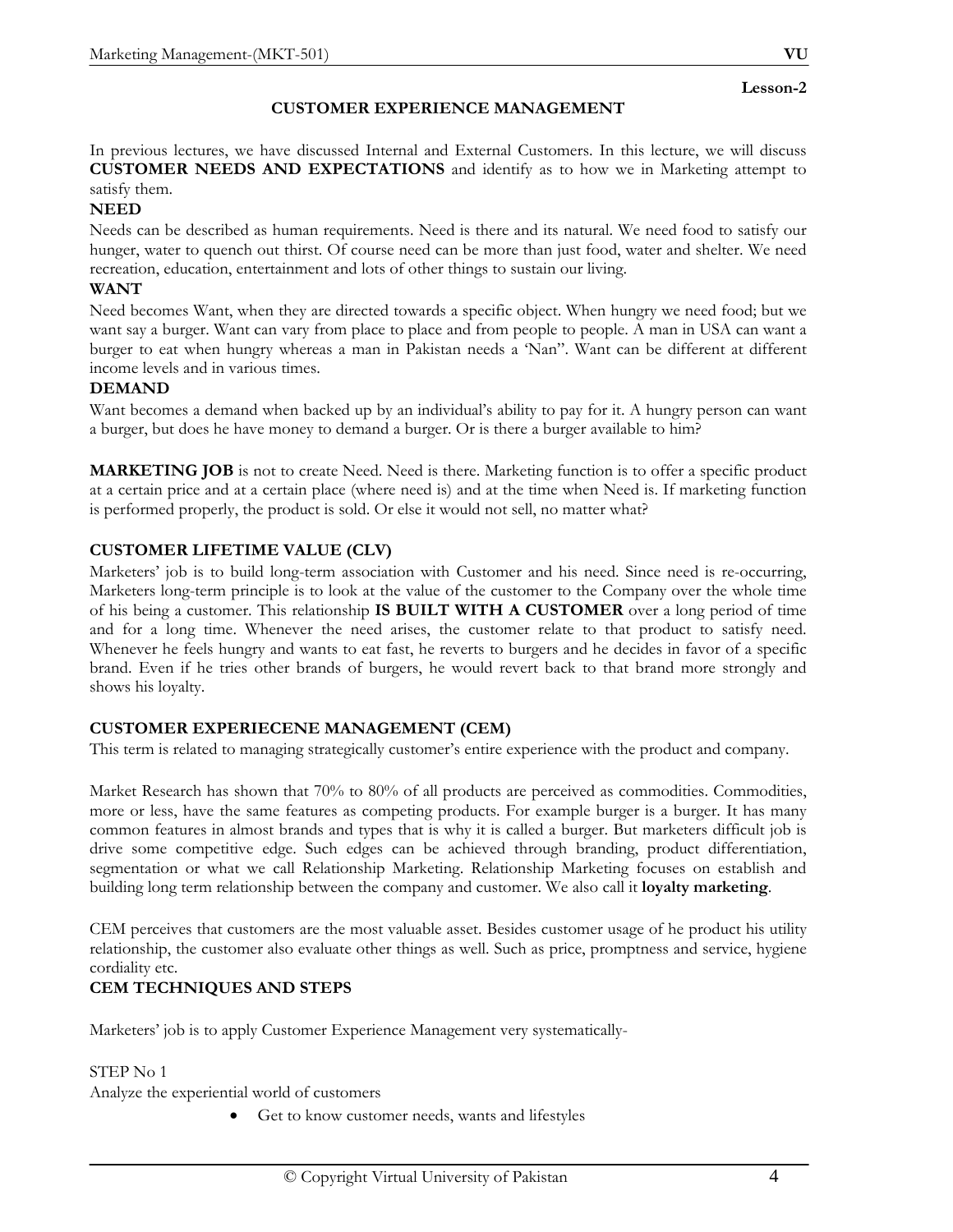**Lesson-2**

## CUSTOMER EXPERIENCE MANAGEMENT

In previous lectures, we have discussed Internal and External Customers. In this lecture, we will discuss **CUSTOMER NEEDS AND EXPECTATIONS** and identify as to how we in Marketing attempt to satisfy them.

### NEED

Needs can be described as human requirements. Need is there and its natural. We need food to satisfy our hunger, water to quench out thirst. Of course need can be more than just food, water and shelter. We need recreation, education, entertainment and lots of other things to sustain our living.

### WANT

Need becomes Want, when they are directed towards a specific object. When hungry we need food; but we want say a burger. Want can vary from place to place and from people to people. A man in USA can want a burger to eat when hungry whereas a man in Pakistan needs a 'Nan''. Want can be different at different income levels and in various times.

### DEMAND

Want becomes a demand when backed up by an individual's ability to pay for it. A hungry person can want a burger, but does he have money to demand a burger. Or is there a burger available to him?

**MARKETING JOB** is not to create Need. Need is there. Marketing function is to offer a specific product at a certain price and at a certain place (where need is) and at the time when Need is. If marketing function is performed properly, the product is sold. Or else it would not sell, no matter what?

### CUSTOMER LIFETIME VALUE (CLV)

Marketers' job is to build long-term association with Customer and his need. Since need is re-occurring, Marketers long-term principle is to look at the value of the customer to the Company over the whole time of his being a customer. This relationship **IS BUILT WITH A CUSTOMER** over a long period of time and for a long time. Whenever the need arises, the customer relate to that product to satisfy need. Whenever he feels hungry and wants to eat fast, he reverts to burgers and he decides in favor of a specific brand. Even if he tries other brands of burgers, he would revert back to that brand more strongly and shows his loyalty.

### CUSTOMER EXPERIECENE MANAGEMENT (CEM)

This term is related to managing strategically customer's entire experience with the product and company.

Market Research has shown that 70% to 80% of all products are perceived as commodities. Commodities, more or less, have the same features as competing products. For example burger is a burger. It has many common features in almost brands and types that is why it is called a burger. But marketers difficult job is drive some competitive edge. Such edges can be achieved through branding, product differentiation, segmentation or what we call Relationship Marketing. Relationship Marketing focuses on establish and building long term relationship between the company and customer. We also call it **loyalty marketing**.

CEM perceives that customers are the most valuable asset. Besides customer usage of he product his utility relationship, the customer also evaluate other things as well. Such as price, promptness and service, hygiene cordiality etc.

### CEM TECHNIQUES AND STEPS

Marketers' job is to apply Customer Experience Management very systematically-

STEP No 1

Analyze the experiential world of customers

- Get to know customer needs, wants and lifestyles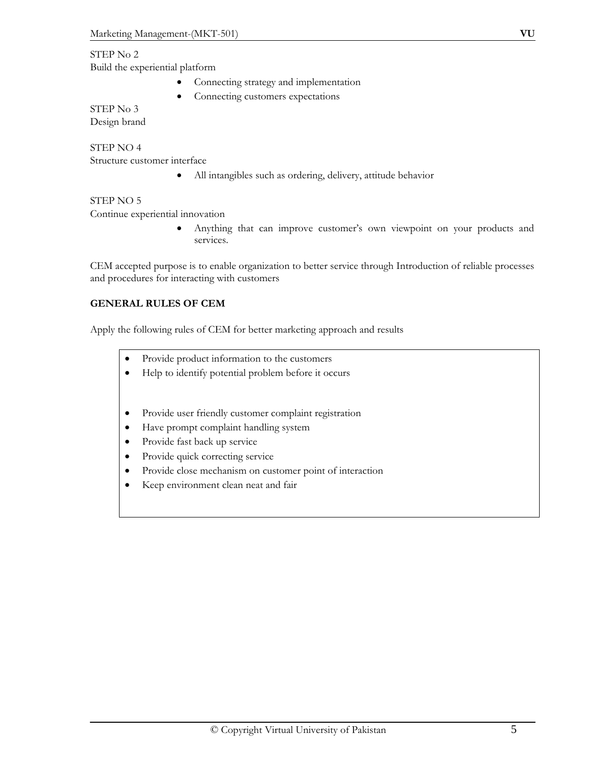STEP No 2

Build the experiential platform

- Connecting strategy and implementation
- Connecting customers expectations

STEP No 3

Design brand

STEP NO 4

Structure customer interface

- All intangibles such as ordering, delivery, attitude behavior

STEP NO 5

Continue experiential innovation

- Anything that can improve customer's own viewpoint on your products and services.

CEM accepted purpose is to enable organization to better service through Introduction of reliable processes and procedures for interacting with customers

**GENERAL RULES OF CEM**

Apply the following rules of CEM for better marketing approach and results

- Provide product information to the customers
- Help to identify potential problem before it occurs
- Provide user friendly customer complaint registration
- Have prompt complaint handling system
- Provide fast back up service
- Provide quick correcting service
- Provide close mechanism on customer point of interaction
- Keep environment clean neat and fair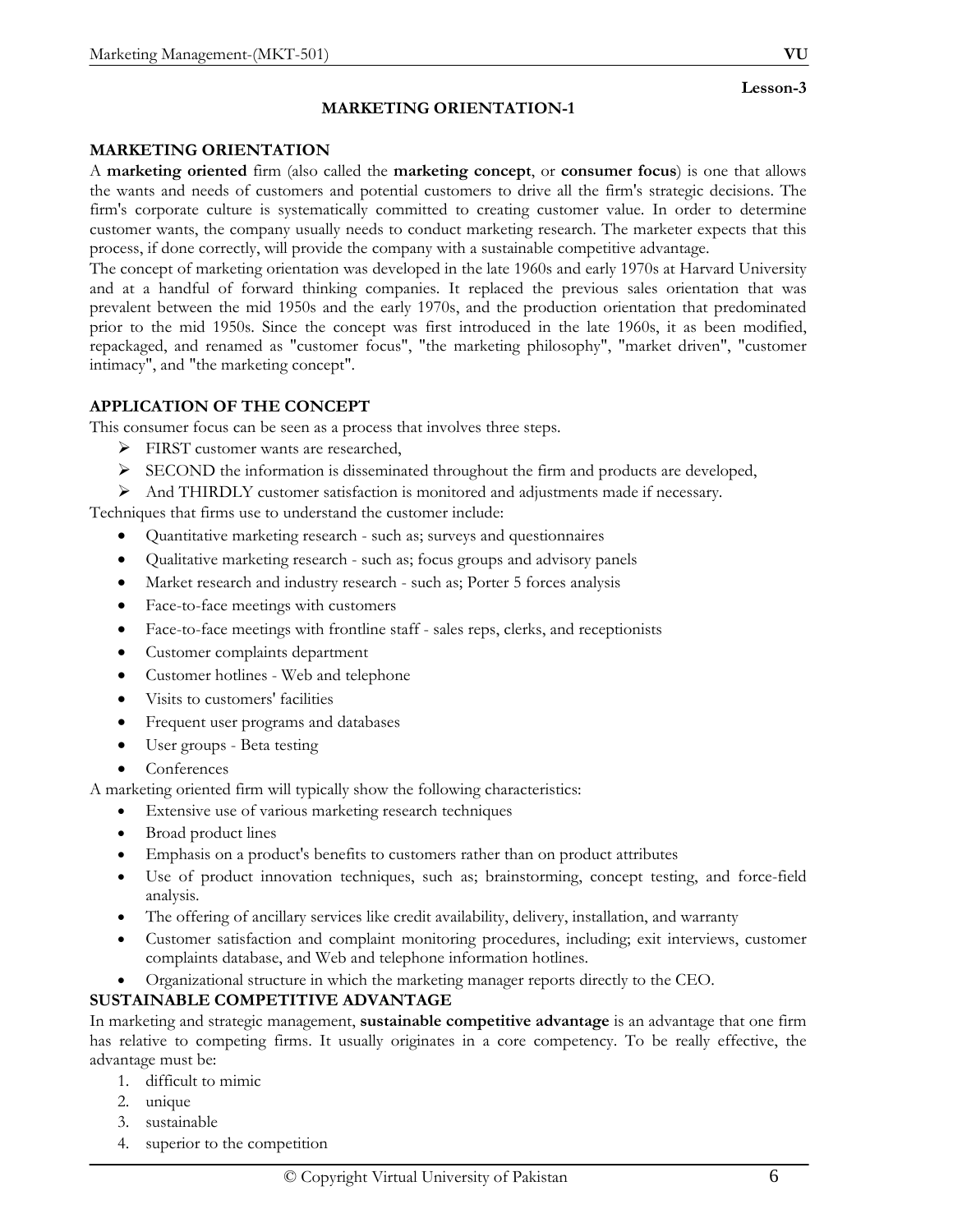Lesson-3

# MARKETING ORIENTATION-1

## MARKETING ORIENTATION

A **marketing oriented** firm (also called the **marketing concept**, or **consumer focus**) is one that allows the wants and needs of customers and potential customers to drive all the firm's strategic decisions. The firm's corporate culture is systematically committed to creating customer value. In order to determine customer wants, the company usually needs to conduct marketing research. The marketer expects that this process, if done correctly, will provide the company with a sustainable competitive advantage.

The concept of marketing orientation was developed in the late 1960s and early 1970s at Harvard University and at a handful of forward thinking companies. It replaced the previous sales orientation that was prevalent between the mid 1950s and the early 1970s, and the production orientation that predominated prior to the mid 1950s. Since the concept was first introduced in the late 1960s, it as been modified, repackaged, and renamed as "customer focus", "the marketing philosophy", "market driven", "customer intimacy", and "the marketing concept".

## APPLICATION OF THE CONCEPT

This consumer focus can be seen as a process that involves three steps.

- FIRST customer wants are researched,
- SECOND the information is disseminated throughout the firm and products are developed,
- And THIRDLY customer satisfaction is monitored and adjustments made if necessary.

Techniques that firms use to understand the customer include:

- Quantitative marketing research - such as; surveys and questionnaires
- Qualitative marketing research - such as; focus groups and advisory panels
- Market research and industry research - such as; Porter 5 forces analysis
- Face-to-face meetings with customers
- Face-to-face meetings with frontline staff - sales reps, clerks, and receptionists
- Customer complaints department
- Customer hotlines - Web and telephone
- Visits to customers' facilities
- Frequent user programs and databases
- User groups - Beta testing
- Conferences

A marketing oriented firm will typically show the following characteristics:

- Extensive use of various marketing research techniques
- Broad product lines
- Emphasis on a product's benefits to customers rather than on product attributes
- Use of product innovation techniques, such as; brainstorming, concept testing, and force-field analysis.
- The offering of ancillary services like credit availability, delivery, installation, and warranty
- Customer satisfaction and complaint monitoring procedures, including; exit interviews, customer complaints database, and Web and telephone information hotlines.
- Organizational structure in which the marketing manager reports directly to the CEO.

## SUSTAINABLE COMPETITIVE ADVANTAGE

In marketing and strategic management, **sustainable competitive advantage** is an advantage that one firm has relative to competing firms. It usually originates in a core competency. To be really effective, the advantage must be:

1. difficult to mimic
2. unique
3. sustainable
4. superior to the competition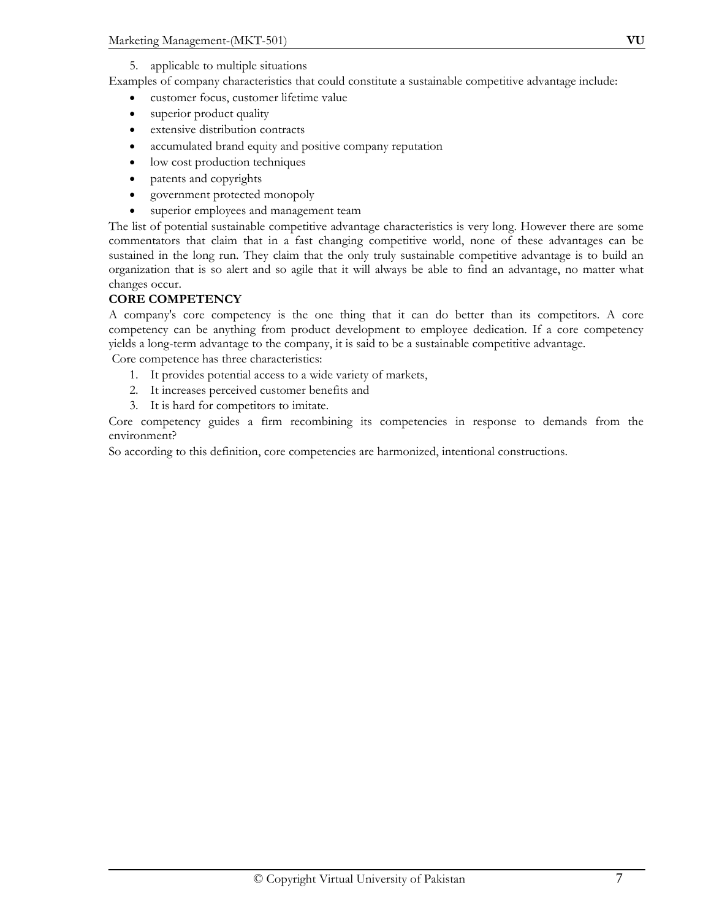5. applicable to multiple situations

Examples of company characteristics that could constitute a sustainable competitive advantage include:

- customer focus, customer lifetime value
- superior product quality
- extensive distribution contracts
- accumulated brand equity and positive company reputation
- low cost production techniques
- patents and copyrights
- government protected monopoly
- superior employees and management team

The list of potential sustainable competitive advantage characteristics is very long. However there are some commentators that claim that in a fast changing competitive world, none of these advantages can be sustained in the long run. They claim that the only truly sustainable competitive advantage is to build an organization that is so alert and so agile that it will always be able to find an advantage, no matter what changes occur.

**CORE COMPETENCY**

A company's core competency is the one thing that it can do better than its competitors. A core competency can be anything from product development to employee dedication. If a core competency yields a long-term advantage to the company, it is said to be a sustainable competitive advantage.

Core competence has three characteristics:

1. It provides potential access to a wide variety of markets,
2. It increases perceived customer benefits and
3. It is hard for competitors to imitate.

Core competency guides a firm recombining its competencies in response to demands from the environment?

So according to this definition, core competencies are harmonized, intentional constructions.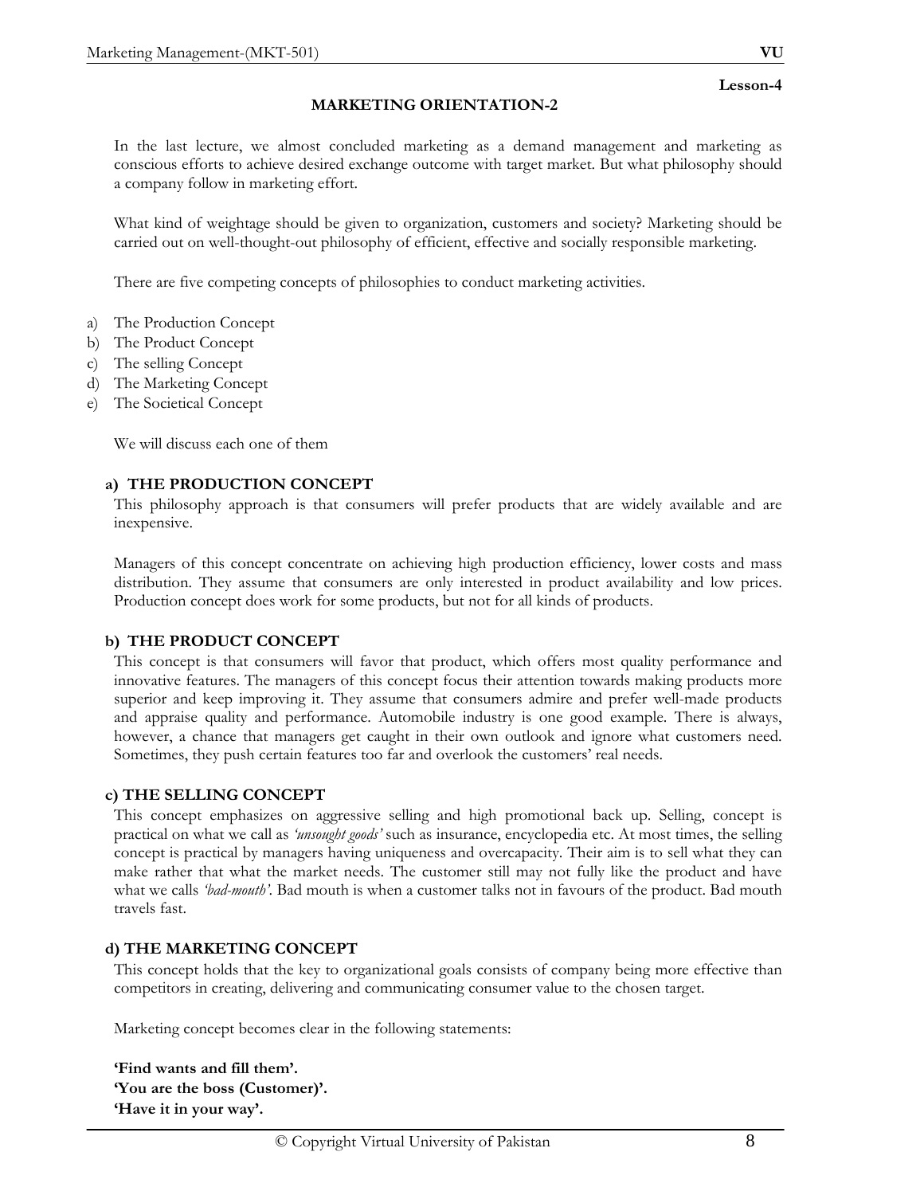Lesson-4

# MARKETING ORIENTATION-2

In the last lecture, we almost concluded marketing as a demand management and marketing as conscious efforts to achieve desired exchange outcome with target market. But what philosophy should a company follow in marketing effort.

What kind of weightage should be given to organization, customers and society? Marketing should be carried out on well-thought-out philosophy of efficient, effective and socially responsible marketing.

There are five competing concepts of philosophies to conduct marketing activities.

a) The Production Concept
b) The Product Concept
c) The selling Concept
d) The Marketing Concept
e) The Societical Concept

We will discuss each one of them

## a) THE PRODUCTION CONCEPT

This philosophy approach is that consumers will prefer products that are widely available and are inexpensive.

Managers of this concept concentrate on achieving high production efficiency, lower costs and mass distribution. They assume that consumers are only interested in product availability and low prices. Production concept does work for some products, but not for all kinds of products.

## b) THE PRODUCT CONCEPT

This concept is that consumers will favor that product, which offers most quality performance and innovative features. The managers of this concept focus their attention towards making products more superior and keep improving it. They assume that consumers admire and prefer well-made products and appraise quality and performance. Automobile industry is one good example. There is always, however, a chance that managers get caught in their own outlook and ignore what customers need. Sometimes, they push certain features too far and overlook the customers' real needs.

## c) THE SELLING CONCEPT

This concept emphasizes on aggressive selling and high promotional back up. Selling, concept is practical on what we call as *'unsought goods'* such as insurance, encyclopedia etc. At most times, the selling concept is practical by managers having uniqueness and overcapacity. Their aim is to sell what they can make rather that what the market needs. The customer still may not fully like the product and have what we calls *'bad-mouth'*. Bad mouth is when a customer talks not in favours of the product. Bad mouth travels fast.

## d) THE MARKETING CONCEPT

This concept holds that the key to organizational goals consists of company being more effective than competitors in creating, delivering and communicating consumer value to the chosen target.

Marketing concept becomes clear in the following statements:

**'Find wants and fill them'.**
**'You are the boss (Customer)'.**
**'Have it in your way'.**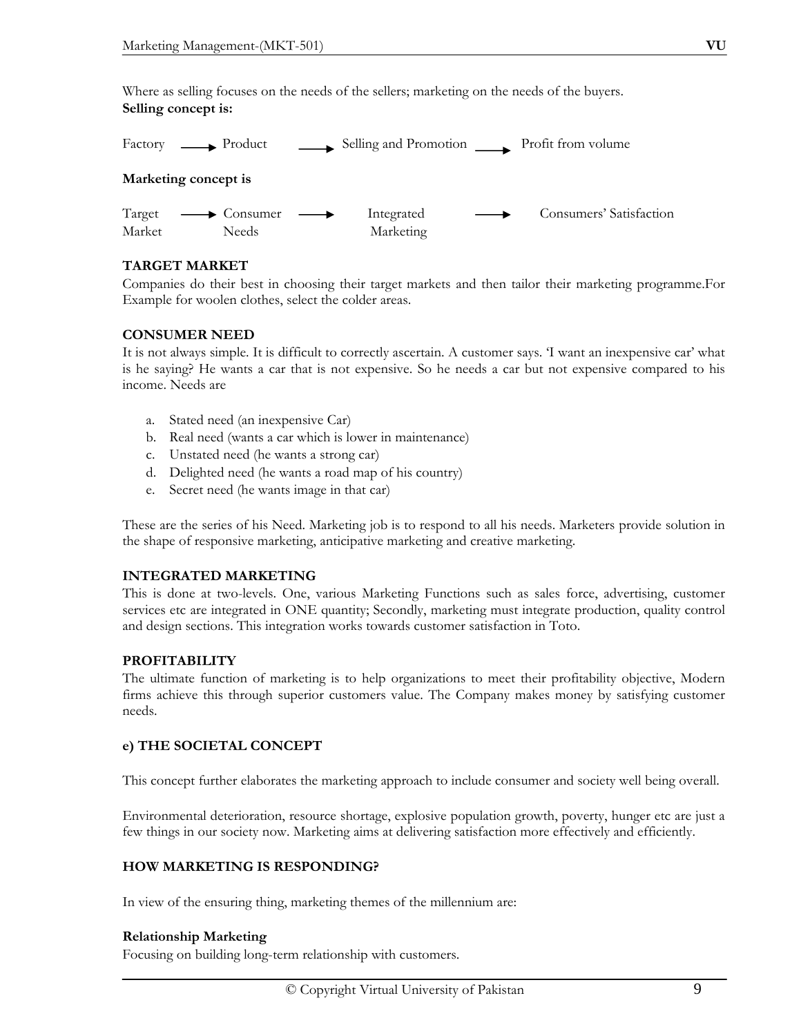Where as selling focuses on the needs of the sellers; marketing on the needs of the buyers.

**Selling concept is:**

Factory → Product → Selling and Promotion → Profit from volume

**Marketing concept is**

Target Market → Consumer Needs → Integrated Marketing → Consumers' Satisfaction

**TARGET MARKET**

Companies do their best in choosing their target markets and then tailor their marketing programme.For Example for woolen clothes, select the colder areas.

**CONSUMER NEED**

It is not always simple. It is difficult to correctly ascertain. A customer says. 'I want an inexpensive car' what is he saying? He wants a car that is not expensive. So he needs a car but not expensive compared to his income. Needs are

a. Stated need (an inexpensive Car)
b. Real need (wants a car which is lower in maintenance)
c. Unstated need (he wants a strong car)
d. Delighted need (he wants a road map of his country)
e. Secret need (he wants image in that car)

These are the series of his Need. Marketing job is to respond to all his needs. Marketers provide solution in the shape of responsive marketing, anticipative marketing and creative marketing.

**INTEGRATED MARKETING**

This is done at two-levels. One, various Marketing Functions such as sales force, advertising, customer services etc are integrated in ONE quantity; Secondly, marketing must integrate production, quality control and design sections. This integration works towards customer satisfaction in Toto.

**PROFITABILITY**

The ultimate function of marketing is to help organizations to meet their profitability objective, Modern firms achieve this through superior customers value. The Company makes money by satisfying customer needs.

**e) THE SOCIETAL CONCEPT**

This concept further elaborates the marketing approach to include consumer and society well being overall.

Environmental deterioration, resource shortage, explosive population growth, poverty, hunger etc are just a few things in our society now. Marketing aims at delivering satisfaction more effectively and efficiently.

**HOW MARKETING IS RESPONDING?**

In view of the ensuring thing, marketing themes of the millennium are:

**Relationship Marketing**

Focusing on building long-term relationship with customers.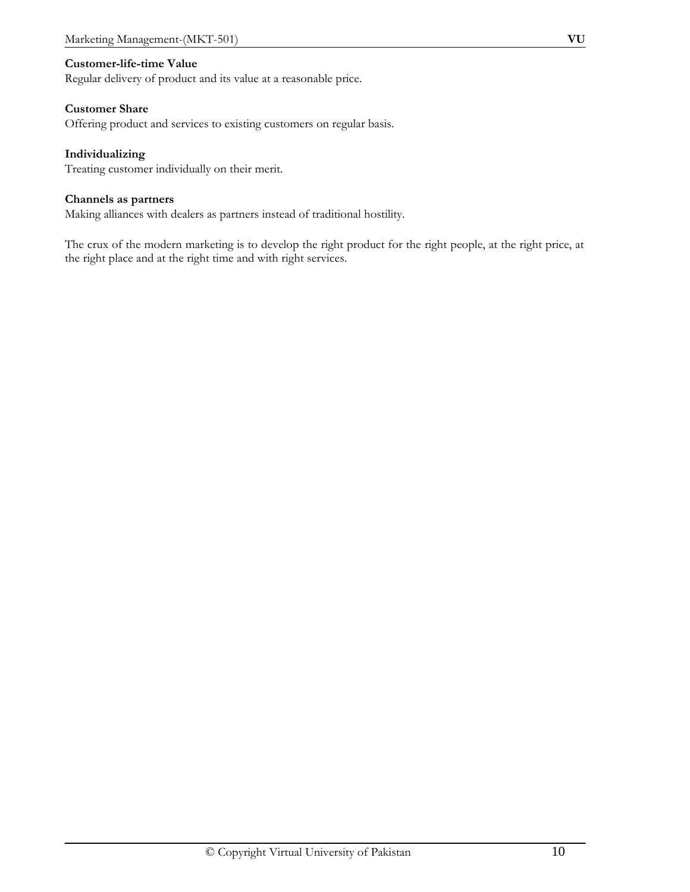**Customer-life-time Value**
Regular delivery of product and its value at a reasonable price.

**Customer Share**
Offering product and services to existing customers on regular basis.

**Individualizing**
Treating customer individually on their merit.

**Channels as partners**
Making alliances with dealers as partners instead of traditional hostility.

The crux of the modern marketing is to develop the right product for the right people, at the right price, at the right place and at the right time and with right services.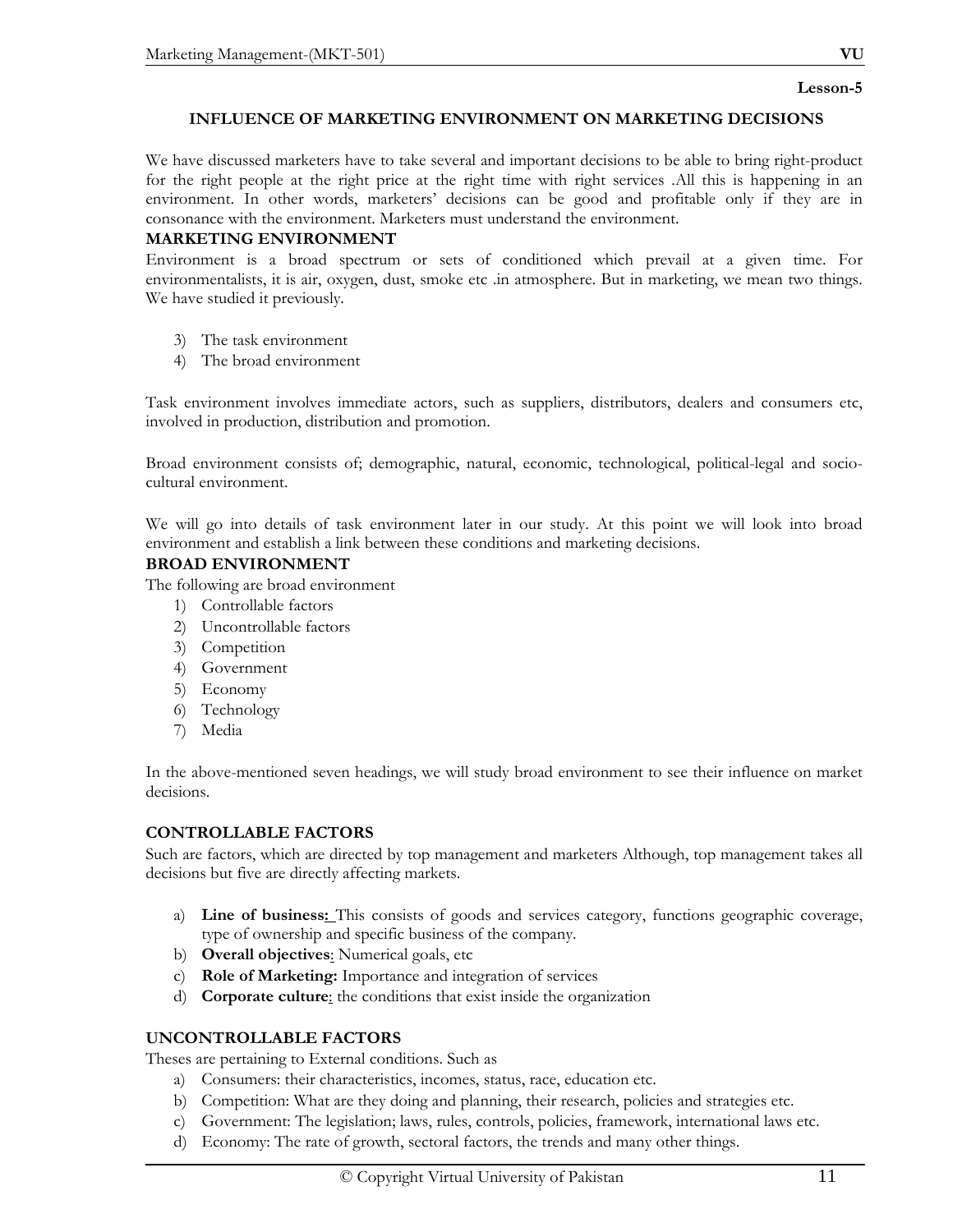Lesson-5

## INFLUENCE OF MARKETING ENVIRONMENT ON MARKETING DECISIONS

We have discussed marketers have to take several and important decisions to be able to bring right-product for the right people at the right price at the right time with right services .All this is happening in an environment. In other words, marketers' decisions can be good and profitable only if they are in consonance with the environment. Marketers must understand the environment.

### MARKETING ENVIRONMENT

Environment is a broad spectrum or sets of conditioned which prevail at a given time. For environmentalists, it is air, oxygen, dust, smoke etc .in atmosphere. But in marketing, we mean two things. We have studied it previously.

3) The task environment
4) The broad environment

Task environment involves immediate actors, such as suppliers, distributors, dealers and consumers etc, involved in production, distribution and promotion.

Broad environment consists of; demographic, natural, economic, technological, political-legal and socio-cultural environment.

We will go into details of task environment later in our study. At this point we will look into broad environment and establish a link between these conditions and marketing decisions.

### BROAD ENVIRONMENT

The following are broad environment

1) Controllable factors
2) Uncontrollable factors
3) Competition
4) Government
5) Economy
6) Technology
7) Media

In the above-mentioned seven headings, we will study broad environment to see their influence on market decisions.

### CONTROLLABLE FACTORS

Such are factors, which are directed by top management and marketers Although, top management takes all decisions but five are directly affecting markets.

a) **Line of business:** This consists of goods and services category, functions geographic coverage, type of ownership and specific business of the company.
b) **Overall objectives**: Numerical goals, etc
c) **Role of Marketing:** Importance and integration of services
d) **Corporate culture**: the conditions that exist inside the organization

### UNCONTROLLABLE FACTORS

Theses are pertaining to External conditions. Such as

a) Consumers: their characteristics, incomes, status, race, education etc.
b) Competition: What are they doing and planning, their research, policies and strategies etc.
c) Government: The legislation; laws, rules, controls, policies, framework, international laws etc.
d) Economy: The rate of growth, sectoral factors, the trends and many other things.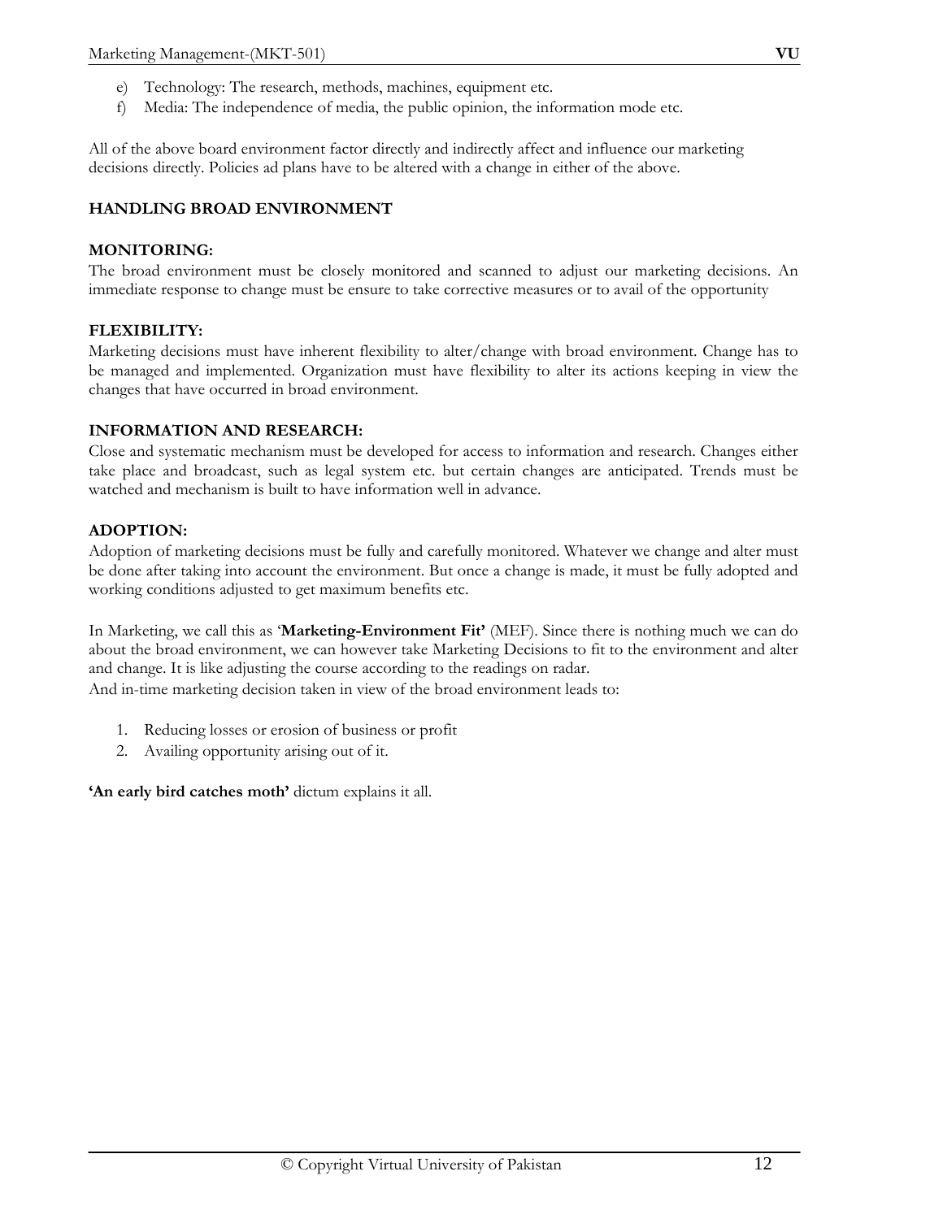e) Technology: The research, methods, machines, equipment etc.
f) Media: The independence of media, the public opinion, the information mode etc.

All of the above board environment factor directly and indirectly affect and influence our marketing decisions directly. Policies ad plans have to be altered with a change in either of the above.

**HANDLING BROAD ENVIRONMENT**

**MONITORING:**
The broad environment must be closely monitored and scanned to adjust our marketing decisions. An immediate response to change must be ensure to take corrective measures or to avail of the opportunity

**FLEXIBILITY:**
Marketing decisions must have inherent flexibility to alter/change with broad environment. Change has to be managed and implemented. Organization must have flexibility to alter its actions keeping in view the changes that have occurred in broad environment.

**INFORMATION AND RESEARCH:**
Close and systematic mechanism must be developed for access to information and research. Changes either take place and broadcast, such as legal system etc. but certain changes are anticipated. Trends must be watched and mechanism is built to have information well in advance.

**ADOPTION:**
Adoption of marketing decisions must be fully and carefully monitored. Whatever we change and alter must be done after taking into account the environment. But once a change is made, it must be fully adopted and working conditions adjusted to get maximum benefits etc.

In Marketing, we call this as '**Marketing-Environment Fit'** (MEF). Since there is nothing much we can do about the broad environment, we can however take Marketing Decisions to fit to the environment and alter and change. It is like adjusting the course according to the readings on radar.
And in-time marketing decision taken in view of the broad environment leads to:

1. Reducing losses or erosion of business or profit
2. Availing opportunity arising out of it.

**'An early bird catches moth'** dictum explains it all.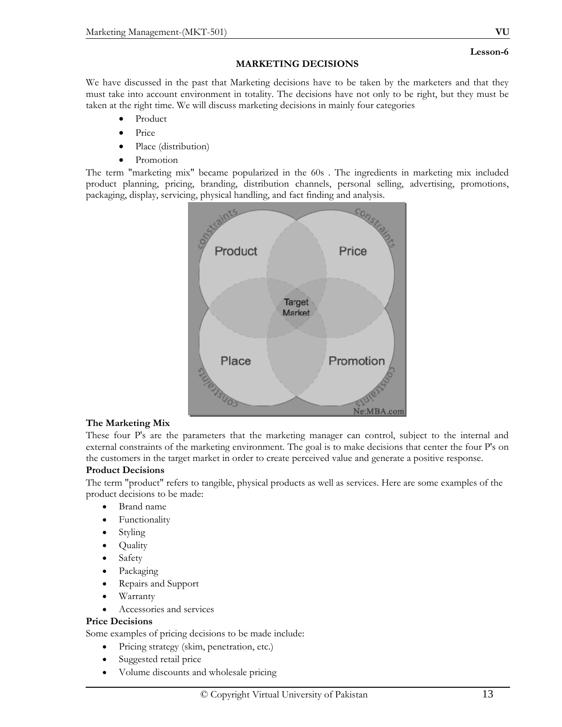**Lesson-6**

# MARKETING DECISIONS

We have discussed in the past that Marketing decisions have to be taken by the marketers and that they must take into account environment in totality. The decisions have not only to be right, but they must be taken at the right time. We will discuss marketing decisions in mainly four categories

- Product
- Price
- Place (distribution)
- Promotion

The term "marketing mix" became popularized in the 60s . The ingredients in marketing mix included product planning, pricing, branding, distribution channels, personal selling, advertising, promotions, packaging, display, servicing, physical handling, and fact finding and analysis.

### The Marketing Mix

These four P's are the parameters that the marketing manager can control, subject to the internal and external constraints of the marketing environment. The goal is to make decisions that center the four P's on the customers in the target market in order to create perceived value and generate a positive response.

### Product Decisions

The term "product" refers to tangible, physical products as well as services. Here are some examples of the product decisions to be made:

- Brand name
- Functionality
- Styling
- Quality
- Safety
- Packaging
- Repairs and Support
- Warranty
- Accessories and services

### Price Decisions

Some examples of pricing decisions to be made include:

- Pricing strategy (skim, penetration, etc.)
- Suggested retail price
- Volume discounts and wholesale pricing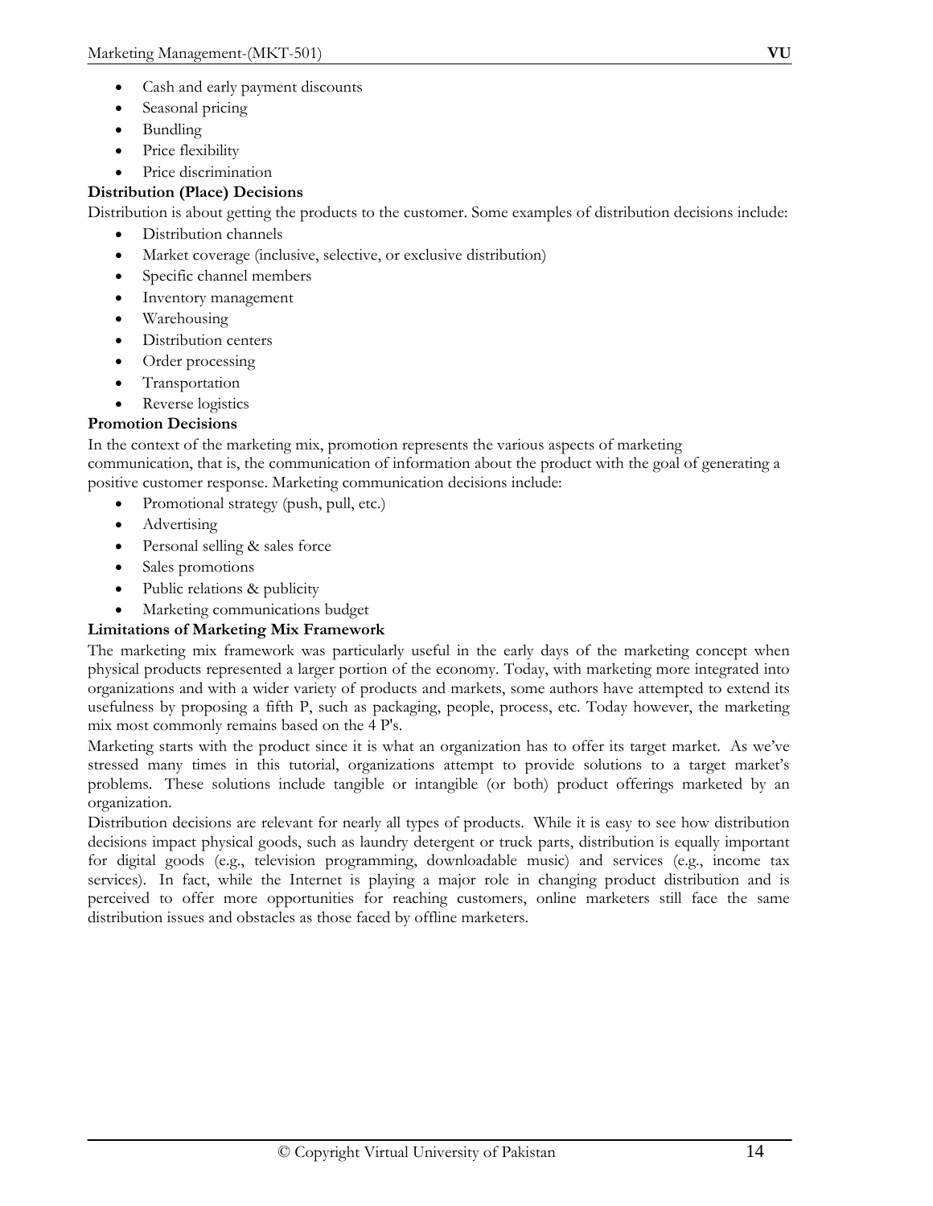- Cash and early payment discounts
- Seasonal pricing
- Bundling
- Price flexibility
- Price discrimination

**Distribution (Place) Decisions**

Distribution is about getting the products to the customer. Some examples of distribution decisions include:

- Distribution channels
- Market coverage (inclusive, selective, or exclusive distribution)
- Specific channel members
- Inventory management
- Warehousing
- Distribution centers
- Order processing
- Transportation
- Reverse logistics

**Promotion Decisions**

In the context of the marketing mix, promotion represents the various aspects of marketing communication, that is, the communication of information about the product with the goal of generating a positive customer response. Marketing communication decisions include:

- Promotional strategy (push, pull, etc.)
- Advertising
- Personal selling & sales force
- Sales promotions
- Public relations & publicity
- Marketing communications budget

**Limitations of Marketing Mix Framework**

The marketing mix framework was particularly useful in the early days of the marketing concept when physical products represented a larger portion of the economy. Today, with marketing more integrated into organizations and with a wider variety of products and markets, some authors have attempted to extend its usefulness by proposing a fifth P, such as packaging, people, process, etc. Today however, the marketing mix most commonly remains based on the 4 P's.

Marketing starts with the product since it is what an organization has to offer its target market. As we've stressed many times in this tutorial, organizations attempt to provide solutions to a target market's problems. These solutions include tangible or intangible (or both) product offerings marketed by an organization.

Distribution decisions are relevant for nearly all types of products. While it is easy to see how distribution decisions impact physical goods, such as laundry detergent or truck parts, distribution is equally important for digital goods (e.g., television programming, downloadable music) and services (e.g., income tax services). In fact, while the Internet is playing a major role in changing product distribution and is perceived to offer more opportunities for reaching customers, online marketers still face the same distribution issues and obstacles as those faced by offline marketers.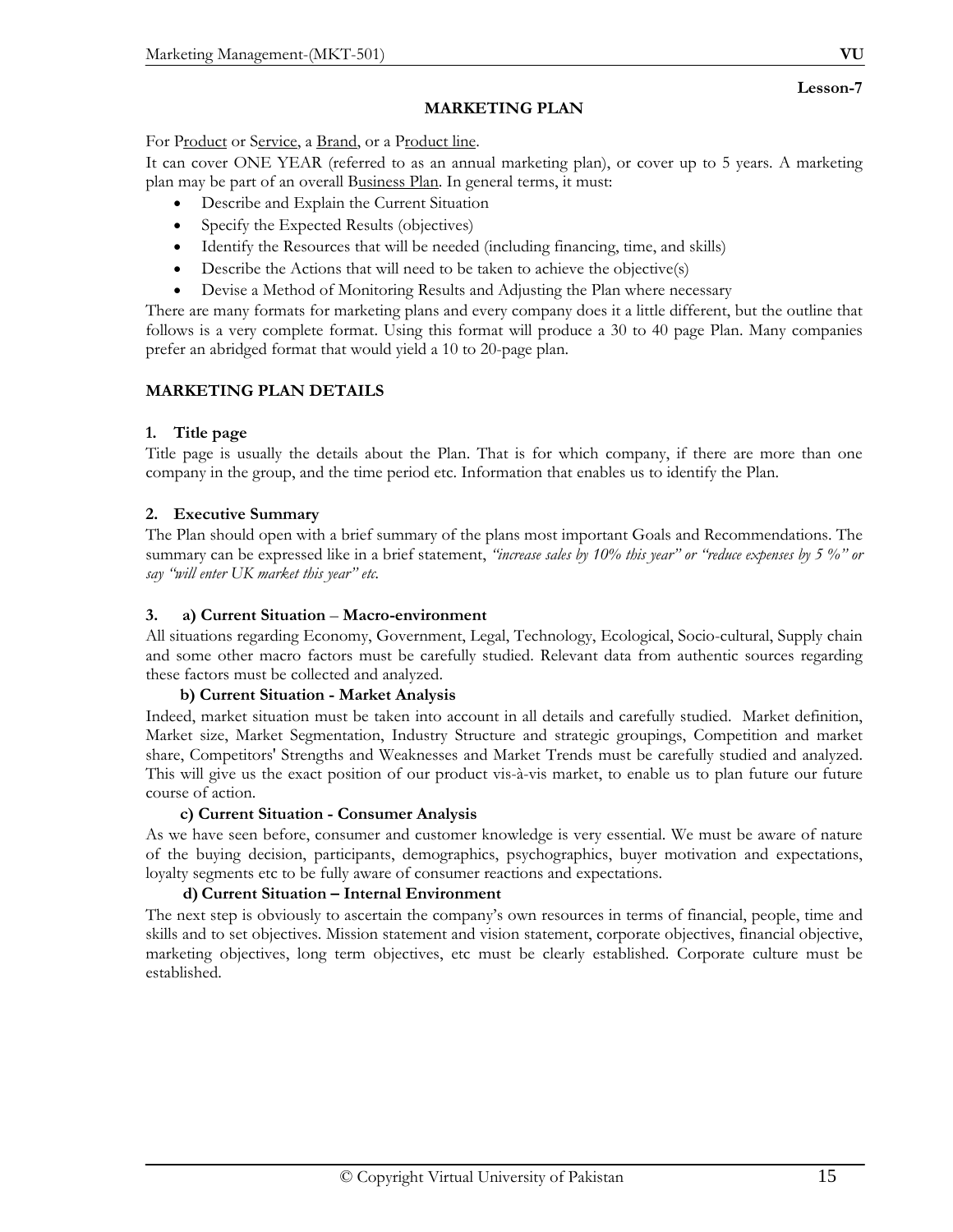Lesson-7

# MARKETING PLAN

For Product or Service, a Brand, or a Product line.

It can cover ONE YEAR (referred to as an annual marketing plan), or cover up to 5 years. A marketing plan may be part of an overall Business Plan. In general terms, it must:

- Describe and Explain the Current Situation
- Specify the Expected Results (objectives)
- Identify the Resources that will be needed (including financing, time, and skills)
- Describe the Actions that will need to be taken to achieve the objective(s)
- Devise a Method of Monitoring Results and Adjusting the Plan where necessary

There are many formats for marketing plans and every company does it a little different, but the outline that follows is a very complete format. Using this format will produce a 30 to 40 page Plan. Many companies prefer an abridged format that would yield a 10 to 20-page plan.

## MARKETING PLAN DETAILS

### 1. Title page

Title page is usually the details about the Plan. That is for which company, if there are more than one company in the group, and the time period etc. Information that enables us to identify the Plan.

### 2. Executive Summary

The Plan should open with a brief summary of the plans most important Goals and Recommendations. The summary can be expressed like in a brief statement, *"increase sales by 10% this year" or "reduce expenses by 5 %" or say "will enter UK market this year" etc.*

### 3. a) Current Situation – Macro-environment

All situations regarding Economy, Government, Legal, Technology, Ecological, Socio-cultural, Supply chain and some other macro factors must be carefully studied. Relevant data from authentic sources regarding these factors must be collected and analyzed.

**b) Current Situation - Market Analysis**

Indeed, market situation must be taken into account in all details and carefully studied. Market definition, Market size, Market Segmentation, Industry Structure and strategic groupings, Competition and market share, Competitors' Strengths and Weaknesses and Market Trends must be carefully studied and analyzed. This will give us the exact position of our product vis-à-vis market, to enable us to plan future our future course of action.

**c) Current Situation - Consumer Analysis**

As we have seen before, consumer and customer knowledge is very essential. We must be aware of nature of the buying decision, participants, demographics, psychographics, buyer motivation and expectations, loyalty segments etc to be fully aware of consumer reactions and expectations.

**d) Current Situation – Internal Environment**

The next step is obviously to ascertain the company's own resources in terms of financial, people, time and skills and to set objectives. Mission statement and vision statement, corporate objectives, financial objective, marketing objectives, long term objectives, etc must be clearly established. Corporate culture must be established.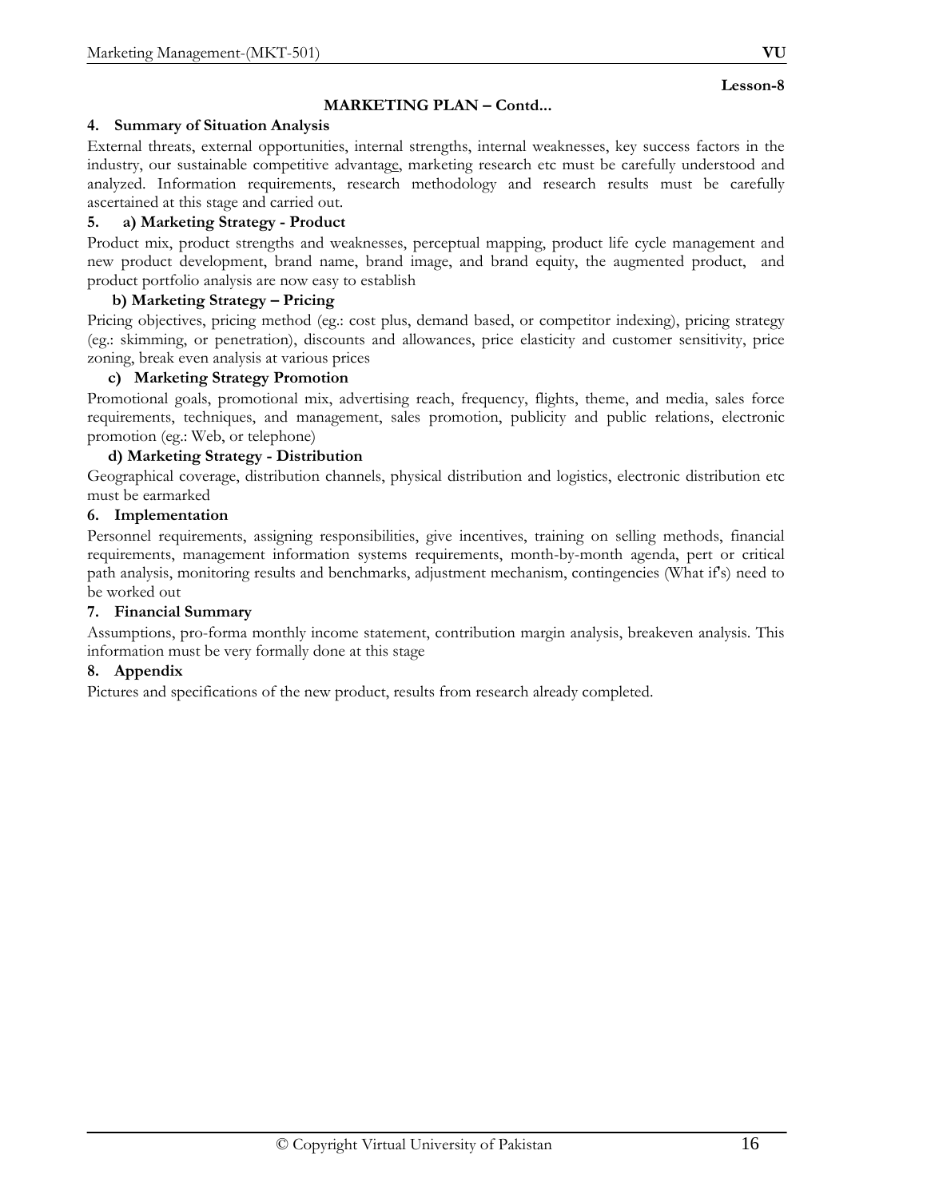**Lesson-8**

## MARKETING PLAN – Contd...

### 4. Summary of Situation Analysis

External threats, external opportunities, internal strengths, internal weaknesses, key success factors in the industry, our sustainable competitive advantage, marketing research etc must be carefully understood and analyzed. Information requirements, research methodology and research results must be carefully ascertained at this stage and carried out.

### 5. a) Marketing Strategy - Product

Product mix, product strengths and weaknesses, perceptual mapping, product life cycle management and new product development, brand name, brand image, and brand equity, the augmented product, and product portfolio analysis are now easy to establish

#### b) Marketing Strategy – Pricing

Pricing objectives, pricing method (eg.: cost plus, demand based, or competitor indexing), pricing strategy (eg.: skimming, or penetration), discounts and allowances, price elasticity and customer sensitivity, price zoning, break even analysis at various prices

#### c) Marketing Strategy Promotion

Promotional goals, promotional mix, advertising reach, frequency, flights, theme, and media, sales force requirements, techniques, and management, sales promotion, publicity and public relations, electronic promotion (eg.: Web, or telephone)

#### d) Marketing Strategy - Distribution

Geographical coverage, distribution channels, physical distribution and logistics, electronic distribution etc must be earmarked

### 6. Implementation

Personnel requirements, assigning responsibilities, give incentives, training on selling methods, financial requirements, management information systems requirements, month-by-month agenda, pert or critical path analysis, monitoring results and benchmarks, adjustment mechanism, contingencies (What if's) need to be worked out

### 7. Financial Summary

Assumptions, pro-forma monthly income statement, contribution margin analysis, breakeven analysis. This information must be very formally done at this stage

### 8. Appendix

Pictures and specifications of the new product, results from research already completed.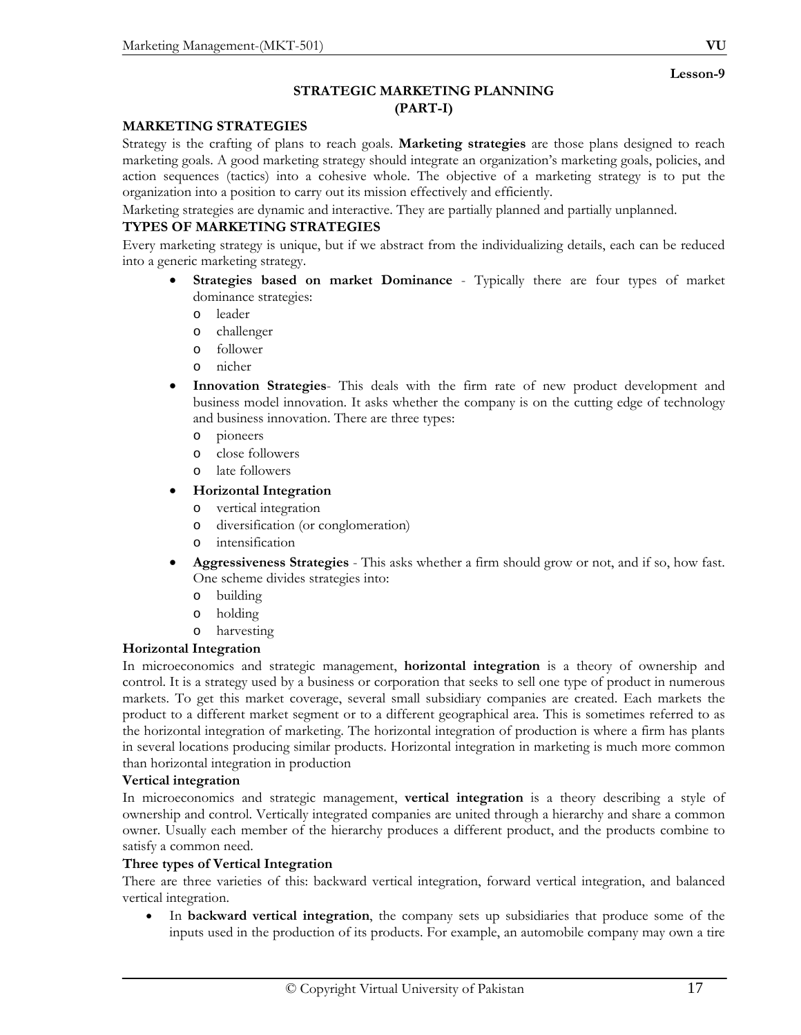Lesson-9

## STRATEGIC MARKETING PLANNING (PART-I)

### MARKETING STRATEGIES

Strategy is the crafting of plans to reach goals. **Marketing strategies** are those plans designed to reach marketing goals. A good marketing strategy should integrate an organization's marketing goals, policies, and action sequences (tactics) into a cohesive whole. The objective of a marketing strategy is to put the organization into a position to carry out its mission effectively and efficiently.

Marketing strategies are dynamic and interactive. They are partially planned and partially unplanned.

### TYPES OF MARKETING STRATEGIES

Every marketing strategy is unique, but if we abstract from the individualizing details, each can be reduced into a generic marketing strategy.

- **Strategies based on market Dominance** - Typically there are four types of market dominance strategies:
  - leader
  - challenger
  - follower
  - nicher
- **Innovation Strategies**- This deals with the firm rate of new product development and business model innovation. It asks whether the company is on the cutting edge of technology and business innovation. There are three types:
  - pioneers
  - close followers
  - late followers
- **Horizontal Integration**
  - vertical integration
  - diversification (or conglomeration)
  - intensification
- **Aggressiveness Strategies** - This asks whether a firm should grow or not, and if so, how fast. One scheme divides strategies into:
  - building
  - holding
  - harvesting

### Horizontal Integration

In microeconomics and strategic management, **horizontal integration** is a theory of ownership and control. It is a strategy used by a business or corporation that seeks to sell one type of product in numerous markets. To get this market coverage, several small subsidiary companies are created. Each markets the product to a different market segment or to a different geographical area. This is sometimes referred to as the horizontal integration of marketing. The horizontal integration of production is where a firm has plants in several locations producing similar products. Horizontal integration in marketing is much more common than horizontal integration in production

### Vertical integration

In microeconomics and strategic management, **vertical integration** is a theory describing a style of ownership and control. Vertically integrated companies are united through a hierarchy and share a common owner. Usually each member of the hierarchy produces a different product, and the products combine to satisfy a common need.

### Three types of Vertical Integration

There are three varieties of this: backward vertical integration, forward vertical integration, and balanced vertical integration.

- In **backward vertical integration**, the company sets up subsidiaries that produce some of the inputs used in the production of its products. For example, an automobile company may own a tire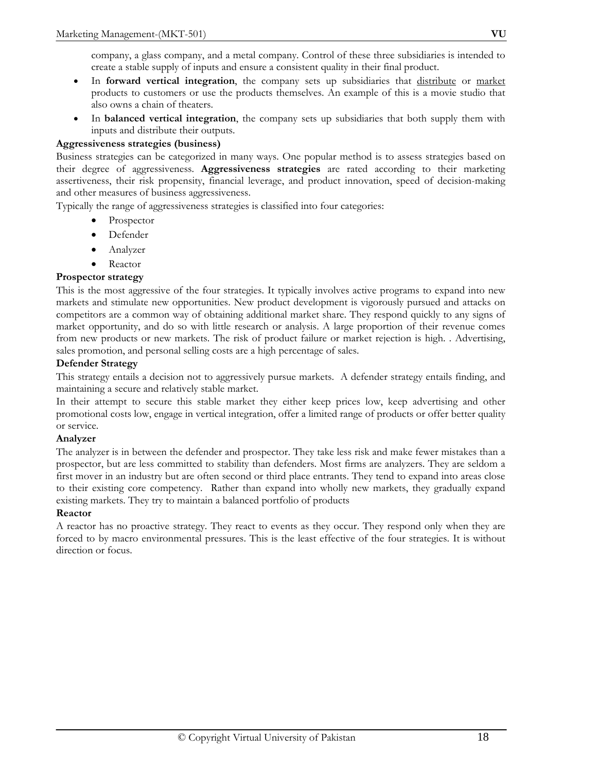company, a glass company, and a metal company. Control of these three subsidiaries is intended to create a stable supply of inputs and ensure a consistent quality in their final product.

- In **forward vertical integration**, the company sets up subsidiaries that distribute or market products to customers or use the products themselves. An example of this is a movie studio that also owns a chain of theaters.
- In **balanced vertical integration**, the company sets up subsidiaries that both supply them with inputs and distribute their outputs.

**Aggressiveness strategies (business)**

Business strategies can be categorized in many ways. One popular method is to assess strategies based on their degree of aggressiveness. **Aggressiveness strategies** are rated according to their marketing assertiveness, their risk propensity, financial leverage, and product innovation, speed of decision-making and other measures of business aggressiveness.

Typically the range of aggressiveness strategies is classified into four categories:

- Prospector
- Defender
- Analyzer
- Reactor

**Prospector strategy**

This is the most aggressive of the four strategies. It typically involves active programs to expand into new markets and stimulate new opportunities. New product development is vigorously pursued and attacks on competitors are a common way of obtaining additional market share. They respond quickly to any signs of market opportunity, and do so with little research or analysis. A large proportion of their revenue comes from new products or new markets. The risk of product failure or market rejection is high. . Advertising, sales promotion, and personal selling costs are a high percentage of sales.

**Defender Strategy**

This strategy entails a decision not to aggressively pursue markets. A defender strategy entails finding, and maintaining a secure and relatively stable market.

In their attempt to secure this stable market they either keep prices low, keep advertising and other promotional costs low, engage in vertical integration, offer a limited range of products or offer better quality or service.

**Analyzer**

The analyzer is in between the defender and prospector. They take less risk and make fewer mistakes than a prospector, but are less committed to stability than defenders. Most firms are analyzers. They are seldom a first mover in an industry but are often second or third place entrants. They tend to expand into areas close to their existing core competency. Rather than expand into wholly new markets, they gradually expand existing markets. They try to maintain a balanced portfolio of products

**Reactor**

A reactor has no proactive strategy. They react to events as they occur. They respond only when they are forced to by macro environmental pressures. This is the least effective of the four strategies. It is without direction or focus.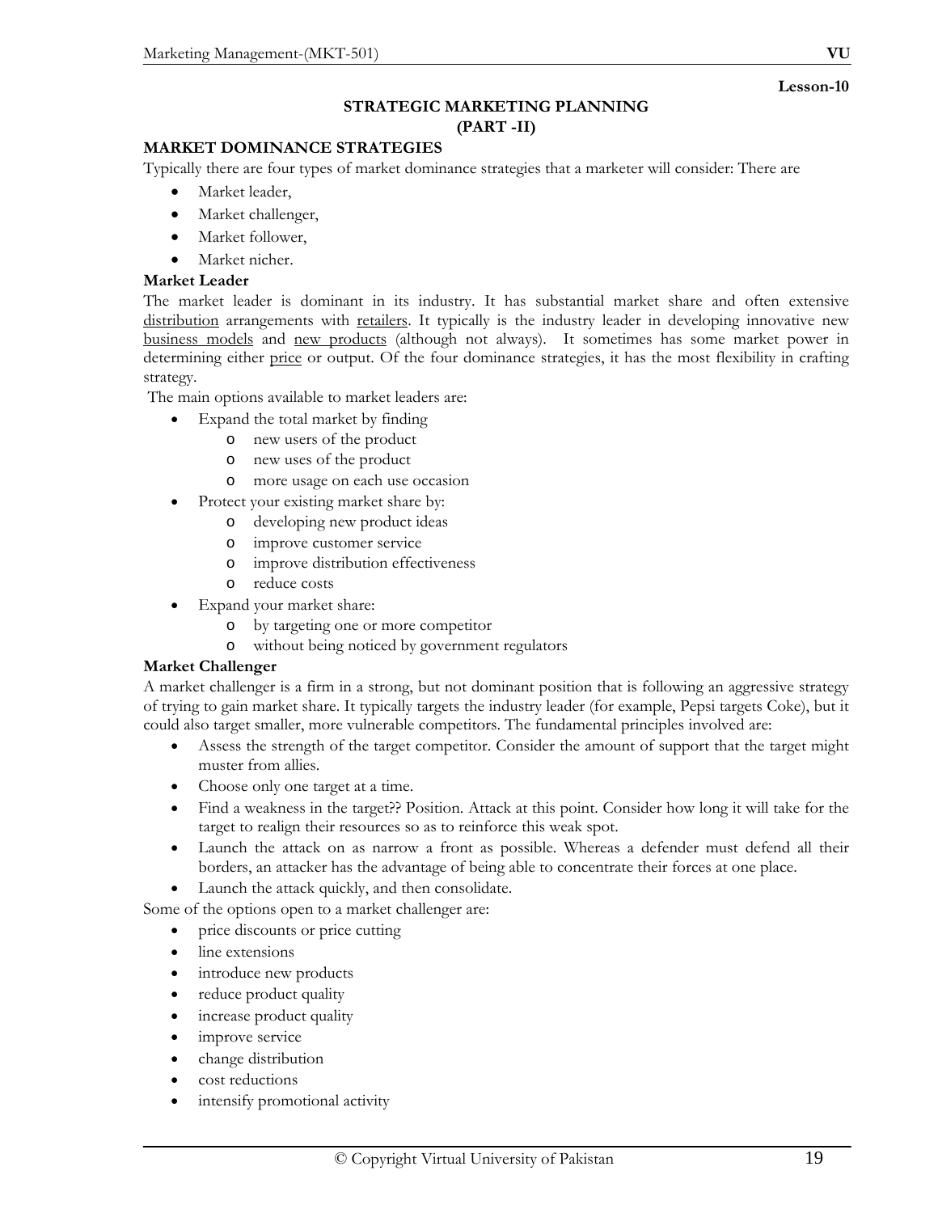Lesson-10

# STRATEGIC MARKETING PLANNING
## (PART -II)

### MARKET DOMINANCE STRATEGIES

Typically there are four types of market dominance strategies that a marketer will consider: There are

- Market leader,
- Market challenger,
- Market follower,
- Market nicher.

**Market Leader**

The market leader is dominant in its industry. It has substantial market share and often extensive distribution arrangements with retailers. It typically is the industry leader in developing innovative new business models and new products (although not always). It sometimes has some market power in determining either price or output. Of the four dominance strategies, it has the most flexibility in crafting strategy.

The main options available to market leaders are:

- Expand the total market by finding
  - new users of the product
  - new uses of the product
  - more usage on each use occasion
- Protect your existing market share by:
  - developing new product ideas
  - improve customer service
  - improve distribution effectiveness
  - reduce costs
- Expand your market share:
  - by targeting one or more competitor
  - without being noticed by government regulators

**Market Challenger**

A market challenger is a firm in a strong, but not dominant position that is following an aggressive strategy of trying to gain market share. It typically targets the industry leader (for example, Pepsi targets Coke), but it could also target smaller, more vulnerable competitors. The fundamental principles involved are:

- Assess the strength of the target competitor. Consider the amount of support that the target might muster from allies.
- Choose only one target at a time.
- Find a weakness in the target?? Position. Attack at this point. Consider how long it will take for the target to realign their resources so as to reinforce this weak spot.
- Launch the attack on as narrow a front as possible. Whereas a defender must defend all their borders, an attacker has the advantage of being able to concentrate their forces at one place.
- Launch the attack quickly, and then consolidate.

Some of the options open to a market challenger are:

- price discounts or price cutting
- line extensions
- introduce new products
- reduce product quality
- increase product quality
- improve service
- change distribution
- cost reductions
- intensify promotional activity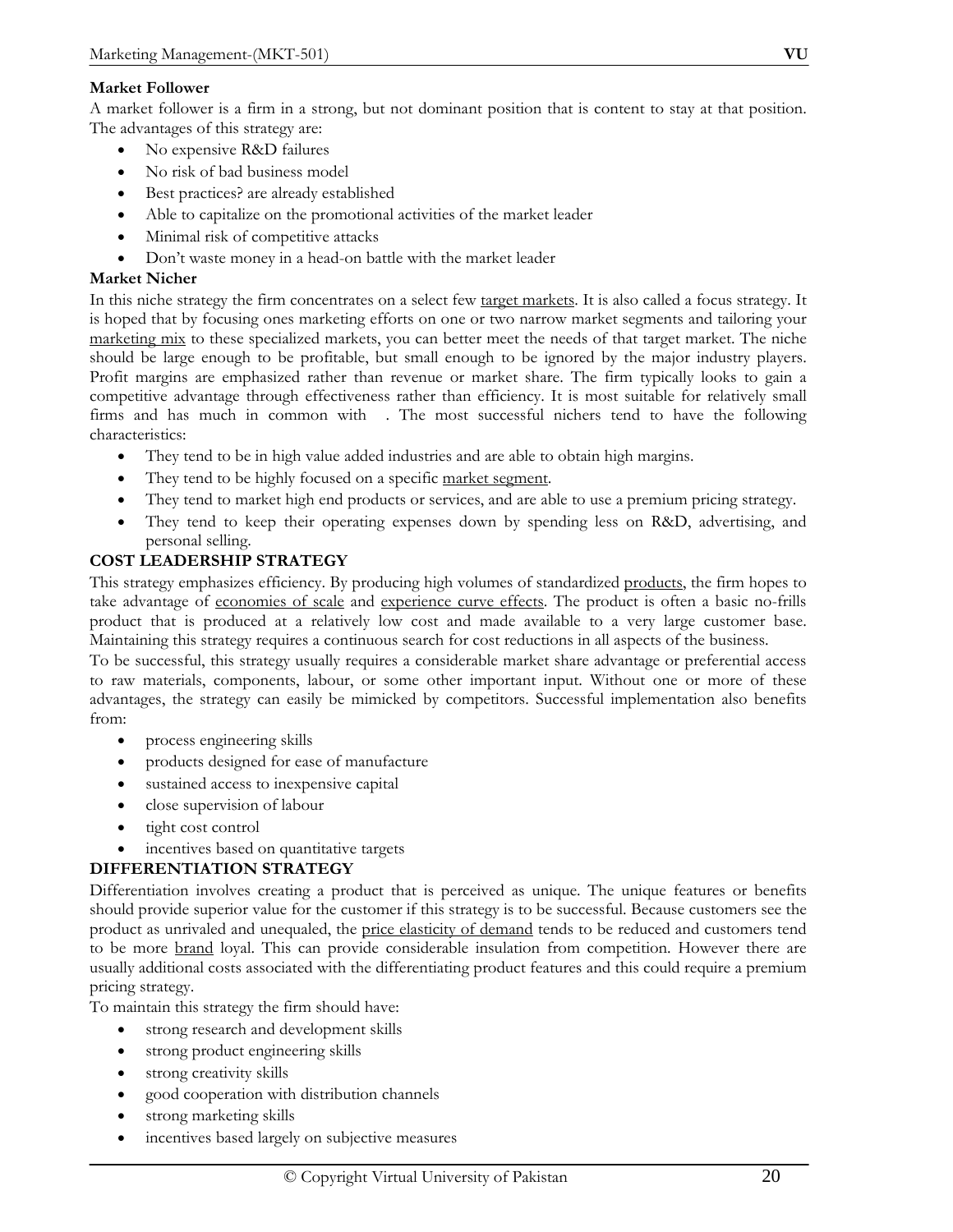**Market Follower**

A market follower is a firm in a strong, but not dominant position that is content to stay at that position. The advantages of this strategy are:

- No expensive R&D failures
- No risk of bad business model
- Best practices? are already established
- Able to capitalize on the promotional activities of the market leader
- Minimal risk of competitive attacks
- Don't waste money in a head-on battle with the market leader

**Market Nicher**

In this niche strategy the firm concentrates on a select few target markets. It is also called a focus strategy. It is hoped that by focusing ones marketing efforts on one or two narrow market segments and tailoring your marketing mix to these specialized markets, you can better meet the needs of that target market. The niche should be large enough to be profitable, but small enough to be ignored by the major industry players. Profit margins are emphasized rather than revenue or market share. The firm typically looks to gain a competitive advantage through effectiveness rather than efficiency. It is most suitable for relatively small firms and has much in common with . The most successful nichers tend to have the following characteristics:

- They tend to be in high value added industries and are able to obtain high margins.
- They tend to be highly focused on a specific market segment.
- They tend to market high end products or services, and are able to use a premium pricing strategy.
- They tend to keep their operating expenses down by spending less on R&D, advertising, and personal selling.

**COST LEADERSHIP STRATEGY**

This strategy emphasizes efficiency. By producing high volumes of standardized products, the firm hopes to take advantage of economies of scale and experience curve effects. The product is often a basic no-frills product that is produced at a relatively low cost and made available to a very large customer base. Maintaining this strategy requires a continuous search for cost reductions in all aspects of the business.

To be successful, this strategy usually requires a considerable market share advantage or preferential access to raw materials, components, labour, or some other important input. Without one or more of these advantages, the strategy can easily be mimicked by competitors. Successful implementation also benefits from:

- process engineering skills
- products designed for ease of manufacture
- sustained access to inexpensive capital
- close supervision of labour
- tight cost control
- incentives based on quantitative targets

**DIFFERENTIATION STRATEGY**

Differentiation involves creating a product that is perceived as unique. The unique features or benefits should provide superior value for the customer if this strategy is to be successful. Because customers see the product as unrivaled and unequaled, the price elasticity of demand tends to be reduced and customers tend to be more brand loyal. This can provide considerable insulation from competition. However there are usually additional costs associated with the differentiating product features and this could require a premium pricing strategy.

To maintain this strategy the firm should have:

- strong research and development skills
- strong product engineering skills
- strong creativity skills
- good cooperation with distribution channels
- strong marketing skills
- incentives based largely on subjective measures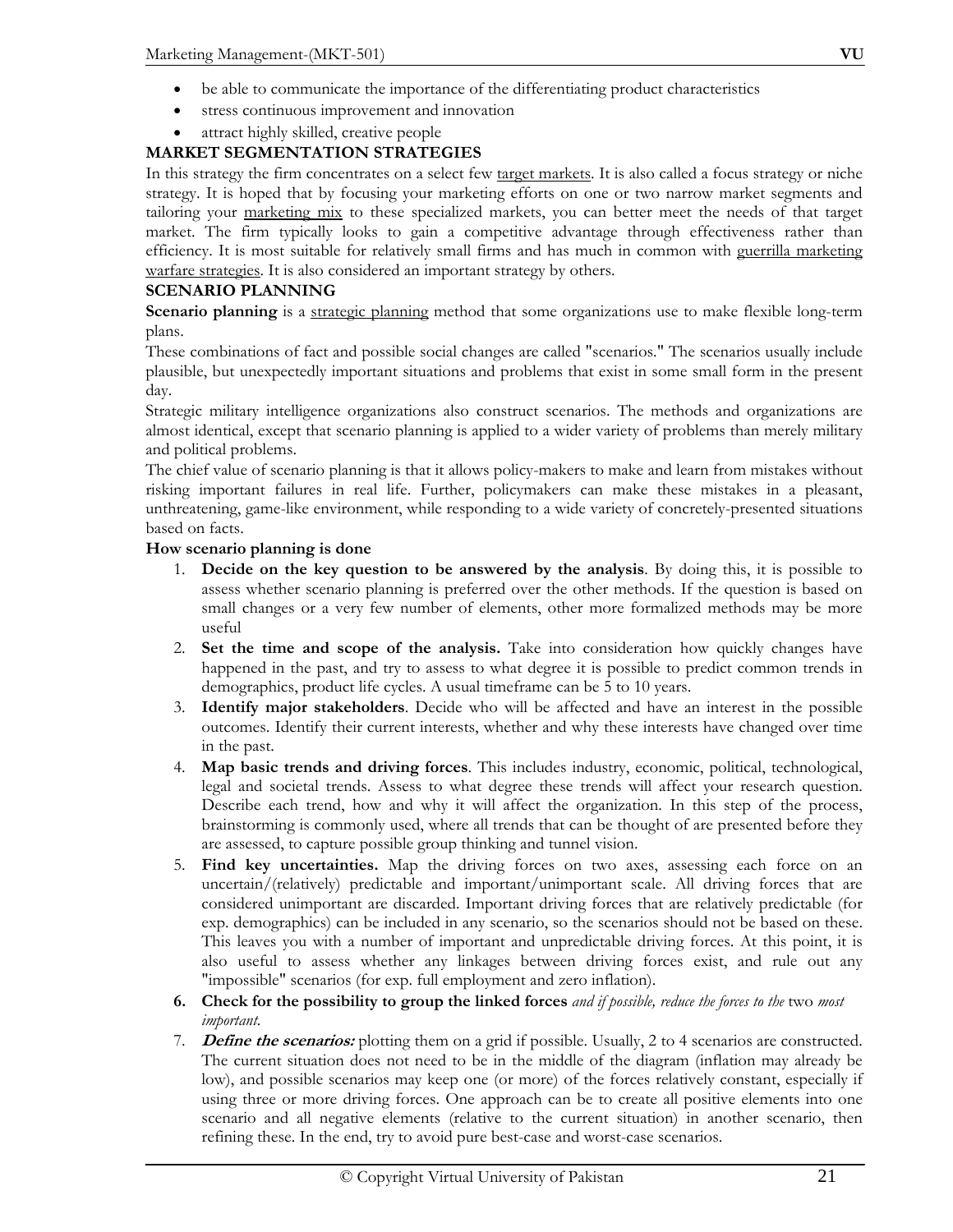- be able to communicate the importance of the differentiating product characteristics
- stress continuous improvement and innovation
- attract highly skilled, creative people

**MARKET SEGMENTATION STRATEGIES**

In this strategy the firm concentrates on a select few target markets. It is also called a focus strategy or niche strategy. It is hoped that by focusing your marketing efforts on one or two narrow market segments and tailoring your marketing mix to these specialized markets, you can better meet the needs of that target market. The firm typically looks to gain a competitive advantage through effectiveness rather than efficiency. It is most suitable for relatively small firms and has much in common with guerrilla marketing warfare strategies. It is also considered an important strategy by others.

**SCENARIO PLANNING**

**Scenario planning** is a strategic planning method that some organizations use to make flexible long-term plans.

These combinations of fact and possible social changes are called "scenarios." The scenarios usually include plausible, but unexpectedly important situations and problems that exist in some small form in the present day.

Strategic military intelligence organizations also construct scenarios. The methods and organizations are almost identical, except that scenario planning is applied to a wider variety of problems than merely military and political problems.

The chief value of scenario planning is that it allows policy-makers to make and learn from mistakes without risking important failures in real life. Further, policymakers can make these mistakes in a pleasant, unthreatening, game-like environment, while responding to a wide variety of concretely-presented situations based on facts.

**How scenario planning is done**

1. **Decide on the key question to be answered by the analysis**. By doing this, it is possible to assess whether scenario planning is preferred over the other methods. If the question is based on small changes or a very few number of elements, other more formalized methods may be more useful
2. **Set the time and scope of the analysis.** Take into consideration how quickly changes have happened in the past, and try to assess to what degree it is possible to predict common trends in demographics, product life cycles. A usual timeframe can be 5 to 10 years.
3. **Identify major stakeholders**. Decide who will be affected and have an interest in the possible outcomes. Identify their current interests, whether and why these interests have changed over time in the past.
4. **Map basic trends and driving forces**. This includes industry, economic, political, technological, legal and societal trends. Assess to what degree these trends will affect your research question. Describe each trend, how and why it will affect the organization. In this step of the process, brainstorming is commonly used, where all trends that can be thought of are presented before they are assessed, to capture possible group thinking and tunnel vision.
5. **Find key uncertainties.** Map the driving forces on two axes, assessing each force on an uncertain/(relatively) predictable and important/unimportant scale. All driving forces that are considered unimportant are discarded. Important driving forces that are relatively predictable (for exp. demographics) can be included in any scenario, so the scenarios should not be based on these. This leaves you with a number of important and unpredictable driving forces. At this point, it is also useful to assess whether any linkages between driving forces exist, and rule out any "impossible" scenarios (for exp. full employment and zero inflation).
6. **Check for the possibility to group the linked forces** *and if possible, reduce the forces to the* two *most important.*
7. ***Define the scenarios:*** plotting them on a grid if possible. Usually, 2 to 4 scenarios are constructed. The current situation does not need to be in the middle of the diagram (inflation may already be low), and possible scenarios may keep one (or more) of the forces relatively constant, especially if using three or more driving forces. One approach can be to create all positive elements into one scenario and all negative elements (relative to the current situation) in another scenario, then refining these. In the end, try to avoid pure best-case and worst-case scenarios.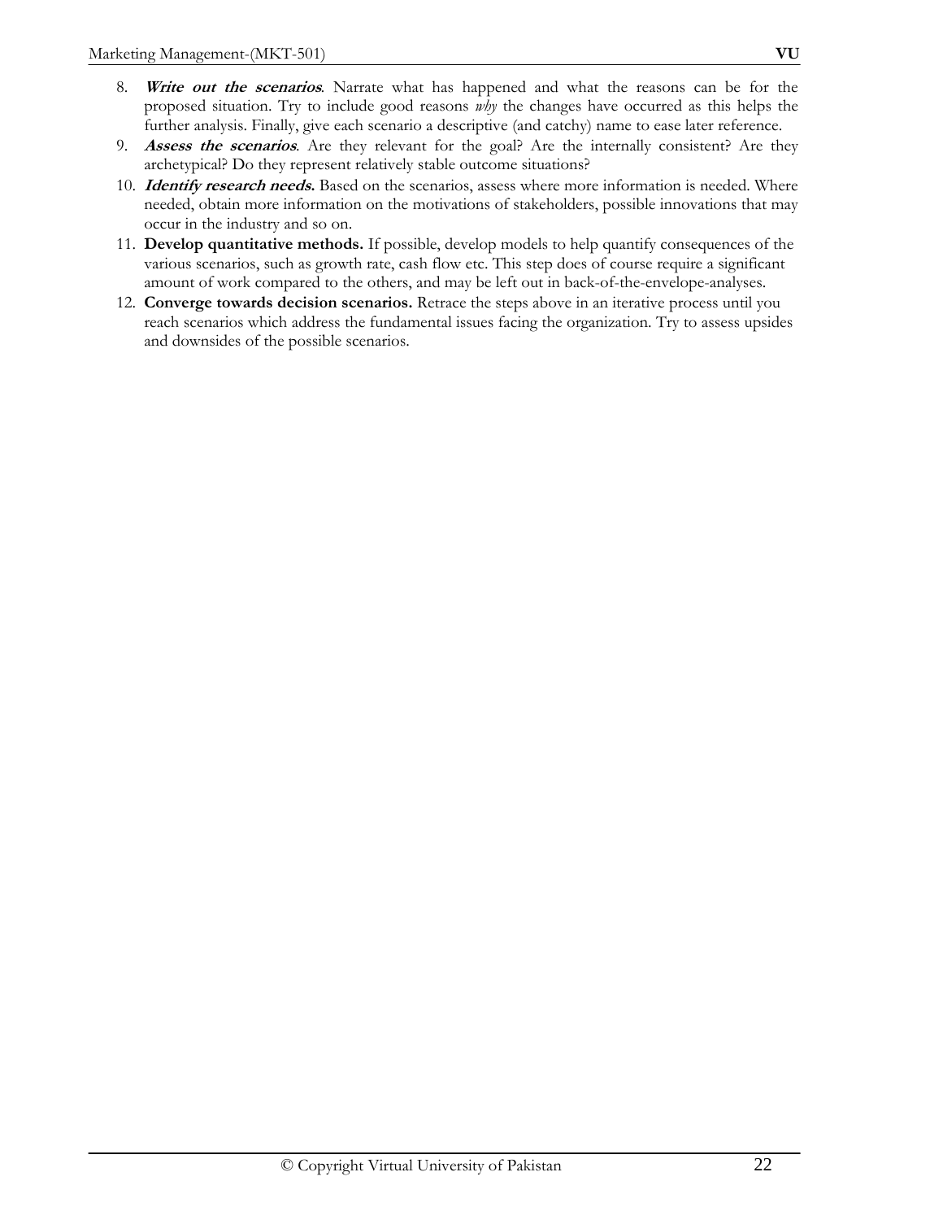8. ***Write out the scenarios***. Narrate what has happened and what the reasons can be for the proposed situation. Try to include good reasons *why* the changes have occurred as this helps the further analysis. Finally, give each scenario a descriptive (and catchy) name to ease later reference.
9. ***Assess the scenarios***. Are they relevant for the goal? Are the internally consistent? Are they archetypical? Do they represent relatively stable outcome situations?
10. ***Identify research needs.*** Based on the scenarios, assess where more information is needed. Where needed, obtain more information on the motivations of stakeholders, possible innovations that may occur in the industry and so on.
11. **Develop quantitative methods.** If possible, develop models to help quantify consequences of the various scenarios, such as growth rate, cash flow etc. This step does of course require a significant amount of work compared to the others, and may be left out in back-of-the-envelope-analyses.
12. **Converge towards decision scenarios.** Retrace the steps above in an iterative process until you reach scenarios which address the fundamental issues facing the organization. Try to assess upsides and downsides of the possible scenarios.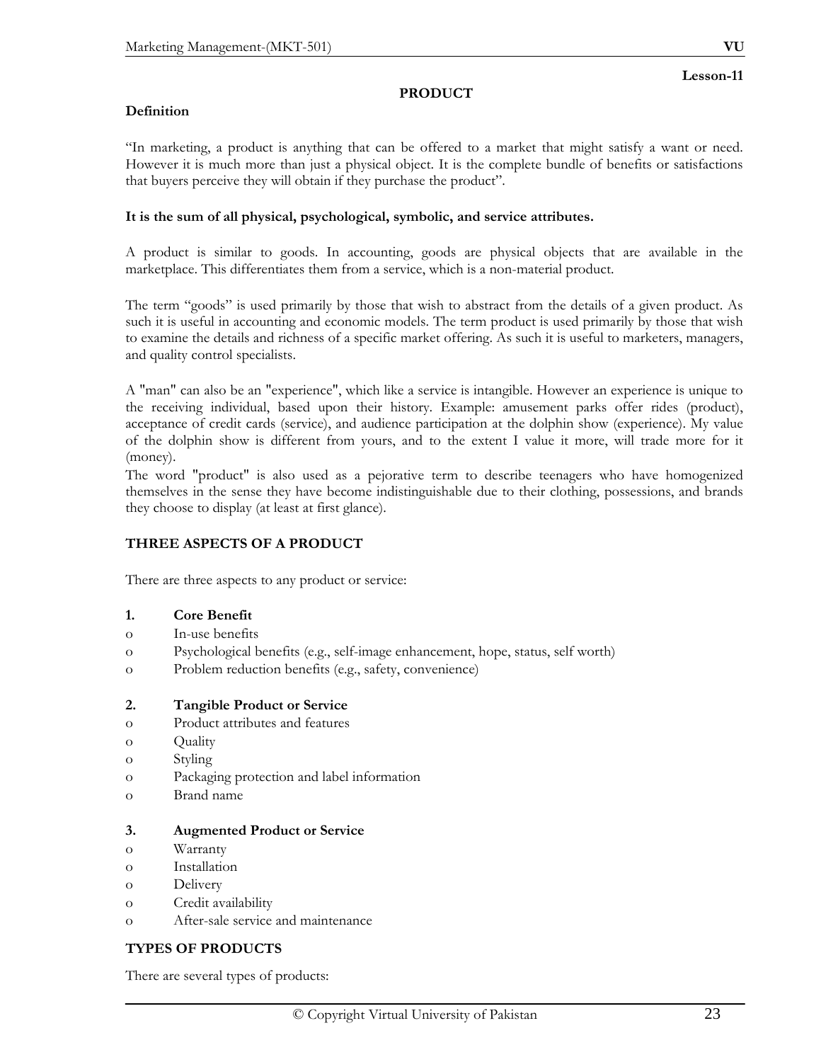Lesson-11

# PRODUCT

**Definition**

"In marketing, a product is anything that can be offered to a market that might satisfy a want or need. However it is much more than just a physical object. It is the complete bundle of benefits or satisfactions that buyers perceive they will obtain if they purchase the product".

**It is the sum of all physical, psychological, symbolic, and service attributes.**

A product is similar to goods. In accounting, goods are physical objects that are available in the marketplace. This differentiates them from a service, which is a non-material product.

The term "goods" is used primarily by those that wish to abstract from the details of a given product. As such it is useful in accounting and economic models. The term product is used primarily by those that wish to examine the details and richness of a specific market offering. As such it is useful to marketers, managers, and quality control specialists.

A "man" can also be an "experience", which like a service is intangible. However an experience is unique to the receiving individual, based upon their history. Example: amusement parks offer rides (product), acceptance of credit cards (service), and audience participation at the dolphin show (experience). My value of the dolphin show is different from yours, and to the extent I value it more, will trade more for it (money).
The word "product" is also used as a pejorative term to describe teenagers who have homogenized themselves in the sense they have become indistinguishable due to their clothing, possessions, and brands they choose to display (at least at first glance).

## THREE ASPECTS OF A PRODUCT

There are three aspects to any product or service:

1. **Core Benefit**
   - In-use benefits
   - Psychological benefits (e.g., self-image enhancement, hope, status, self worth)
   - Problem reduction benefits (e.g., safety, convenience)

2. **Tangible Product or Service**
   - Product attributes and features
   - Quality
   - Styling
   - Packaging protection and label information
   - Brand name

3. **Augmented Product or Service**
   - Warranty
   - Installation
   - Delivery
   - Credit availability
   - After-sale service and maintenance

## TYPES OF PRODUCTS

There are several types of products: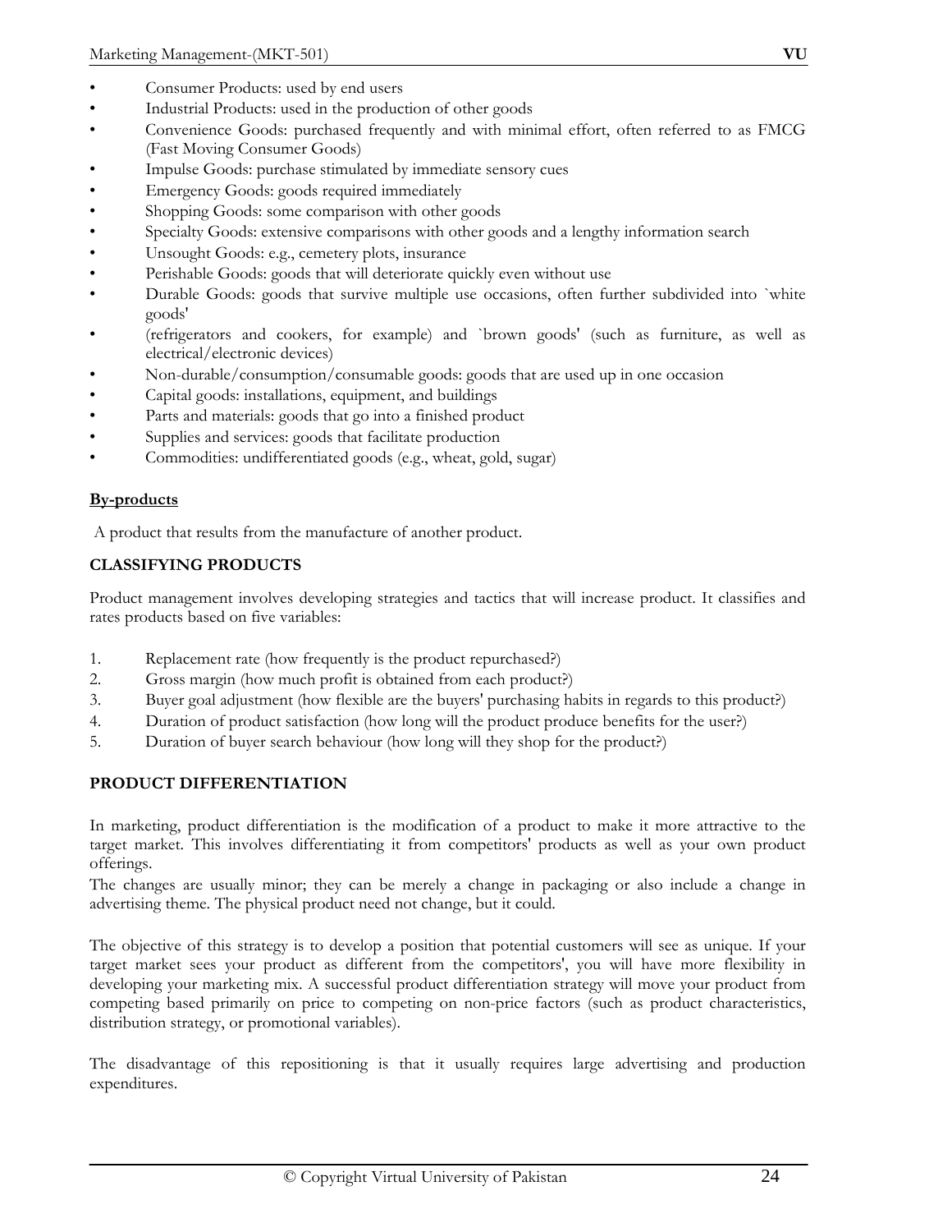- Consumer Products: used by end users
- Industrial Products: used in the production of other goods
- Convenience Goods: purchased frequently and with minimal effort, often referred to as FMCG (Fast Moving Consumer Goods)
- Impulse Goods: purchase stimulated by immediate sensory cues
- Emergency Goods: goods required immediately
- Shopping Goods: some comparison with other goods
- Specialty Goods: extensive comparisons with other goods and a lengthy information search
- Unsought Goods: e.g., cemetery plots, insurance
- Perishable Goods: goods that will deteriorate quickly even without use
- Durable Goods: goods that survive multiple use occasions, often further subdivided into `white goods'
- (refrigerators and cookers, for example) and `brown goods' (such as furniture, as well as electrical/electronic devices)
- Non-durable/consumption/consumable goods: goods that are used up in one occasion
- Capital goods: installations, equipment, and buildings
- Parts and materials: goods that go into a finished product
- Supplies and services: goods that facilitate production
- Commodities: undifferentiated goods (e.g., wheat, gold, sugar)

**By-products**

A product that results from the manufacture of another product.

**CLASSIFYING PRODUCTS**

Product management involves developing strategies and tactics that will increase product. It classifies and rates products based on five variables:

1. Replacement rate (how frequently is the product repurchased?)
2. Gross margin (how much profit is obtained from each product?)
3. Buyer goal adjustment (how flexible are the buyers' purchasing habits in regards to this product?)
4. Duration of product satisfaction (how long will the product produce benefits for the user?)
5. Duration of buyer search behaviour (how long will they shop for the product?)

**PRODUCT DIFFERENTIATION**

In marketing, product differentiation is the modification of a product to make it more attractive to the target market. This involves differentiating it from competitors' products as well as your own product offerings.
The changes are usually minor; they can be merely a change in packaging or also include a change in advertising theme. The physical product need not change, but it could.

The objective of this strategy is to develop a position that potential customers will see as unique. If your target market sees your product as different from the competitors', you will have more flexibility in developing your marketing mix. A successful product differentiation strategy will move your product from competing based primarily on price to competing on non-price factors (such as product characteristics, distribution strategy, or promotional variables).

The disadvantage of this repositioning is that it usually requires large advertising and production expenditures.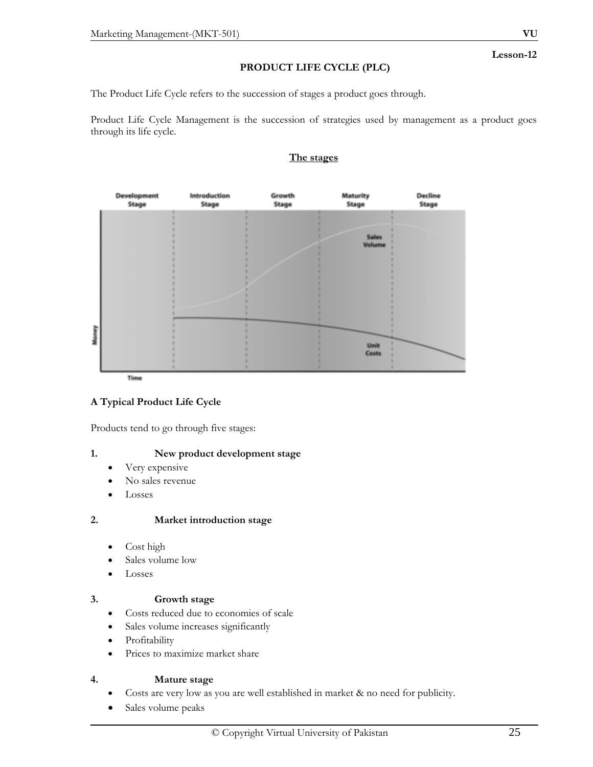Lesson-12

# PRODUCT LIFE CYCLE (PLC)

The Product Life Cycle refers to the succession of stages a product goes through.

Product Life Cycle Management is the succession of strategies used by management as a product goes through its life cycle.

## The stages

**A Typical Product Life Cycle**

Products tend to go through five stages:

**1. New product development stage**

- Very expensive
- No sales revenue
- Losses

**2. Market introduction stage**

- Cost high
- Sales volume low
- Losses

**3. Growth stage**

- Costs reduced due to economies of scale
- Sales volume increases significantly
- Profitability
- Prices to maximize market share

**4. Mature stage**

- Costs are very low as you are well established in market & no need for publicity.
- Sales volume peaks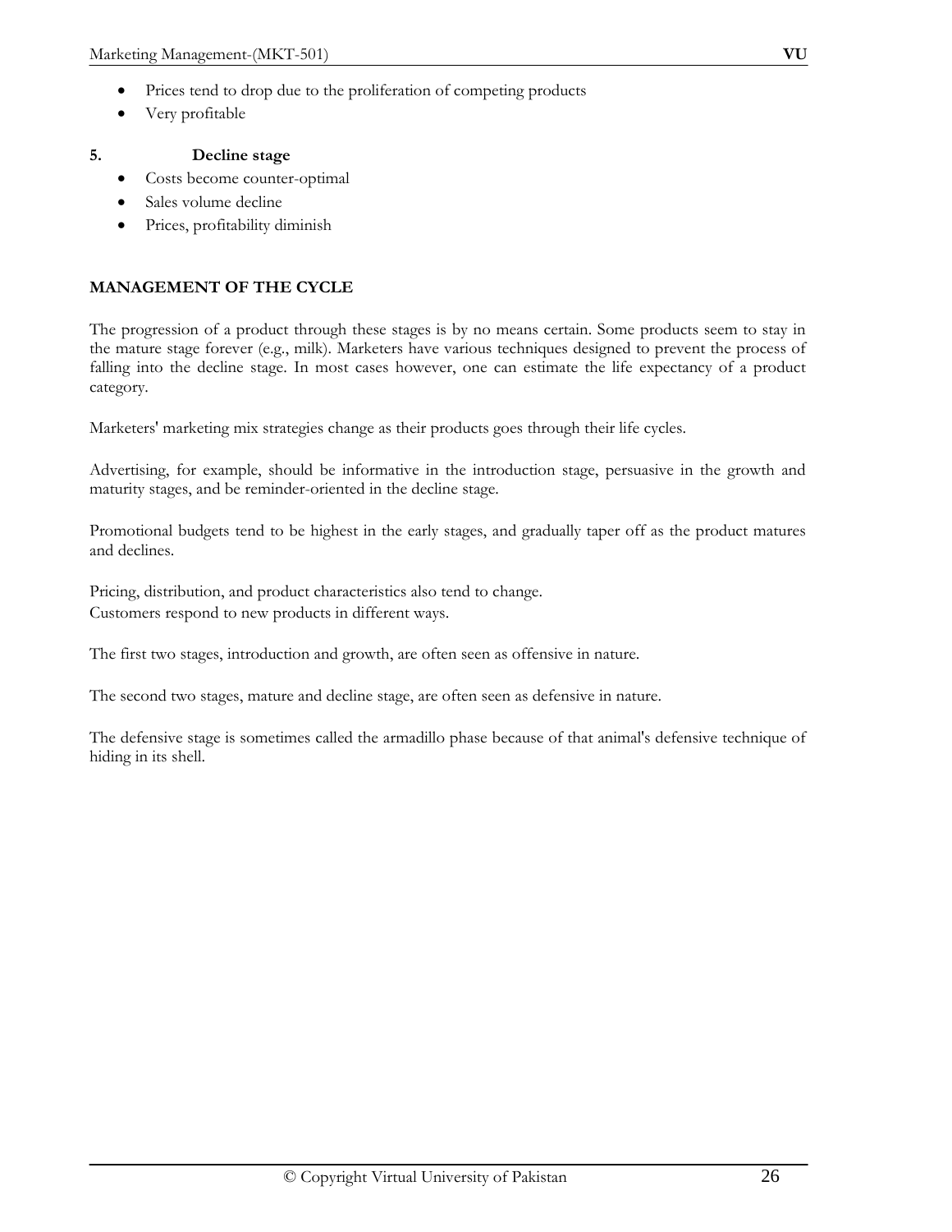- Prices tend to drop due to the proliferation of competing products
- Very profitable

**5. Decline stage**

- Costs become counter-optimal
- Sales volume decline
- Prices, profitability diminish

## MANAGEMENT OF THE CYCLE

The progression of a product through these stages is by no means certain. Some products seem to stay in the mature stage forever (e.g., milk). Marketers have various techniques designed to prevent the process of falling into the decline stage. In most cases however, one can estimate the life expectancy of a product category.

Marketers' marketing mix strategies change as their products goes through their life cycles.

Advertising, for example, should be informative in the introduction stage, persuasive in the growth and maturity stages, and be reminder-oriented in the decline stage.

Promotional budgets tend to be highest in the early stages, and gradually taper off as the product matures and declines.

Pricing, distribution, and product characteristics also tend to change.
Customers respond to new products in different ways.

The first two stages, introduction and growth, are often seen as offensive in nature.

The second two stages, mature and decline stage, are often seen as defensive in nature.

The defensive stage is sometimes called the armadillo phase because of that animal's defensive technique of hiding in its shell.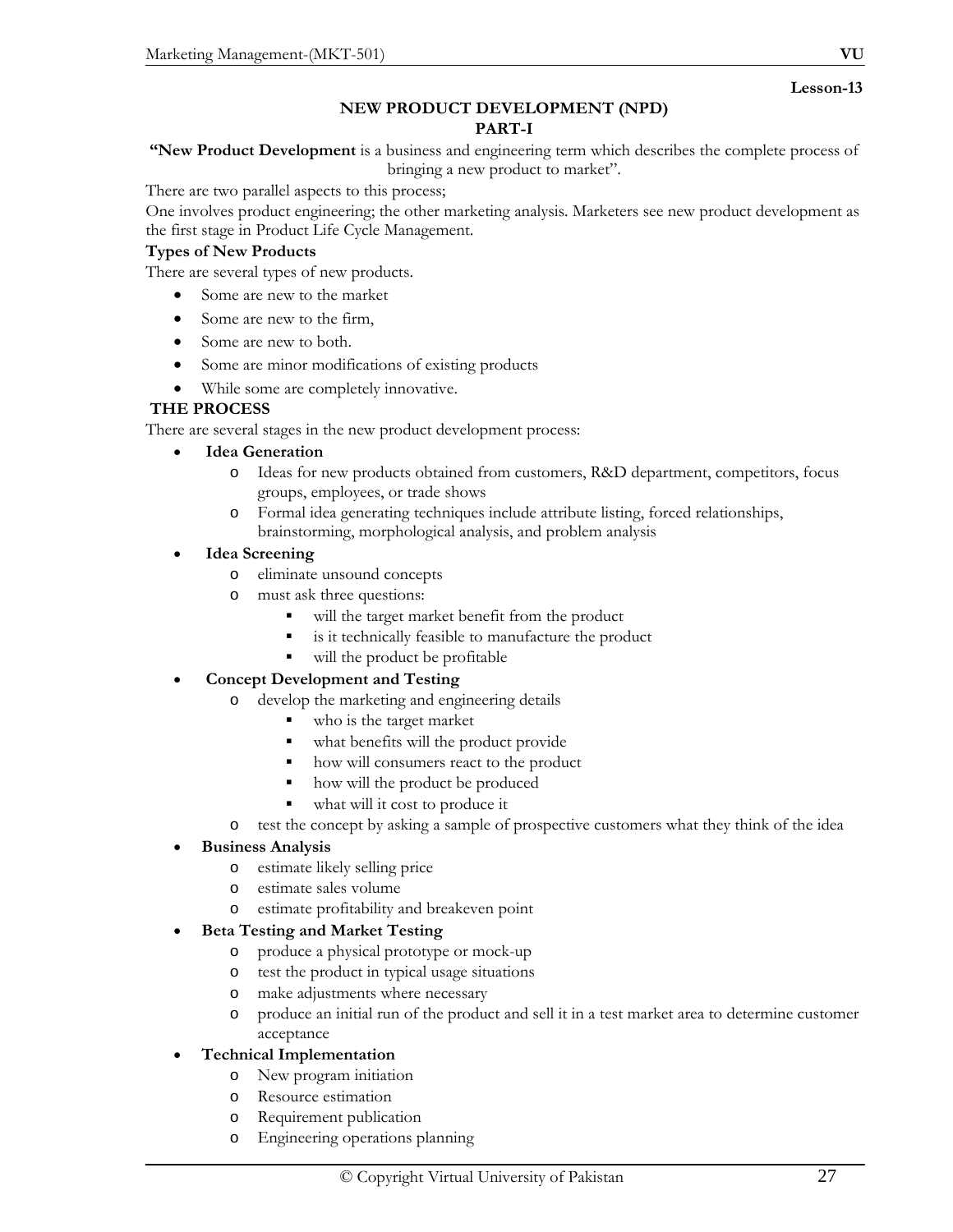**Lesson-13**

## NEW PRODUCT DEVELOPMENT (NPD)
## PART-I

**"New Product Development** is a business and engineering term which describes the complete process of bringing a new product to market".

There are two parallel aspects to this process;

One involves product engineering; the other marketing analysis. Marketers see new product development as the first stage in Product Life Cycle Management.

**Types of New Products**

There are several types of new products.

- Some are new to the market
- Some are new to the firm,
- Some are new to both.
- Some are minor modifications of existing products
- While some are completely innovative.

**THE PROCESS**

There are several stages in the new product development process:

- **Idea Generation**
  - Ideas for new products obtained from customers, R&D department, competitors, focus groups, employees, or trade shows
  - Formal idea generating techniques include attribute listing, forced relationships, brainstorming, morphological analysis, and problem analysis
- **Idea Screening**
  - eliminate unsound concepts
  - must ask three questions:
    - will the target market benefit from the product
    - is it technically feasible to manufacture the product
    - will the product be profitable
- **Concept Development and Testing**
  - develop the marketing and engineering details
    - who is the target market
    - what benefits will the product provide
    - how will consumers react to the product
    - how will the product be produced
    - what will it cost to produce it
  - test the concept by asking a sample of prospective customers what they think of the idea
- **Business Analysis**
  - estimate likely selling price
  - estimate sales volume
  - estimate profitability and breakeven point
- **Beta Testing and Market Testing**
  - produce a physical prototype or mock-up
  - test the product in typical usage situations
  - make adjustments where necessary
  - produce an initial run of the product and sell it in a test market area to determine customer acceptance
- **Technical Implementation**
  - New program initiation
  - Resource estimation
  - Requirement publication
  - Engineering operations planning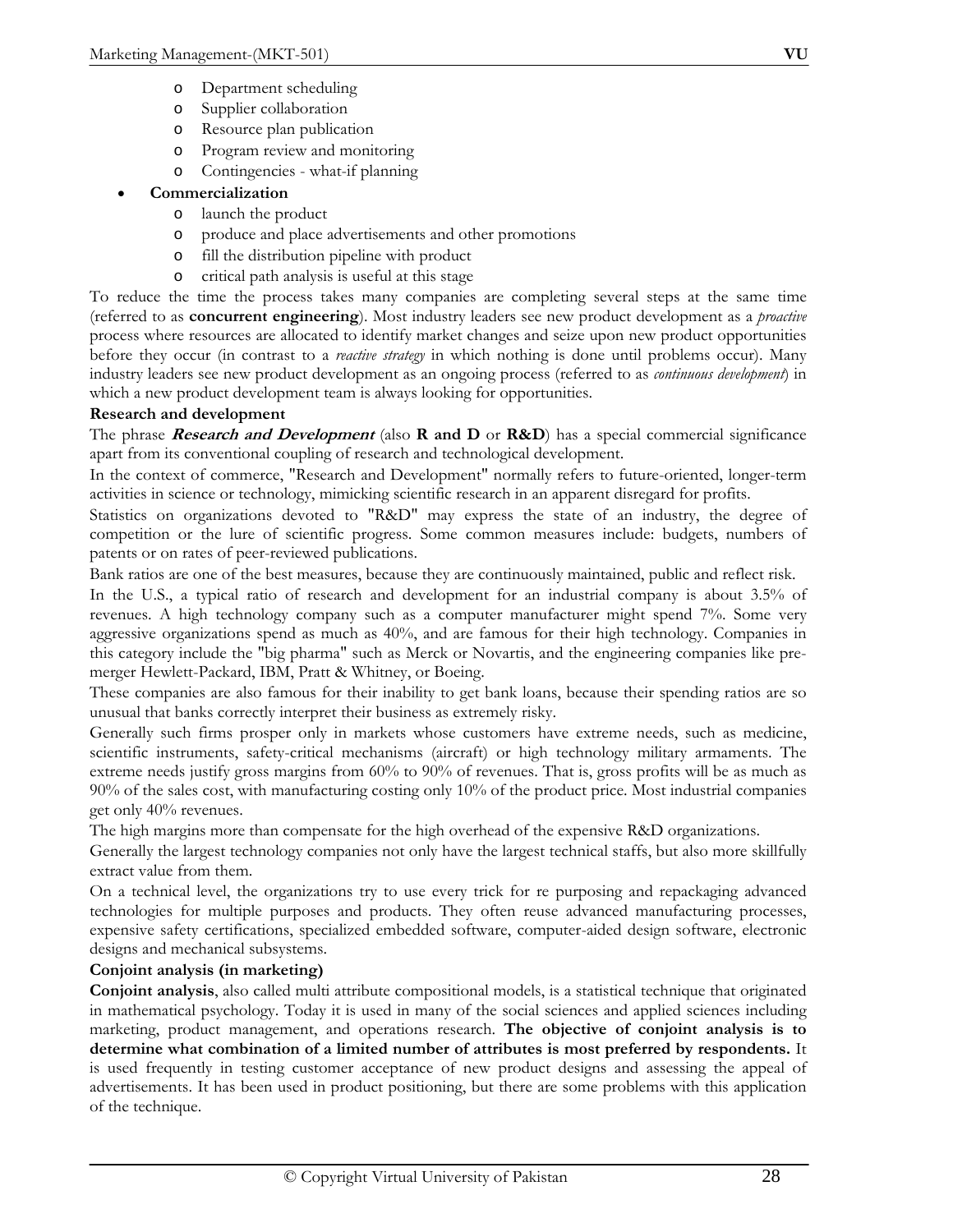- Department scheduling
    - Supplier collaboration
    - Resource plan publication
    - Program review and monitoring
    - Contingencies - what-if planning
- **Commercialization**
    - launch the product
    - produce and place advertisements and other promotions
    - fill the distribution pipeline with product
    - critical path analysis is useful at this stage

To reduce the time the process takes many companies are completing several steps at the same time (referred to as **concurrent engineering**). Most industry leaders see new product development as a *proactive* process where resources are allocated to identify market changes and seize upon new product opportunities before they occur (in contrast to a *reactive strategy* in which nothing is done until problems occur). Many industry leaders see new product development as an ongoing process (referred to as *continuous development*) in which a new product development team is always looking for opportunities.

**Research and development**

The phrase ***Research and Development*** (also **R and D** or **R&D**) has a special commercial significance apart from its conventional coupling of research and technological development.

In the context of commerce, "Research and Development" normally refers to future-oriented, longer-term activities in science or technology, mimicking scientific research in an apparent disregard for profits.

Statistics on organizations devoted to "R&D" may express the state of an industry, the degree of competition or the lure of scientific progress. Some common measures include: budgets, numbers of patents or on rates of peer-reviewed publications.

Bank ratios are one of the best measures, because they are continuously maintained, public and reflect risk.

In the U.S., a typical ratio of research and development for an industrial company is about 3.5% of revenues. A high technology company such as a computer manufacturer might spend 7%. Some very aggressive organizations spend as much as 40%, and are famous for their high technology. Companies in this category include the "big pharma" such as Merck or Novartis, and the engineering companies like pre-merger Hewlett-Packard, IBM, Pratt & Whitney, or Boeing.

These companies are also famous for their inability to get bank loans, because their spending ratios are so unusual that banks correctly interpret their business as extremely risky.

Generally such firms prosper only in markets whose customers have extreme needs, such as medicine, scientific instruments, safety-critical mechanisms (aircraft) or high technology military armaments. The extreme needs justify gross margins from 60% to 90% of revenues. That is, gross profits will be as much as 90% of the sales cost, with manufacturing costing only 10% of the product price. Most industrial companies get only 40% revenues.

The high margins more than compensate for the high overhead of the expensive R&D organizations.

Generally the largest technology companies not only have the largest technical staffs, but also more skillfully extract value from them.

On a technical level, the organizations try to use every trick for re purposing and repackaging advanced technologies for multiple purposes and products. They often reuse advanced manufacturing processes, expensive safety certifications, specialized embedded software, computer-aided design software, electronic designs and mechanical subsystems.

**Conjoint analysis (in marketing)**

**Conjoint analysis**, also called multi attribute compositional models, is a statistical technique that originated in mathematical psychology. Today it is used in many of the social sciences and applied sciences including marketing, product management, and operations research. **The objective of conjoint analysis is to determine what combination of a limited number of attributes is most preferred by respondents.** It is used frequently in testing customer acceptance of new product designs and assessing the appeal of advertisements. It has been used in product positioning, but there are some problems with this application of the technique.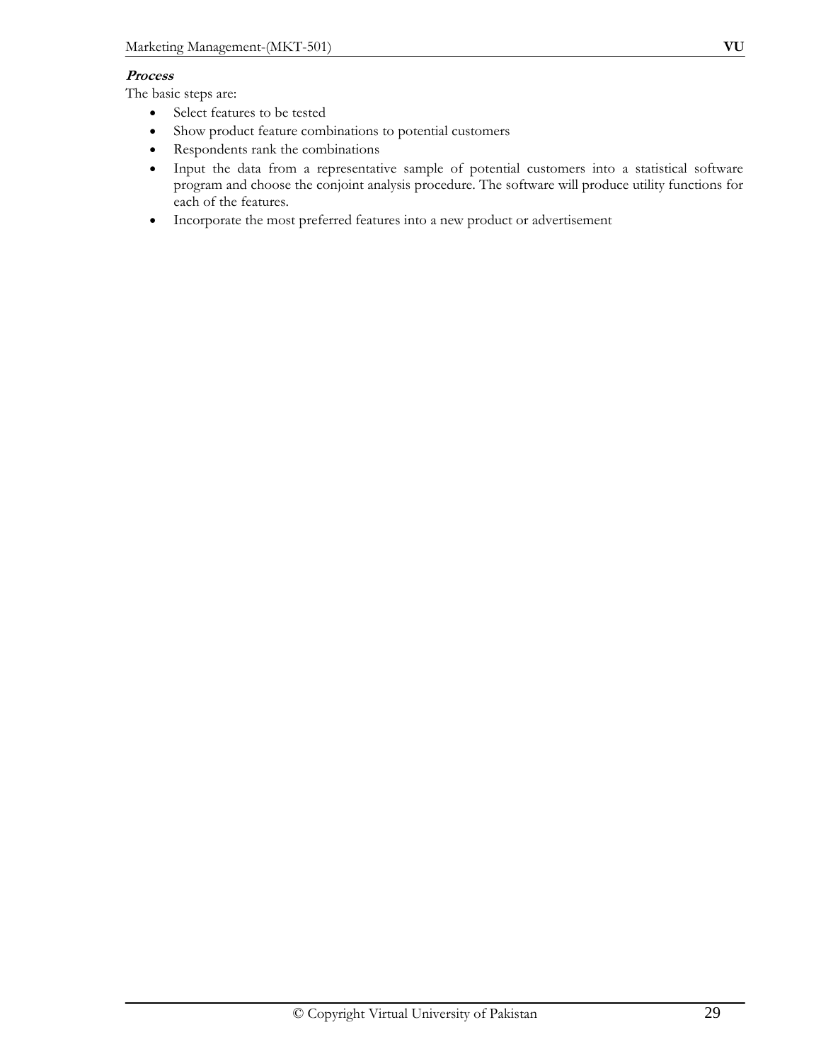***Process***

The basic steps are:

- Select features to be tested
- Show product feature combinations to potential customers
- Respondents rank the combinations
- Input the data from a representative sample of potential customers into a statistical software program and choose the conjoint analysis procedure. The software will produce utility functions for each of the features.
- Incorporate the most preferred features into a new product or advertisement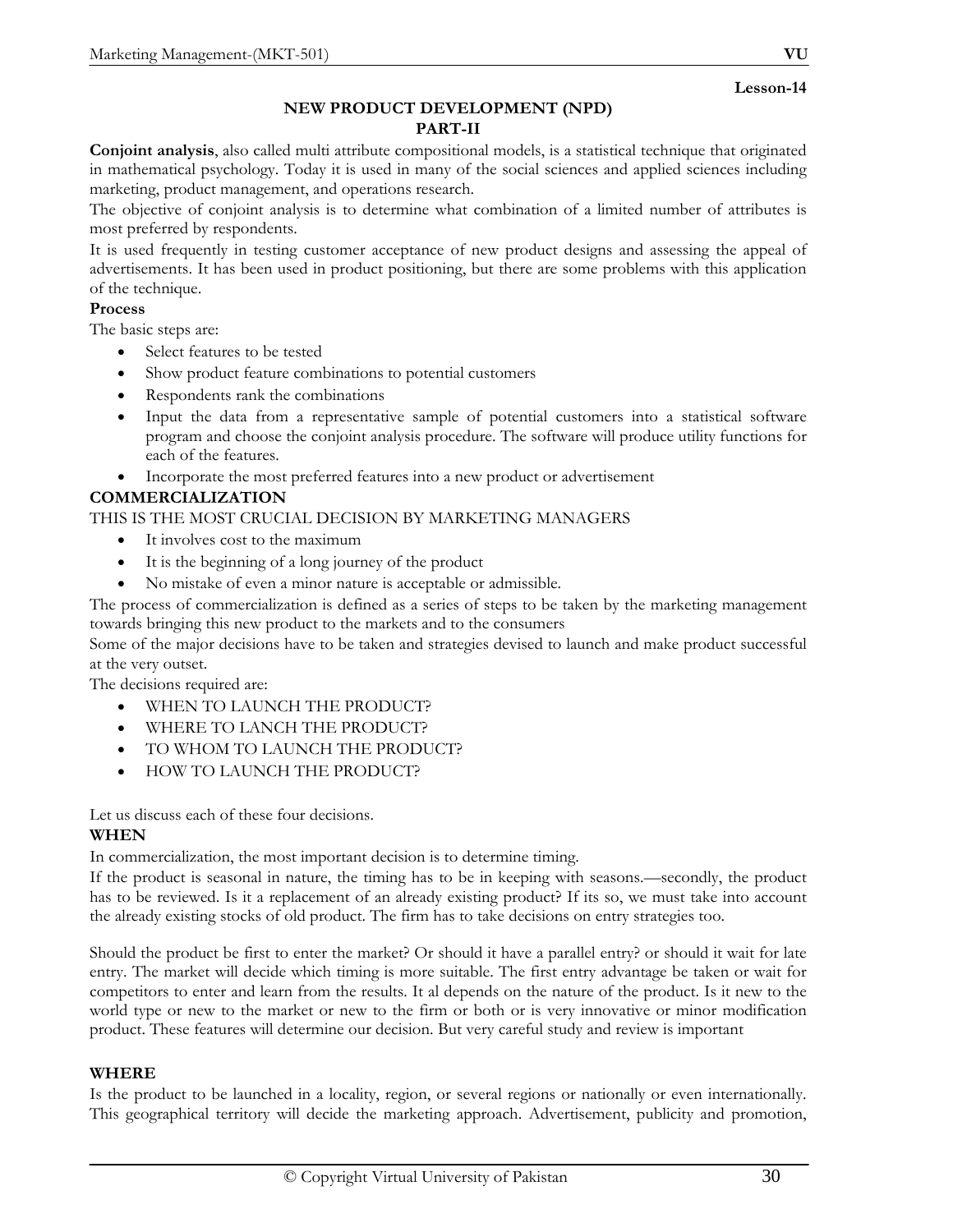Lesson-14

## NEW PRODUCT DEVELOPMENT (NPD)
## PART-II

**Conjoint analysis**, also called multi attribute compositional models, is a statistical technique that originated in mathematical psychology. Today it is used in many of the social sciences and applied sciences including marketing, product management, and operations research.

The objective of conjoint analysis is to determine what combination of a limited number of attributes is most preferred by respondents.

It is used frequently in testing customer acceptance of new product designs and assessing the appeal of advertisements. It has been used in product positioning, but there are some problems with this application of the technique.

**Process**

The basic steps are:

- Select features to be tested
- Show product feature combinations to potential customers
- Respondents rank the combinations
- Input the data from a representative sample of potential customers into a statistical software program and choose the conjoint analysis procedure. The software will produce utility functions for each of the features.
- Incorporate the most preferred features into a new product or advertisement

**COMMERCIALIZATION**

THIS IS THE MOST CRUCIAL DECISION BY MARKETING MANAGERS

- It involves cost to the maximum
- It is the beginning of a long journey of the product
- No mistake of even a minor nature is acceptable or admissible.

The process of commercialization is defined as a series of steps to be taken by the marketing management towards bringing this new product to the markets and to the consumers

Some of the major decisions have to be taken and strategies devised to launch and make product successful at the very outset.

The decisions required are:

- WHEN TO LAUNCH THE PRODUCT?
- WHERE TO LANCH THE PRODUCT?
- TO WHOM TO LAUNCH THE PRODUCT?
- HOW TO LAUNCH THE PRODUCT?

Let us discuss each of these four decisions.

**WHEN**

In commercialization, the most important decision is to determine timing.

If the product is seasonal in nature, the timing has to be in keeping with seasons.—secondly, the product has to be reviewed. Is it a replacement of an already existing product? If its so, we must take into account the already existing stocks of old product. The firm has to take decisions on entry strategies too.

Should the product be first to enter the market? Or should it have a parallel entry? or should it wait for late entry. The market will decide which timing is more suitable. The first entry advantage be taken or wait for competitors to enter and learn from the results. It al depends on the nature of the product. Is it new to the world type or new to the market or new to the firm or both or is very innovative or minor modification product. These features will determine our decision. But very careful study and review is important

**WHERE**

Is the product to be launched in a locality, region, or several regions or nationally or even internationally. This geographical territory will decide the marketing approach. Advertisement, publicity and promotion,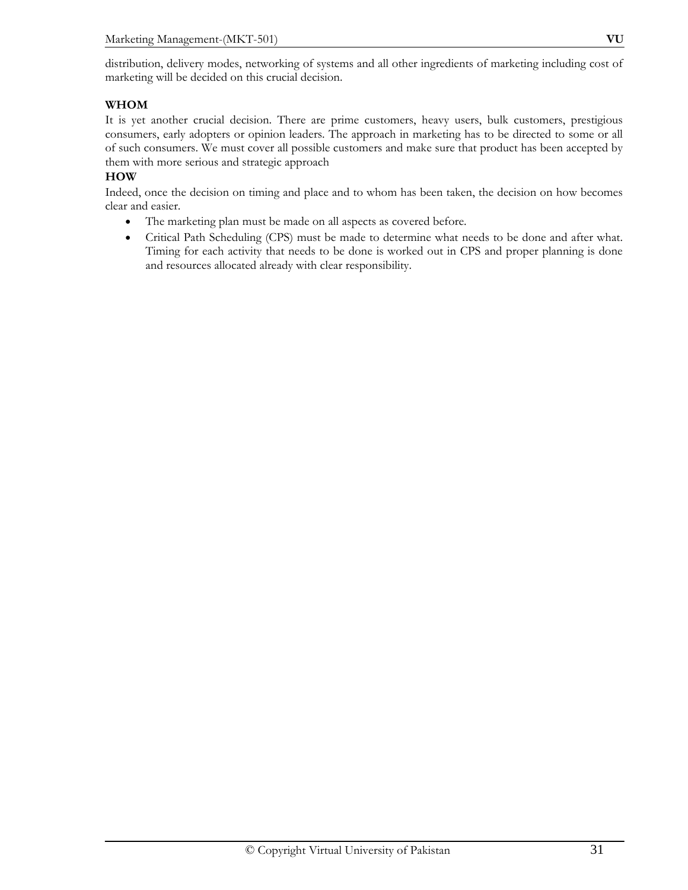distribution, delivery modes, networking of systems and all other ingredients of marketing including cost of marketing will be decided on this crucial decision.

**WHOM**

It is yet another crucial decision. There are prime customers, heavy users, bulk customers, prestigious consumers, early adopters or opinion leaders. The approach in marketing has to be directed to some or all of such consumers. We must cover all possible customers and make sure that product has been accepted by them with more serious and strategic approach

**HOW**

Indeed, once the decision on timing and place and to whom has been taken, the decision on how becomes clear and easier.

- The marketing plan must be made on all aspects as covered before.
- Critical Path Scheduling (CPS) must be made to determine what needs to be done and after what. Timing for each activity that needs to be done is worked out in CPS and proper planning is done and resources allocated already with clear responsibility.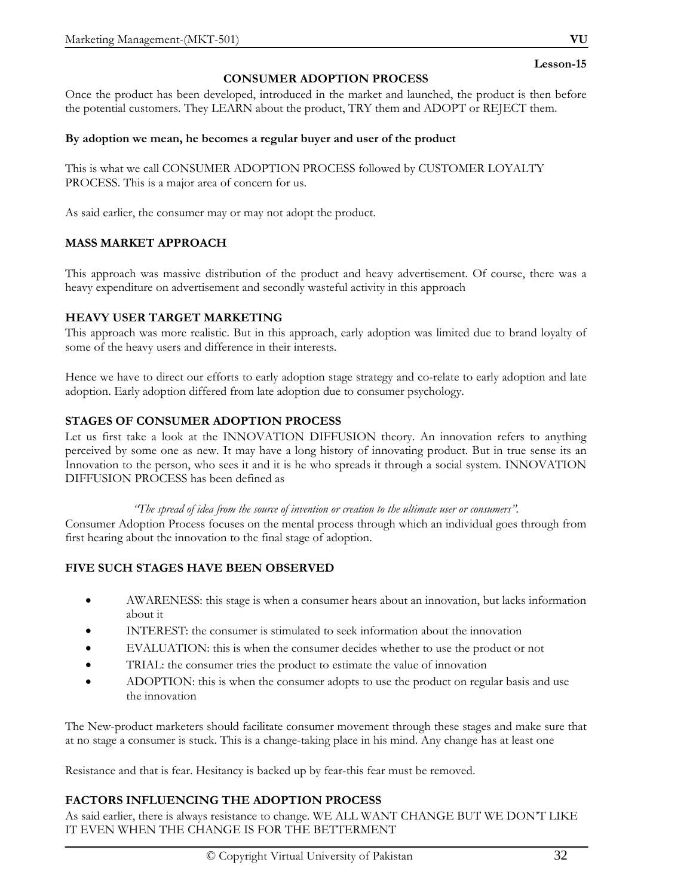Lesson-15

## CONSUMER ADOPTION PROCESS

Once the product has been developed, introduced in the market and launched, the product is then before the potential customers. They LEARN about the product, TRY them and ADOPT or REJECT them.

**By adoption we mean, he becomes a regular buyer and user of the product**

This is what we call CONSUMER ADOPTION PROCESS followed by CUSTOMER LOYALTY PROCESS. This is a major area of concern for us.

As said earlier, the consumer may or may not adopt the product.

### MASS MARKET APPROACH

This approach was massive distribution of the product and heavy advertisement. Of course, there was a heavy expenditure on advertisement and secondly wasteful activity in this approach

### HEAVY USER TARGET MARKETING

This approach was more realistic. But in this approach, early adoption was limited due to brand loyalty of some of the heavy users and difference in their interests.

Hence we have to direct our efforts to early adoption stage strategy and co-relate to early adoption and late adoption. Early adoption differed from late adoption due to consumer psychology.

### STAGES OF CONSUMER ADOPTION PROCESS

Let us first take a look at the INNOVATION DIFFUSION theory. An innovation refers to anything perceived by some one as new. It may have a long history of innovating product. But in true sense its an Innovation to the person, who sees it and it is he who spreads it through a social system. INNOVATION DIFFUSION PROCESS has been defined as

*"The spread of idea from the source of invention or creation to the ultimate user or consumers".*

Consumer Adoption Process focuses on the mental process through which an individual goes through from first hearing about the innovation to the final stage of adoption.

### FIVE SUCH STAGES HAVE BEEN OBSERVED

- AWARENESS: this stage is when a consumer hears about an innovation, but lacks information about it
- INTEREST: the consumer is stimulated to seek information about the innovation
- EVALUATION: this is when the consumer decides whether to use the product or not
- TRIAL: the consumer tries the product to estimate the value of innovation
- ADOPTION: this is when the consumer adopts to use the product on regular basis and use the innovation

The New-product marketers should facilitate consumer movement through these stages and make sure that at no stage a consumer is stuck. This is a change-taking place in his mind. Any change has at least one

Resistance and that is fear. Hesitancy is backed up by fear-this fear must be removed.

### FACTORS INFLUENCING THE ADOPTION PROCESS

As said earlier, there is always resistance to change. WE ALL WANT CHANGE BUT WE DON'T LIKE IT EVEN WHEN THE CHANGE IS FOR THE BETTERMENT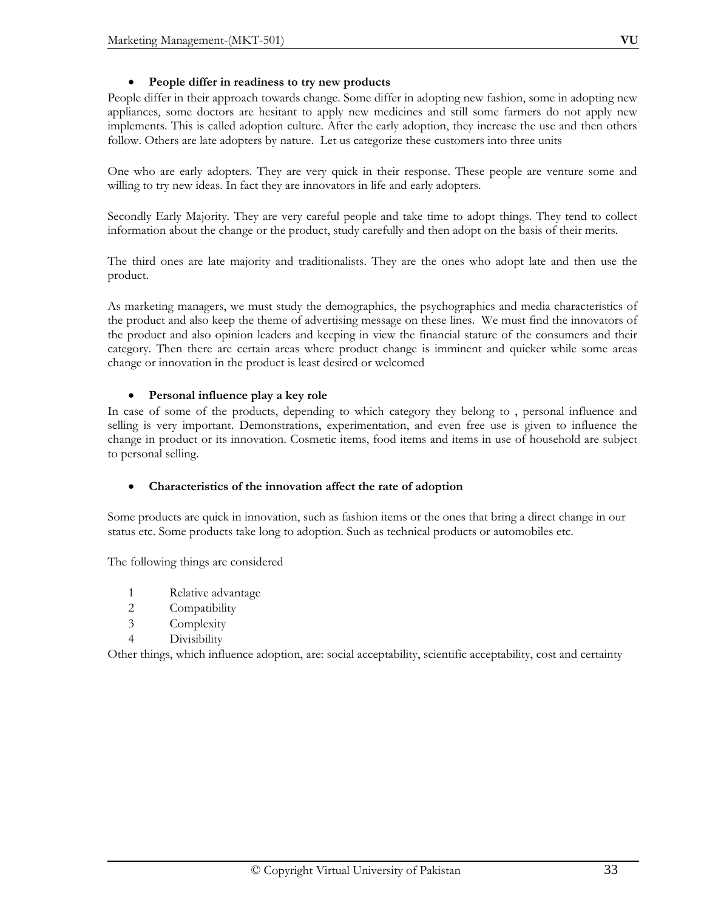- **People differ in readiness to try new products**

People differ in their approach towards change. Some differ in adopting new fashion, some in adopting new appliances, some doctors are hesitant to apply new medicines and still some farmers do not apply new implements. This is called adoption culture. After the early adoption, they increase the use and then others follow. Others are late adopters by nature. Let us categorize these customers into three units

One who are early adopters. They are very quick in their response. These people are venture some and willing to try new ideas. In fact they are innovators in life and early adopters.

Secondly Early Majority. They are very careful people and take time to adopt things. They tend to collect information about the change or the product, study carefully and then adopt on the basis of their merits.

The third ones are late majority and traditionalists. They are the ones who adopt late and then use the product.

As marketing managers, we must study the demographics, the psychographics and media characteristics of the product and also keep the theme of advertising message on these lines. We must find the innovators of the product and also opinion leaders and keeping in view the financial stature of the consumers and their category. Then there are certain areas where product change is imminent and quicker while some areas change or innovation in the product is least desired or welcomed

- **Personal influence play a key role**

In case of some of the products, depending to which category they belong to , personal influence and selling is very important. Demonstrations, experimentation, and even free use is given to influence the change in product or its innovation. Cosmetic items, food items and items in use of household are subject to personal selling.

- **Characteristics of the innovation affect the rate of adoption**

Some products are quick in innovation, such as fashion items or the ones that bring a direct change in our status etc. Some products take long to adoption. Such as technical products or automobiles etc.

The following things are considered

1. Relative advantage
2. Compatibility
3. Complexity
4. Divisibility

Other things, which influence adoption, are: social acceptability, scientific acceptability, cost and certainty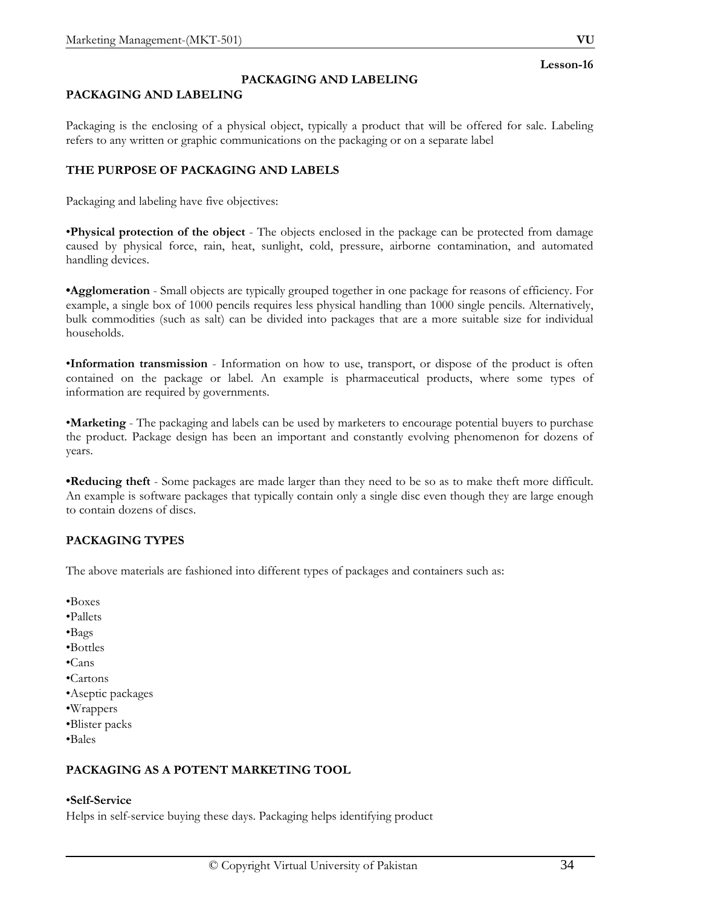**Lesson-16**

# PACKAGING AND LABELING

## PACKAGING AND LABELING

Packaging is the enclosing of a physical object, typically a product that will be offered for sale. Labeling refers to any written or graphic communications on the packaging or on a separate label

## THE PURPOSE OF PACKAGING AND LABELS

Packaging and labeling have five objectives:

•**Physical protection of the object** - The objects enclosed in the package can be protected from damage caused by physical force, rain, heat, sunlight, cold, pressure, airborne contamination, and automated handling devices.

•**Agglomeration** - Small objects are typically grouped together in one package for reasons of efficiency. For example, a single box of 1000 pencils requires less physical handling than 1000 single pencils. Alternatively, bulk commodities (such as salt) can be divided into packages that are a more suitable size for individual households.

•**Information transmission** - Information on how to use, transport, or dispose of the product is often contained on the package or label. An example is pharmaceutical products, where some types of information are required by governments.

•**Marketing** - The packaging and labels can be used by marketers to encourage potential buyers to purchase the product. Package design has been an important and constantly evolving phenomenon for dozens of years.

•**Reducing theft** - Some packages are made larger than they need to be so as to make theft more difficult. An example is software packages that typically contain only a single disc even though they are large enough to contain dozens of discs.

## PACKAGING TYPES

The above materials are fashioned into different types of packages and containers such as:

•Boxes
•Pallets
•Bags
•Bottles
•Cans
•Cartons
•Aseptic packages
•Wrappers
•Blister packs
•Bales

## PACKAGING AS A POTENT MARKETING TOOL

•**Self-Service**
Helps in self-service buying these days. Packaging helps identifying product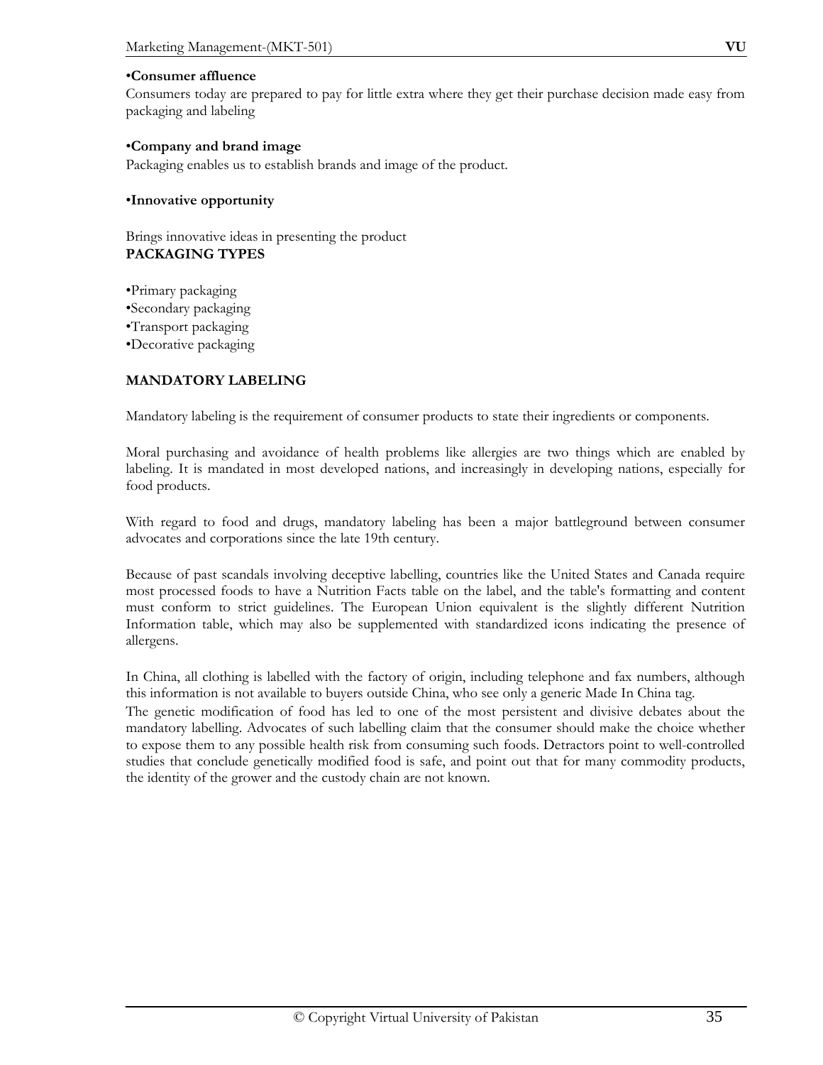•**Consumer affluence**

Consumers today are prepared to pay for little extra where they get their purchase decision made easy from packaging and labeling

•**Company and brand image**

Packaging enables us to establish brands and image of the product.

•**Innovative opportunity**

Brings innovative ideas in presenting the product

**PACKAGING TYPES**

•Primary packaging
•Secondary packaging
•Transport packaging
•Decorative packaging

**MANDATORY LABELING**

Mandatory labeling is the requirement of consumer products to state their ingredients or components.

Moral purchasing and avoidance of health problems like allergies are two things which are enabled by labeling. It is mandated in most developed nations, and increasingly in developing nations, especially for food products.

With regard to food and drugs, mandatory labeling has been a major battleground between consumer advocates and corporations since the late 19th century.

Because of past scandals involving deceptive labelling, countries like the United States and Canada require most processed foods to have a Nutrition Facts table on the label, and the table's formatting and content must conform to strict guidelines. The European Union equivalent is the slightly different Nutrition Information table, which may also be supplemented with standardized icons indicating the presence of allergens.

In China, all clothing is labelled with the factory of origin, including telephone and fax numbers, although this information is not available to buyers outside China, who see only a generic Made In China tag.
The genetic modification of food has led to one of the most persistent and divisive debates about the mandatory labelling. Advocates of such labelling claim that the consumer should make the choice whether to expose them to any possible health risk from consuming such foods. Detractors point to well-controlled studies that conclude genetically modified food is safe, and point out that for many commodity products, the identity of the grower and the custody chain are not known.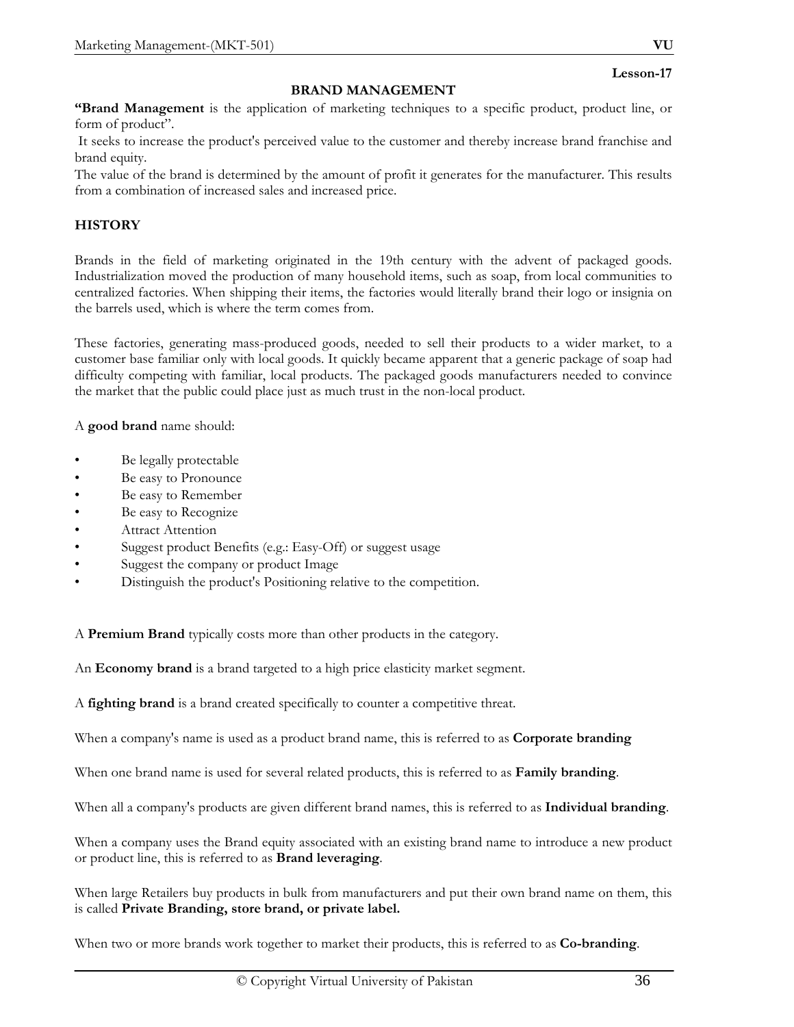Lesson-17

# BRAND MANAGEMENT

**"Brand Management** is the application of marketing techniques to a specific product, product line, or form of product".

It seeks to increase the product's perceived value to the customer and thereby increase brand franchise and brand equity.

The value of the brand is determined by the amount of profit it generates for the manufacturer. This results from a combination of increased sales and increased price.

## HISTORY

Brands in the field of marketing originated in the 19th century with the advent of packaged goods. Industrialization moved the production of many household items, such as soap, from local communities to centralized factories. When shipping their items, the factories would literally brand their logo or insignia on the barrels used, which is where the term comes from.

These factories, generating mass-produced goods, needed to sell their products to a wider market, to a customer base familiar only with local goods. It quickly became apparent that a generic package of soap had difficulty competing with familiar, local products. The packaged goods manufacturers needed to convince the market that the public could place just as much trust in the non-local product.

A **good brand** name should:

- Be legally protectable
- Be easy to Pronounce
- Be easy to Remember
- Be easy to Recognize
- Attract Attention
- Suggest product Benefits (e.g.: Easy-Off) or suggest usage
- Suggest the company or product Image
- Distinguish the product's Positioning relative to the competition.

A **Premium Brand** typically costs more than other products in the category.

An **Economy brand** is a brand targeted to a high price elasticity market segment.

A **fighting brand** is a brand created specifically to counter a competitive threat.

When a company's name is used as a product brand name, this is referred to as **Corporate branding**

When one brand name is used for several related products, this is referred to as **Family branding**.

When all a company's products are given different brand names, this is referred to as **Individual branding**.

When a company uses the Brand equity associated with an existing brand name to introduce a new product or product line, this is referred to as **Brand leveraging**.

When large Retailers buy products in bulk from manufacturers and put their own brand name on them, this is called **Private Branding, store brand, or private label.**

When two or more brands work together to market their products, this is referred to as **Co-branding**.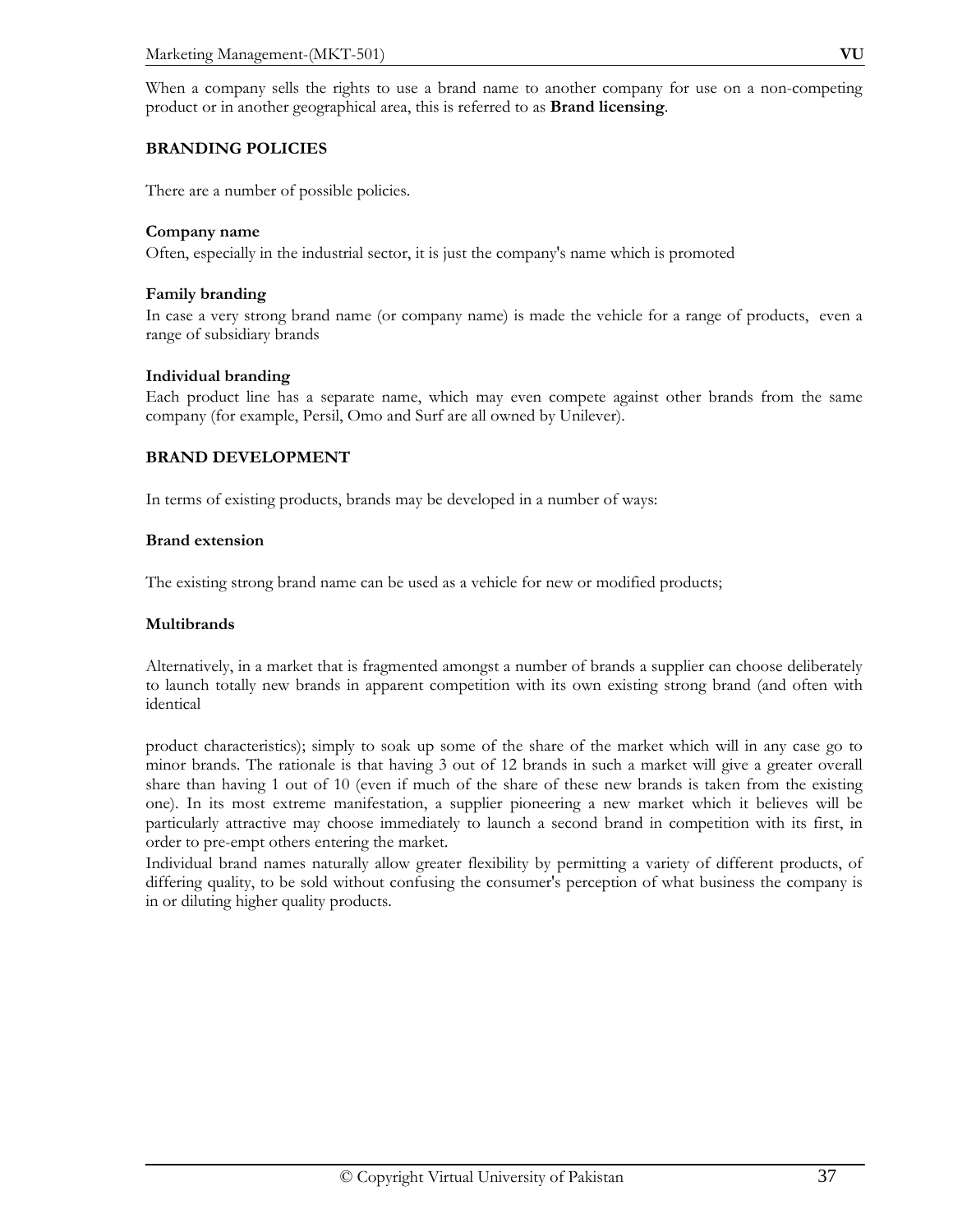When a company sells the rights to use a brand name to another company for use on a non-competing product or in another geographical area, this is referred to as **Brand licensing**.

## BRANDING POLICIES

There are a number of possible policies.

### Company name

Often, especially in the industrial sector, it is just the company's name which is promoted

### Family branding

In case a very strong brand name (or company name) is made the vehicle for a range of products, even a range of subsidiary brands

### Individual branding

Each product line has a separate name, which may even compete against other brands from the same company (for example, Persil, Omo and Surf are all owned by Unilever).

## BRAND DEVELOPMENT

In terms of existing products, brands may be developed in a number of ways:

### Brand extension

The existing strong brand name can be used as a vehicle for new or modified products;

### Multibrands

Alternatively, in a market that is fragmented amongst a number of brands a supplier can choose deliberately to launch totally new brands in apparent competition with its own existing strong brand (and often with identical product characteristics); simply to soak up some of the share of the market which will in any case go to minor brands. The rationale is that having 3 out of 12 brands in such a market will give a greater overall share than having 1 out of 10 (even if much of the share of these new brands is taken from the existing one). In its most extreme manifestation, a supplier pioneering a new market which it believes will be particularly attractive may choose immediately to launch a second brand in competition with its first, in order to pre-empt others entering the market.

Individual brand names naturally allow greater flexibility by permitting a variety of different products, of differing quality, to be sold without confusing the consumer's perception of what business the company is in or diluting higher quality products.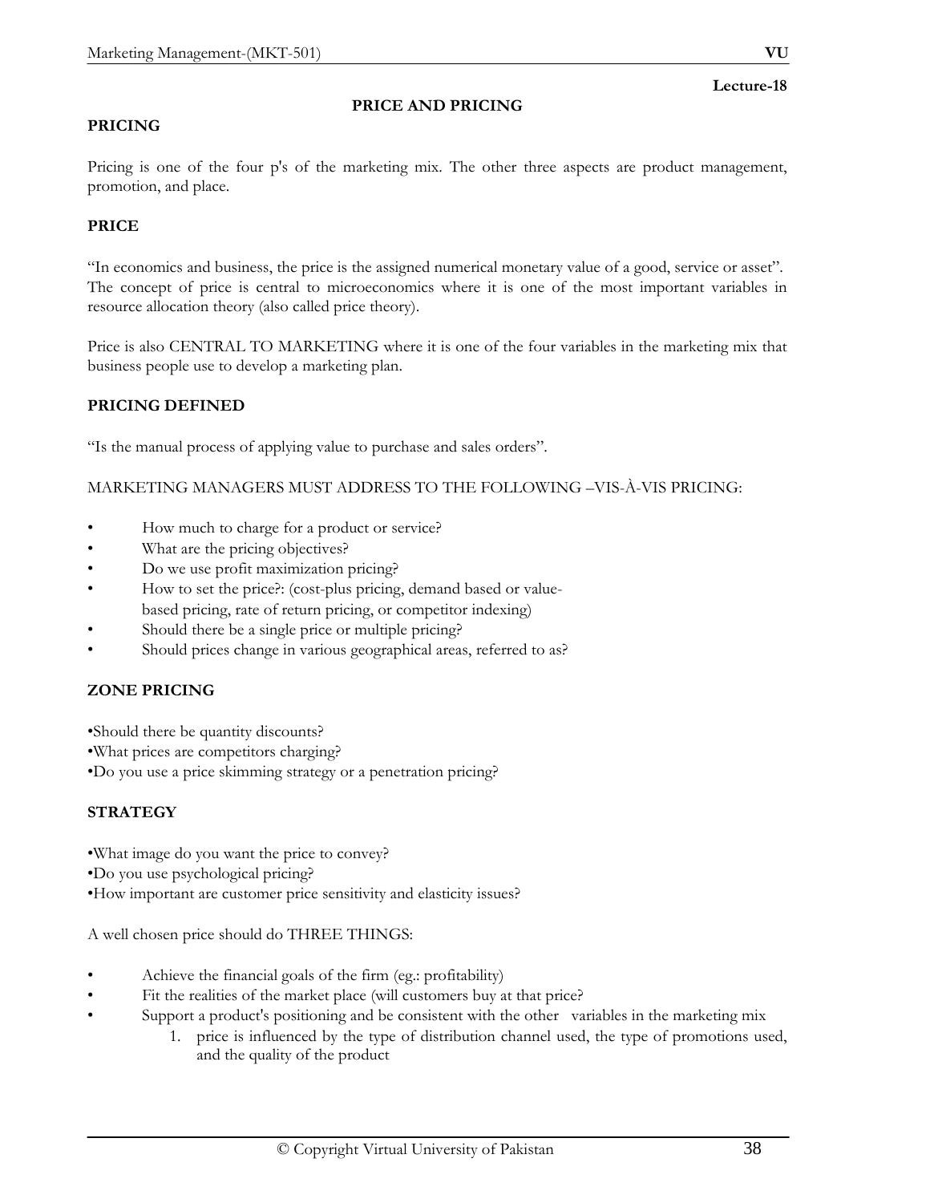**Lecture-18**

## PRICE AND PRICING

### PRICING

Pricing is one of the four p's of the marketing mix. The other three aspects are product management, promotion, and place.

### PRICE

"In economics and business, the price is the assigned numerical monetary value of a good, service or asset". The concept of price is central to microeconomics where it is one of the most important variables in resource allocation theory (also called price theory).

Price is also CENTRAL TO MARKETING where it is one of the four variables in the marketing mix that business people use to develop a marketing plan.

### PRICING DEFINED

"Is the manual process of applying value to purchase and sales orders".

MARKETING MANAGERS MUST ADDRESS TO THE FOLLOWING –VIS-À-VIS PRICING:

- How much to charge for a product or service?
- What are the pricing objectives?
- Do we use profit maximization pricing?
- How to set the price?: (cost-plus pricing, demand based or value-based pricing, rate of return pricing, or competitor indexing)
- Should there be a single price or multiple pricing?
- Should prices change in various geographical areas, referred to as?

### ZONE PRICING

- Should there be quantity discounts?
- What prices are competitors charging?
- Do you use a price skimming strategy or a penetration pricing?

### STRATEGY

- What image do you want the price to convey?
- Do you use psychological pricing?
- How important are customer price sensitivity and elasticity issues?

A well chosen price should do THREE THINGS:

- Achieve the financial goals of the firm (eg.: profitability)
- Fit the realities of the market place (will customers buy at that price?
- Support a product's positioning and be consistent with the other variables in the marketing mix
    1. price is influenced by the type of distribution channel used, the type of promotions used, and the quality of the product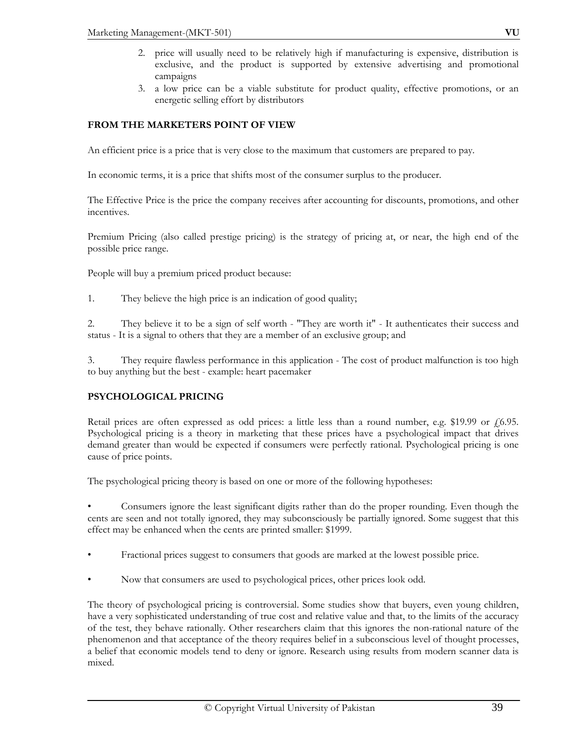2. price will usually need to be relatively high if manufacturing is expensive, distribution is exclusive, and the product is supported by extensive advertising and promotional campaigns
3. a low price can be a viable substitute for product quality, effective promotions, or an energetic selling effort by distributors

## FROM THE MARKETERS POINT OF VIEW

An efficient price is a price that is very close to the maximum that customers are prepared to pay.

In economic terms, it is a price that shifts most of the consumer surplus to the producer.

The Effective Price is the price the company receives after accounting for discounts, promotions, and other incentives.

Premium Pricing (also called prestige pricing) is the strategy of pricing at, or near, the high end of the possible price range.

People will buy a premium priced product because:

1. They believe the high price is an indication of good quality;

2. They believe it to be a sign of self worth - "They are worth it" - It authenticates their success and status - It is a signal to others that they are a member of an exclusive group; and

3. They require flawless performance in this application - The cost of product malfunction is too high to buy anything but the best - example: heart pacemaker

## PSYCHOLOGICAL PRICING

Retail prices are often expressed as odd prices: a little less than a round number, e.g. $19.99 or £6.95. Psychological pricing is a theory in marketing that these prices have a psychological impact that drives demand greater than would be expected if consumers were perfectly rational. Psychological pricing is one cause of price points.

The psychological pricing theory is based on one or more of the following hypotheses:

- Consumers ignore the least significant digits rather than do the proper rounding. Even though the cents are seen and not totally ignored, they may subconsciously be partially ignored. Some suggest that this effect may be enhanced when the cents are printed smaller: $1999.

- Fractional prices suggest to consumers that goods are marked at the lowest possible price.

- Now that consumers are used to psychological prices, other prices look odd.

The theory of psychological pricing is controversial. Some studies show that buyers, even young children, have a very sophisticated understanding of true cost and relative value and that, to the limits of the accuracy of the test, they behave rationally. Other researchers claim that this ignores the non-rational nature of the phenomenon and that acceptance of the theory requires belief in a subconscious level of thought processes, a belief that economic models tend to deny or ignore. Research using results from modern scanner data is mixed.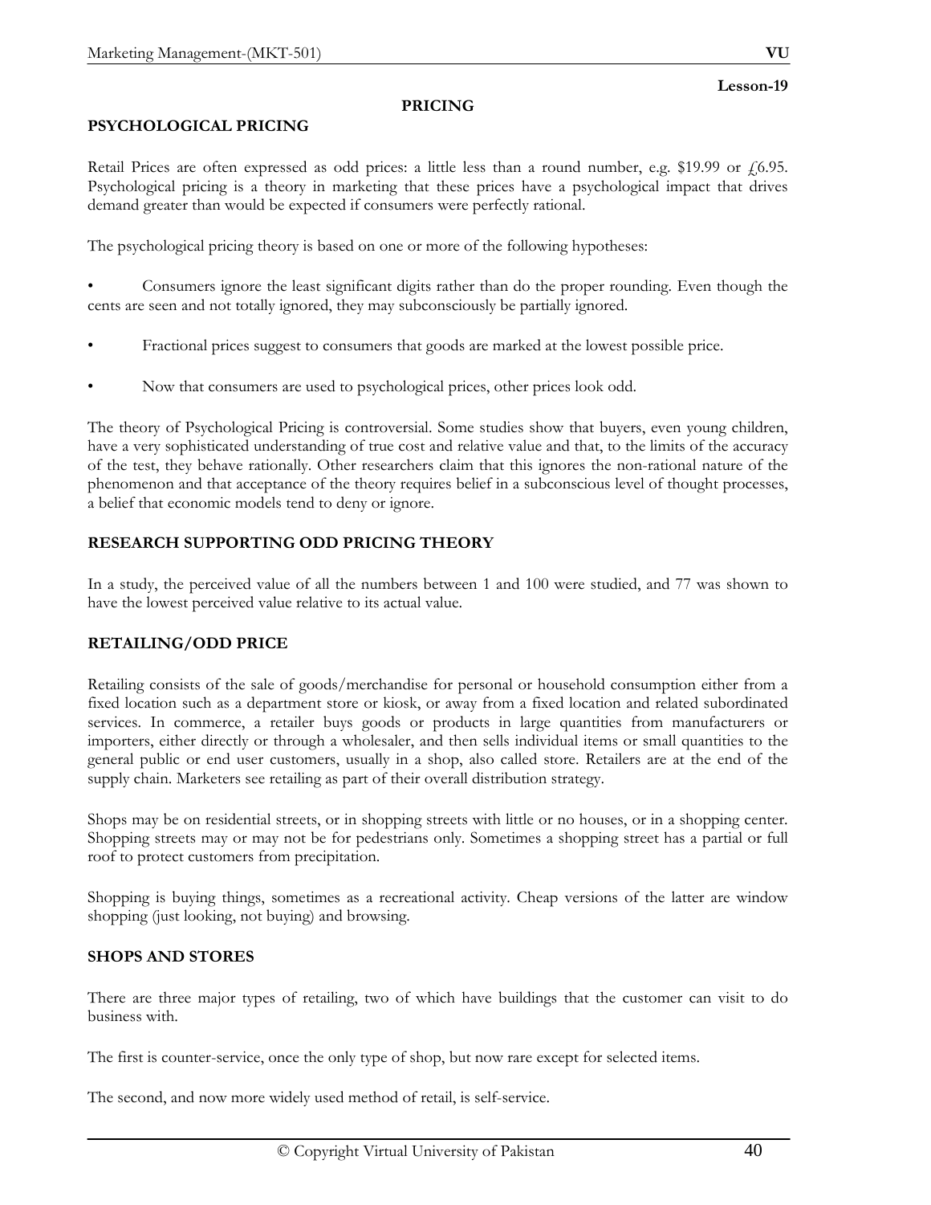**Lesson-19**

## PRICING

### PSYCHOLOGICAL PRICING

Retail Prices are often expressed as odd prices: a little less than a round number, e.g. $19.99 or £6.95. Psychological pricing is a theory in marketing that these prices have a psychological impact that drives demand greater than would be expected if consumers were perfectly rational.

The psychological pricing theory is based on one or more of the following hypotheses:

- Consumers ignore the least significant digits rather than do the proper rounding. Even though the cents are seen and not totally ignored, they may subconsciously be partially ignored.
- Fractional prices suggest to consumers that goods are marked at the lowest possible price.
- Now that consumers are used to psychological prices, other prices look odd.

The theory of Psychological Pricing is controversial. Some studies show that buyers, even young children, have a very sophisticated understanding of true cost and relative value and that, to the limits of the accuracy of the test, they behave rationally. Other researchers claim that this ignores the non-rational nature of the phenomenon and that acceptance of the theory requires belief in a subconscious level of thought processes, a belief that economic models tend to deny or ignore.

### RESEARCH SUPPORTING ODD PRICING THEORY

In a study, the perceived value of all the numbers between 1 and 100 were studied, and 77 was shown to have the lowest perceived value relative to its actual value.

### RETAILING/ODD PRICE

Retailing consists of the sale of goods/merchandise for personal or household consumption either from a fixed location such as a department store or kiosk, or away from a fixed location and related subordinated services. In commerce, a retailer buys goods or products in large quantities from manufacturers or importers, either directly or through a wholesaler, and then sells individual items or small quantities to the general public or end user customers, usually in a shop, also called store. Retailers are at the end of the supply chain. Marketers see retailing as part of their overall distribution strategy.

Shops may be on residential streets, or in shopping streets with little or no houses, or in a shopping center. Shopping streets may or may not be for pedestrians only. Sometimes a shopping street has a partial or full roof to protect customers from precipitation.

Shopping is buying things, sometimes as a recreational activity. Cheap versions of the latter are window shopping (just looking, not buying) and browsing.

### SHOPS AND STORES

There are three major types of retailing, two of which have buildings that the customer can visit to do business with.

The first is counter-service, once the only type of shop, but now rare except for selected items.

The second, and now more widely used method of retail, is self-service.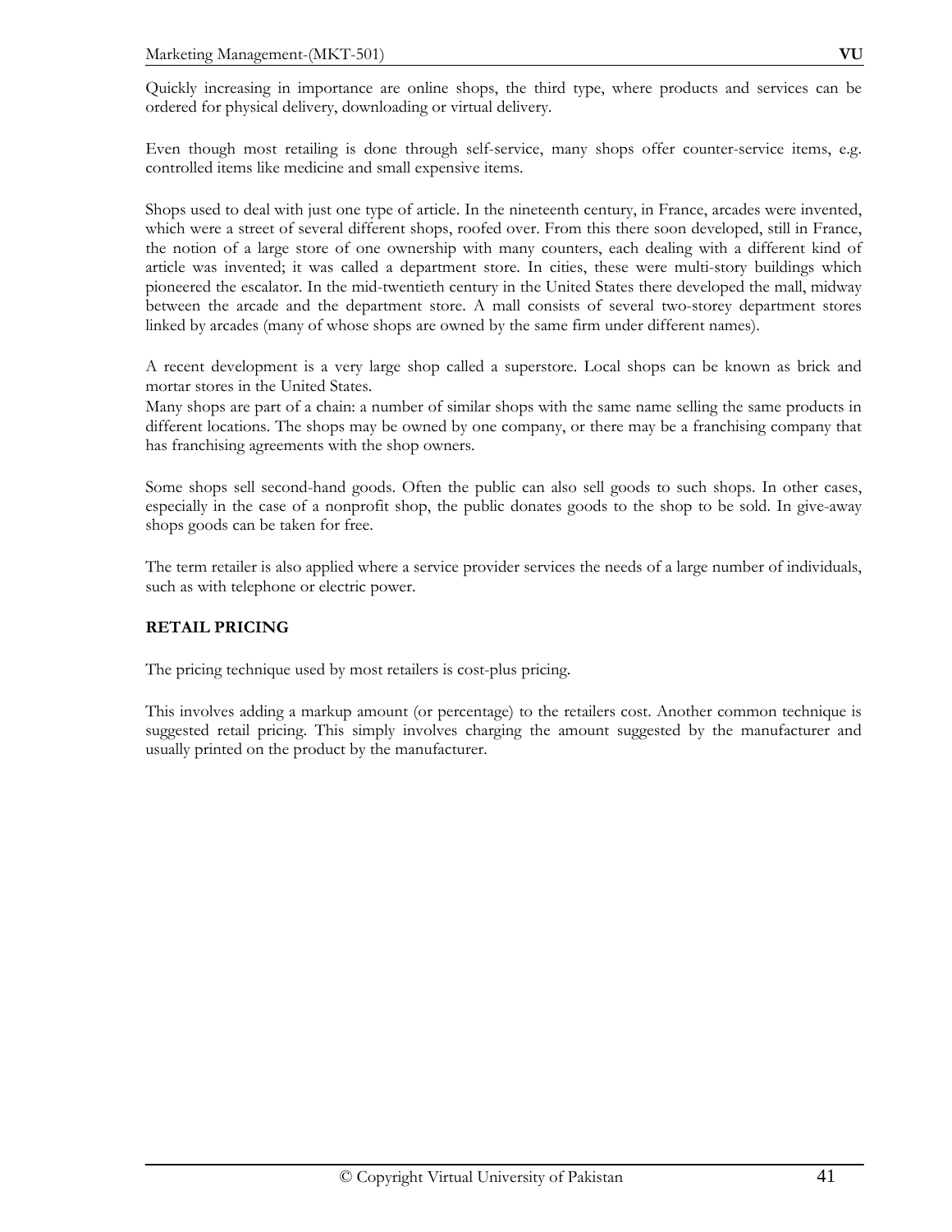Quickly increasing in importance are online shops, the third type, where products and services can be ordered for physical delivery, downloading or virtual delivery.

Even though most retailing is done through self-service, many shops offer counter-service items, e.g. controlled items like medicine and small expensive items.

Shops used to deal with just one type of article. In the nineteenth century, in France, arcades were invented, which were a street of several different shops, roofed over. From this there soon developed, still in France, the notion of a large store of one ownership with many counters, each dealing with a different kind of article was invented; it was called a department store. In cities, these were multi-story buildings which pioneered the escalator. In the mid-twentieth century in the United States there developed the mall, midway between the arcade and the department store. A mall consists of several two-storey department stores linked by arcades (many of whose shops are owned by the same firm under different names).

A recent development is a very large shop called a superstore. Local shops can be known as brick and mortar stores in the United States.
Many shops are part of a chain: a number of similar shops with the same name selling the same products in different locations. The shops may be owned by one company, or there may be a franchising company that has franchising agreements with the shop owners.

Some shops sell second-hand goods. Often the public can also sell goods to such shops. In other cases, especially in the case of a nonprofit shop, the public donates goods to the shop to be sold. In give-away shops goods can be taken for free.

The term retailer is also applied where a service provider services the needs of a large number of individuals, such as with telephone or electric power.

**RETAIL PRICING**

The pricing technique used by most retailers is cost-plus pricing.

This involves adding a markup amount (or percentage) to the retailers cost. Another common technique is suggested retail pricing. This simply involves charging the amount suggested by the manufacturer and usually printed on the product by the manufacturer.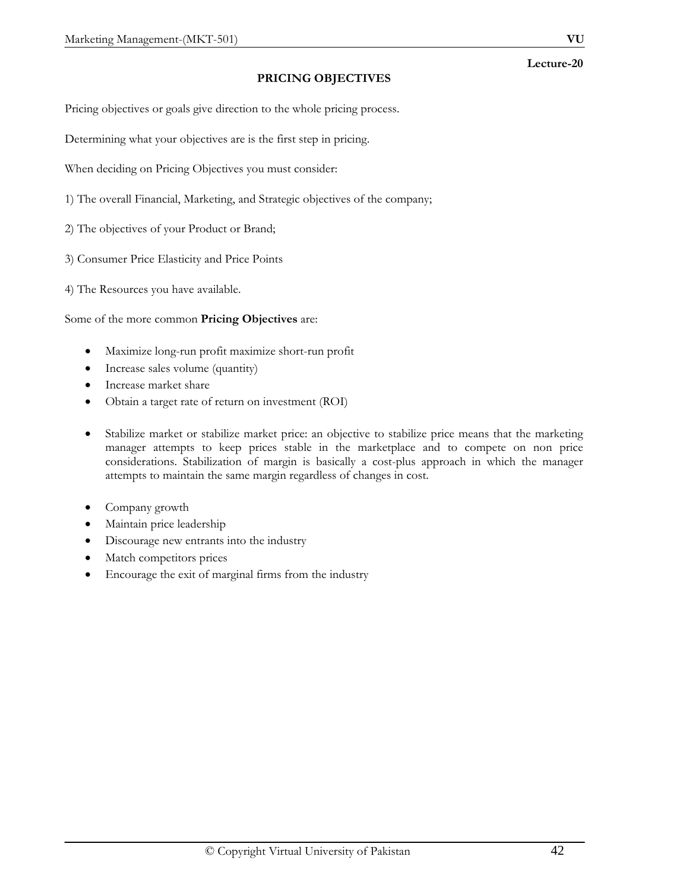**Lecture-20**

# PRICING OBJECTIVES

Pricing objectives or goals give direction to the whole pricing process.

Determining what your objectives are is the first step in pricing.

When deciding on Pricing Objectives you must consider:

1) The overall Financial, Marketing, and Strategic objectives of the company;

2) The objectives of your Product or Brand;

3) Consumer Price Elasticity and Price Points

4) The Resources you have available.

Some of the more common **Pricing Objectives** are:

- Maximize long-run profit maximize short-run profit
- Increase sales volume (quantity)
- Increase market share
- Obtain a target rate of return on investment (ROI)

- Stabilize market or stabilize market price: an objective to stabilize price means that the marketing manager attempts to keep prices stable in the marketplace and to compete on non price considerations. Stabilization of margin is basically a cost-plus approach in which the manager attempts to maintain the same margin regardless of changes in cost.

- Company growth
- Maintain price leadership
- Discourage new entrants into the industry
- Match competitors prices
- Encourage the exit of marginal firms from the industry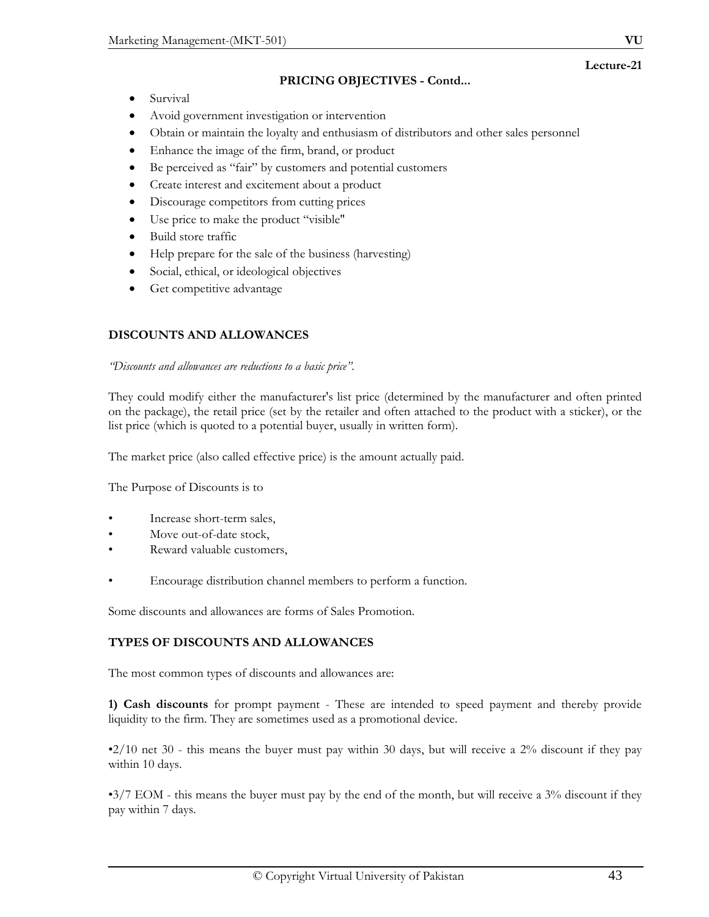Lecture-21

## PRICING OBJECTIVES - Contd...

- Survival
- Avoid government investigation or intervention
- Obtain or maintain the loyalty and enthusiasm of distributors and other sales personnel
- Enhance the image of the firm, brand, or product
- Be perceived as "fair" by customers and potential customers
- Create interest and excitement about a product
- Discourage competitors from cutting prices
- Use price to make the product "visible"
- Build store traffic
- Help prepare for the sale of the business (harvesting)
- Social, ethical, or ideological objectives
- Get competitive advantage

## DISCOUNTS AND ALLOWANCES

*"Discounts and allowances are reductions to a basic price".*

They could modify either the manufacturer's list price (determined by the manufacturer and often printed on the package), the retail price (set by the retailer and often attached to the product with a sticker), or the list price (which is quoted to a potential buyer, usually in written form).

The market price (also called effective price) is the amount actually paid.

The Purpose of Discounts is to

- Increase short-term sales,
- Move out-of-date stock,
- Reward valuable customers,
- Encourage distribution channel members to perform a function.

Some discounts and allowances are forms of Sales Promotion.

## TYPES OF DISCOUNTS AND ALLOWANCES

The most common types of discounts and allowances are:

**1) Cash discounts** for prompt payment - These are intended to speed payment and thereby provide liquidity to the firm. They are sometimes used as a promotional device.

•2/10 net 30 - this means the buyer must pay within 30 days, but will receive a 2% discount if they pay within 10 days.

•3/7 EOM - this means the buyer must pay by the end of the month, but will receive a 3% discount if they pay within 7 days.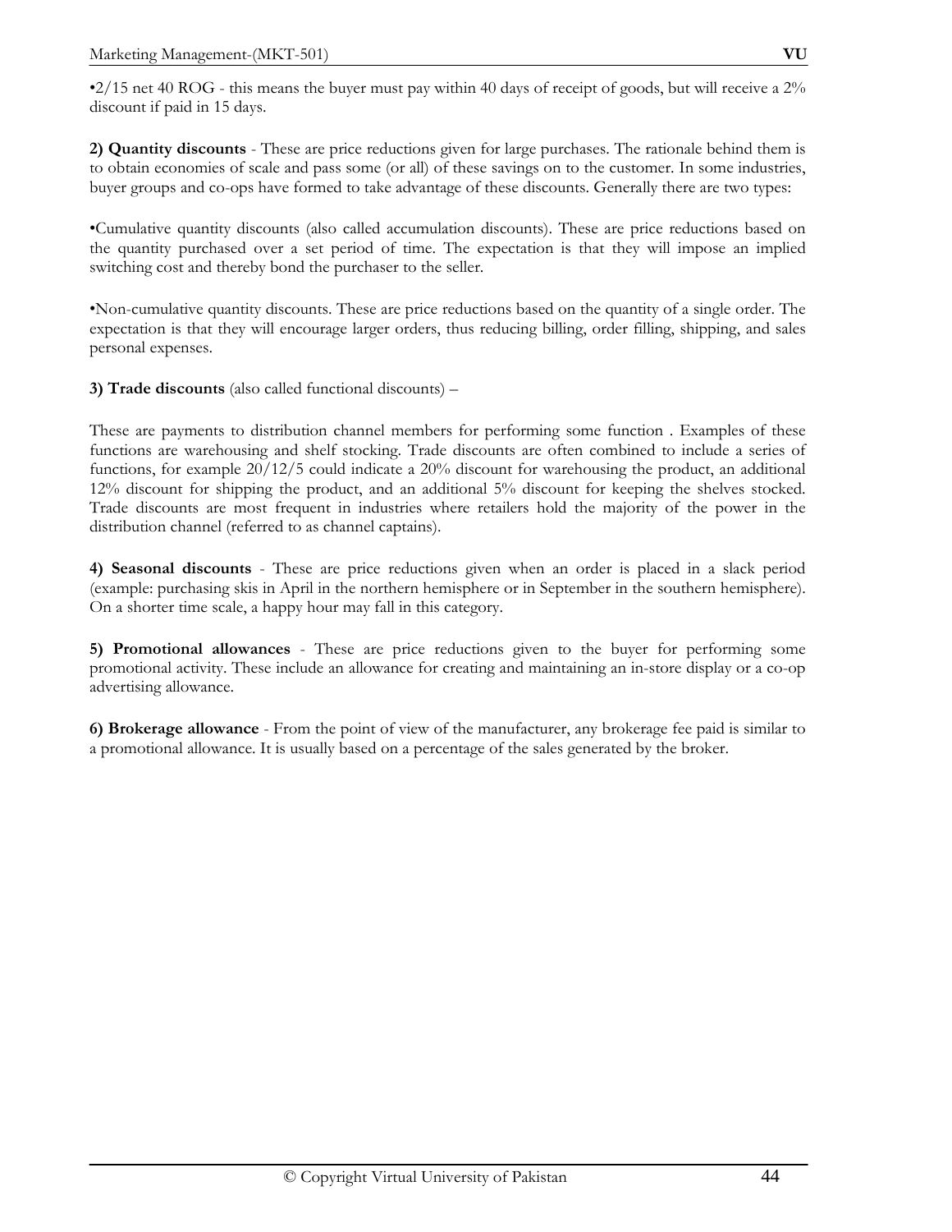•2/15 net 40 ROG - this means the buyer must pay within 40 days of receipt of goods, but will receive a 2% discount if paid in 15 days.

**2) Quantity discounts** - These are price reductions given for large purchases. The rationale behind them is to obtain economies of scale and pass some (or all) of these savings on to the customer. In some industries, buyer groups and co-ops have formed to take advantage of these discounts. Generally there are two types:

•Cumulative quantity discounts (also called accumulation discounts). These are price reductions based on the quantity purchased over a set period of time. The expectation is that they will impose an implied switching cost and thereby bond the purchaser to the seller.

•Non-cumulative quantity discounts. These are price reductions based on the quantity of a single order. The expectation is that they will encourage larger orders, thus reducing billing, order filling, shipping, and sales personal expenses.

**3) Trade discounts** (also called functional discounts) –

These are payments to distribution channel members for performing some function . Examples of these functions are warehousing and shelf stocking. Trade discounts are often combined to include a series of functions, for example 20/12/5 could indicate a 20% discount for warehousing the product, an additional 12% discount for shipping the product, and an additional 5% discount for keeping the shelves stocked. Trade discounts are most frequent in industries where retailers hold the majority of the power in the distribution channel (referred to as channel captains).

**4) Seasonal discounts** - These are price reductions given when an order is placed in a slack period (example: purchasing skis in April in the northern hemisphere or in September in the southern hemisphere). On a shorter time scale, a happy hour may fall in this category.

**5) Promotional allowances** - These are price reductions given to the buyer for performing some promotional activity. These include an allowance for creating and maintaining an in-store display or a co-op advertising allowance.

**6) Brokerage allowance** - From the point of view of the manufacturer, any brokerage fee paid is similar to a promotional allowance. It is usually based on a percentage of the sales generated by the broker.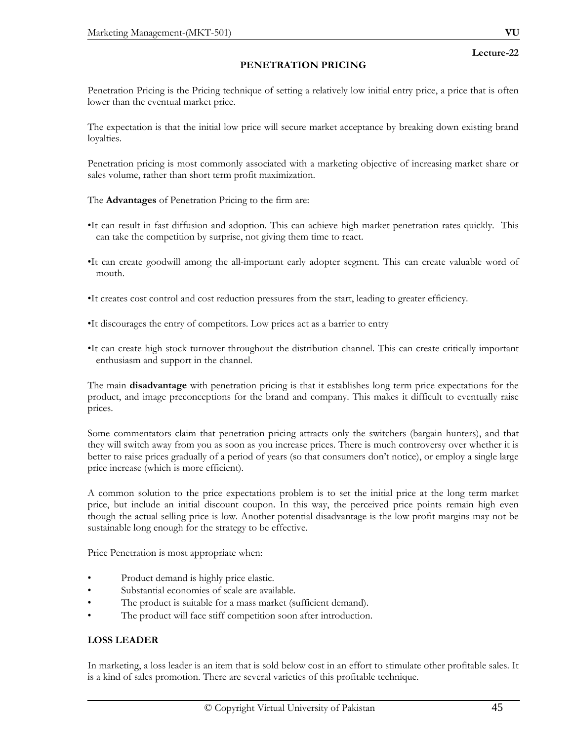Lecture-22

## PENETRATION PRICING

Penetration Pricing is the Pricing technique of setting a relatively low initial entry price, a price that is often lower than the eventual market price.

The expectation is that the initial low price will secure market acceptance by breaking down existing brand loyalties.

Penetration pricing is most commonly associated with a marketing objective of increasing market share or sales volume, rather than short term profit maximization.

The **Advantages** of Penetration Pricing to the firm are:

- It can result in fast diffusion and adoption. This can achieve high market penetration rates quickly. This can take the competition by surprise, not giving them time to react.
- It can create goodwill among the all-important early adopter segment. This can create valuable word of mouth.
- It creates cost control and cost reduction pressures from the start, leading to greater efficiency.
- It discourages the entry of competitors. Low prices act as a barrier to entry
- It can create high stock turnover throughout the distribution channel. This can create critically important enthusiasm and support in the channel.

The main **disadvantage** with penetration pricing is that it establishes long term price expectations for the product, and image preconceptions for the brand and company. This makes it difficult to eventually raise prices.

Some commentators claim that penetration pricing attracts only the switchers (bargain hunters), and that they will switch away from you as soon as you increase prices. There is much controversy over whether it is better to raise prices gradually of a period of years (so that consumers don't notice), or employ a single large price increase (which is more efficient).

A common solution to the price expectations problem is to set the initial price at the long term market price, but include an initial discount coupon. In this way, the perceived price points remain high even though the actual selling price is low. Another potential disadvantage is the low profit margins may not be sustainable long enough for the strategy to be effective.

Price Penetration is most appropriate when:

- Product demand is highly price elastic.
- Substantial economies of scale are available.
- The product is suitable for a mass market (sufficient demand).
- The product will face stiff competition soon after introduction.

## LOSS LEADER

In marketing, a loss leader is an item that is sold below cost in an effort to stimulate other profitable sales. It is a kind of sales promotion. There are several varieties of this profitable technique.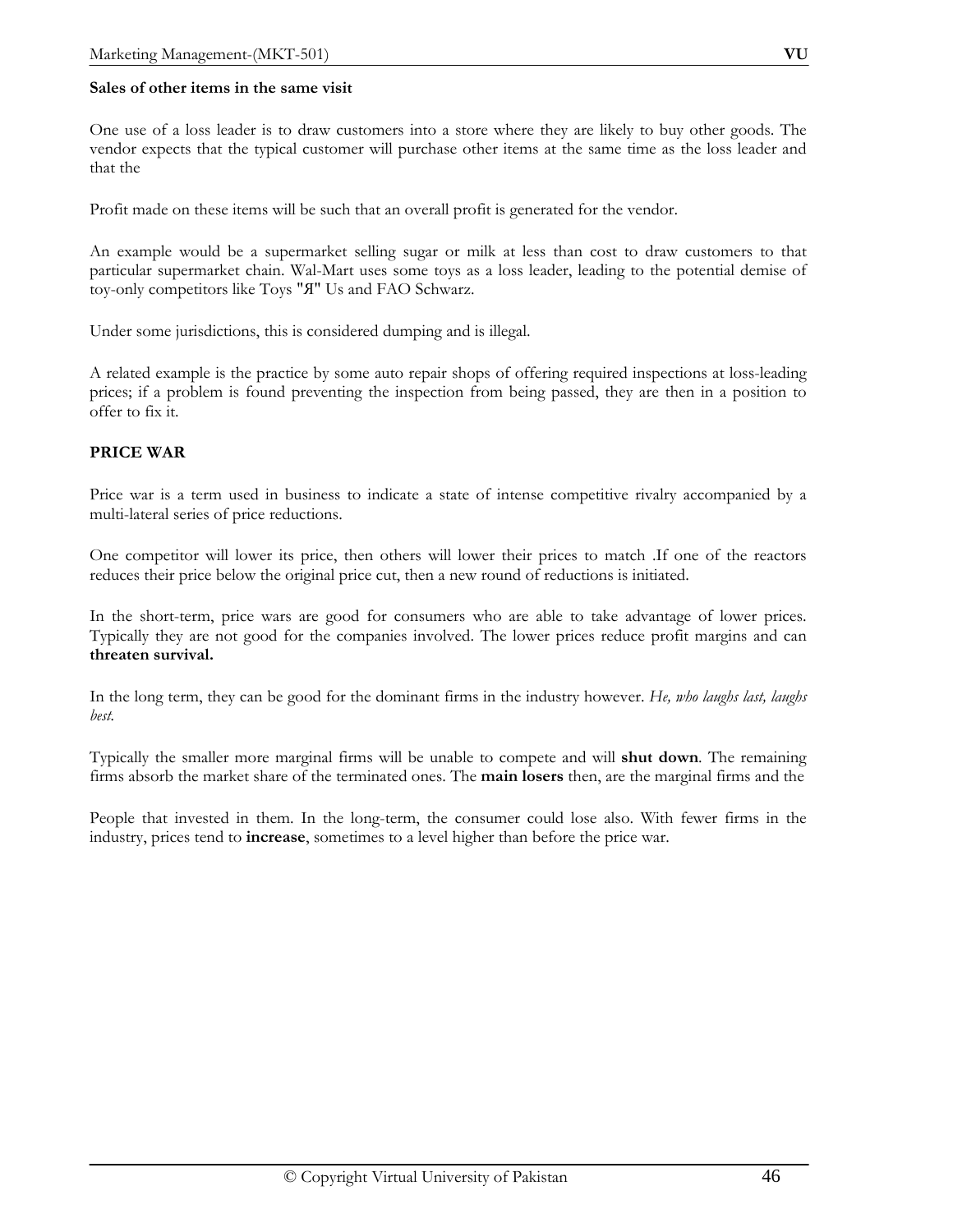**Sales of other items in the same visit**

One use of a loss leader is to draw customers into a store where they are likely to buy other goods. The vendor expects that the typical customer will purchase other items at the same time as the loss leader and that the

Profit made on these items will be such that an overall profit is generated for the vendor.

An example would be a supermarket selling sugar or milk at less than cost to draw customers to that particular supermarket chain. Wal-Mart uses some toys as a loss leader, leading to the potential demise of toy-only competitors like Toys "Я" Us and FAO Schwarz.

Under some jurisdictions, this is considered dumping and is illegal.

A related example is the practice by some auto repair shops of offering required inspections at loss-leading prices; if a problem is found preventing the inspection from being passed, they are then in a position to offer to fix it.

**PRICE WAR**

Price war is a term used in business to indicate a state of intense competitive rivalry accompanied by a multi-lateral series of price reductions.

One competitor will lower its price, then others will lower their prices to match .If one of the reactors reduces their price below the original price cut, then a new round of reductions is initiated.

In the short-term, price wars are good for consumers who are able to take advantage of lower prices. Typically they are not good for the companies involved. The lower prices reduce profit margins and can **threaten survival.**

In the long term, they can be good for the dominant firms in the industry however. *He, who laughs last, laughs best.*

Typically the smaller more marginal firms will be unable to compete and will **shut down**. The remaining firms absorb the market share of the terminated ones. The **main losers** then, are the marginal firms and the

People that invested in them. In the long-term, the consumer could lose also. With fewer firms in the industry, prices tend to **increase**, sometimes to a level higher than before the price war.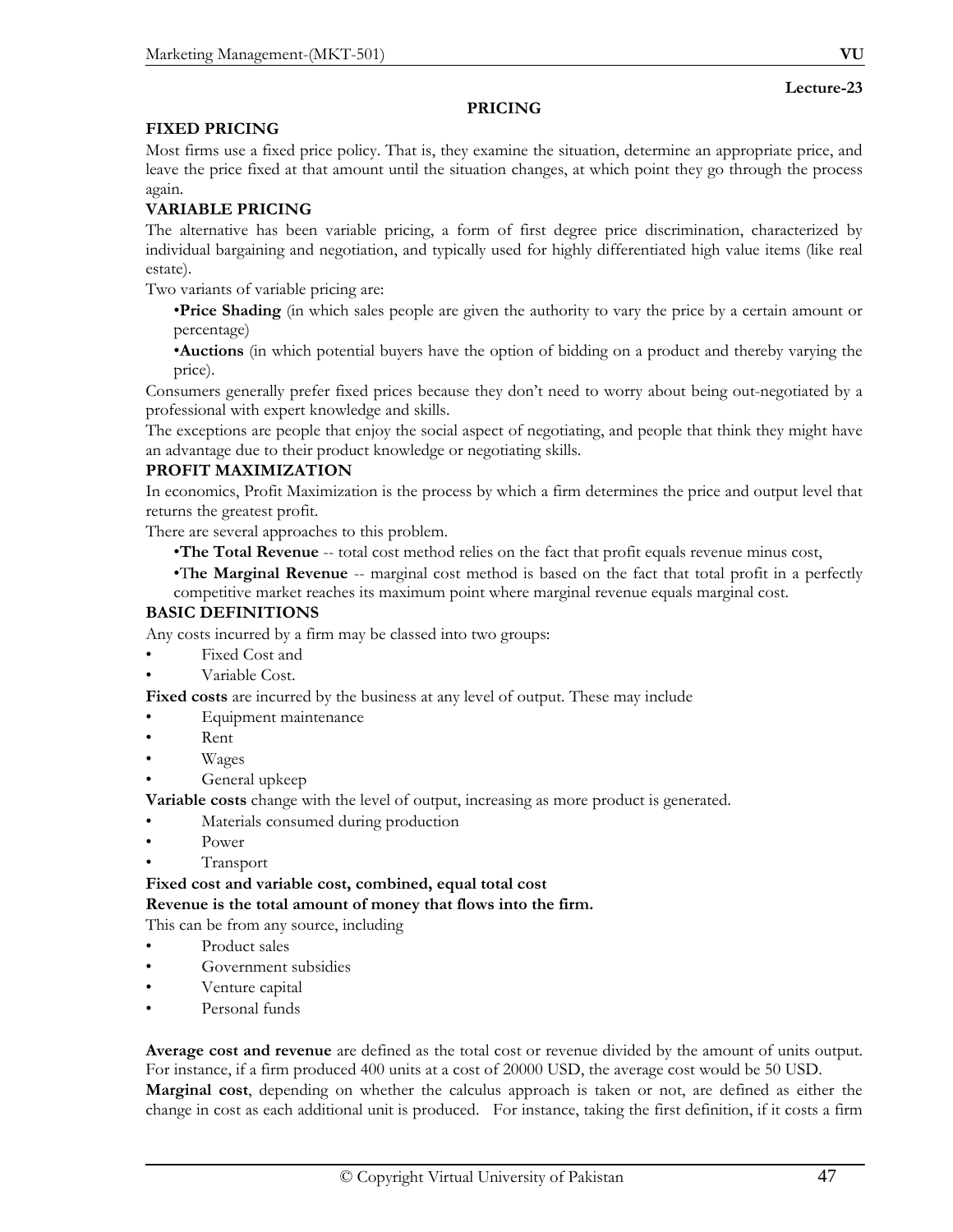Lecture-23

## PRICING

### FIXED PRICING

Most firms use a fixed price policy. That is, they examine the situation, determine an appropriate price, and leave the price fixed at that amount until the situation changes, at which point they go through the process again.

### VARIABLE PRICING

The alternative has been variable pricing, a form of first degree price discrimination, characterized by individual bargaining and negotiation, and typically used for highly differentiated high value items (like real estate).

Two variants of variable pricing are:

- **Price Shading** (in which sales people are given the authority to vary the price by a certain amount or percentage)
- **Auctions** (in which potential buyers have the option of bidding on a product and thereby varying the price).

Consumers generally prefer fixed prices because they don't need to worry about being out-negotiated by a professional with expert knowledge and skills.

The exceptions are people that enjoy the social aspect of negotiating, and people that think they might have an advantage due to their product knowledge or negotiating skills.

### PROFIT MAXIMIZATION

In economics, Profit Maximization is the process by which a firm determines the price and output level that returns the greatest profit.

There are several approaches to this problem.

- **The Total Revenue** -- total cost method relies on the fact that profit equals revenue minus cost,
- **The Marginal Revenue** -- marginal cost method is based on the fact that total profit in a perfectly competitive market reaches its maximum point where marginal revenue equals marginal cost.

### BASIC DEFINITIONS

Any costs incurred by a firm may be classed into two groups:

- Fixed Cost and
- Variable Cost.

**Fixed costs** are incurred by the business at any level of output. These may include

- Equipment maintenance
- Rent
- Wages
- General upkeep

**Variable costs** change with the level of output, increasing as more product is generated.

- Materials consumed during production
- Power
- Transport

**Fixed cost and variable cost, combined, equal total cost**

**Revenue is the total amount of money that flows into the firm.**

This can be from any source, including

- Product sales
- Government subsidies
- Venture capital
- Personal funds

**Average cost and revenue** are defined as the total cost or revenue divided by the amount of units output. For instance, if a firm produced 400 units at a cost of 20000 USD, the average cost would be 50 USD.

**Marginal cost**, depending on whether the calculus approach is taken or not, are defined as either the change in cost as each additional unit is produced. For instance, taking the first definition, if it costs a firm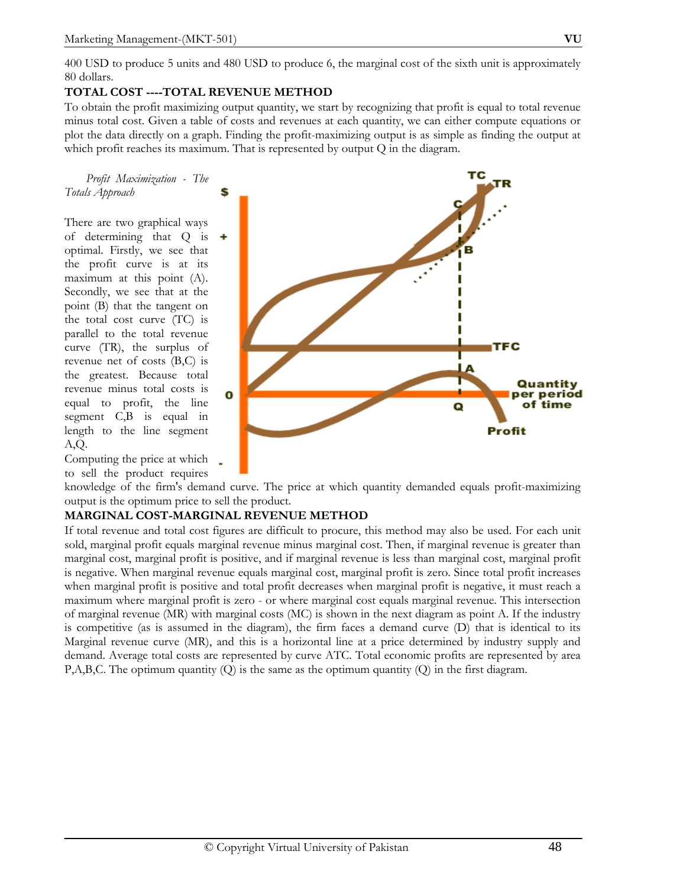400 USD to produce 5 units and 480 USD to produce 6, the marginal cost of the sixth unit is approximately 80 dollars.

### TOTAL COST ----TOTAL REVENUE METHOD

To obtain the profit maximizing output quantity, we start by recognizing that profit is equal to total revenue minus total cost. Given a table of costs and revenues at each quantity, we can either compute equations or plot the data directly on a graph. Finding the profit-maximizing output is as simple as finding the output at which profit reaches its maximum. That is represented by output Q in the diagram.

*Profit Maximization - The Totals Approach*

There are two graphical ways of determining that Q is optimal. Firstly, we see that the profit curve is at its maximum at this point (A). Secondly, we see that at the point (B) that the tangent on the total cost curve (TC) is parallel to the total revenue curve (TR), the surplus of revenue net of costs (B,C) is the greatest. Because total revenue minus total costs is equal to profit, the line segment C,B is equal in length to the line segment A,Q.

Computing the price at which to sell the product requires knowledge of the firm's demand curve. The price at which quantity demanded equals profit-maximizing output is the optimum price to sell the product.

### MARGINAL COST-MARGINAL REVENUE METHOD

If total revenue and total cost figures are difficult to procure, this method may also be used. For each unit sold, marginal profit equals marginal revenue minus marginal cost. Then, if marginal revenue is greater than marginal cost, marginal profit is positive, and if marginal revenue is less than marginal cost, marginal profit is negative. When marginal revenue equals marginal cost, marginal profit is zero. Since total profit increases when marginal profit is positive and total profit decreases when marginal profit is negative, it must reach a maximum where marginal profit is zero - or where marginal cost equals marginal revenue. This intersection of marginal revenue (MR) with marginal costs (MC) is shown in the next diagram as point A. If the industry is competitive (as is assumed in the diagram), the firm faces a demand curve (D) that is identical to its Marginal revenue curve (MR), and this is a horizontal line at a price determined by industry supply and demand. Average total costs are represented by curve ATC. Total economic profits are represented by area P,A,B,C. The optimum quantity (Q) is the same as the optimum quantity (Q) in the first diagram.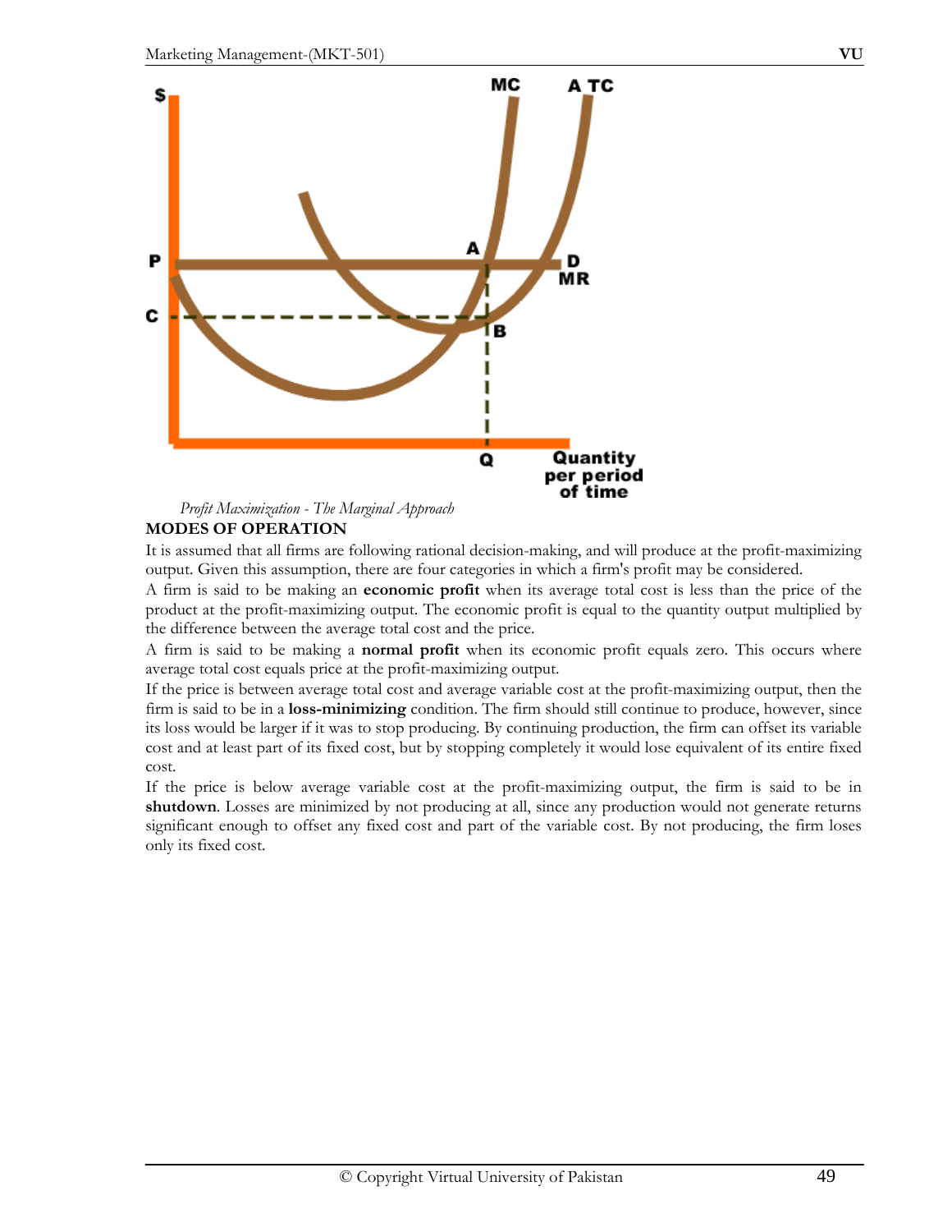*Profit Maximization - The Marginal Approach*

**MODES OF OPERATION**

It is assumed that all firms are following rational decision-making, and will produce at the profit-maximizing output. Given this assumption, there are four categories in which a firm's profit may be considered.

A firm is said to be making an **economic profit** when its average total cost is less than the price of the product at the profit-maximizing output. The economic profit is equal to the quantity output multiplied by the difference between the average total cost and the price.

A firm is said to be making a **normal profit** when its economic profit equals zero. This occurs where average total cost equals price at the profit-maximizing output.

If the price is between average total cost and average variable cost at the profit-maximizing output, then the firm is said to be in a **loss-minimizing** condition. The firm should still continue to produce, however, since its loss would be larger if it was to stop producing. By continuing production, the firm can offset its variable cost and at least part of its fixed cost, but by stopping completely it would lose equivalent of its entire fixed cost.

If the price is below average variable cost at the profit-maximizing output, the firm is said to be in **shutdown**. Losses are minimized by not producing at all, since any production would not generate returns significant enough to offset any fixed cost and part of the variable cost. By not producing, the firm loses only its fixed cost.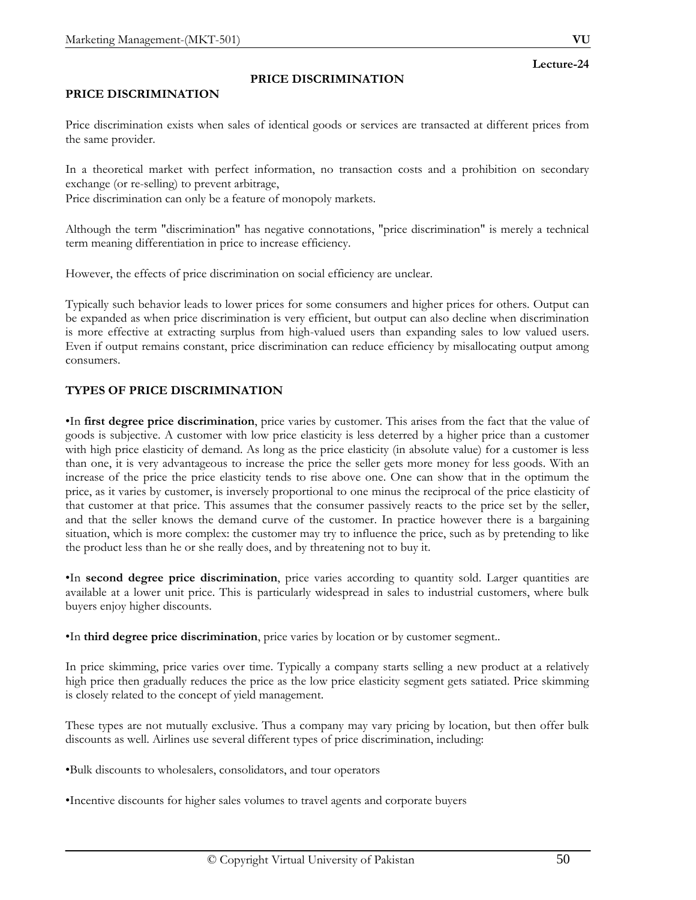Lecture-24

# PRICE DISCRIMINATION

## PRICE DISCRIMINATION

Price discrimination exists when sales of identical goods or services are transacted at different prices from the same provider.

In a theoretical market with perfect information, no transaction costs and a prohibition on secondary exchange (or re-selling) to prevent arbitrage,
Price discrimination can only be a feature of monopoly markets.

Although the term "discrimination" has negative connotations, "price discrimination" is merely a technical term meaning differentiation in price to increase efficiency.

However, the effects of price discrimination on social efficiency are unclear.

Typically such behavior leads to lower prices for some consumers and higher prices for others. Output can be expanded as when price discrimination is very efficient, but output can also decline when discrimination is more effective at extracting surplus from high-valued users than expanding sales to low valued users. Even if output remains constant, price discrimination can reduce efficiency by misallocating output among consumers.

## TYPES OF PRICE DISCRIMINATION

•In **first degree price discrimination**, price varies by customer. This arises from the fact that the value of goods is subjective. A customer with low price elasticity is less deterred by a higher price than a customer with high price elasticity of demand. As long as the price elasticity (in absolute value) for a customer is less than one, it is very advantageous to increase the price the seller gets more money for less goods. With an increase of the price the price elasticity tends to rise above one. One can show that in the optimum the price, as it varies by customer, is inversely proportional to one minus the reciprocal of the price elasticity of that customer at that price. This assumes that the consumer passively reacts to the price set by the seller, and that the seller knows the demand curve of the customer. In practice however there is a bargaining situation, which is more complex: the customer may try to influence the price, such as by pretending to like the product less than he or she really does, and by threatening not to buy it.

•In **second degree price discrimination**, price varies according to quantity sold. Larger quantities are available at a lower unit price. This is particularly widespread in sales to industrial customers, where bulk buyers enjoy higher discounts.

•In **third degree price discrimination**, price varies by location or by customer segment..

In price skimming, price varies over time. Typically a company starts selling a new product at a relatively high price then gradually reduces the price as the low price elasticity segment gets satiated. Price skimming is closely related to the concept of yield management.

These types are not mutually exclusive. Thus a company may vary pricing by location, but then offer bulk discounts as well. Airlines use several different types of price discrimination, including:

•Bulk discounts to wholesalers, consolidators, and tour operators

•Incentive discounts for higher sales volumes to travel agents and corporate buyers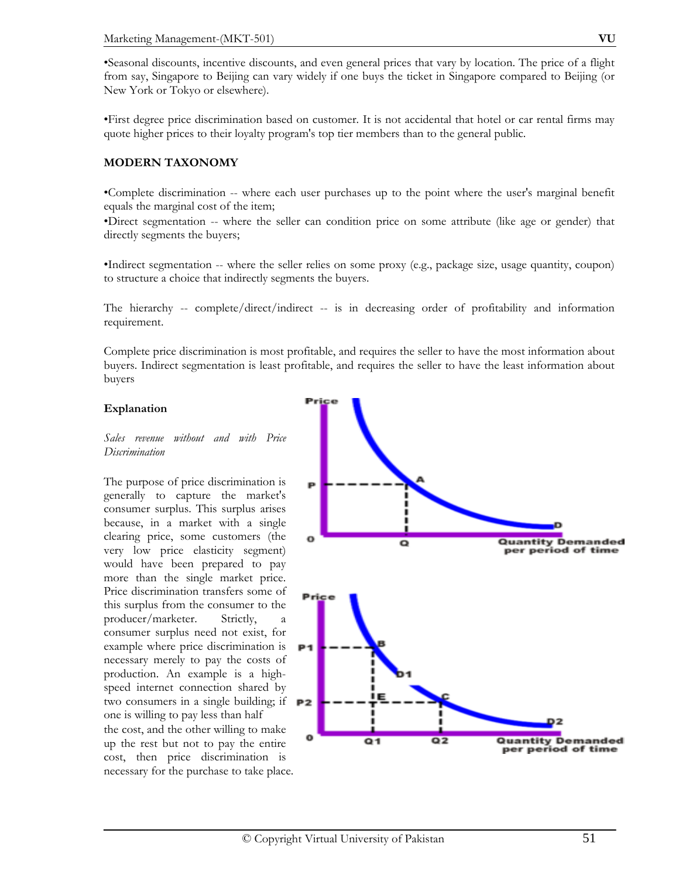•Seasonal discounts, incentive discounts, and even general prices that vary by location. The price of a flight from say, Singapore to Beijing can vary widely if one buys the ticket in Singapore compared to Beijing (or New York or Tokyo or elsewhere).

•First degree price discrimination based on customer. It is not accidental that hotel or car rental firms may quote higher prices to their loyalty program's top tier members than to the general public.

**MODERN TAXONOMY**

•Complete discrimination -- where each user purchases up to the point where the user's marginal benefit equals the marginal cost of the item;

•Direct segmentation -- where the seller can condition price on some attribute (like age or gender) that directly segments the buyers;

•Indirect segmentation -- where the seller relies on some proxy (e.g., package size, usage quantity, coupon) to structure a choice that indirectly segments the buyers.

The hierarchy -- complete/direct/indirect -- is in decreasing order of profitability and information requirement.

Complete price discrimination is most profitable, and requires the seller to have the most information about buyers. Indirect segmentation is least profitable, and requires the seller to have the least information about buyers

**Explanation**

*Sales revenue without and with Price Discrimination*

The purpose of price discrimination is generally to capture the market's consumer surplus. This surplus arises because, in a market with a single clearing price, some customers (the very low price elasticity segment) would have been prepared to pay more than the single market price. Price discrimination transfers some of this surplus from the consumer to the producer/marketer. Strictly, a consumer surplus need not exist, for example where price discrimination is necessary merely to pay the costs of production. An example is a high-speed internet connection shared by two consumers in a single building; if one is willing to pay less than half the cost, and the other willing to make up the rest but not to pay the entire cost, then price discrimination is necessary for the purchase to take place.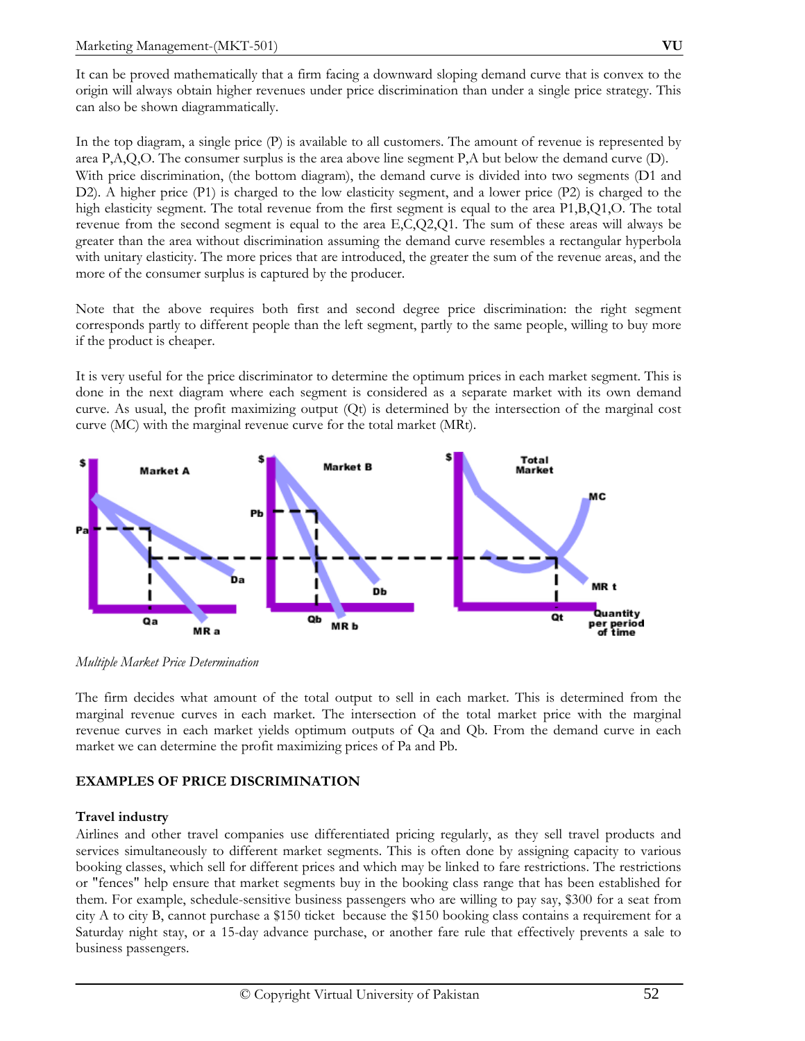It can be proved mathematically that a firm facing a downward sloping demand curve that is convex to the origin will always obtain higher revenues under price discrimination than under a single price strategy. This can also be shown diagrammatically.

In the top diagram, a single price (P) is available to all customers. The amount of revenue is represented by area P,A,Q,O. The consumer surplus is the area above line segment P,A but below the demand curve (D). With price discrimination, (the bottom diagram), the demand curve is divided into two segments (D1 and D2). A higher price (P1) is charged to the low elasticity segment, and a lower price (P2) is charged to the high elasticity segment. The total revenue from the first segment is equal to the area P1,B,Q1,O. The total revenue from the second segment is equal to the area E,C,Q2,Q1. The sum of these areas will always be greater than the area without discrimination assuming the demand curve resembles a rectangular hyperbola with unitary elasticity. The more prices that are introduced, the greater the sum of the revenue areas, and the more of the consumer surplus is captured by the producer.

Note that the above requires both first and second degree price discrimination: the right segment corresponds partly to different people than the left segment, partly to the same people, willing to buy more if the product is cheaper.

It is very useful for the price discriminator to determine the optimum prices in each market segment. This is done in the next diagram where each segment is considered as a separate market with its own demand curve. As usual, the profit maximizing output (Qt) is determined by the intersection of the marginal cost curve (MC) with the marginal revenue curve for the total market (MRt).

*Multiple Market Price Determination*

The firm decides what amount of the total output to sell in each market. This is determined from the marginal revenue curves in each market. The intersection of the total market price with the marginal revenue curves in each market yields optimum outputs of Qa and Qb. From the demand curve in each market we can determine the profit maximizing prices of Pa and Pb.

**EXAMPLES OF PRICE DISCRIMINATION**

**Travel industry**

Airlines and other travel companies use differentiated pricing regularly, as they sell travel products and services simultaneously to different market segments. This is often done by assigning capacity to various booking classes, which sell for different prices and which may be linked to fare restrictions. The restrictions or "fences" help ensure that market segments buy in the booking class range that has been established for them. For example, schedule-sensitive business passengers who are willing to pay say, $300 for a seat from city A to city B, cannot purchase a $150 ticket because the $150 booking class contains a requirement for a Saturday night stay, or a 15-day advance purchase, or another fare rule that effectively prevents a sale to business passengers.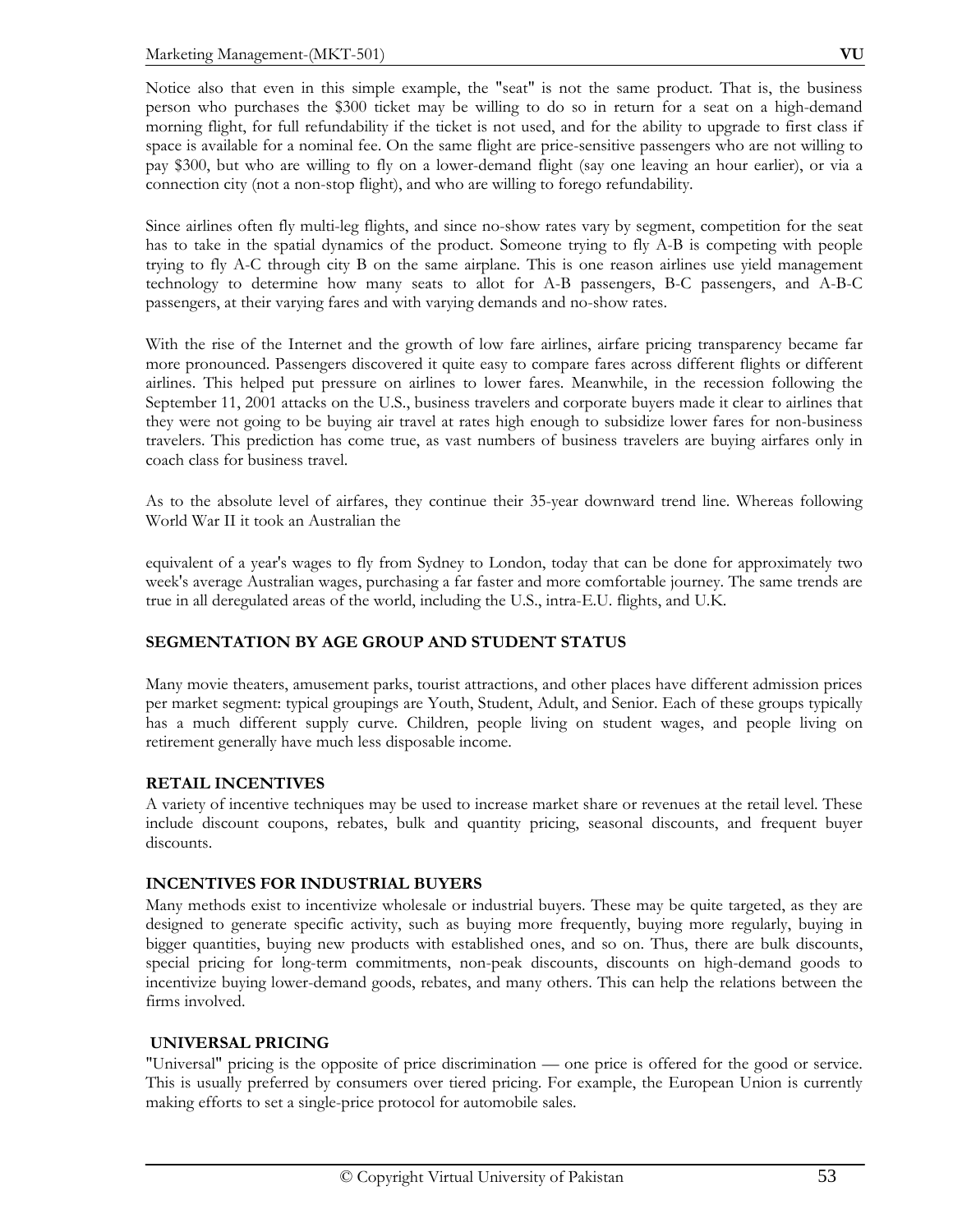Notice also that even in this simple example, the "seat" is not the same product. That is, the business person who purchases the $300 ticket may be willing to do so in return for a seat on a high-demand morning flight, for full refundability if the ticket is not used, and for the ability to upgrade to first class if space is available for a nominal fee. On the same flight are price-sensitive passengers who are not willing to pay $300, but who are willing to fly on a lower-demand flight (say one leaving an hour earlier), or via a connection city (not a non-stop flight), and who are willing to forego refundability.

Since airlines often fly multi-leg flights, and since no-show rates vary by segment, competition for the seat has to take in the spatial dynamics of the product. Someone trying to fly A-B is competing with people trying to fly A-C through city B on the same airplane. This is one reason airlines use yield management technology to determine how many seats to allot for A-B passengers, B-C passengers, and A-B-C passengers, at their varying fares and with varying demands and no-show rates.

With the rise of the Internet and the growth of low fare airlines, airfare pricing transparency became far more pronounced. Passengers discovered it quite easy to compare fares across different flights or different airlines. This helped put pressure on airlines to lower fares. Meanwhile, in the recession following the September 11, 2001 attacks on the U.S., business travelers and corporate buyers made it clear to airlines that they were not going to be buying air travel at rates high enough to subsidize lower fares for non-business travelers. This prediction has come true, as vast numbers of business travelers are buying airfares only in coach class for business travel.

As to the absolute level of airfares, they continue their 35-year downward trend line. Whereas following World War II it took an Australian the

equivalent of a year's wages to fly from Sydney to London, today that can be done for approximately two week's average Australian wages, purchasing a far faster and more comfortable journey. The same trends are true in all deregulated areas of the world, including the U.S., intra-E.U. flights, and U.K.

## SEGMENTATION BY AGE GROUP AND STUDENT STATUS

Many movie theaters, amusement parks, tourist attractions, and other places have different admission prices per market segment: typical groupings are Youth, Student, Adult, and Senior. Each of these groups typically has a much different supply curve. Children, people living on student wages, and people living on retirement generally have much less disposable income.

## RETAIL INCENTIVES

A variety of incentive techniques may be used to increase market share or revenues at the retail level. These include discount coupons, rebates, bulk and quantity pricing, seasonal discounts, and frequent buyer discounts.

## INCENTIVES FOR INDUSTRIAL BUYERS

Many methods exist to incentivize wholesale or industrial buyers. These may be quite targeted, as they are designed to generate specific activity, such as buying more frequently, buying more regularly, buying in bigger quantities, buying new products with established ones, and so on. Thus, there are bulk discounts, special pricing for long-term commitments, non-peak discounts, discounts on high-demand goods to incentivize buying lower-demand goods, rebates, and many others. This can help the relations between the firms involved.

## UNIVERSAL PRICING

"Universal" pricing is the opposite of price discrimination — one price is offered for the good or service. This is usually preferred by consumers over tiered pricing. For example, the European Union is currently making efforts to set a single-price protocol for automobile sales.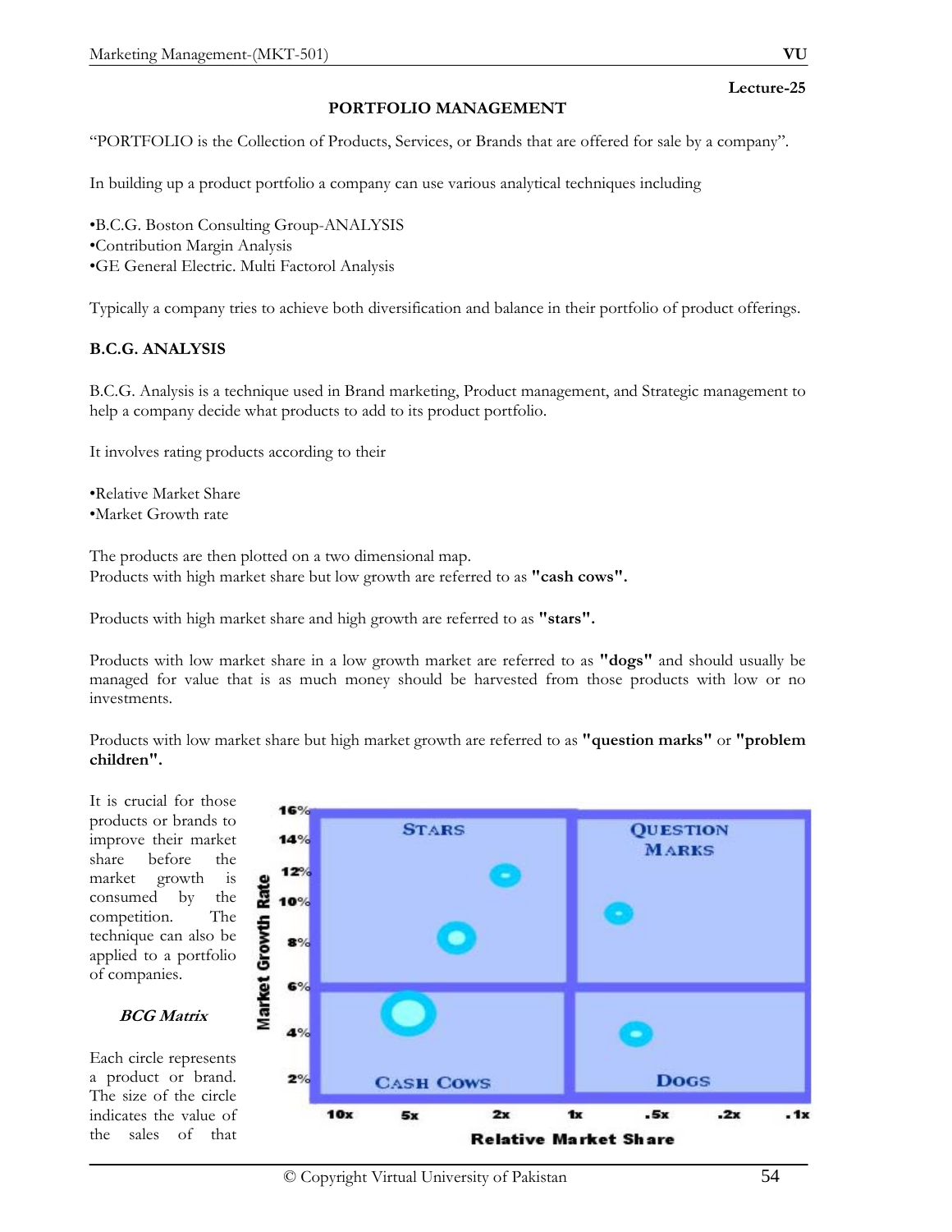**Lecture-25**

## PORTFOLIO MANAGEMENT

"PORTFOLIO is the Collection of Products, Services, or Brands that are offered for sale by a company".

In building up a product portfolio a company can use various analytical techniques including

- •B.C.G. Boston Consulting Group-ANALYSIS
- •Contribution Margin Analysis
- •GE General Electric. Multi Factorol Analysis

Typically a company tries to achieve both diversification and balance in their portfolio of product offerings.

### B.C.G. ANALYSIS

B.C.G. Analysis is a technique used in Brand marketing, Product management, and Strategic management to help a company decide what products to add to its product portfolio.

It involves rating products according to their

- •Relative Market Share
- •Market Growth rate

The products are then plotted on a two dimensional map.
Products with high market share but low growth are referred to as **"cash cows".**

Products with high market share and high growth are referred to as **"stars".**

Products with low market share in a low growth market are referred to as **"dogs"** and should usually be managed for value that is as much money should be harvested from those products with low or no investments.

Products with low market share but high market growth are referred to as **"question marks"** or **"problem children".**

It is crucial for those products or brands to improve their market share before the market growth is consumed by the competition. The technique can also be applied to a portfolio of companies.

***BCG Matrix***

Each circle represents a product or brand. The size of the circle indicates the value of the sales of that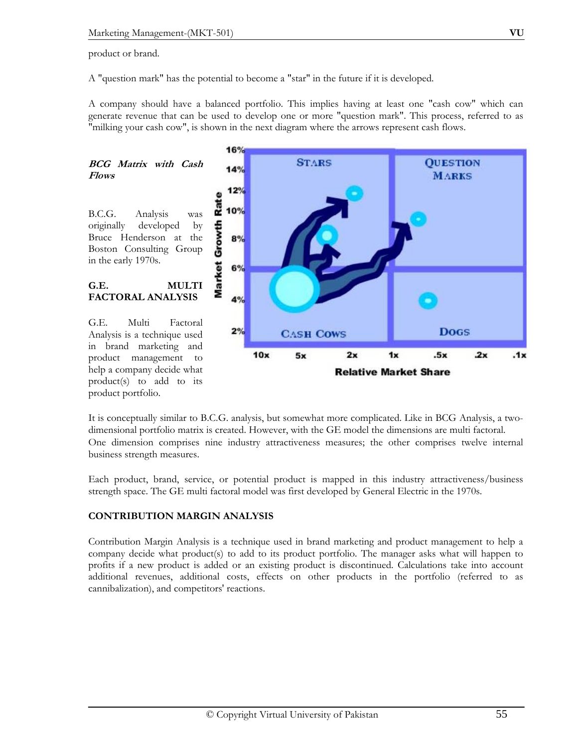product or brand.

A "question mark" has the potential to become a "star" in the future if it is developed.

A company should have a balanced portfolio. This implies having at least one "cash cow" which can generate revenue that can be used to develop one or more "question mark". This process, referred to as "milking your cash cow", is shown in the next diagram where the arrows represent cash flows.

***BCG Matrix with Cash Flows***

B.C.G. Analysis was originally developed by Bruce Henderson at the Boston Consulting Group in the early 1970s.

**G.E. MULTI FACTORAL ANALYSIS**

G.E. Multi Factoral Analysis is a technique used in brand marketing and product management to help a company decide what product(s) to add to its product portfolio.

It is conceptually similar to B.C.G. analysis, but somewhat more complicated. Like in BCG Analysis, a two-dimensional portfolio matrix is created. However, with the GE model the dimensions are multi factoral. One dimension comprises nine industry attractiveness measures; the other comprises twelve internal business strength measures.

Each product, brand, service, or potential product is mapped in this industry attractiveness/business strength space. The GE multi factoral model was first developed by General Electric in the 1970s.

**CONTRIBUTION MARGIN ANALYSIS**

Contribution Margin Analysis is a technique used in brand marketing and product management to help a company decide what product(s) to add to its product portfolio. The manager asks what will happen to profits if a new product is added or an existing product is discontinued. Calculations take into account additional revenues, additional costs, effects on other products in the portfolio (referred to as cannibalization), and competitors' reactions.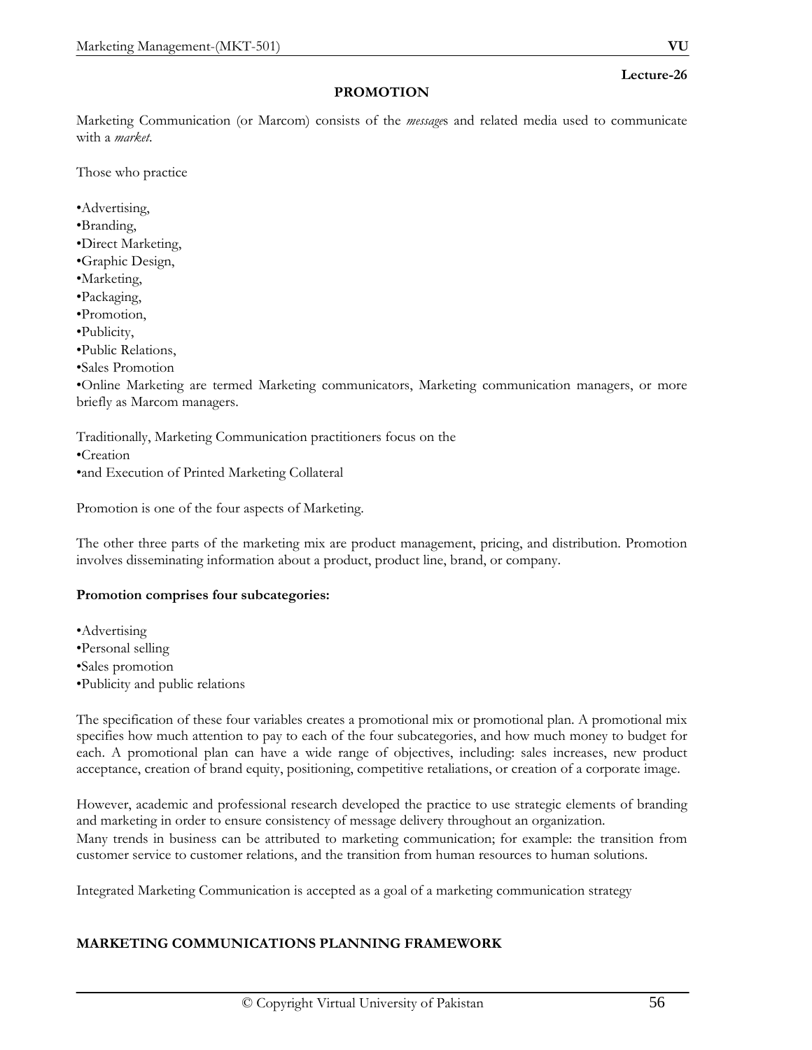Lecture-26

## PROMOTION

Marketing Communication (or Marcom) consists of the *message*s and related media used to communicate with a *market*.

Those who practice

•Advertising,
•Branding,
•Direct Marketing,
•Graphic Design,
•Marketing,
•Packaging,
•Promotion,
•Publicity,
•Public Relations,
•Sales Promotion
•Online Marketing are termed Marketing communicators, Marketing communication managers, or more briefly as Marcom managers.

Traditionally, Marketing Communication practitioners focus on the
•Creation
•and Execution of Printed Marketing Collateral

Promotion is one of the four aspects of Marketing.

The other three parts of the marketing mix are product management, pricing, and distribution. Promotion involves disseminating information about a product, product line, brand, or company.

**Promotion comprises four subcategories:**

•Advertising
•Personal selling
•Sales promotion
•Publicity and public relations

The specification of these four variables creates a promotional mix or promotional plan. A promotional mix specifies how much attention to pay to each of the four subcategories, and how much money to budget for each. A promotional plan can have a wide range of objectives, including: sales increases, new product acceptance, creation of brand equity, positioning, competitive retaliations, or creation of a corporate image.

However, academic and professional research developed the practice to use strategic elements of branding and marketing in order to ensure consistency of message delivery throughout an organization.
Many trends in business can be attributed to marketing communication; for example: the transition from customer service to customer relations, and the transition from human resources to human solutions.

Integrated Marketing Communication is accepted as a goal of a marketing communication strategy

## MARKETING COMMUNICATIONS PLANNING FRAMEWORK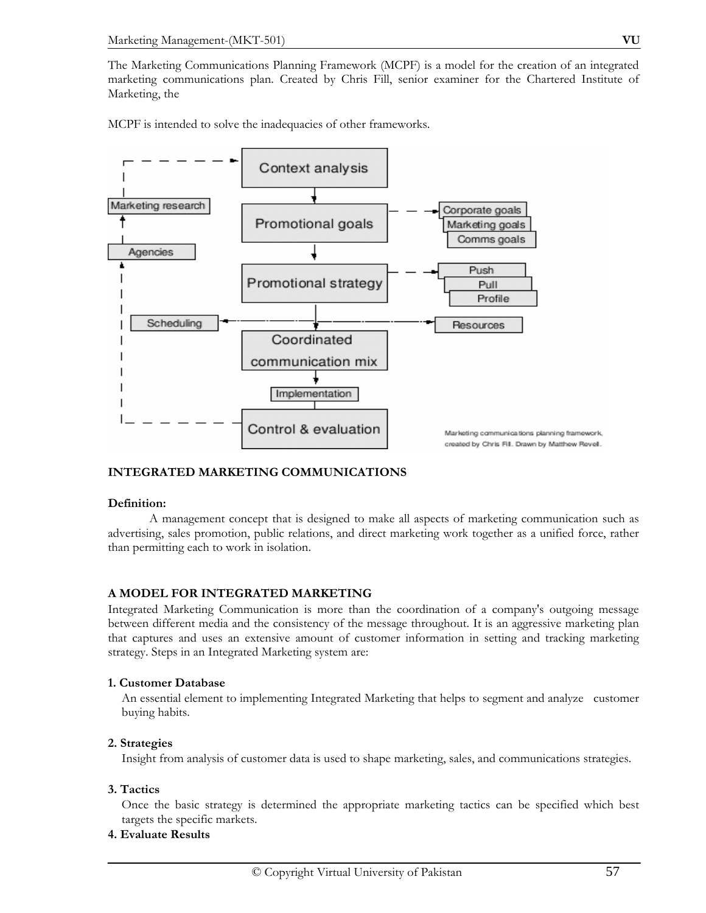The Marketing Communications Planning Framework (MCPF) is a model for the creation of an integrated marketing communications plan. Created by Chris Fill, senior examiner for the Chartered Institute of Marketing, the

MCPF is intended to solve the inadequacies of other frameworks.

Context analysis
Marketing research
Promotional goals
Corporate goals
Marketing goals
Comms goals
Agencies
Promotional strategy
Push
Pull
Profile
Scheduling
Resources
Coordinated communication mix
Implementation
Control & evaluation

Marketing communications planning framework, created by Chris Fill. Drawn by Matthew Revell.

**INTEGRATED MARKETING COMMUNICATIONS**

**Definition:**

A management concept that is designed to make all aspects of marketing communication such as advertising, sales promotion, public relations, and direct marketing work together as a unified force, rather than permitting each to work in isolation.

**A MODEL FOR INTEGRATED MARKETING**

Integrated Marketing Communication is more than the coordination of a company's outgoing message between different media and the consistency of the message throughout. It is an aggressive marketing plan that captures and uses an extensive amount of customer information in setting and tracking marketing strategy. Steps in an Integrated Marketing system are:

**1. Customer Database**

An essential element to implementing Integrated Marketing that helps to segment and analyze customer buying habits.

**2. Strategies**

Insight from analysis of customer data is used to shape marketing, sales, and communications strategies.

**3. Tactics**

Once the basic strategy is determined the appropriate marketing tactics can be specified which best targets the specific markets.

**4. Evaluate Results**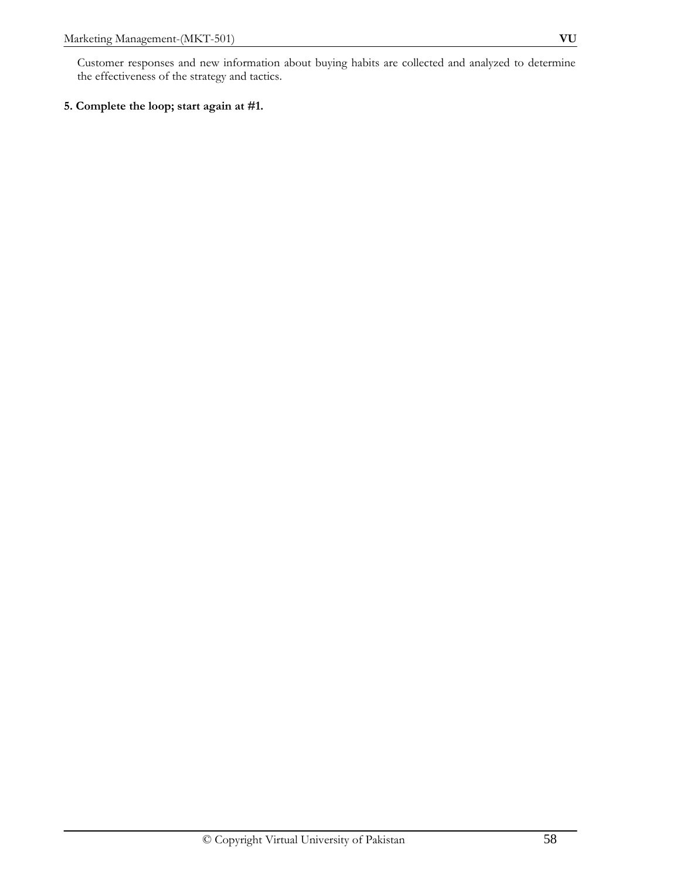Customer responses and new information about buying habits are collected and analyzed to determine the effectiveness of the strategy and tactics.

**5. Complete the loop; start again at #1.**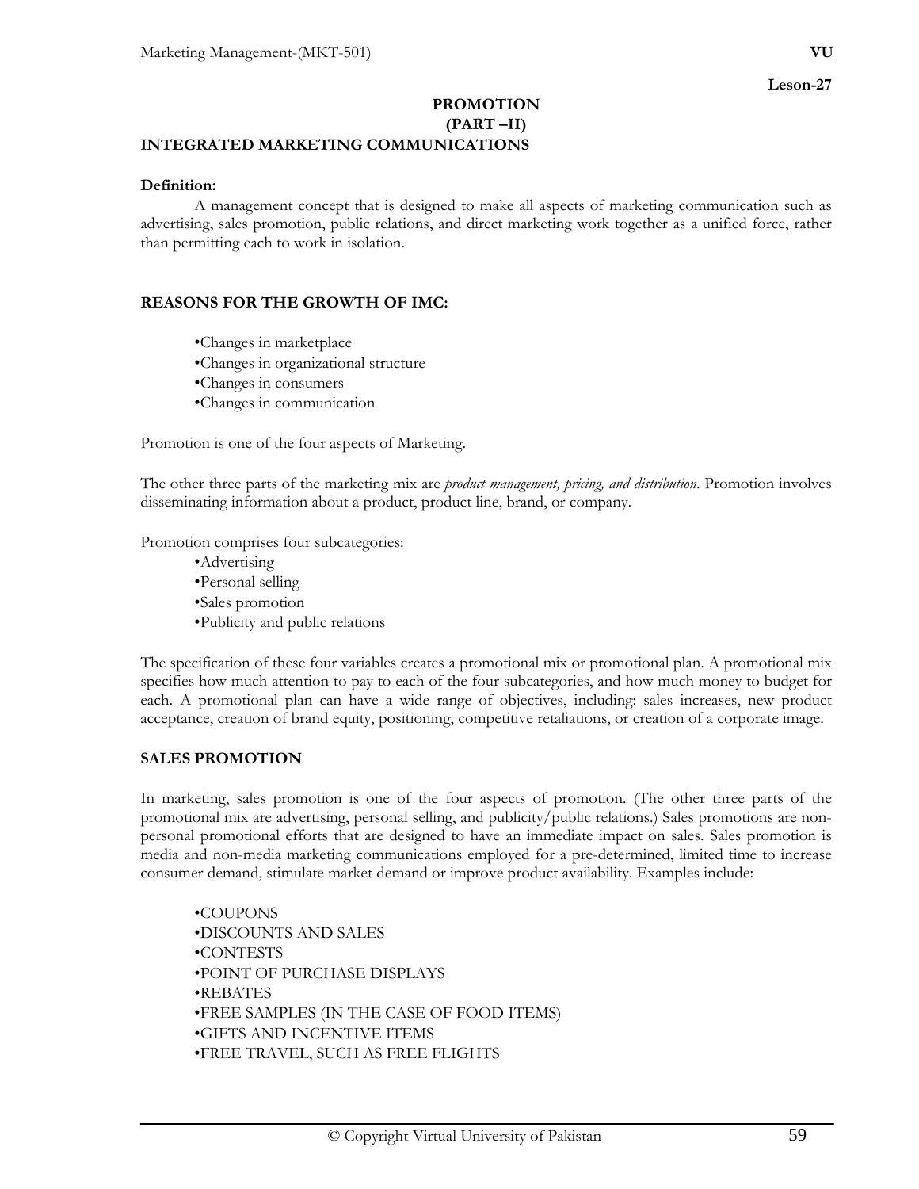Leson-27

# PROMOTION
## (PART –II)
## INTEGRATED MARKETING COMMUNICATIONS

**Definition:**

A management concept that is designed to make all aspects of marketing communication such as advertising, sales promotion, public relations, and direct marketing work together as a unified force, rather than permitting each to work in isolation.

## REASONS FOR THE GROWTH OF IMC:

- Changes in marketplace
- Changes in organizational structure
- Changes in consumers
- Changes in communication

Promotion is one of the four aspects of Marketing.

The other three parts of the marketing mix are *product management, pricing, and distribution*. Promotion involves disseminating information about a product, product line, brand, or company.

Promotion comprises four subcategories:

- Advertising
- Personal selling
- Sales promotion
- Publicity and public relations

The specification of these four variables creates a promotional mix or promotional plan. A promotional mix specifies how much attention to pay to each of the four subcategories, and how much money to budget for each. A promotional plan can have a wide range of objectives, including: sales increases, new product acceptance, creation of brand equity, positioning, competitive retaliations, or creation of a corporate image.

## SALES PROMOTION

In marketing, sales promotion is one of the four aspects of promotion. (The other three parts of the promotional mix are advertising, personal selling, and publicity/public relations.) Sales promotions are non-personal promotional efforts that are designed to have an immediate impact on sales. Sales promotion is media and non-media marketing communications employed for a pre-determined, limited time to increase consumer demand, stimulate market demand or improve product availability. Examples include:

- COUPONS
- DISCOUNTS AND SALES
- CONTESTS
- POINT OF PURCHASE DISPLAYS
- REBATES
- FREE SAMPLES (IN THE CASE OF FOOD ITEMS)
- GIFTS AND INCENTIVE ITEMS
- FREE TRAVEL, SUCH AS FREE FLIGHTS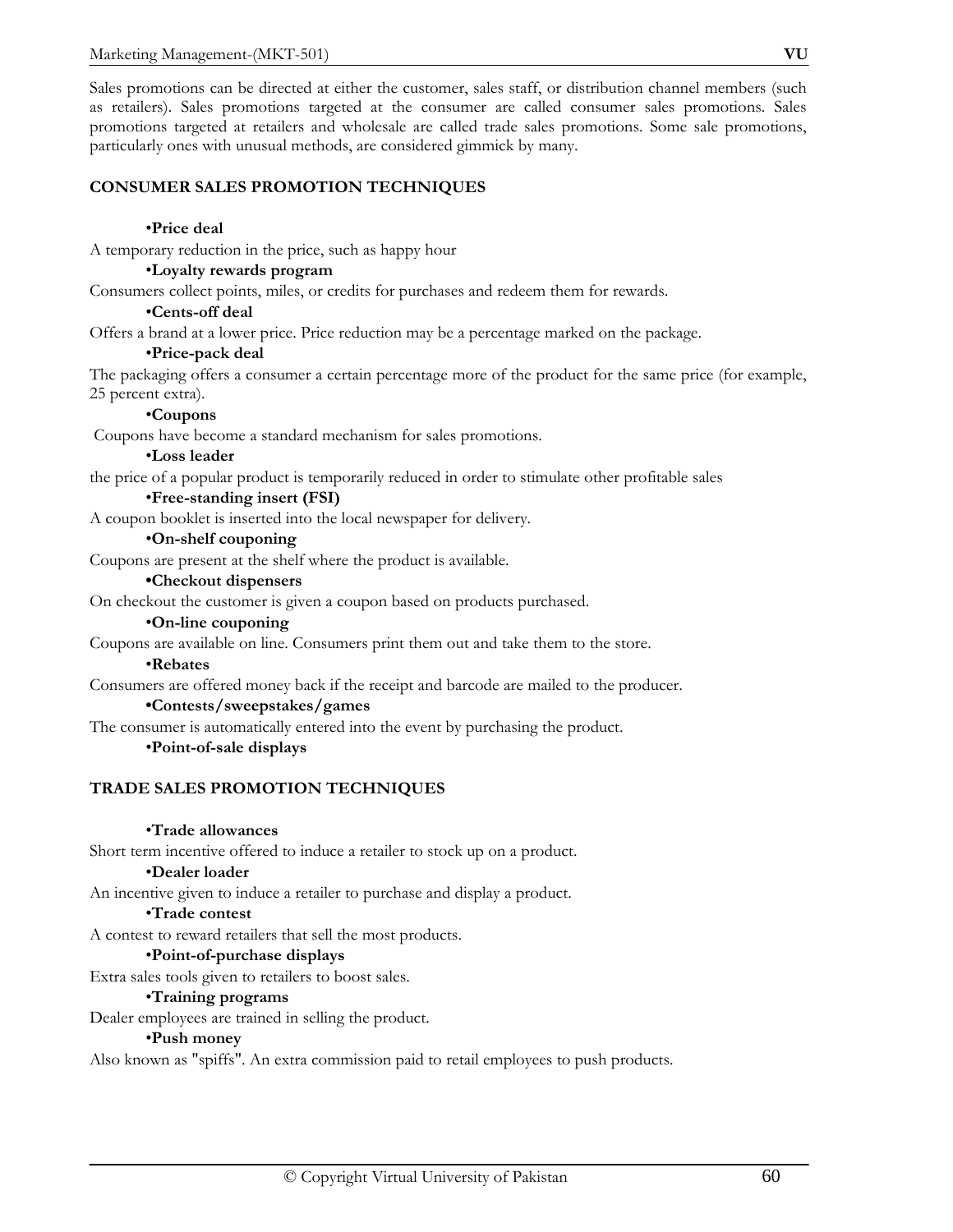Sales promotions can be directed at either the customer, sales staff, or distribution channel members (such as retailers). Sales promotions targeted at the consumer are called consumer sales promotions. Sales promotions targeted at retailers and wholesale are called trade sales promotions. Some sale promotions, particularly ones with unusual methods, are considered gimmick by many.

**CONSUMER SALES PROMOTION TECHNIQUES**

•**Price deal**

A temporary reduction in the price, such as happy hour

•**Loyalty rewards program**

Consumers collect points, miles, or credits for purchases and redeem them for rewards.

•**Cents-off deal**

Offers a brand at a lower price. Price reduction may be a percentage marked on the package.

•**Price-pack deal**

The packaging offers a consumer a certain percentage more of the product for the same price (for example, 25 percent extra).

•**Coupons**

Coupons have become a standard mechanism for sales promotions.

•**Loss leader**

the price of a popular product is temporarily reduced in order to stimulate other profitable sales

•**Free-standing insert (FSI)**

A coupon booklet is inserted into the local newspaper for delivery.

•**On-shelf couponing**

Coupons are present at the shelf where the product is available.

•**Checkout dispensers**

On checkout the customer is given a coupon based on products purchased.

•**On-line couponing**

Coupons are available on line. Consumers print them out and take them to the store.

•**Rebates**

Consumers are offered money back if the receipt and barcode are mailed to the producer.

•**Contests/sweepstakes/games**

The consumer is automatically entered into the event by purchasing the product.

•**Point-of-sale displays**

**TRADE SALES PROMOTION TECHNIQUES**

•**Trade allowances**

Short term incentive offered to induce a retailer to stock up on a product.

•**Dealer loader**

An incentive given to induce a retailer to purchase and display a product.

•**Trade contest**

A contest to reward retailers that sell the most products.

•**Point-of-purchase displays**

Extra sales tools given to retailers to boost sales.

•**Training programs**

Dealer employees are trained in selling the product.

•**Push money**

Also known as "spiffs". An extra commission paid to retail employees to push products.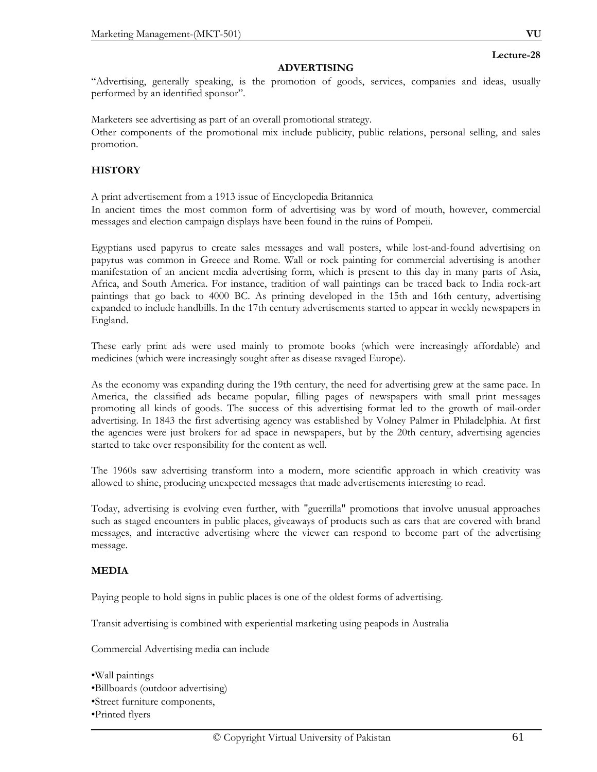Lecture-28

## ADVERTISING

"Advertising, generally speaking, is the promotion of goods, services, companies and ideas, usually performed by an identified sponsor".

Marketers see advertising as part of an overall promotional strategy.
Other components of the promotional mix include publicity, public relations, personal selling, and sales promotion.

### HISTORY

A print advertisement from a 1913 issue of Encyclopedia Britannica
In ancient times the most common form of advertising was by word of mouth, however, commercial messages and election campaign displays have been found in the ruins of Pompeii.

Egyptians used papyrus to create sales messages and wall posters, while lost-and-found advertising on papyrus was common in Greece and Rome. Wall or rock painting for commercial advertising is another manifestation of an ancient media advertising form, which is present to this day in many parts of Asia, Africa, and South America. For instance, tradition of wall paintings can be traced back to India rock-art paintings that go back to 4000 BC. As printing developed in the 15th and 16th century, advertising expanded to include handbills. In the 17th century advertisements started to appear in weekly newspapers in England.

These early print ads were used mainly to promote books (which were increasingly affordable) and medicines (which were increasingly sought after as disease ravaged Europe).

As the economy was expanding during the 19th century, the need for advertising grew at the same pace. In America, the classified ads became popular, filling pages of newspapers with small print messages promoting all kinds of goods. The success of this advertising format led to the growth of mail-order advertising. In 1843 the first advertising agency was established by Volney Palmer in Philadelphia. At first the agencies were just brokers for ad space in newspapers, but by the 20th century, advertising agencies started to take over responsibility for the content as well.

The 1960s saw advertising transform into a modern, more scientific approach in which creativity was allowed to shine, producing unexpected messages that made advertisements interesting to read.

Today, advertising is evolving even further, with "guerrilla" promotions that involve unusual approaches such as staged encounters in public places, giveaways of products such as cars that are covered with brand messages, and interactive advertising where the viewer can respond to become part of the advertising message.

### MEDIA

Paying people to hold signs in public places is one of the oldest forms of advertising.

Transit advertising is combined with experiential marketing using peapods in Australia

Commercial Advertising media can include

- Wall paintings
- Billboards (outdoor advertising)
- Street furniture components,
- Printed flyers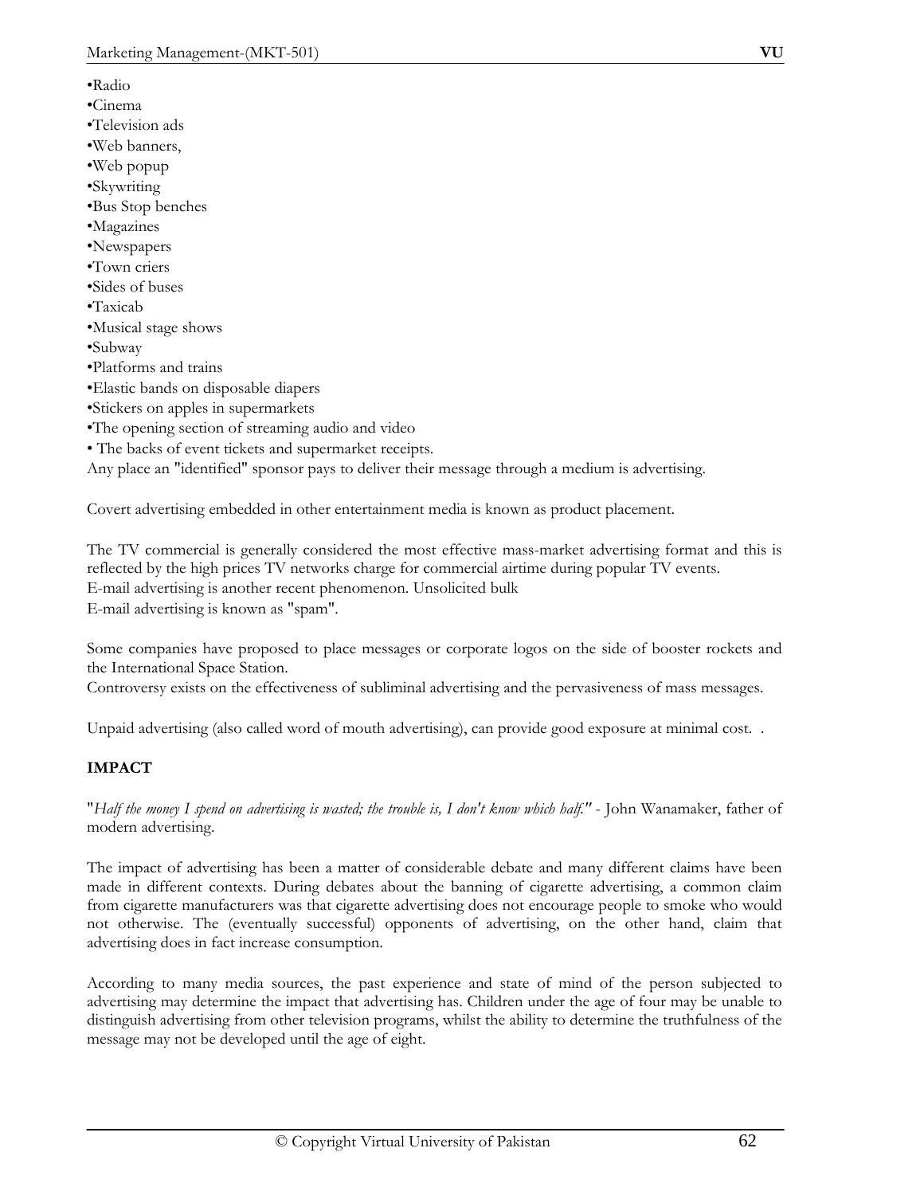- Radio
- Cinema
- Television ads
- Web banners,
- Web popup
- Skywriting
- Bus Stop benches
- Magazines
- Newspapers
- Town criers
- Sides of buses
- Taxicab
- Musical stage shows
- Subway
- Platforms and trains
- Elastic bands on disposable diapers
- Stickers on apples in supermarkets
- The opening section of streaming audio and video
- The backs of event tickets and supermarket receipts.

Any place an "identified" sponsor pays to deliver their message through a medium is advertising.

Covert advertising embedded in other entertainment media is known as product placement.

The TV commercial is generally considered the most effective mass-market advertising format and this is reflected by the high prices TV networks charge for commercial airtime during popular TV events.
E-mail advertising is another recent phenomenon. Unsolicited bulk
E-mail advertising is known as "spam".

Some companies have proposed to place messages or corporate logos on the side of booster rockets and the International Space Station.
Controversy exists on the effectiveness of subliminal advertising and the pervasiveness of mass messages.

Unpaid advertising (also called word of mouth advertising), can provide good exposure at minimal cost. .

**IMPACT**

"*Half the money I spend on advertising is wasted; the trouble is, I don't know which half."* - John Wanamaker, father of modern advertising.

The impact of advertising has been a matter of considerable debate and many different claims have been made in different contexts. During debates about the banning of cigarette advertising, a common claim from cigarette manufacturers was that cigarette advertising does not encourage people to smoke who would not otherwise. The (eventually successful) opponents of advertising, on the other hand, claim that advertising does in fact increase consumption.

According to many media sources, the past experience and state of mind of the person subjected to advertising may determine the impact that advertising has. Children under the age of four may be unable to distinguish advertising from other television programs, whilst the ability to determine the truthfulness of the message may not be developed until the age of eight.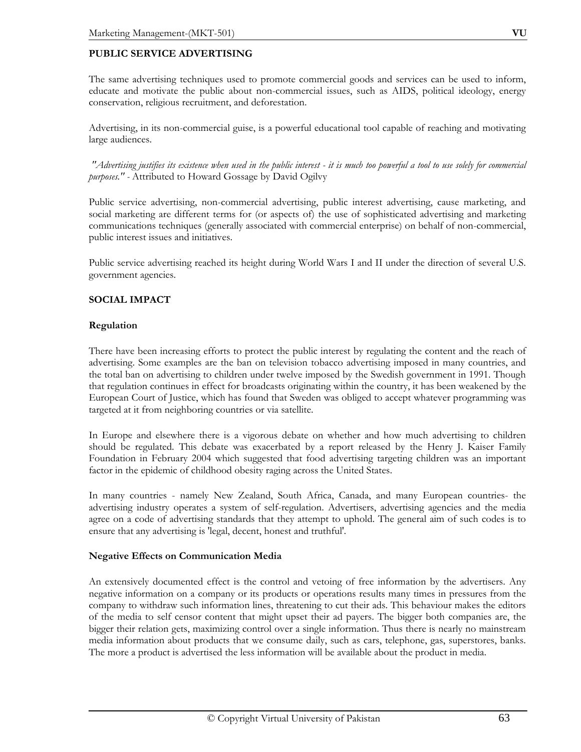## PUBLIC SERVICE ADVERTISING

The same advertising techniques used to promote commercial goods and services can be used to inform, educate and motivate the public about non-commercial issues, such as AIDS, political ideology, energy conservation, religious recruitment, and deforestation.

Advertising, in its non-commercial guise, is a powerful educational tool capable of reaching and motivating large audiences.

*"Advertising justifies its existence when used in the public interest - it is much too powerful a tool to use solely for commercial purposes."* - Attributed to Howard Gossage by David Ogilvy

Public service advertising, non-commercial advertising, public interest advertising, cause marketing, and social marketing are different terms for (or aspects of) the use of sophisticated advertising and marketing communications techniques (generally associated with commercial enterprise) on behalf of non-commercial, public interest issues and initiatives.

Public service advertising reached its height during World Wars I and II under the direction of several U.S. government agencies.

## SOCIAL IMPACT

### Regulation

There have been increasing efforts to protect the public interest by regulating the content and the reach of advertising. Some examples are the ban on television tobacco advertising imposed in many countries, and the total ban on advertising to children under twelve imposed by the Swedish government in 1991. Though that regulation continues in effect for broadcasts originating within the country, it has been weakened by the European Court of Justice, which has found that Sweden was obliged to accept whatever programming was targeted at it from neighboring countries or via satellite.

In Europe and elsewhere there is a vigorous debate on whether and how much advertising to children should be regulated. This debate was exacerbated by a report released by the Henry J. Kaiser Family Foundation in February 2004 which suggested that food advertising targeting children was an important factor in the epidemic of childhood obesity raging across the United States.

In many countries - namely New Zealand, South Africa, Canada, and many European countries- the advertising industry operates a system of self-regulation. Advertisers, advertising agencies and the media agree on a code of advertising standards that they attempt to uphold. The general aim of such codes is to ensure that any advertising is 'legal, decent, honest and truthful'.

### Negative Effects on Communication Media

An extensively documented effect is the control and vetoing of free information by the advertisers. Any negative information on a company or its products or operations results many times in pressures from the company to withdraw such information lines, threatening to cut their ads. This behaviour makes the editors of the media to self censor content that might upset their ad payers. The bigger both companies are, the bigger their relation gets, maximizing control over a single information. Thus there is nearly no mainstream media information about products that we consume daily, such as cars, telephone, gas, superstores, banks. The more a product is advertised the less information will be available about the product in media.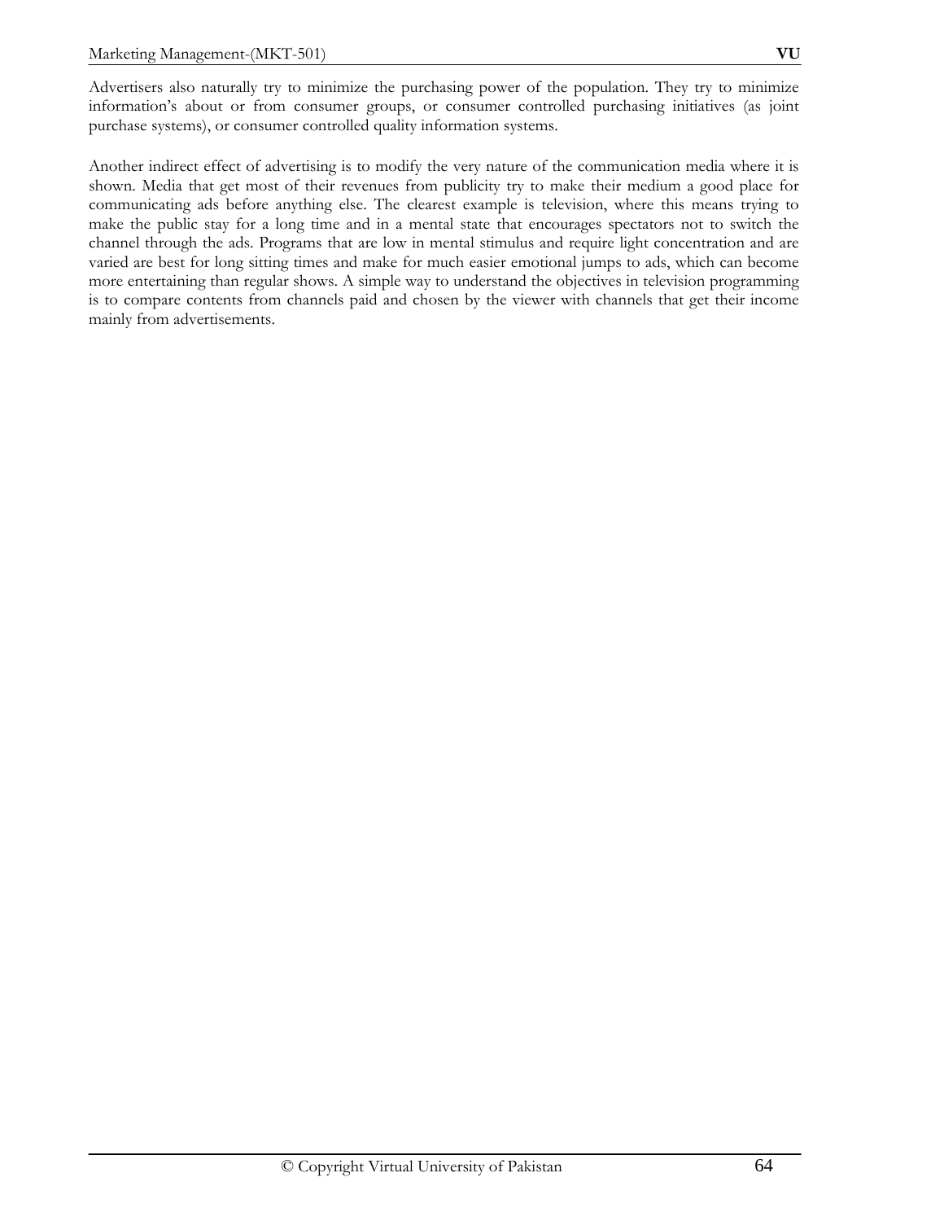Advertisers also naturally try to minimize the purchasing power of the population. They try to minimize information's about or from consumer groups, or consumer controlled purchasing initiatives (as joint purchase systems), or consumer controlled quality information systems.

Another indirect effect of advertising is to modify the very nature of the communication media where it is shown. Media that get most of their revenues from publicity try to make their medium a good place for communicating ads before anything else. The clearest example is television, where this means trying to make the public stay for a long time and in a mental state that encourages spectators not to switch the channel through the ads. Programs that are low in mental stimulus and require light concentration and are varied are best for long sitting times and make for much easier emotional jumps to ads, which can become more entertaining than regular shows. A simple way to understand the objectives in television programming is to compare contents from channels paid and chosen by the viewer with channels that get their income mainly from advertisements.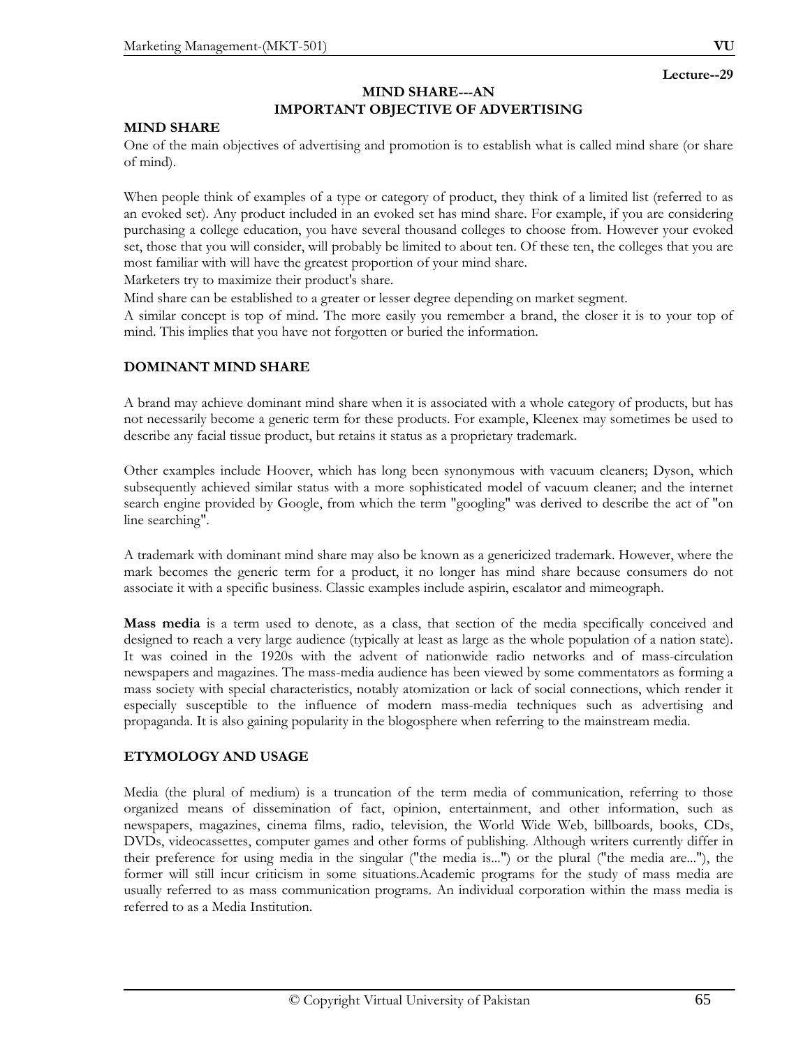Lecture--29

# MIND SHARE---AN IMPORTANT OBJECTIVE OF ADVERTISING

## MIND SHARE

One of the main objectives of advertising and promotion is to establish what is called mind share (or share of mind).

When people think of examples of a type or category of product, they think of a limited list (referred to as an evoked set). Any product included in an evoked set has mind share. For example, if you are considering purchasing a college education, you have several thousand colleges to choose from. However your evoked set, those that you will consider, will probably be limited to about ten. Of these ten, the colleges that you are most familiar with will have the greatest proportion of your mind share.

Marketers try to maximize their product's share.

Mind share can be established to a greater or lesser degree depending on market segment.

A similar concept is top of mind. The more easily you remember a brand, the closer it is to your top of mind. This implies that you have not forgotten or buried the information.

## DOMINANT MIND SHARE

A brand may achieve dominant mind share when it is associated with a whole category of products, but has not necessarily become a generic term for these products. For example, Kleenex may sometimes be used to describe any facial tissue product, but retains it status as a proprietary trademark.

Other examples include Hoover, which has long been synonymous with vacuum cleaners; Dyson, which subsequently achieved similar status with a more sophisticated model of vacuum cleaner; and the internet search engine provided by Google, from which the term "googling" was derived to describe the act of "on line searching".

A trademark with dominant mind share may also be known as a genericized trademark. However, where the mark becomes the generic term for a product, it no longer has mind share because consumers do not associate it with a specific business. Classic examples include aspirin, escalator and mimeograph.

**Mass media** is a term used to denote, as a class, that section of the media specifically conceived and designed to reach a very large audience (typically at least as large as the whole population of a nation state). It was coined in the 1920s with the advent of nationwide radio networks and of mass-circulation newspapers and magazines. The mass-media audience has been viewed by some commentators as forming a mass society with special characteristics, notably atomization or lack of social connections, which render it especially susceptible to the influence of modern mass-media techniques such as advertising and propaganda. It is also gaining popularity in the blogosphere when referring to the mainstream media.

## ETYMOLOGY AND USAGE

Media (the plural of medium) is a truncation of the term media of communication, referring to those organized means of dissemination of fact, opinion, entertainment, and other information, such as newspapers, magazines, cinema films, radio, television, the World Wide Web, billboards, books, CDs, DVDs, videocassettes, computer games and other forms of publishing. Although writers currently differ in their preference for using media in the singular ("the media is...") or the plural ("the media are..."), the former will still incur criticism in some situations.Academic programs for the study of mass media are usually referred to as mass communication programs. An individual corporation within the mass media is referred to as a Media Institution.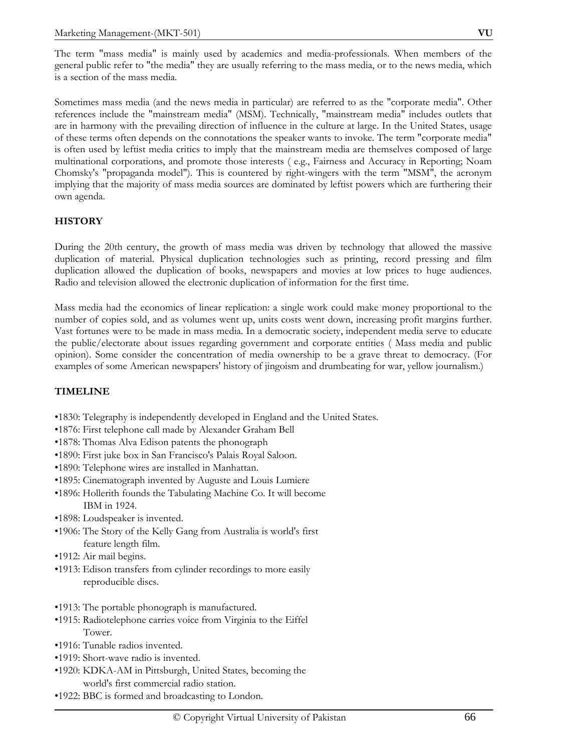The term "mass media" is mainly used by academics and media-professionals. When members of the general public refer to "the media" they are usually referring to the mass media, or to the news media, which is a section of the mass media.

Sometimes mass media (and the news media in particular) are referred to as the "corporate media". Other references include the "mainstream media" (MSM). Technically, "mainstream media" includes outlets that are in harmony with the prevailing direction of influence in the culture at large. In the United States, usage of these terms often depends on the connotations the speaker wants to invoke. The term "corporate media" is often used by leftist media critics to imply that the mainstream media are themselves composed of large multinational corporations, and promote those interests ( e.g., Fairness and Accuracy in Reporting; Noam Chomsky's "propaganda model"). This is countered by right-wingers with the term "MSM", the acronym implying that the majority of mass media sources are dominated by leftist powers which are furthering their own agenda.

## HISTORY

During the 20th century, the growth of mass media was driven by technology that allowed the massive duplication of material. Physical duplication technologies such as printing, record pressing and film duplication allowed the duplication of books, newspapers and movies at low prices to huge audiences. Radio and television allowed the electronic duplication of information for the first time.

Mass media had the economics of linear replication: a single work could make money proportional to the number of copies sold, and as volumes went up, units costs went down, increasing profit margins further. Vast fortunes were to be made in mass media. In a democratic society, independent media serve to educate the public/electorate about issues regarding government and corporate entities ( Mass media and public opinion). Some consider the concentration of media ownership to be a grave threat to democracy. (For examples of some American newspapers' history of jingoism and drumbeating for war, yellow journalism.)

## TIMELINE

- 1830: Telegraphy is independently developed in England and the United States.
- 1876: First telephone call made by Alexander Graham Bell
- 1878: Thomas Alva Edison patents the phonograph
- 1890: First juke box in San Francisco's Palais Royal Saloon.
- 1890: Telephone wires are installed in Manhattan.
- 1895: Cinematograph invented by Auguste and Louis Lumiere
- 1896: Hollerith founds the Tabulating Machine Co. It will become IBM in 1924.
- 1898: Loudspeaker is invented.
- 1906: The Story of the Kelly Gang from Australia is world's first feature length film.
- 1912: Air mail begins.
- 1913: Edison transfers from cylinder recordings to more easily reproducible discs.
- 1913: The portable phonograph is manufactured.
- 1915: Radiotelephone carries voice from Virginia to the Eiffel Tower.
- 1916: Tunable radios invented.
- 1919: Short-wave radio is invented.
- 1920: KDKA-AM in Pittsburgh, United States, becoming the world's first commercial radio station.
- 1922: BBC is formed and broadcasting to London.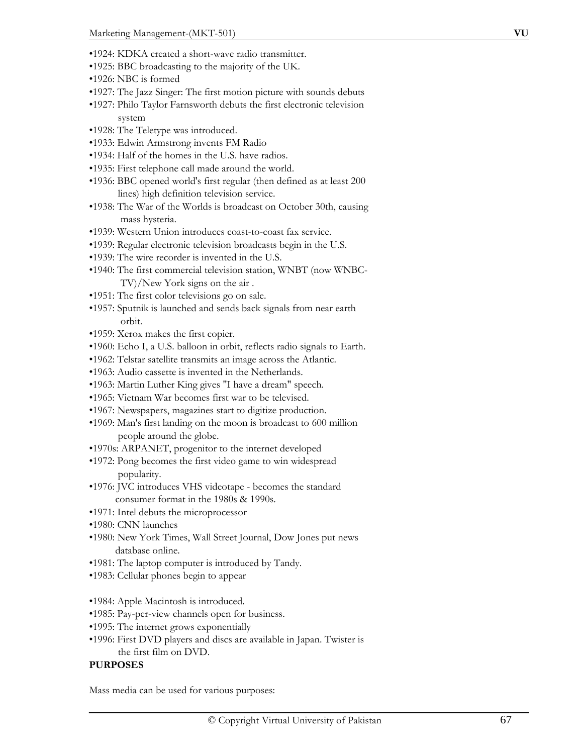- •1924: KDKA created a short-wave radio transmitter.
- •1925: BBC broadcasting to the majority of the UK.
- •1926: NBC is formed
- •1927: The Jazz Singer: The first motion picture with sounds debuts
- •1927: Philo Taylor Farnsworth debuts the first electronic television system
- •1928: The Teletype was introduced.
- •1933: Edwin Armstrong invents FM Radio
- •1934: Half of the homes in the U.S. have radios.
- •1935: First telephone call made around the world.
- •1936: BBC opened world's first regular (then defined as at least 200 lines) high definition television service.
- •1938: The War of the Worlds is broadcast on October 30th, causing mass hysteria.
- •1939: Western Union introduces coast-to-coast fax service.
- •1939: Regular electronic television broadcasts begin in the U.S.
- •1939: The wire recorder is invented in the U.S.
- •1940: The first commercial television station, WNBT (now WNBC-TV)/New York signs on the air .
- •1951: The first color televisions go on sale.
- •1957: Sputnik is launched and sends back signals from near earth orbit.
- •1959: Xerox makes the first copier.
- •1960: Echo I, a U.S. balloon in orbit, reflects radio signals to Earth.
- •1962: Telstar satellite transmits an image across the Atlantic.
- •1963: Audio cassette is invented in the Netherlands.
- •1963: Martin Luther King gives "I have a dream" speech.
- •1965: Vietnam War becomes first war to be televised.
- •1967: Newspapers, magazines start to digitize production.
- •1969: Man's first landing on the moon is broadcast to 600 million people around the globe.
- •1970s: ARPANET, progenitor to the internet developed
- •1972: Pong becomes the first video game to win widespread popularity.
- •1976: JVC introduces VHS videotape - becomes the standard consumer format in the 1980s & 1990s.
- •1971: Intel debuts the microprocessor
- •1980: CNN launches
- •1980: New York Times, Wall Street Journal, Dow Jones put news database online.
- •1981: The laptop computer is introduced by Tandy.
- •1983: Cellular phones begin to appear
- •1984: Apple Macintosh is introduced.
- •1985: Pay-per-view channels open for business.
- •1995: The internet grows exponentially
- •1996: First DVD players and discs are available in Japan. Twister is the first film on DVD.

**PURPOSES**

Mass media can be used for various purposes: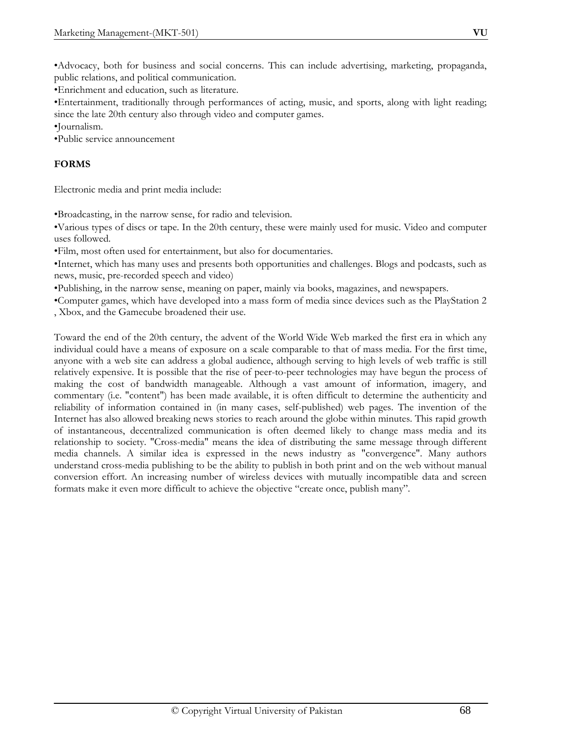•Advocacy, both for business and social concerns. This can include advertising, marketing, propaganda, public relations, and political communication.
•Enrichment and education, such as literature.
•Entertainment, traditionally through performances of acting, music, and sports, along with light reading; since the late 20th century also through video and computer games.
•Journalism.
•Public service announcement

**FORMS**

Electronic media and print media include:

•Broadcasting, in the narrow sense, for radio and television.
•Various types of discs or tape. In the 20th century, these were mainly used for music. Video and computer uses followed.
•Film, most often used for entertainment, but also for documentaries.
•Internet, which has many uses and presents both opportunities and challenges. Blogs and podcasts, such as news, music, pre-recorded speech and video)
•Publishing, in the narrow sense, meaning on paper, mainly via books, magazines, and newspapers.
•Computer games, which have developed into a mass form of media since devices such as the PlayStation 2 , Xbox, and the Gamecube broadened their use.

Toward the end of the 20th century, the advent of the World Wide Web marked the first era in which any individual could have a means of exposure on a scale comparable to that of mass media. For the first time, anyone with a web site can address a global audience, although serving to high levels of web traffic is still relatively expensive. It is possible that the rise of peer-to-peer technologies may have begun the process of making the cost of bandwidth manageable. Although a vast amount of information, imagery, and commentary (i.e. "content") has been made available, it is often difficult to determine the authenticity and reliability of information contained in (in many cases, self-published) web pages. The invention of the Internet has also allowed breaking news stories to reach around the globe within minutes. This rapid growth of instantaneous, decentralized communication is often deemed likely to change mass media and its relationship to society. "Cross-media" means the idea of distributing the same message through different media channels. A similar idea is expressed in the news industry as "convergence". Many authors understand cross-media publishing to be the ability to publish in both print and on the web without manual conversion effort. An increasing number of wireless devices with mutually incompatible data and screen formats make it even more difficult to achieve the objective "create once, publish many".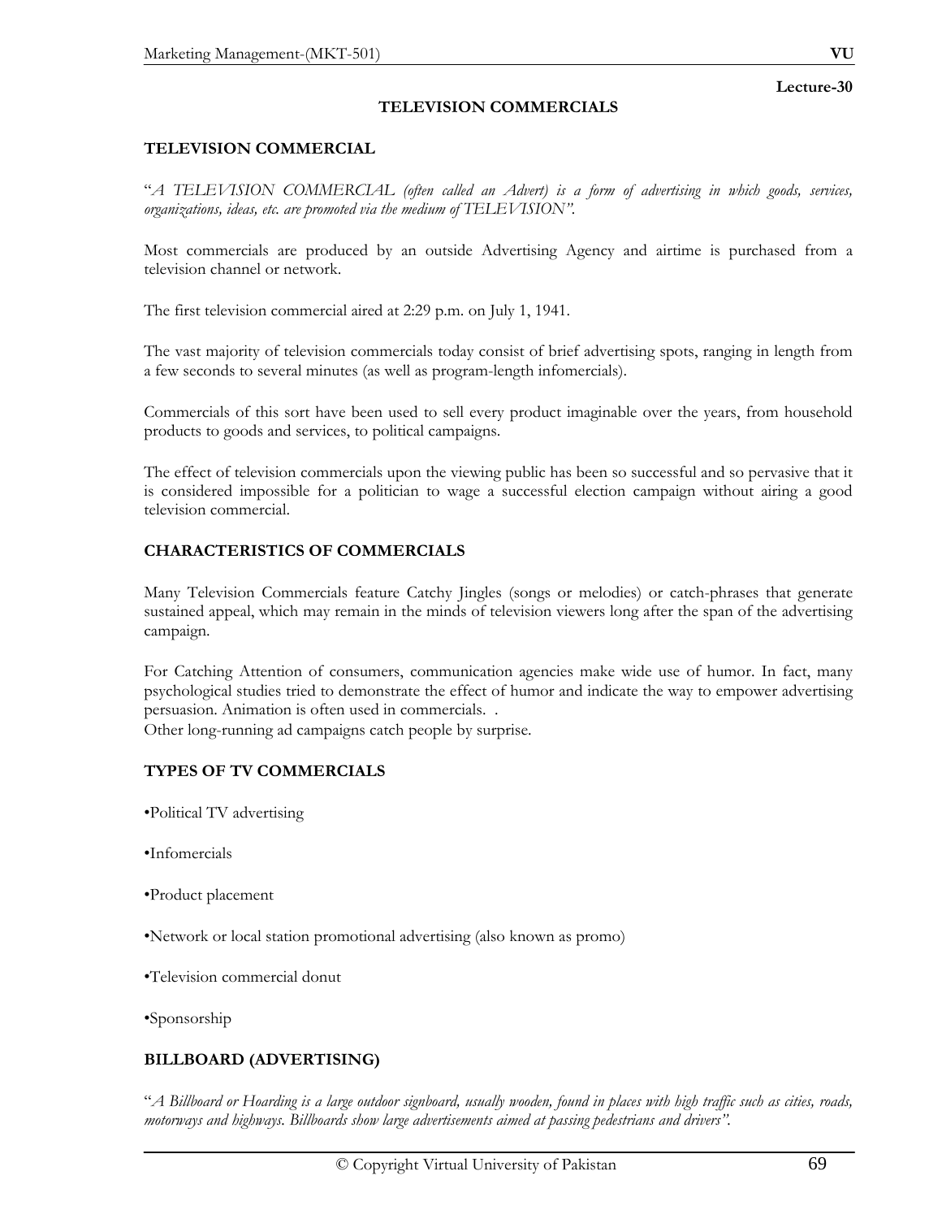Lecture-30

# TELEVISION COMMERCIALS

## TELEVISION COMMERCIAL

"*A TELEVISION COMMERCIAL (often called an Advert) is a form of advertising in which goods, services, organizations, ideas, etc. are promoted via the medium of TELEVISION*".

Most commercials are produced by an outside Advertising Agency and airtime is purchased from a television channel or network.

The first television commercial aired at 2:29 p.m. on July 1, 1941.

The vast majority of television commercials today consist of brief advertising spots, ranging in length from a few seconds to several minutes (as well as program-length infomercials).

Commercials of this sort have been used to sell every product imaginable over the years, from household products to goods and services, to political campaigns.

The effect of television commercials upon the viewing public has been so successful and so pervasive that it is considered impossible for a politician to wage a successful election campaign without airing a good television commercial.

## CHARACTERISTICS OF COMMERCIALS

Many Television Commercials feature Catchy Jingles (songs or melodies) or catch-phrases that generate sustained appeal, which may remain in the minds of television viewers long after the span of the advertising campaign.

For Catching Attention of consumers, communication agencies make wide use of humor. In fact, many psychological studies tried to demonstrate the effect of humor and indicate the way to empower advertising persuasion. Animation is often used in commercials. .
Other long-running ad campaigns catch people by surprise.

## TYPES OF TV COMMERCIALS

- Political TV advertising
- Infomercials
- Product placement
- Network or local station promotional advertising (also known as promo)
- Television commercial donut
- Sponsorship

## BILLBOARD (ADVERTISING)

"*A Billboard or Hoarding is a large outdoor signboard, usually wooden, found in places with high traffic such as cities, roads, motorways and highways. Billboards show large advertisements aimed at passing pedestrians and drivers*".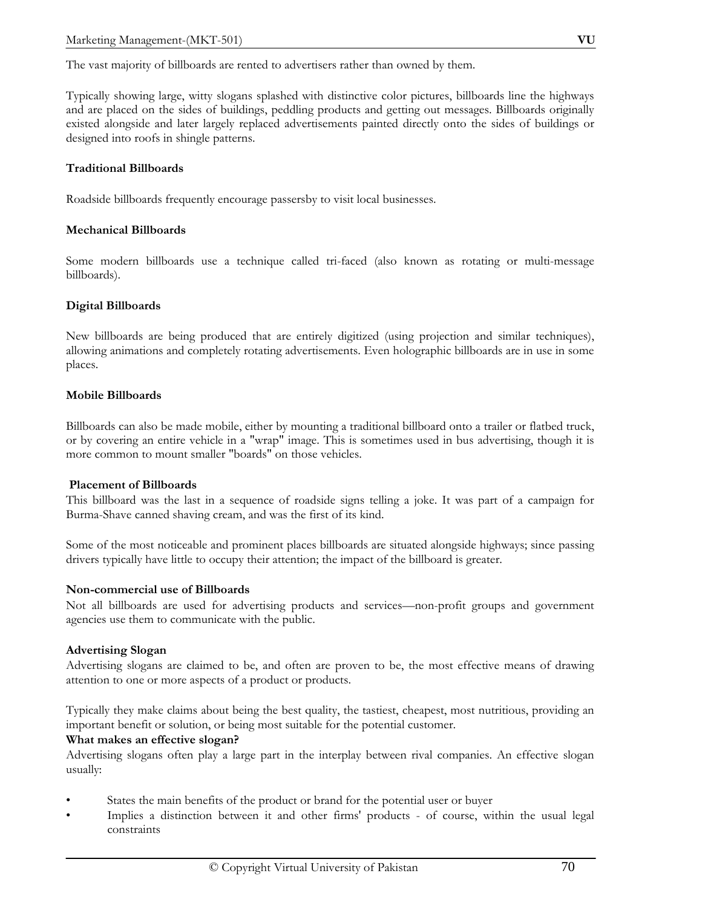The vast majority of billboards are rented to advertisers rather than owned by them.

Typically showing large, witty slogans splashed with distinctive color pictures, billboards line the highways and are placed on the sides of buildings, peddling products and getting out messages. Billboards originally existed alongside and later largely replaced advertisements painted directly onto the sides of buildings or designed into roofs in shingle patterns.

**Traditional Billboards**

Roadside billboards frequently encourage passersby to visit local businesses.

**Mechanical Billboards**

Some modern billboards use a technique called tri-faced (also known as rotating or multi-message billboards).

**Digital Billboards**

New billboards are being produced that are entirely digitized (using projection and similar techniques), allowing animations and completely rotating advertisements. Even holographic billboards are in use in some places.

**Mobile Billboards**

Billboards can also be made mobile, either by mounting a traditional billboard onto a trailer or flatbed truck, or by covering an entire vehicle in a "wrap" image. This is sometimes used in bus advertising, though it is more common to mount smaller "boards" on those vehicles.

**Placement of Billboards**

This billboard was the last in a sequence of roadside signs telling a joke. It was part of a campaign for Burma-Shave canned shaving cream, and was the first of its kind.

Some of the most noticeable and prominent places billboards are situated alongside highways; since passing drivers typically have little to occupy their attention; the impact of the billboard is greater.

**Non-commercial use of Billboards**

Not all billboards are used for advertising products and services—non-profit groups and government agencies use them to communicate with the public.

**Advertising Slogan**

Advertising slogans are claimed to be, and often are proven to be, the most effective means of drawing attention to one or more aspects of a product or products.

Typically they make claims about being the best quality, the tastiest, cheapest, most nutritious, providing an important benefit or solution, or being most suitable for the potential customer.

**What makes an effective slogan?**

Advertising slogans often play a large part in the interplay between rival companies. An effective slogan usually:

- States the main benefits of the product or brand for the potential user or buyer
- Implies a distinction between it and other firms' products - of course, within the usual legal constraints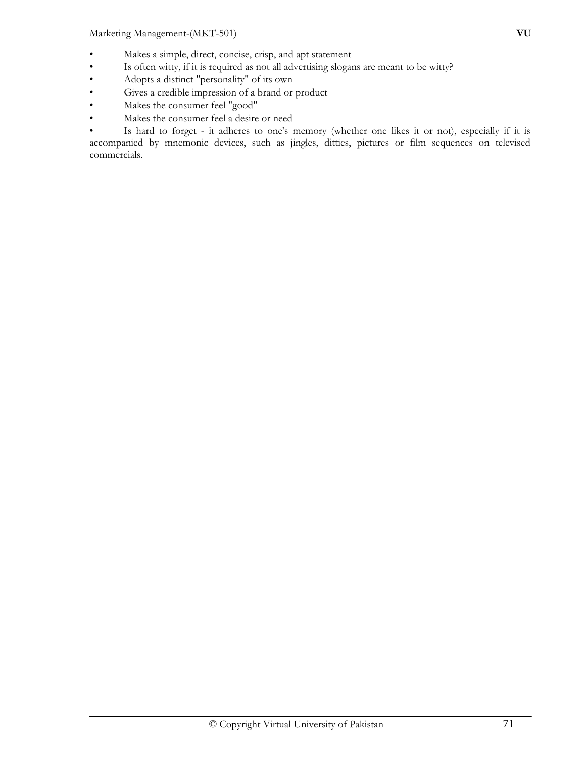- Makes a simple, direct, concise, crisp, and apt statement
- Is often witty, if it is required as not all advertising slogans are meant to be witty?
- Adopts a distinct "personality" of its own
- Gives a credible impression of a brand or product
- Makes the consumer feel "good"
- Makes the consumer feel a desire or need
- Is hard to forget - it adheres to one's memory (whether one likes it or not), especially if it is accompanied by mnemonic devices, such as jingles, ditties, pictures or film sequences on televised commercials.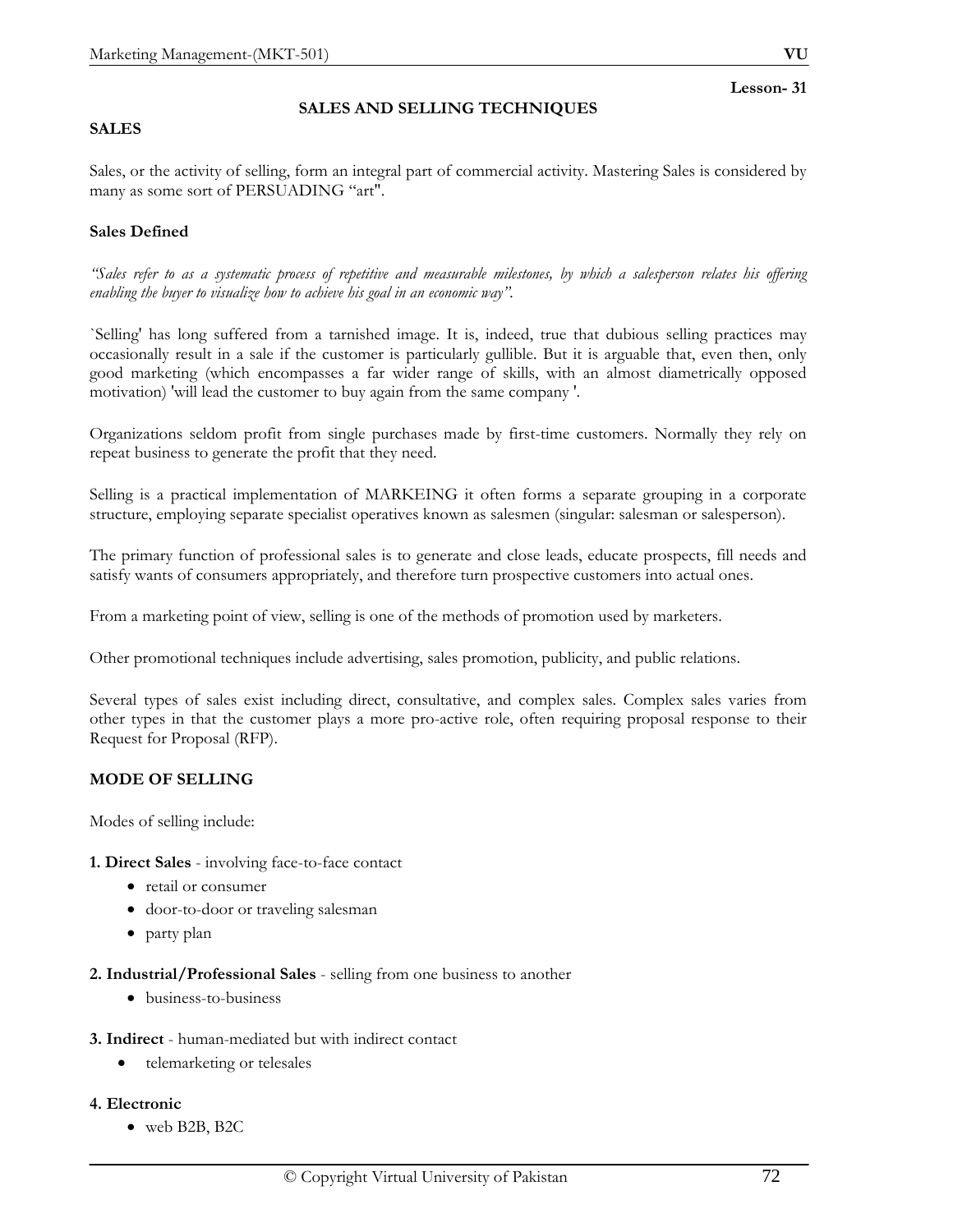Lesson- 31

# SALES AND SELLING TECHNIQUES

## SALES

Sales, or the activity of selling, form an integral part of commercial activity. Mastering Sales is considered by many as some sort of PERSUADING "art".

### Sales Defined

*"Sales refer to as a systematic process of repetitive and measurable milestones, by which a salesperson relates his offering enabling the buyer to visualize how to achieve his goal in an economic way".*

`Selling' has long suffered from a tarnished image. It is, indeed, true that dubious selling practices may occasionally result in a sale if the customer is particularly gullible. But it is arguable that, even then, only good marketing (which encompasses a far wider range of skills, with an almost diametrically opposed motivation) 'will lead the customer to buy again from the same company '.

Organizations seldom profit from single purchases made by first-time customers. Normally they rely on repeat business to generate the profit that they need.

Selling is a practical implementation of MARKEING it often forms a separate grouping in a corporate structure, employing separate specialist operatives known as salesmen (singular: salesman or salesperson).

The primary function of professional sales is to generate and close leads, educate prospects, fill needs and satisfy wants of consumers appropriately, and therefore turn prospective customers into actual ones.

From a marketing point of view, selling is one of the methods of promotion used by marketers.

Other promotional techniques include advertising, sales promotion, publicity, and public relations.

Several types of sales exist including direct, consultative, and complex sales. Complex sales varies from other types in that the customer plays a more pro-active role, often requiring proposal response to their Request for Proposal (RFP).

## MODE OF SELLING

Modes of selling include:

**1. Direct Sales** - involving face-to-face contact

- retail or consumer
- door-to-door or traveling salesman
- party plan

**2. Industrial/Professional Sales** - selling from one business to another

- business-to-business

**3. Indirect** - human-mediated but with indirect contact

- telemarketing or telesales

**4. Electronic**

- web B2B, B2C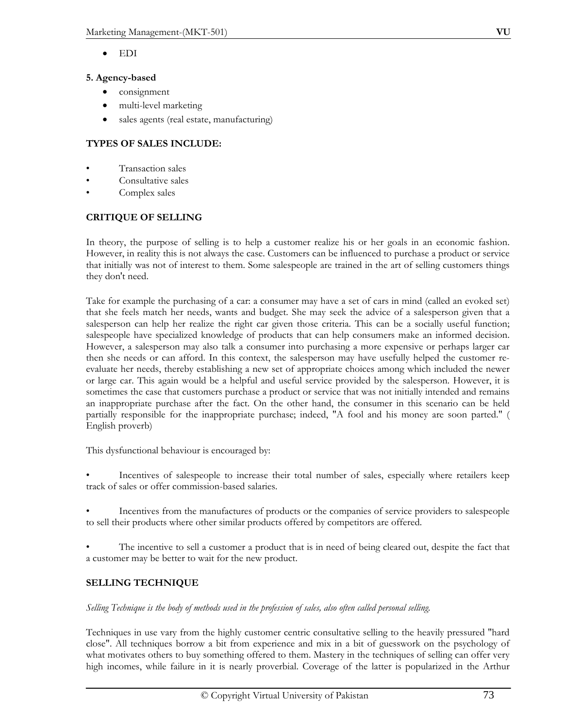- EDI

**5. Agency-based**

- consignment
- multi-level marketing
- sales agents (real estate, manufacturing)

**TYPES OF SALES INCLUDE:**

- Transaction sales
- Consultative sales
- Complex sales

**CRITIQUE OF SELLING**

In theory, the purpose of selling is to help a customer realize his or her goals in an economic fashion. However, in reality this is not always the case. Customers can be influenced to purchase a product or service that initially was not of interest to them. Some salespeople are trained in the art of selling customers things they don't need.

Take for example the purchasing of a car: a consumer may have a set of cars in mind (called an evoked set) that she feels match her needs, wants and budget. She may seek the advice of a salesperson given that a salesperson can help her realize the right car given those criteria. This can be a socially useful function; salespeople have specialized knowledge of products that can help consumers make an informed decision. However, a salesperson may also talk a consumer into purchasing a more expensive or perhaps larger car then she needs or can afford. In this context, the salesperson may have usefully helped the customer re-evaluate her needs, thereby establishing a new set of appropriate choices among which included the newer or large car. This again would be a helpful and useful service provided by the salesperson. However, it is sometimes the case that customers purchase a product or service that was not initially intended and remains an inappropriate purchase after the fact. On the other hand, the consumer in this scenario can be held partially responsible for the inappropriate purchase; indeed, "A fool and his money are soon parted." ( English proverb)

This dysfunctional behaviour is encouraged by:

- Incentives of salespeople to increase their total number of sales, especially where retailers keep track of sales or offer commission-based salaries.
- Incentives from the manufactures of products or the companies of service providers to salespeople to sell their products where other similar products offered by competitors are offered.
- The incentive to sell a customer a product that is in need of being cleared out, despite the fact that a customer may be better to wait for the new product.

**SELLING TECHNIQUE**

*Selling Technique is the body of methods used in the profession of sales, also often called personal selling.*

Techniques in use vary from the highly customer centric consultative selling to the heavily pressured "hard close". All techniques borrow a bit from experience and mix in a bit of guesswork on the psychology of what motivates others to buy something offered to them. Mastery in the techniques of selling can offer very high incomes, while failure in it is nearly proverbial. Coverage of the latter is popularized in the Arthur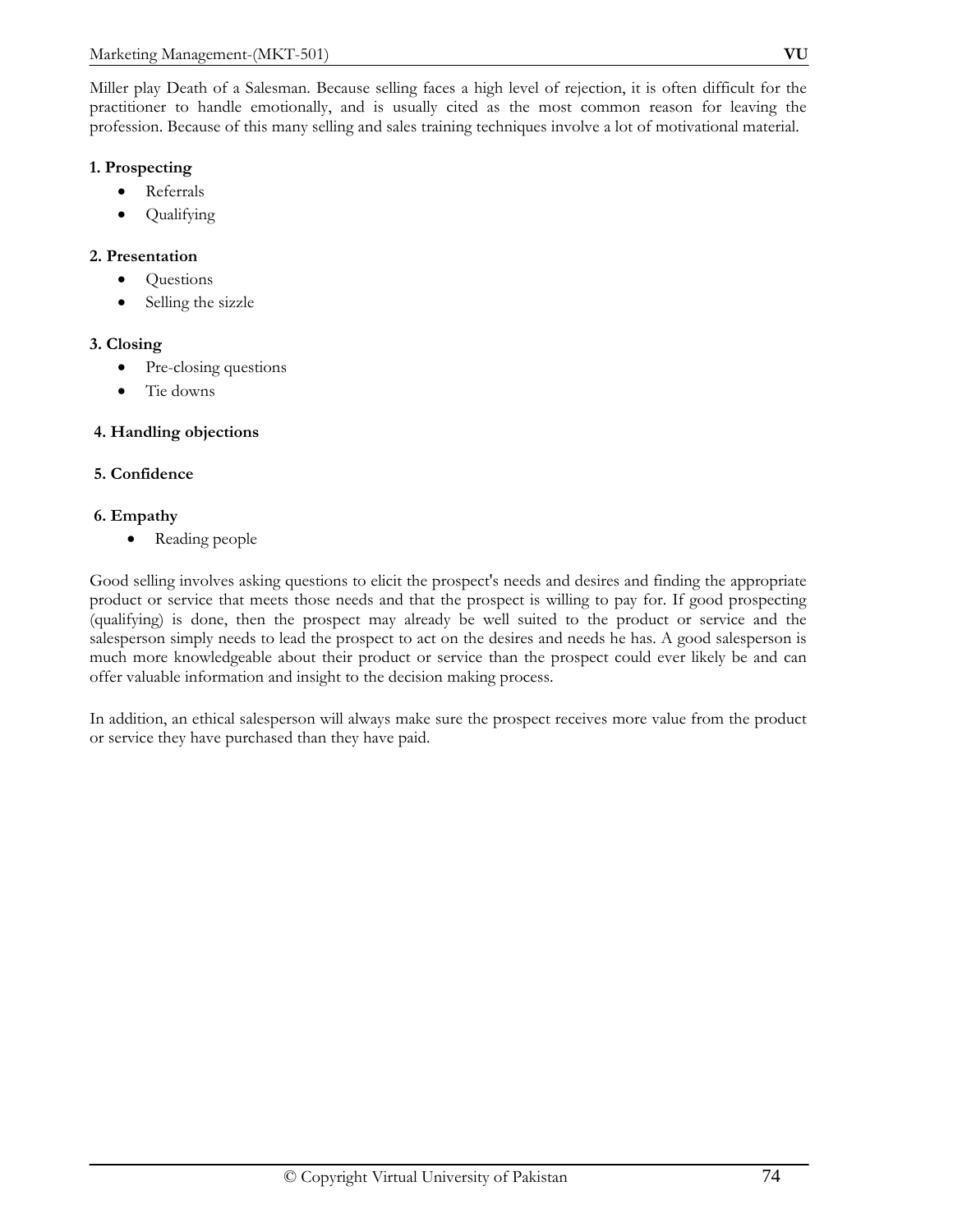Miller play Death of a Salesman. Because selling faces a high level of rejection, it is often difficult for the practitioner to handle emotionally, and is usually cited as the most common reason for leaving the profession. Because of this many selling and sales training techniques involve a lot of motivational material.

**1. Prospecting**

- Referrals
- Qualifying

**2. Presentation**

- Questions
- Selling the sizzle

**3. Closing**

- Pre-closing questions
- Tie downs

**4. Handling objections**

**5. Confidence**

**6. Empathy**

- Reading people

Good selling involves asking questions to elicit the prospect's needs and desires and finding the appropriate product or service that meets those needs and that the prospect is willing to pay for. If good prospecting (qualifying) is done, then the prospect may already be well suited to the product or service and the salesperson simply needs to lead the prospect to act on the desires and needs he has. A good salesperson is much more knowledgeable about their product or service than the prospect could ever likely be and can offer valuable information and insight to the decision making process.

In addition, an ethical salesperson will always make sure the prospect receives more value from the product or service they have purchased than they have paid.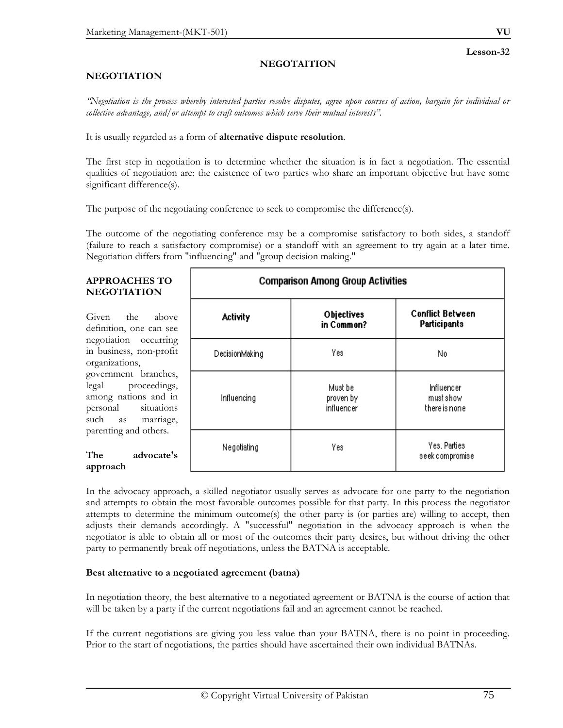**Lesson-32**

# NEGOTAITION

## NEGOTIATION

*"Negotiation is the process whereby interested parties resolve disputes, agree upon courses of action, bargain for individual or collective advantage, and/or attempt to craft outcomes which serve their mutual interests".*

It is usually regarded as a form of **alternative dispute resolution**.

The first step in negotiation is to determine whether the situation is in fact a negotiation. The essential qualities of negotiation are: the existence of two parties who share an important objective but have some significant difference(s).

The purpose of the negotiating conference to seek to compromise the difference(s).

The outcome of the negotiating conference may be a compromise satisfactory to both sides, a standoff (failure to reach a satisfactory compromise) or a standoff with an agreement to try again at a later time. Negotiation differs from "influencing" and "group decision making."

## APPROACHES TO NEGOTIATION

Given the above definition, one can see negotiation occurring in business, non-profit organizations, government branches, legal proceedings, among nations and in personal situations such as marriage, parenting and others.

| Comparison Among Group Activities | | |
|---|---|---|
| **Activity** | **Objectives in Common?** | **Conflict Between Participants** |
| DecisionMaking | Yes | No |
| Influencing | Must be proven by influencer | Influencer must show there is none |
| Negotiating | Yes | Yes. Parties seek compromise |

### The advocate's approach

In the advocacy approach, a skilled negotiator usually serves as advocate for one party to the negotiation and attempts to obtain the most favorable outcomes possible for that party. In this process the negotiator attempts to determine the minimum outcome(s) the other party is (or parties are) willing to accept, then adjusts their demands accordingly. A "successful" negotiation in the advocacy approach is when the negotiator is able to obtain all or most of the outcomes their party desires, but without driving the other party to permanently break off negotiations, unless the BATNA is acceptable.

### Best alternative to a negotiated agreement (batna)

In negotiation theory, the best alternative to a negotiated agreement or BATNA is the course of action that will be taken by a party if the current negotiations fail and an agreement cannot be reached.

If the current negotiations are giving you less value than your BATNA, there is no point in proceeding. Prior to the start of negotiations, the parties should have ascertained their own individual BATNAs.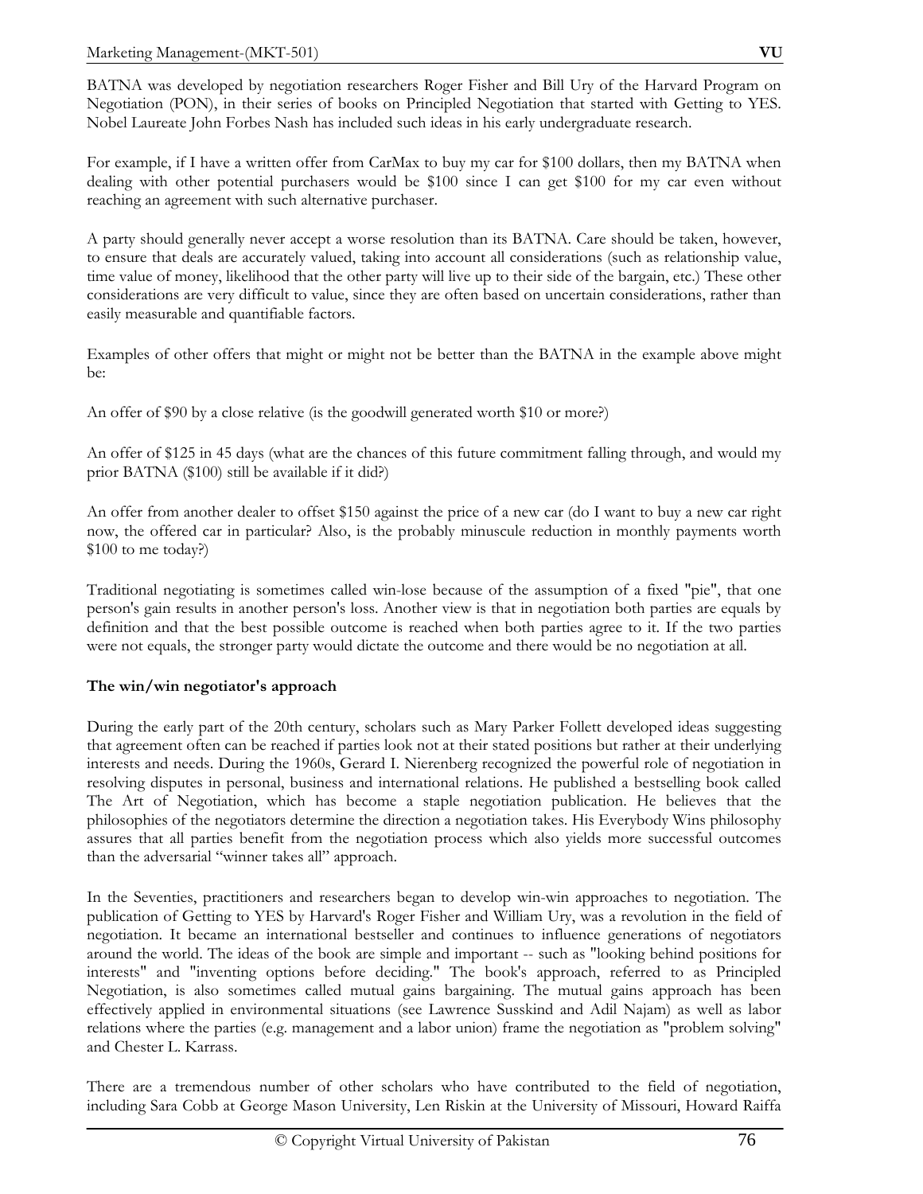BATNA was developed by negotiation researchers Roger Fisher and Bill Ury of the Harvard Program on Negotiation (PON), in their series of books on Principled Negotiation that started with Getting to YES. Nobel Laureate John Forbes Nash has included such ideas in his early undergraduate research.

For example, if I have a written offer from CarMax to buy my car for $100 dollars, then my BATNA when dealing with other potential purchasers would be $100 since I can get $100 for my car even without reaching an agreement with such alternative purchaser.

A party should generally never accept a worse resolution than its BATNA. Care should be taken, however, to ensure that deals are accurately valued, taking into account all considerations (such as relationship value, time value of money, likelihood that the other party will live up to their side of the bargain, etc.) These other considerations are very difficult to value, since they are often based on uncertain considerations, rather than easily measurable and quantifiable factors.

Examples of other offers that might or might not be better than the BATNA in the example above might be:

An offer of $90 by a close relative (is the goodwill generated worth $10 or more?)

An offer of $125 in 45 days (what are the chances of this future commitment falling through, and would my prior BATNA ($100) still be available if it did?)

An offer from another dealer to offset $150 against the price of a new car (do I want to buy a new car right now, the offered car in particular? Also, is the probably minuscule reduction in monthly payments worth $100 to me today?)

Traditional negotiating is sometimes called win-lose because of the assumption of a fixed "pie", that one person's gain results in another person's loss. Another view is that in negotiation both parties are equals by definition and that the best possible outcome is reached when both parties agree to it. If the two parties were not equals, the stronger party would dictate the outcome and there would be no negotiation at all.

**The win/win negotiator's approach**

During the early part of the 20th century, scholars such as Mary Parker Follett developed ideas suggesting that agreement often can be reached if parties look not at their stated positions but rather at their underlying interests and needs. During the 1960s, Gerard I. Nierenberg recognized the powerful role of negotiation in resolving disputes in personal, business and international relations. He published a bestselling book called The Art of Negotiation, which has become a staple negotiation publication. He believes that the philosophies of the negotiators determine the direction a negotiation takes. His Everybody Wins philosophy assures that all parties benefit from the negotiation process which also yields more successful outcomes than the adversarial "winner takes all" approach.

In the Seventies, practitioners and researchers began to develop win-win approaches to negotiation. The publication of Getting to YES by Harvard's Roger Fisher and William Ury, was a revolution in the field of negotiation. It became an international bestseller and continues to influence generations of negotiators around the world. The ideas of the book are simple and important -- such as "looking behind positions for interests" and "inventing options before deciding." The book's approach, referred to as Principled Negotiation, is also sometimes called mutual gains bargaining. The mutual gains approach has been effectively applied in environmental situations (see Lawrence Susskind and Adil Najam) as well as labor relations where the parties (e.g. management and a labor union) frame the negotiation as "problem solving" and Chester L. Karrass.

There are a tremendous number of other scholars who have contributed to the field of negotiation, including Sara Cobb at George Mason University, Len Riskin at the University of Missouri, Howard Raiffa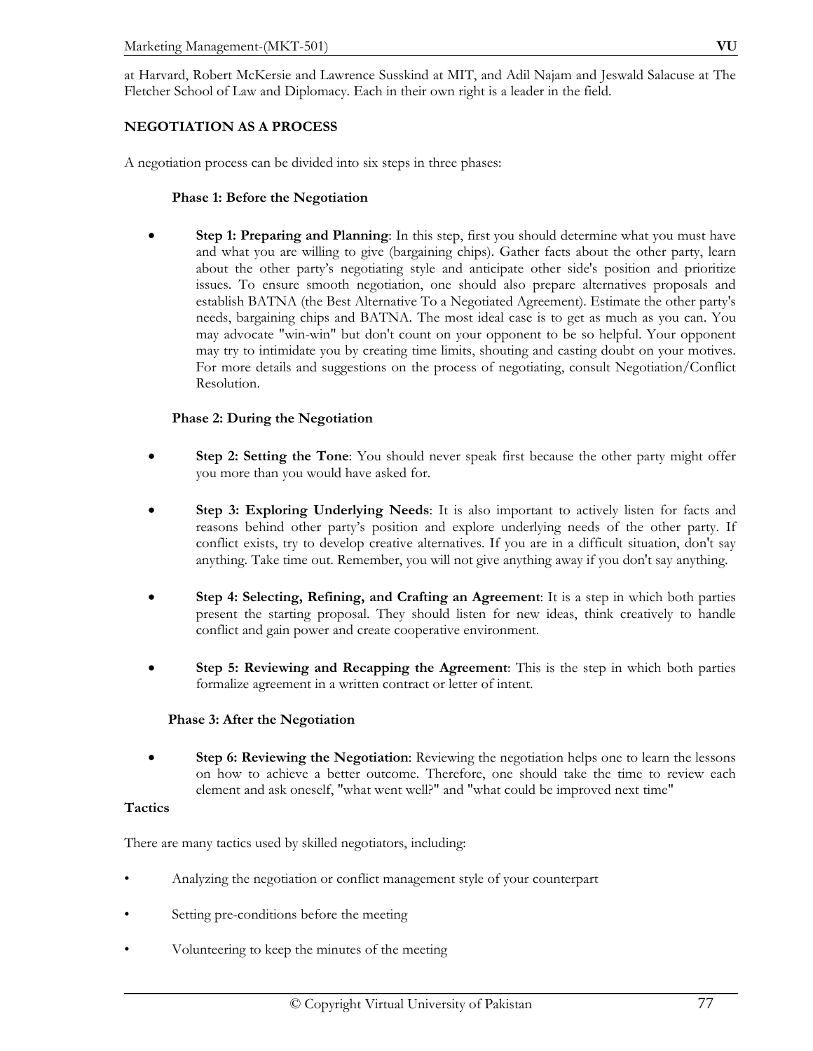at Harvard, Robert McKersie and Lawrence Susskind at MIT, and Adil Najam and Jeswald Salacuse at The Fletcher School of Law and Diplomacy. Each in their own right is a leader in the field.

## NEGOTIATION AS A PROCESS

A negotiation process can be divided into six steps in three phases:

### Phase 1: Before the Negotiation

- **Step 1: Preparing and Planning**: In this step, first you should determine what you must have and what you are willing to give (bargaining chips). Gather facts about the other party, learn about the other party's negotiating style and anticipate other side's position and prioritize issues. To ensure smooth negotiation, one should also prepare alternatives proposals and establish BATNA (the Best Alternative To a Negotiated Agreement). Estimate the other party's needs, bargaining chips and BATNA. The most ideal case is to get as much as you can. You may advocate "win-win" but don't count on your opponent to be so helpful. Your opponent may try to intimidate you by creating time limits, shouting and casting doubt on your motives. For more details and suggestions on the process of negotiating, consult Negotiation/Conflict Resolution.

### Phase 2: During the Negotiation

- **Step 2: Setting the Tone**: You should never speak first because the other party might offer you more than you would have asked for.
- **Step 3: Exploring Underlying Needs**: It is also important to actively listen for facts and reasons behind other party's position and explore underlying needs of the other party. If conflict exists, try to develop creative alternatives. If you are in a difficult situation, don't say anything. Take time out. Remember, you will not give anything away if you don't say anything.
- **Step 4: Selecting, Refining, and Crafting an Agreement**: It is a step in which both parties present the starting proposal. They should listen for new ideas, think creatively to handle conflict and gain power and create cooperative environment.
- **Step 5: Reviewing and Recapping the Agreement**: This is the step in which both parties formalize agreement in a written contract or letter of intent.

### Phase 3: After the Negotiation

- **Step 6: Reviewing the Negotiation**: Reviewing the negotiation helps one to learn the lessons on how to achieve a better outcome. Therefore, one should take the time to review each element and ask oneself, "what went well?" and "what could be improved next time"

### Tactics

There are many tactics used by skilled negotiators, including:

- Analyzing the negotiation or conflict management style of your counterpart
- Setting pre-conditions before the meeting
- Volunteering to keep the minutes of the meeting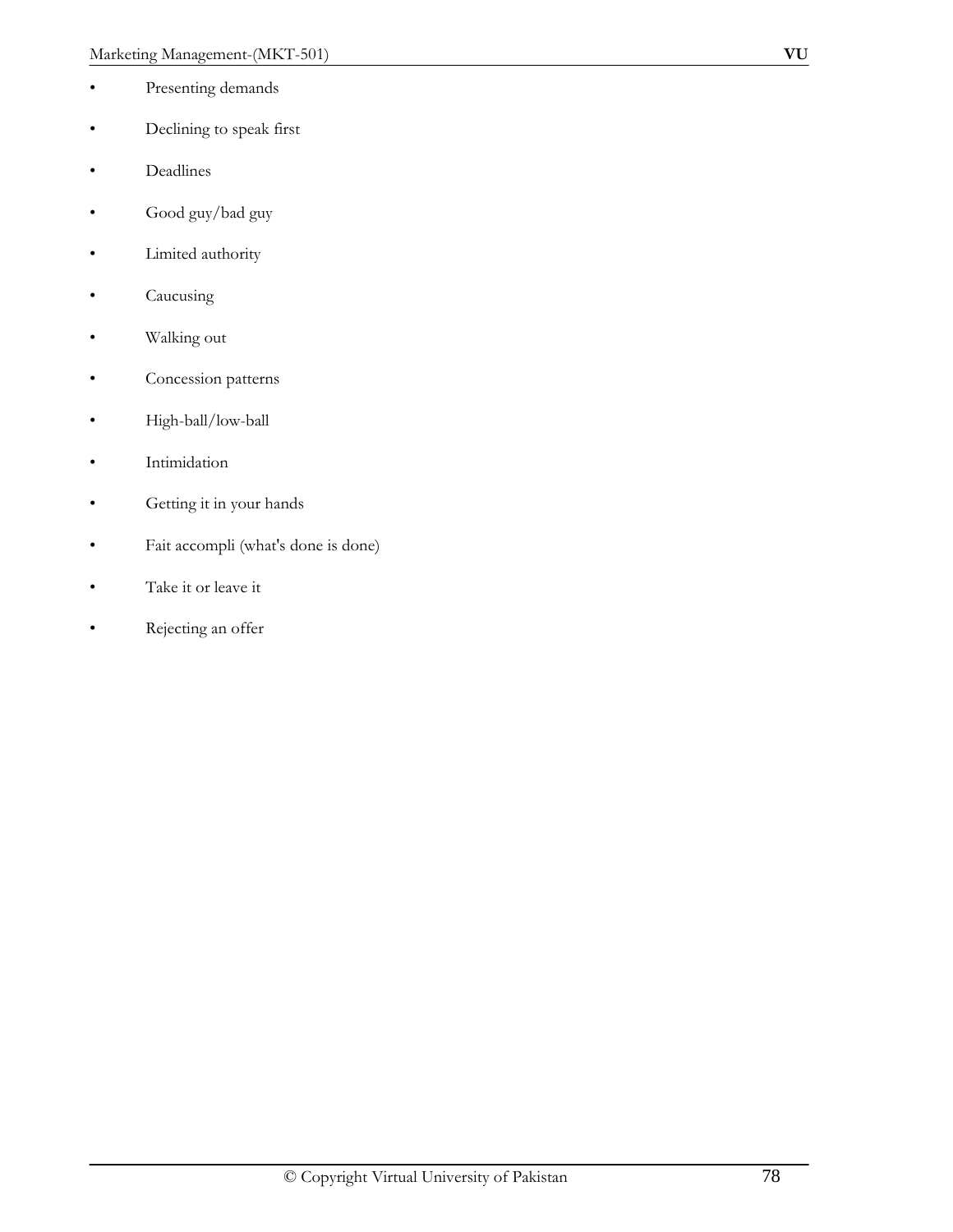- Presenting demands
- Declining to speak first
- Deadlines
- Good guy/bad guy
- Limited authority
- Caucusing
- Walking out
- Concession patterns
- High-ball/low-ball
- Intimidation
- Getting it in your hands
- Fait accompli (what's done is done)
- Take it or leave it
- Rejecting an offer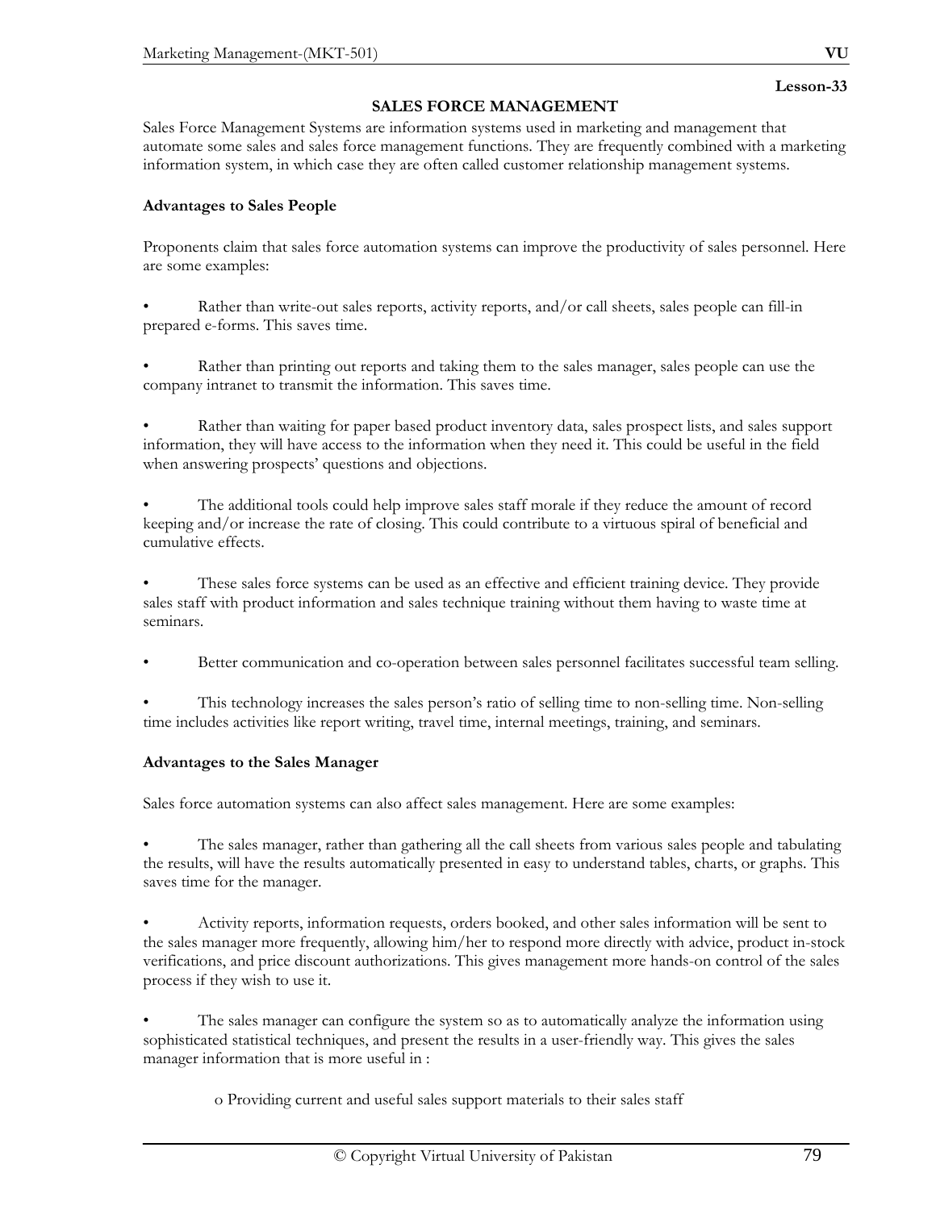Lesson-33

# SALES FORCE MANAGEMENT

Sales Force Management Systems are information systems used in marketing and management that automate some sales and sales force management functions. They are frequently combined with a marketing information system, in which case they are often called customer relationship management systems.

**Advantages to Sales People**

Proponents claim that sales force automation systems can improve the productivity of sales personnel. Here are some examples:

- Rather than write-out sales reports, activity reports, and/or call sheets, sales people can fill-in prepared e-forms. This saves time.

- Rather than printing out reports and taking them to the sales manager, sales people can use the company intranet to transmit the information. This saves time.

- Rather than waiting for paper based product inventory data, sales prospect lists, and sales support information, they will have access to the information when they need it. This could be useful in the field when answering prospects' questions and objections.

- The additional tools could help improve sales staff morale if they reduce the amount of record keeping and/or increase the rate of closing. This could contribute to a virtuous spiral of beneficial and cumulative effects.

- These sales force systems can be used as an effective and efficient training device. They provide sales staff with product information and sales technique training without them having to waste time at seminars.

- Better communication and co-operation between sales personnel facilitates successful team selling.

- This technology increases the sales person's ratio of selling time to non-selling time. Non-selling time includes activities like report writing, travel time, internal meetings, training, and seminars.

**Advantages to the Sales Manager**

Sales force automation systems can also affect sales management. Here are some examples:

- The sales manager, rather than gathering all the call sheets from various sales people and tabulating the results, will have the results automatically presented in easy to understand tables, charts, or graphs. This saves time for the manager.

- Activity reports, information requests, orders booked, and other sales information will be sent to the sales manager more frequently, allowing him/her to respond more directly with advice, product in-stock verifications, and price discount authorizations. This gives management more hands-on control of the sales process if they wish to use it.

- The sales manager can configure the system so as to automatically analyze the information using sophisticated statistical techniques, and present the results in a user-friendly way. This gives the sales manager information that is more useful in :

    - Providing current and useful sales support materials to their sales staff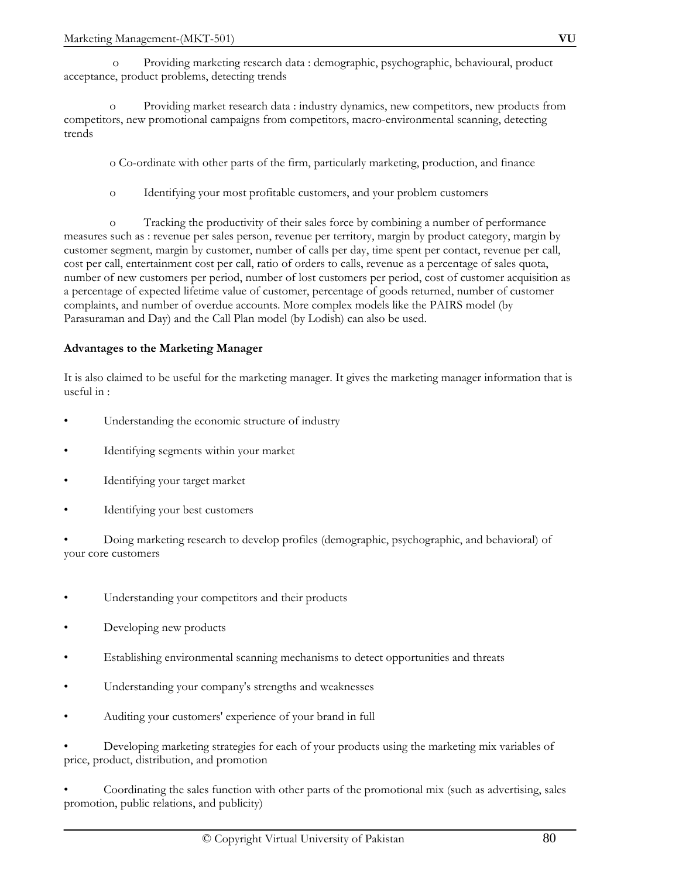- Providing marketing research data : demographic, psychographic, behavioural, product acceptance, product problems, detecting trends

- Providing market research data : industry dynamics, new competitors, new products from competitors, new promotional campaigns from competitors, macro-environmental scanning, detecting trends

- Co-ordinate with other parts of the firm, particularly marketing, production, and finance

- Identifying your most profitable customers, and your problem customers

- Tracking the productivity of their sales force by combining a number of performance measures such as : revenue per sales person, revenue per territory, margin by product category, margin by customer segment, margin by customer, number of calls per day, time spent per contact, revenue per call, cost per call, entertainment cost per call, ratio of orders to calls, revenue as a percentage of sales quota, number of new customers per period, number of lost customers per period, cost of customer acquisition as a percentage of expected lifetime value of customer, percentage of goods returned, number of customer complaints, and number of overdue accounts. More complex models like the PAIRS model (by Parasuraman and Day) and the Call Plan model (by Lodish) can also be used.

**Advantages to the Marketing Manager**

It is also claimed to be useful for the marketing manager. It gives the marketing manager information that is useful in :

- Understanding the economic structure of industry
- Identifying segments within your market
- Identifying your target market
- Identifying your best customers
- Doing marketing research to develop profiles (demographic, psychographic, and behavioral) of your core customers
- Understanding your competitors and their products
- Developing new products
- Establishing environmental scanning mechanisms to detect opportunities and threats
- Understanding your company's strengths and weaknesses
- Auditing your customers' experience of your brand in full
- Developing marketing strategies for each of your products using the marketing mix variables of price, product, distribution, and promotion
- Coordinating the sales function with other parts of the promotional mix (such as advertising, sales promotion, public relations, and publicity)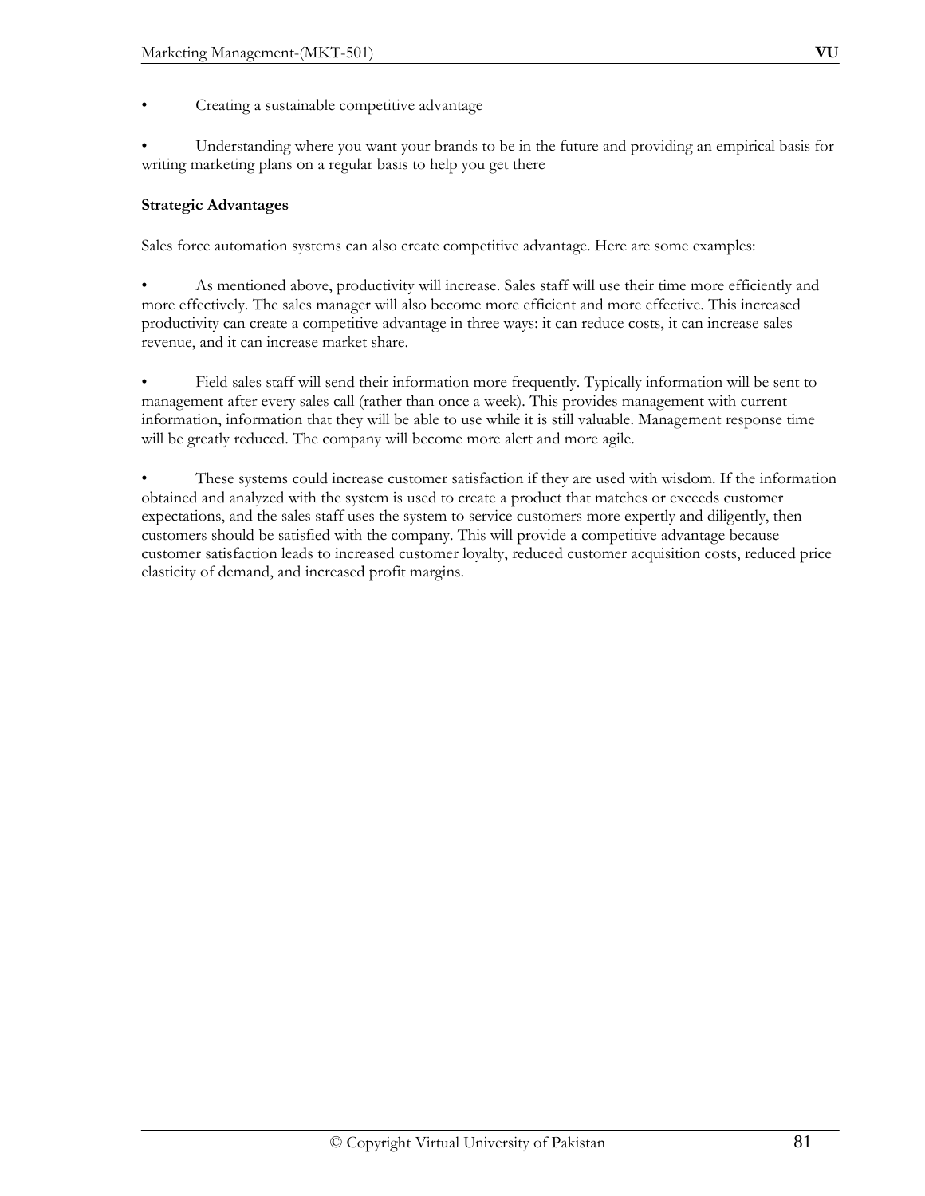- Creating a sustainable competitive advantage
- Understanding where you want your brands to be in the future and providing an empirical basis for writing marketing plans on a regular basis to help you get there

**Strategic Advantages**

Sales force automation systems can also create competitive advantage. Here are some examples:

- As mentioned above, productivity will increase. Sales staff will use their time more efficiently and more effectively. The sales manager will also become more efficient and more effective. This increased productivity can create a competitive advantage in three ways: it can reduce costs, it can increase sales revenue, and it can increase market share.
- Field sales staff will send their information more frequently. Typically information will be sent to management after every sales call (rather than once a week). This provides management with current information, information that they will be able to use while it is still valuable. Management response time will be greatly reduced. The company will become more alert and more agile.
- These systems could increase customer satisfaction if they are used with wisdom. If the information obtained and analyzed with the system is used to create a product that matches or exceeds customer expectations, and the sales staff uses the system to service customers more expertly and diligently, then customers should be satisfied with the company. This will provide a competitive advantage because customer satisfaction leads to increased customer loyalty, reduced customer acquisition costs, reduced price elasticity of demand, and increased profit margins.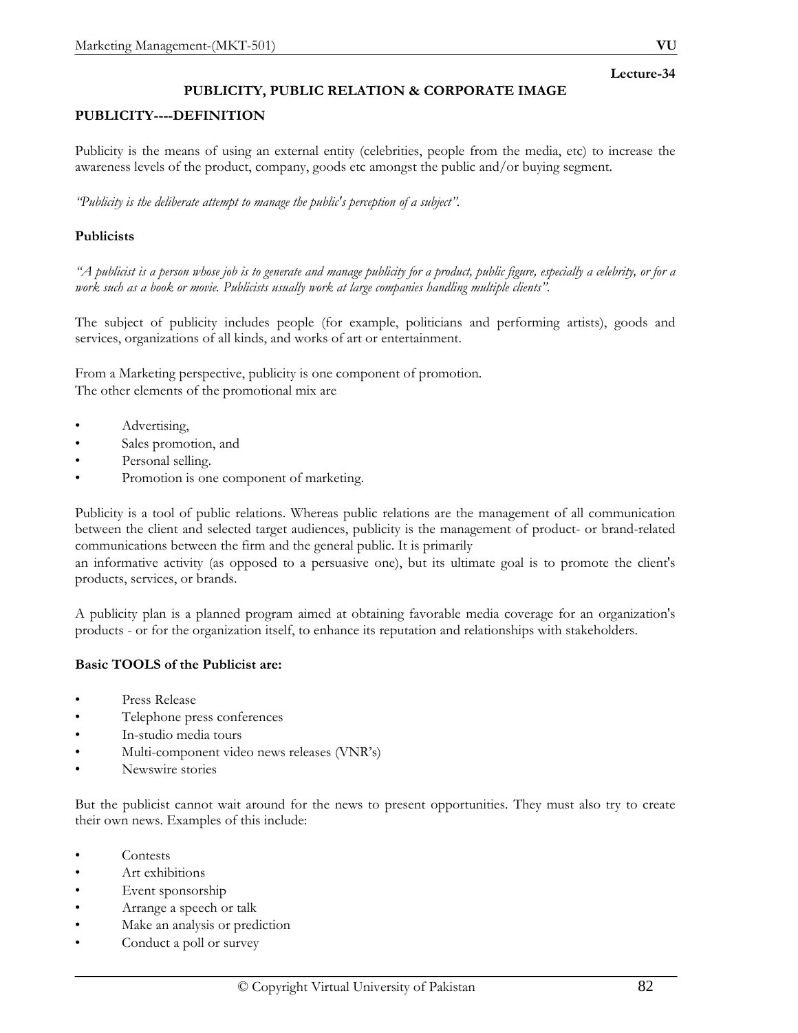Lecture-34

## PUBLICITY, PUBLIC RELATION & CORPORATE IMAGE

### PUBLICITY----DEFINITION

Publicity is the means of using an external entity (celebrities, people from the media, etc) to increase the awareness levels of the product, company, goods etc amongst the public and/or buying segment.

*"Publicity is the deliberate attempt to manage the public's perception of a subject".*

**Publicists**

*"A publicist is a person whose job is to generate and manage publicity for a product, public figure, especially a celebrity, or for a work such as a book or movie. Publicists usually work at large companies handling multiple clients".*

The subject of publicity includes people (for example, politicians and performing artists), goods and services, organizations of all kinds, and works of art or entertainment.

From a Marketing perspective, publicity is one component of promotion.
The other elements of the promotional mix are

- Advertising,
- Sales promotion, and
- Personal selling.
- Promotion is one component of marketing.

Publicity is a tool of public relations. Whereas public relations are the management of all communication between the client and selected target audiences, publicity is the management of product- or brand-related communications between the firm and the general public. It is primarily
an informative activity (as opposed to a persuasive one), but its ultimate goal is to promote the client's products, services, or brands.

A publicity plan is a planned program aimed at obtaining favorable media coverage for an organization's products - or for the organization itself, to enhance its reputation and relationships with stakeholders.

**Basic TOOLS of the Publicist are:**

- Press Release
- Telephone press conferences
- In-studio media tours
- Multi-component video news releases (VNR's)
- Newswire stories

But the publicist cannot wait around for the news to present opportunities. They must also try to create their own news. Examples of this include:

- Contests
- Art exhibitions
- Event sponsorship
- Arrange a speech or talk
- Make an analysis or prediction
- Conduct a poll or survey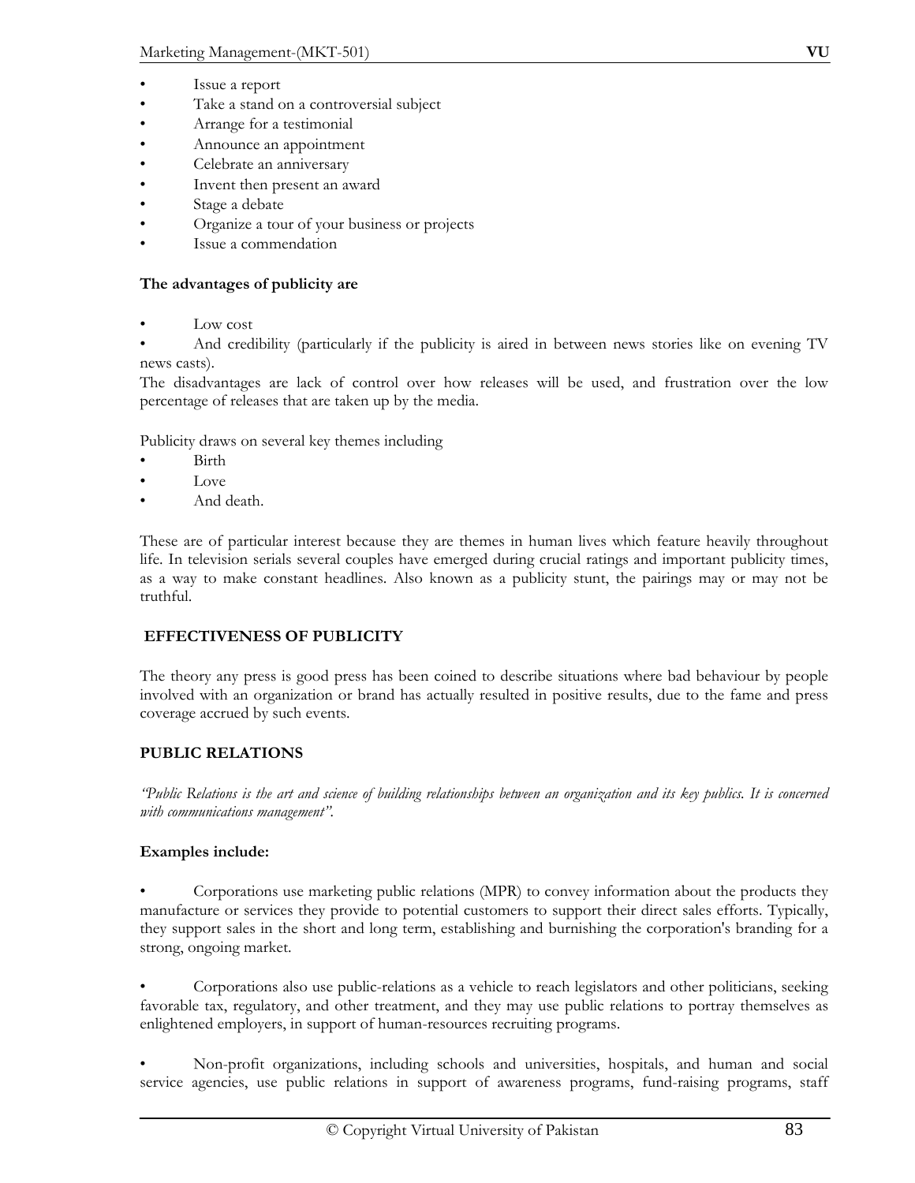- Issue a report
- Take a stand on a controversial subject
- Arrange for a testimonial
- Announce an appointment
- Celebrate an anniversary
- Invent then present an award
- Stage a debate
- Organize a tour of your business or projects
- Issue a commendation

**The advantages of publicity are**

- Low cost
- And credibility (particularly if the publicity is aired in between news stories like on evening TV news casts).

The disadvantages are lack of control over how releases will be used, and frustration over the low percentage of releases that are taken up by the media.

Publicity draws on several key themes including

- Birth
- Love
- And death.

These are of particular interest because they are themes in human lives which feature heavily throughout life. In television serials several couples have emerged during crucial ratings and important publicity times, as a way to make constant headlines. Also known as a publicity stunt, the pairings may or may not be truthful.

## EFFECTIVENESS OF PUBLICITY

The theory any press is good press has been coined to describe situations where bad behaviour by people involved with an organization or brand has actually resulted in positive results, due to the fame and press coverage accrued by such events.

## PUBLIC RELATIONS

*"Public Relations is the art and science of building relationships between an organization and its key publics. It is concerned with communications management".*

**Examples include:**

- Corporations use marketing public relations (MPR) to convey information about the products they manufacture or services they provide to potential customers to support their direct sales efforts. Typically, they support sales in the short and long term, establishing and burnishing the corporation's branding for a strong, ongoing market.

- Corporations also use public-relations as a vehicle to reach legislators and other politicians, seeking favorable tax, regulatory, and other treatment, and they may use public relations to portray themselves as enlightened employers, in support of human-resources recruiting programs.

- Non-profit organizations, including schools and universities, hospitals, and human and social service agencies, use public relations in support of awareness programs, fund-raising programs, staff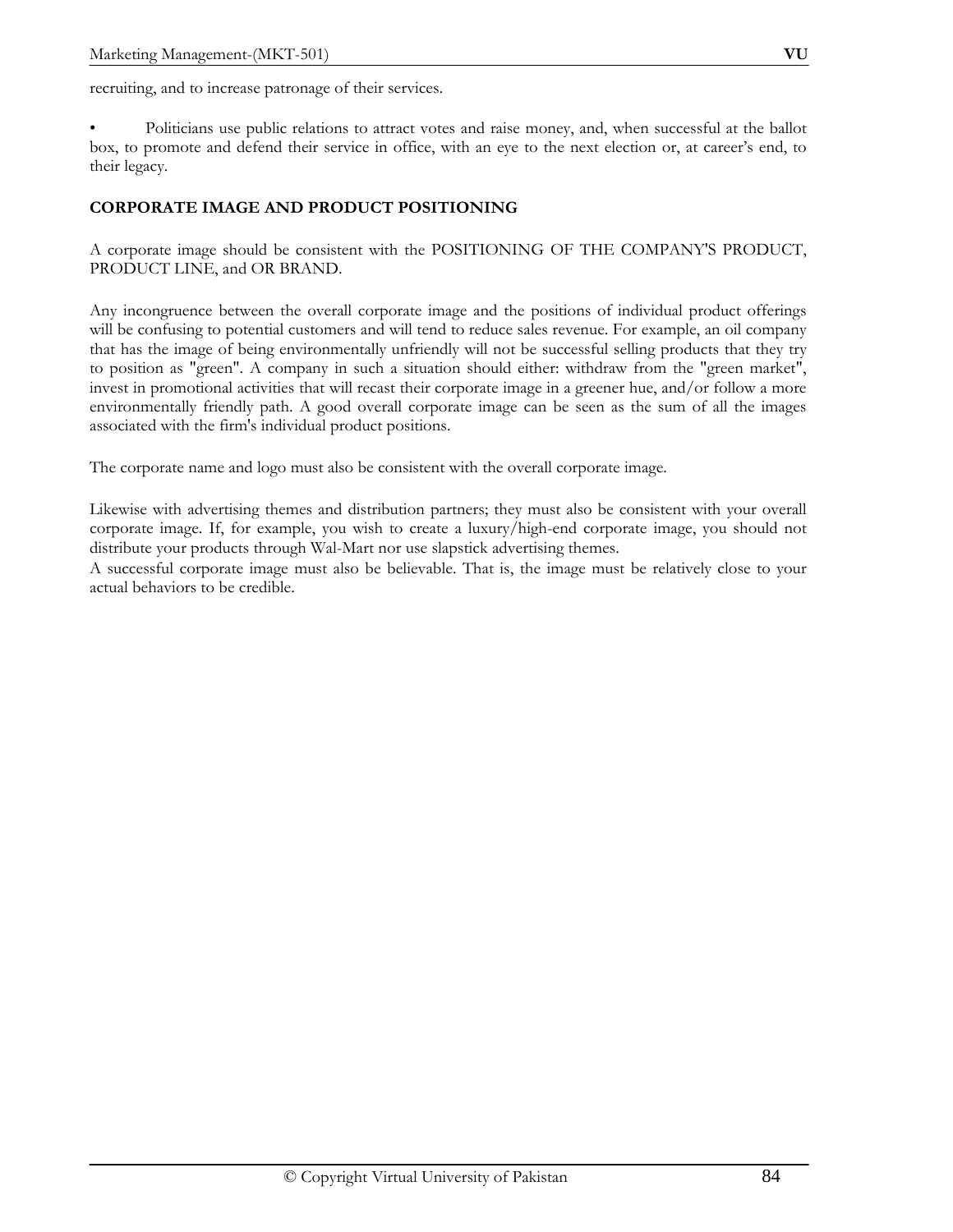recruiting, and to increase patronage of their services.

- Politicians use public relations to attract votes and raise money, and, when successful at the ballot box, to promote and defend their service in office, with an eye to the next election or, at career's end, to their legacy.

**CORPORATE IMAGE AND PRODUCT POSITIONING**

A corporate image should be consistent with the POSITIONING OF THE COMPANY'S PRODUCT, PRODUCT LINE, and OR BRAND.

Any incongruence between the overall corporate image and the positions of individual product offerings will be confusing to potential customers and will tend to reduce sales revenue. For example, an oil company that has the image of being environmentally unfriendly will not be successful selling products that they try to position as "green". A company in such a situation should either: withdraw from the "green market", invest in promotional activities that will recast their corporate image in a greener hue, and/or follow a more environmentally friendly path. A good overall corporate image can be seen as the sum of all the images associated with the firm's individual product positions.

The corporate name and logo must also be consistent with the overall corporate image.

Likewise with advertising themes and distribution partners; they must also be consistent with your overall corporate image. If, for example, you wish to create a luxury/high-end corporate image, you should not distribute your products through Wal-Mart nor use slapstick advertising themes.
A successful corporate image must also be believable. That is, the image must be relatively close to your actual behaviors to be credible.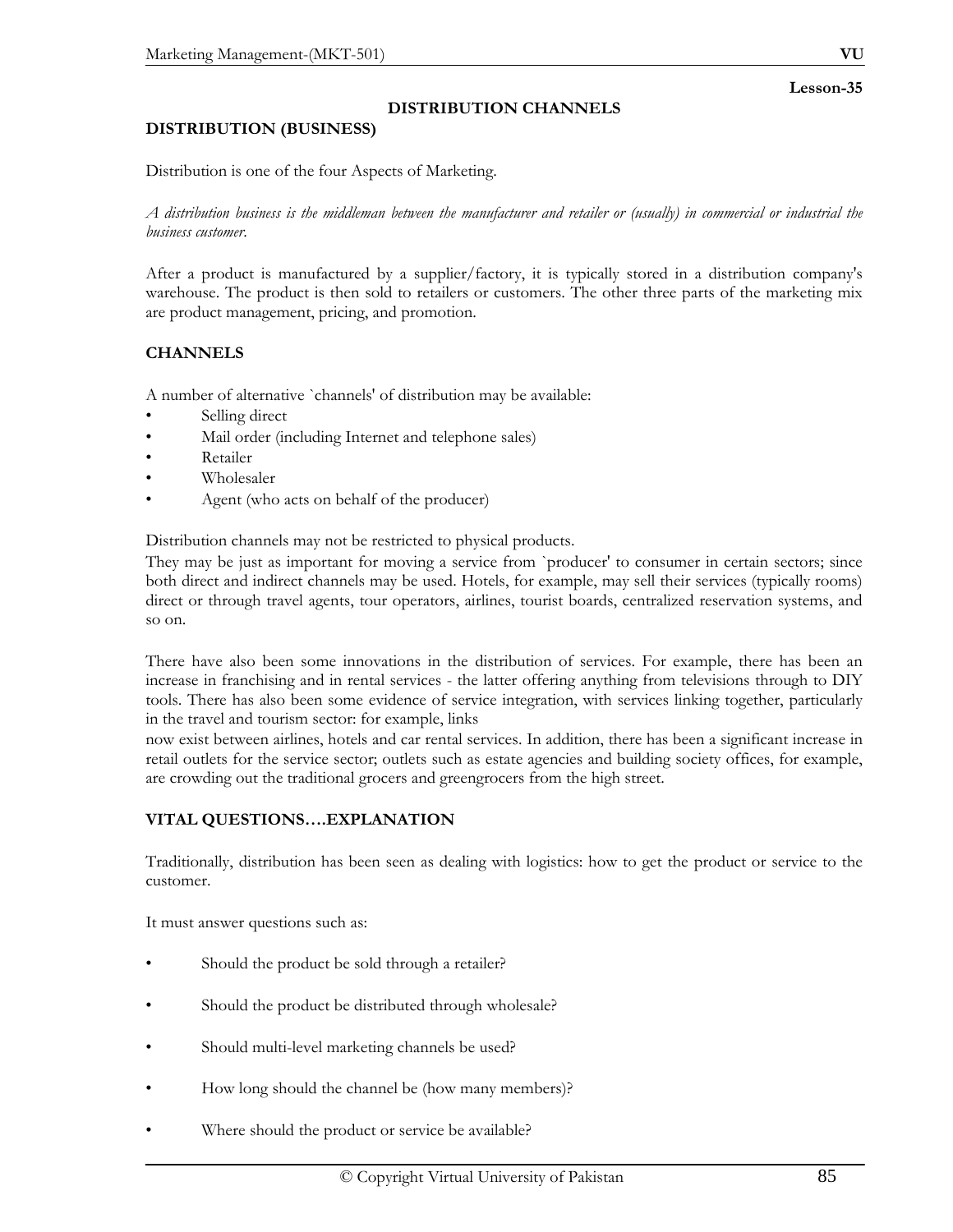**Lesson-35**

## DISTRIBUTION CHANNELS

### DISTRIBUTION (BUSINESS)

Distribution is one of the four Aspects of Marketing.

*A distribution business is the middleman between the manufacturer and retailer or (usually) in commercial or industrial the business customer.*

After a product is manufactured by a supplier/factory, it is typically stored in a distribution company's warehouse. The product is then sold to retailers or customers. The other three parts of the marketing mix are product management, pricing, and promotion.

### CHANNELS

A number of alternative `channels' of distribution may be available:

- Selling direct
- Mail order (including Internet and telephone sales)
- Retailer
- Wholesaler
- Agent (who acts on behalf of the producer)

Distribution channels may not be restricted to physical products.
They may be just as important for moving a service from `producer' to consumer in certain sectors; since both direct and indirect channels may be used. Hotels, for example, may sell their services (typically rooms) direct or through travel agents, tour operators, airlines, tourist boards, centralized reservation systems, and so on.

There have also been some innovations in the distribution of services. For example, there has been an increase in franchising and in rental services - the latter offering anything from televisions through to DIY tools. There has also been some evidence of service integration, with services linking together, particularly in the travel and tourism sector: for example, links
now exist between airlines, hotels and car rental services. In addition, there has been a significant increase in retail outlets for the service sector; outlets such as estate agencies and building society offices, for example, are crowding out the traditional grocers and greengrocers from the high street.

### VITAL QUESTIONS….EXPLANATION

Traditionally, distribution has been seen as dealing with logistics: how to get the product or service to the customer.

It must answer questions such as:

- Should the product be sold through a retailer?
- Should the product be distributed through wholesale?
- Should multi-level marketing channels be used?
- How long should the channel be (how many members)?
- Where should the product or service be available?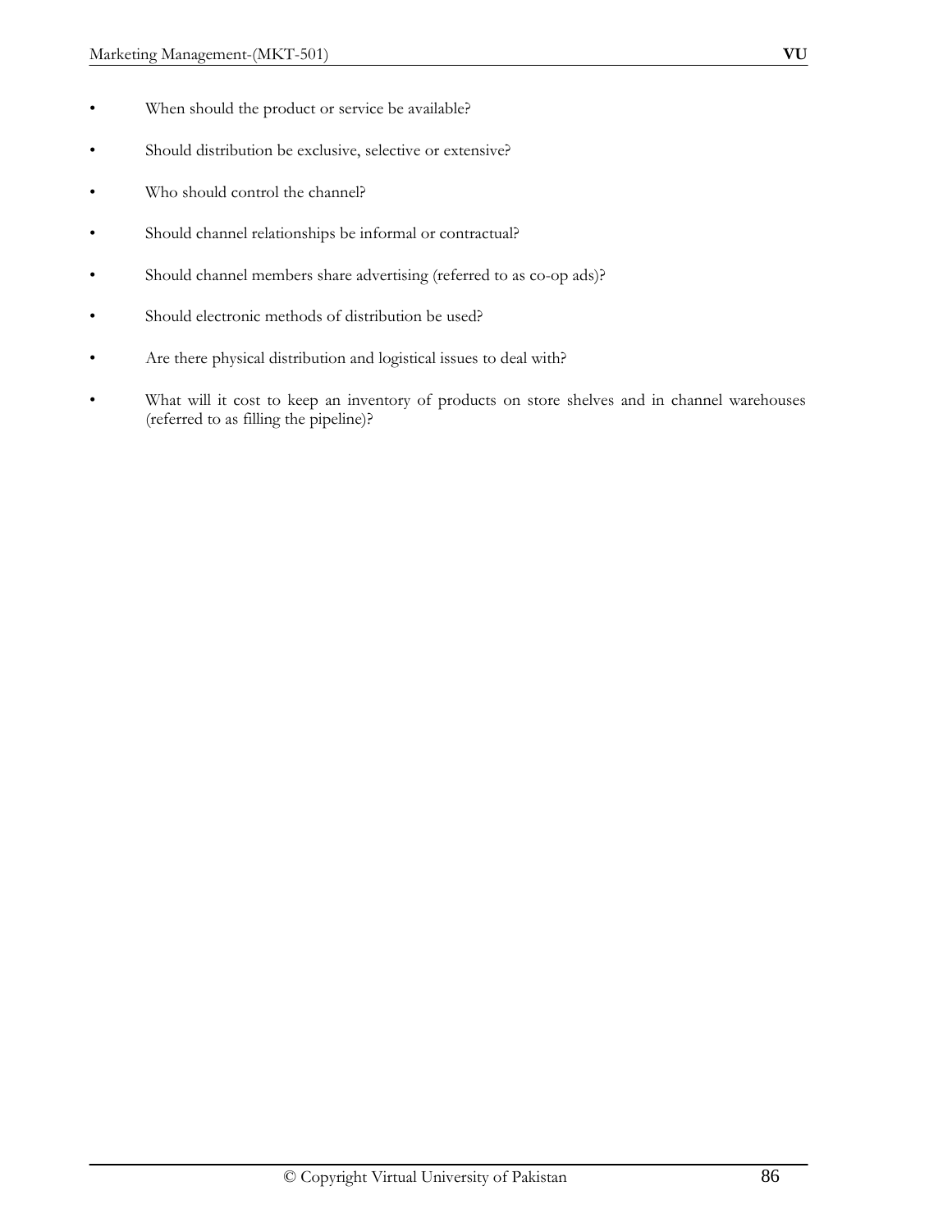- When should the product or service be available?
- Should distribution be exclusive, selective or extensive?
- Who should control the channel?
- Should channel relationships be informal or contractual?
- Should channel members share advertising (referred to as co-op ads)?
- Should electronic methods of distribution be used?
- Are there physical distribution and logistical issues to deal with?
- What will it cost to keep an inventory of products on store shelves and in channel warehouses (referred to as filling the pipeline)?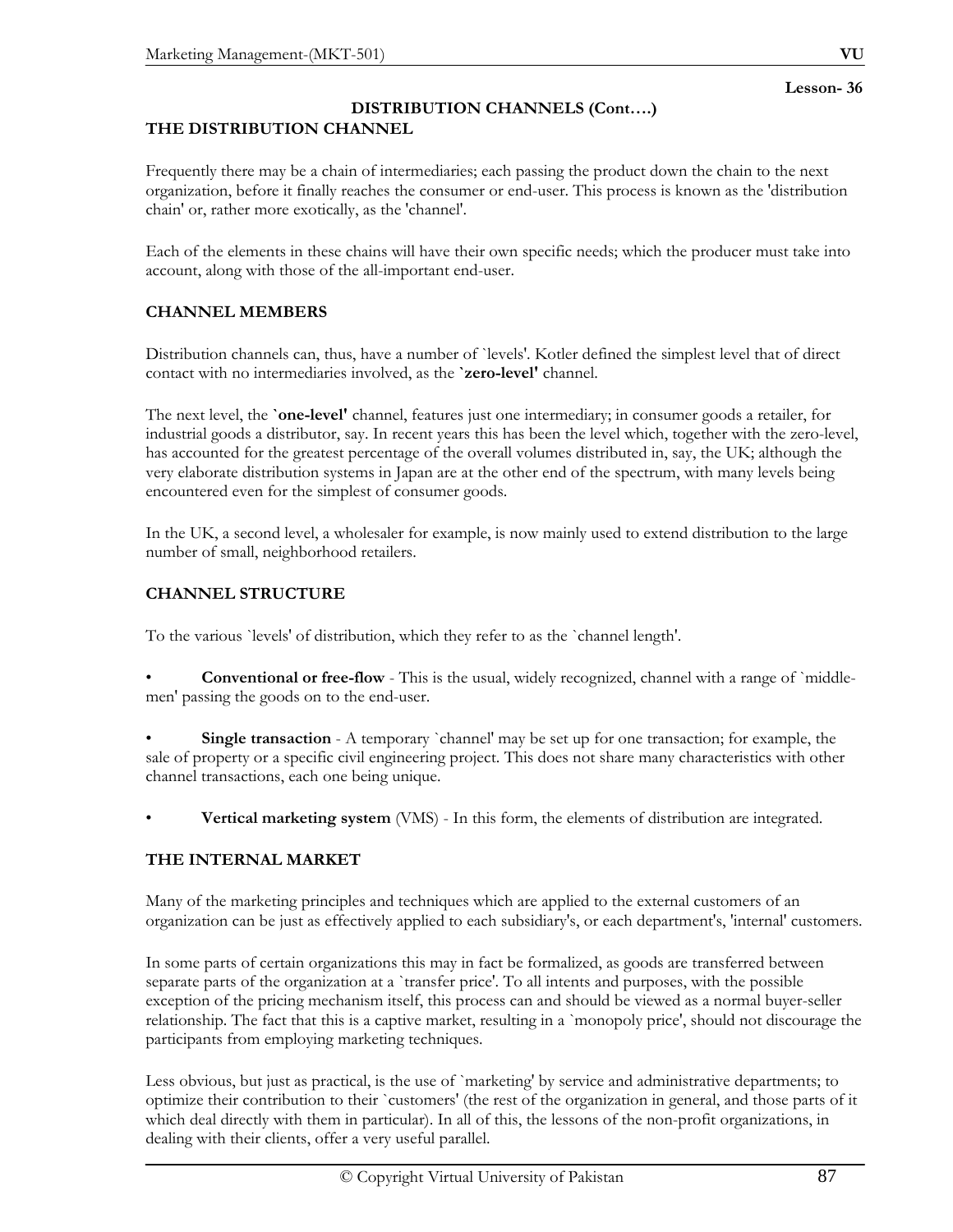Lesson- 36

## DISTRIBUTION CHANNELS (Cont….)

### THE DISTRIBUTION CHANNEL

Frequently there may be a chain of intermediaries; each passing the product down the chain to the next organization, before it finally reaches the consumer or end-user. This process is known as the 'distribution chain' or, rather more exotically, as the 'channel'.

Each of the elements in these chains will have their own specific needs; which the producer must take into account, along with those of the all-important end-user.

### CHANNEL MEMBERS

Distribution channels can, thus, have a number of `levels'. Kotler defined the simplest level that of direct contact with no intermediaries involved, as the **`zero-level'** channel.

The next level, the **`one-level'** channel, features just one intermediary; in consumer goods a retailer, for industrial goods a distributor, say. In recent years this has been the level which, together with the zero-level, has accounted for the greatest percentage of the overall volumes distributed in, say, the UK; although the very elaborate distribution systems in Japan are at the other end of the spectrum, with many levels being encountered even for the simplest of consumer goods.

In the UK, a second level, a wholesaler for example, is now mainly used to extend distribution to the large number of small, neighborhood retailers.

### CHANNEL STRUCTURE

To the various `levels' of distribution, which they refer to as the `channel length'.

- **Conventional or free-flow** - This is the usual, widely recognized, channel with a range of `middle-men' passing the goods on to the end-user.

- **Single transaction** - A temporary `channel' may be set up for one transaction; for example, the sale of property or a specific civil engineering project. This does not share many characteristics with other channel transactions, each one being unique.

- **Vertical marketing system** (VMS) - In this form, the elements of distribution are integrated.

### THE INTERNAL MARKET

Many of the marketing principles and techniques which are applied to the external customers of an organization can be just as effectively applied to each subsidiary's, or each department's, 'internal' customers.

In some parts of certain organizations this may in fact be formalized, as goods are transferred between separate parts of the organization at a `transfer price'. To all intents and purposes, with the possible exception of the pricing mechanism itself, this process can and should be viewed as a normal buyer-seller relationship. The fact that this is a captive market, resulting in a `monopoly price', should not discourage the participants from employing marketing techniques.

Less obvious, but just as practical, is the use of `marketing' by service and administrative departments; to optimize their contribution to their `customers' (the rest of the organization in general, and those parts of it which deal directly with them in particular). In all of this, the lessons of the non-profit organizations, in dealing with their clients, offer a very useful parallel.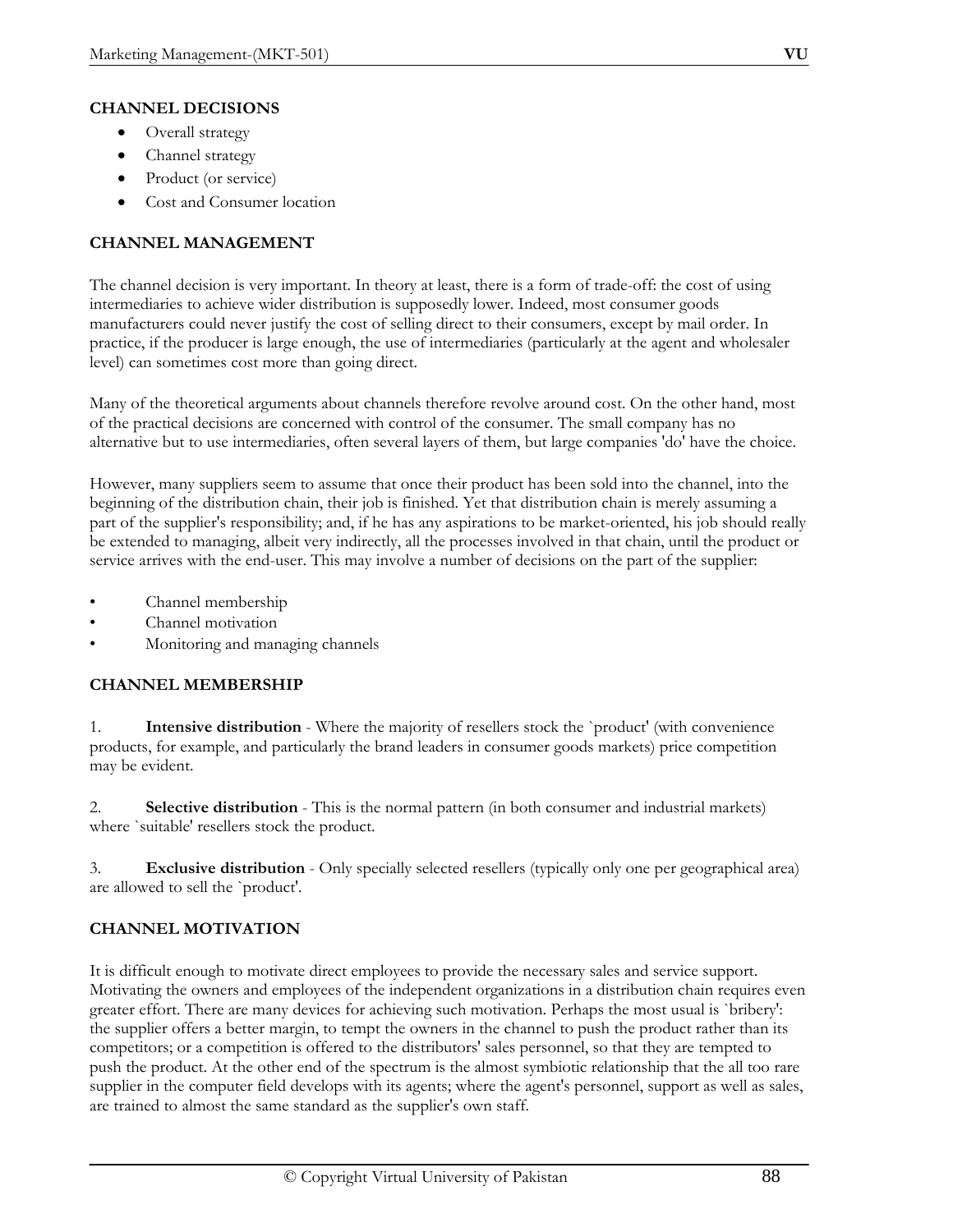## CHANNEL DECISIONS

- Overall strategy
- Channel strategy
- Product (or service)
- Cost and Consumer location

## CHANNEL MANAGEMENT

The channel decision is very important. In theory at least, there is a form of trade-off: the cost of using intermediaries to achieve wider distribution is supposedly lower. Indeed, most consumer goods manufacturers could never justify the cost of selling direct to their consumers, except by mail order. In practice, if the producer is large enough, the use of intermediaries (particularly at the agent and wholesaler level) can sometimes cost more than going direct.

Many of the theoretical arguments about channels therefore revolve around cost. On the other hand, most of the practical decisions are concerned with control of the consumer. The small company has no alternative but to use intermediaries, often several layers of them, but large companies 'do' have the choice.

However, many suppliers seem to assume that once their product has been sold into the channel, into the beginning of the distribution chain, their job is finished. Yet that distribution chain is merely assuming a part of the supplier's responsibility; and, if he has any aspirations to be market-oriented, his job should really be extended to managing, albeit very indirectly, all the processes involved in that chain, until the product or service arrives with the end-user. This may involve a number of decisions on the part of the supplier:

- Channel membership
- Channel motivation
- Monitoring and managing channels

## CHANNEL MEMBERSHIP

1. **Intensive distribution** - Where the majority of resellers stock the `product' (with convenience products, for example, and particularly the brand leaders in consumer goods markets) price competition may be evident.

2. **Selective distribution** - This is the normal pattern (in both consumer and industrial markets) where `suitable' resellers stock the product.

3. **Exclusive distribution** - Only specially selected resellers (typically only one per geographical area) are allowed to sell the `product'.

## CHANNEL MOTIVATION

It is difficult enough to motivate direct employees to provide the necessary sales and service support. Motivating the owners and employees of the independent organizations in a distribution chain requires even greater effort. There are many devices for achieving such motivation. Perhaps the most usual is `bribery': the supplier offers a better margin, to tempt the owners in the channel to push the product rather than its competitors; or a competition is offered to the distributors' sales personnel, so that they are tempted to push the product. At the other end of the spectrum is the almost symbiotic relationship that the all too rare supplier in the computer field develops with its agents; where the agent's personnel, support as well as sales, are trained to almost the same standard as the supplier's own staff.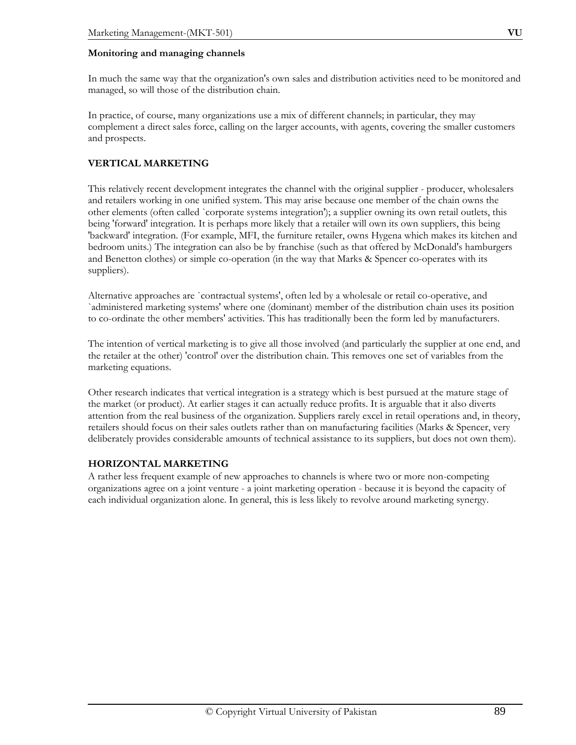**Monitoring and managing channels**

In much the same way that the organization's own sales and distribution activities need to be monitored and managed, so will those of the distribution chain.

In practice, of course, many organizations use a mix of different channels; in particular, they may complement a direct sales force, calling on the larger accounts, with agents, covering the smaller customers and prospects.

## VERTICAL MARKETING

This relatively recent development integrates the channel with the original supplier - producer, wholesalers and retailers working in one unified system. This may arise because one member of the chain owns the other elements (often called `corporate systems integration'); a supplier owning its own retail outlets, this being 'forward' integration. It is perhaps more likely that a retailer will own its own suppliers, this being 'backward' integration. (For example, MFI, the furniture retailer, owns Hygena which makes its kitchen and bedroom units.) The integration can also be by franchise (such as that offered by McDonald's hamburgers and Benetton clothes) or simple co-operation (in the way that Marks & Spencer co-operates with its suppliers).

Alternative approaches are `contractual systems', often led by a wholesale or retail co-operative, and `administered marketing systems' where one (dominant) member of the distribution chain uses its position to co-ordinate the other members' activities. This has traditionally been the form led by manufacturers.

The intention of vertical marketing is to give all those involved (and particularly the supplier at one end, and the retailer at the other) 'control' over the distribution chain. This removes one set of variables from the marketing equations.

Other research indicates that vertical integration is a strategy which is best pursued at the mature stage of the market (or product). At earlier stages it can actually reduce profits. It is arguable that it also diverts attention from the real business of the organization. Suppliers rarely excel in retail operations and, in theory, retailers should focus on their sales outlets rather than on manufacturing facilities (Marks & Spencer, very deliberately provides considerable amounts of technical assistance to its suppliers, but does not own them).

## HORIZONTAL MARKETING

A rather less frequent example of new approaches to channels is where two or more non-competing organizations agree on a joint venture - a joint marketing operation - because it is beyond the capacity of each individual organization alone. In general, this is less likely to revolve around marketing synergy.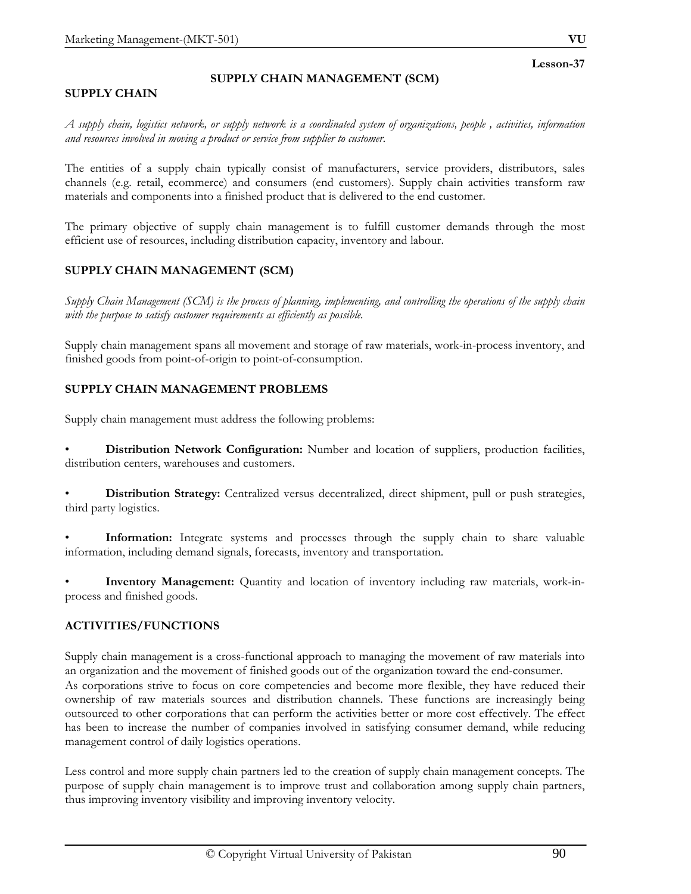Lesson-37

# SUPPLY CHAIN MANAGEMENT (SCM)

## SUPPLY CHAIN

*A supply chain, logistics network, or supply network is a coordinated system of organizations, people , activities, information and resources involved in moving a product or service from supplier to customer.*

The entities of a supply chain typically consist of manufacturers, service providers, distributors, sales channels (e.g. retail, ecommerce) and consumers (end customers). Supply chain activities transform raw materials and components into a finished product that is delivered to the end customer.

The primary objective of supply chain management is to fulfill customer demands through the most efficient use of resources, including distribution capacity, inventory and labour.

## SUPPLY CHAIN MANAGEMENT (SCM)

*Supply Chain Management (SCM) is the process of planning, implementing, and controlling the operations of the supply chain with the purpose to satisfy customer requirements as efficiently as possible.*

Supply chain management spans all movement and storage of raw materials, work-in-process inventory, and finished goods from point-of-origin to point-of-consumption.

## SUPPLY CHAIN MANAGEMENT PROBLEMS

Supply chain management must address the following problems:

- **Distribution Network Configuration:** Number and location of suppliers, production facilities, distribution centers, warehouses and customers.
- **Distribution Strategy:** Centralized versus decentralized, direct shipment, pull or push strategies, third party logistics.
- **Information:** Integrate systems and processes through the supply chain to share valuable information, including demand signals, forecasts, inventory and transportation.
- **Inventory Management:** Quantity and location of inventory including raw materials, work-in-process and finished goods.

## ACTIVITIES/FUNCTIONS

Supply chain management is a cross-functional approach to managing the movement of raw materials into an organization and the movement of finished goods out of the organization toward the end-consumer.
As corporations strive to focus on core competencies and become more flexible, they have reduced their ownership of raw materials sources and distribution channels. These functions are increasingly being outsourced to other corporations that can perform the activities better or more cost effectively. The effect has been to increase the number of companies involved in satisfying consumer demand, while reducing management control of daily logistics operations.

Less control and more supply chain partners led to the creation of supply chain management concepts. The purpose of supply chain management is to improve trust and collaboration among supply chain partners, thus improving inventory visibility and improving inventory velocity.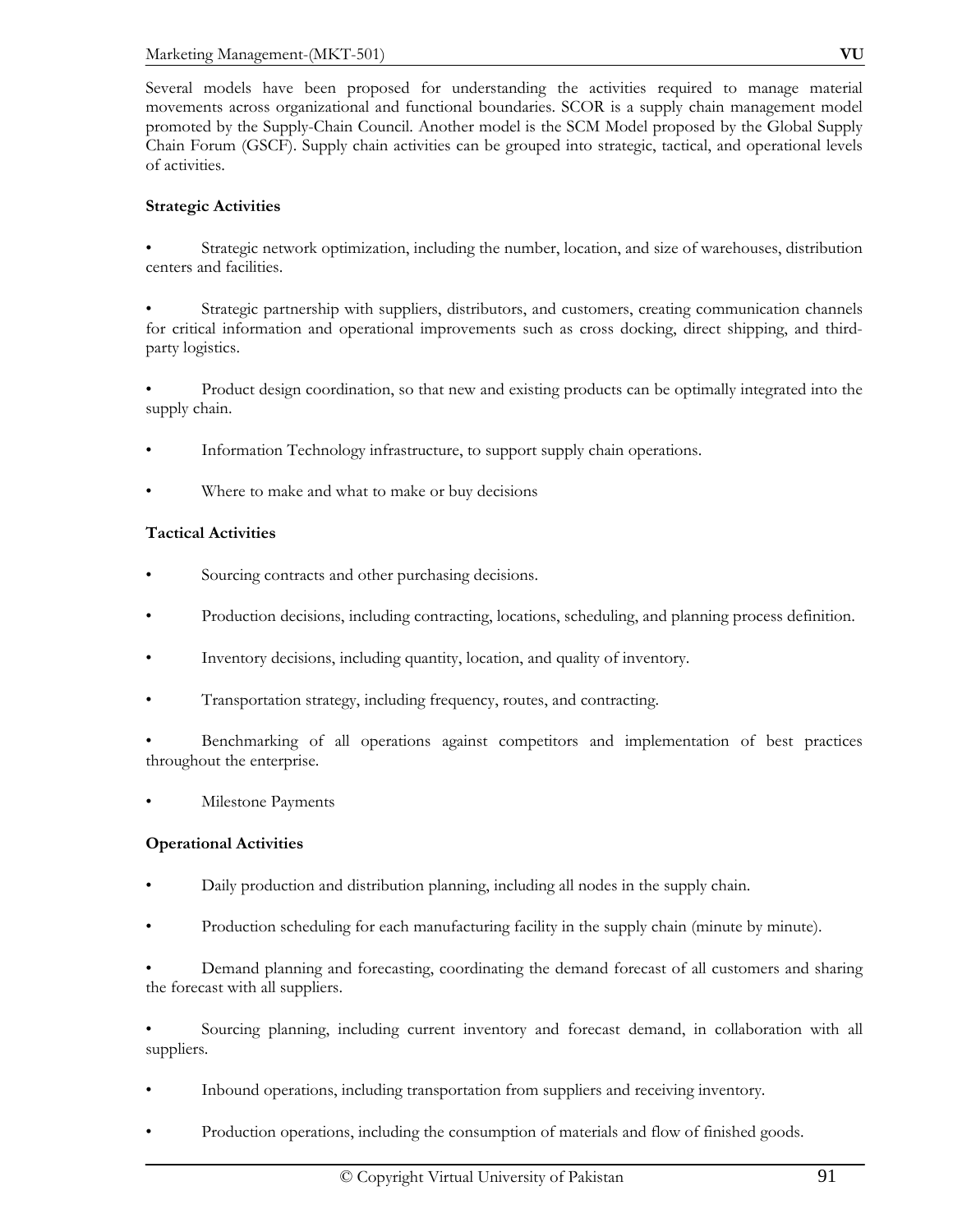Several models have been proposed for understanding the activities required to manage material movements across organizational and functional boundaries. SCOR is a supply chain management model promoted by the Supply-Chain Council. Another model is the SCM Model proposed by the Global Supply Chain Forum (GSCF). Supply chain activities can be grouped into strategic, tactical, and operational levels of activities.

**Strategic Activities**

- Strategic network optimization, including the number, location, and size of warehouses, distribution centers and facilities.
- Strategic partnership with suppliers, distributors, and customers, creating communication channels for critical information and operational improvements such as cross docking, direct shipping, and third-party logistics.
- Product design coordination, so that new and existing products can be optimally integrated into the supply chain.
- Information Technology infrastructure, to support supply chain operations.
- Where to make and what to make or buy decisions

**Tactical Activities**

- Sourcing contracts and other purchasing decisions.
- Production decisions, including contracting, locations, scheduling, and planning process definition.
- Inventory decisions, including quantity, location, and quality of inventory.
- Transportation strategy, including frequency, routes, and contracting.
- Benchmarking of all operations against competitors and implementation of best practices throughout the enterprise.
- Milestone Payments

**Operational Activities**

- Daily production and distribution planning, including all nodes in the supply chain.
- Production scheduling for each manufacturing facility in the supply chain (minute by minute).
- Demand planning and forecasting, coordinating the demand forecast of all customers and sharing the forecast with all suppliers.
- Sourcing planning, including current inventory and forecast demand, in collaboration with all suppliers.
- Inbound operations, including transportation from suppliers and receiving inventory.
- Production operations, including the consumption of materials and flow of finished goods.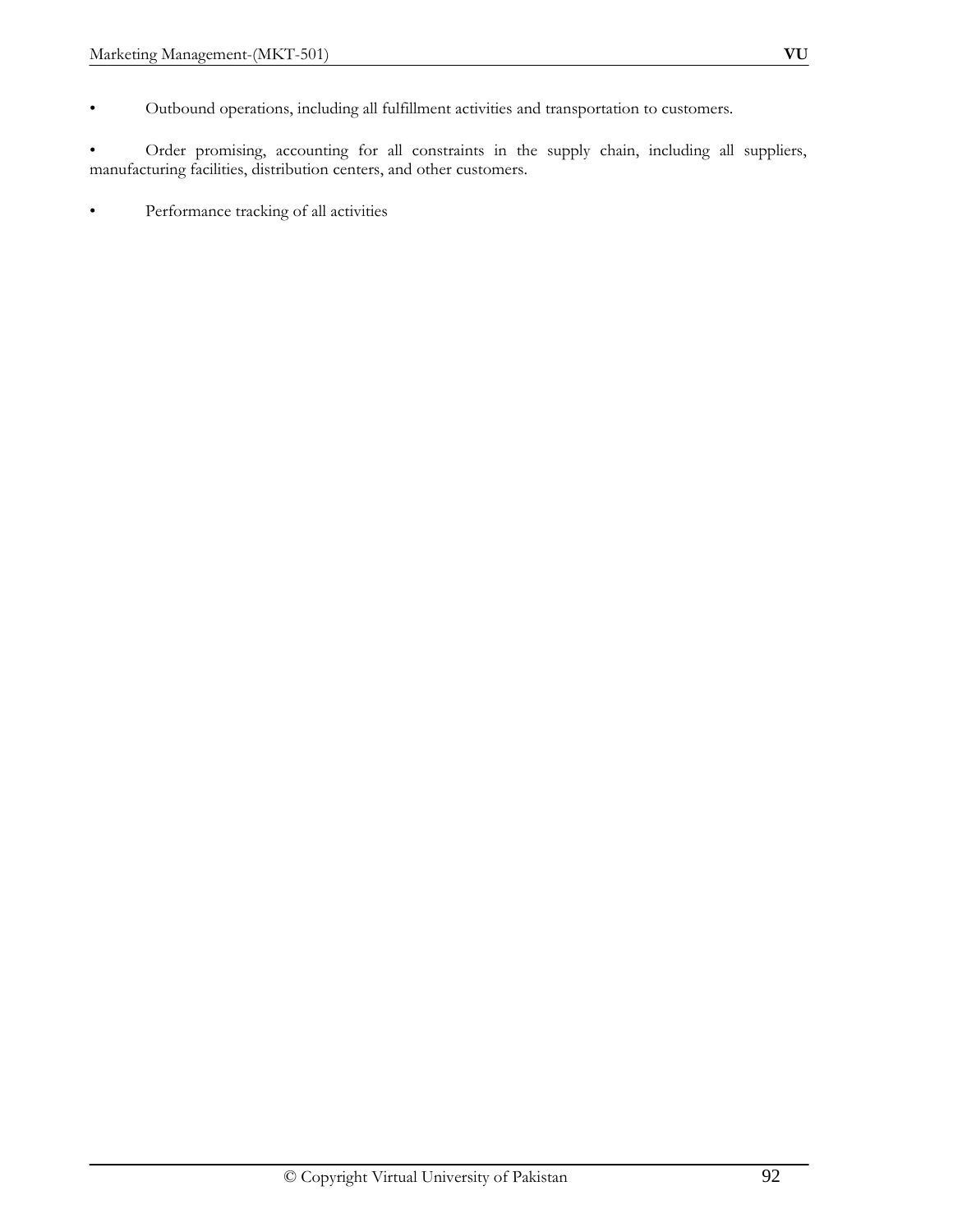- Outbound operations, including all fulfillment activities and transportation to customers.

- Order promising, accounting for all constraints in the supply chain, including all suppliers, manufacturing facilities, distribution centers, and other customers.

- Performance tracking of all activities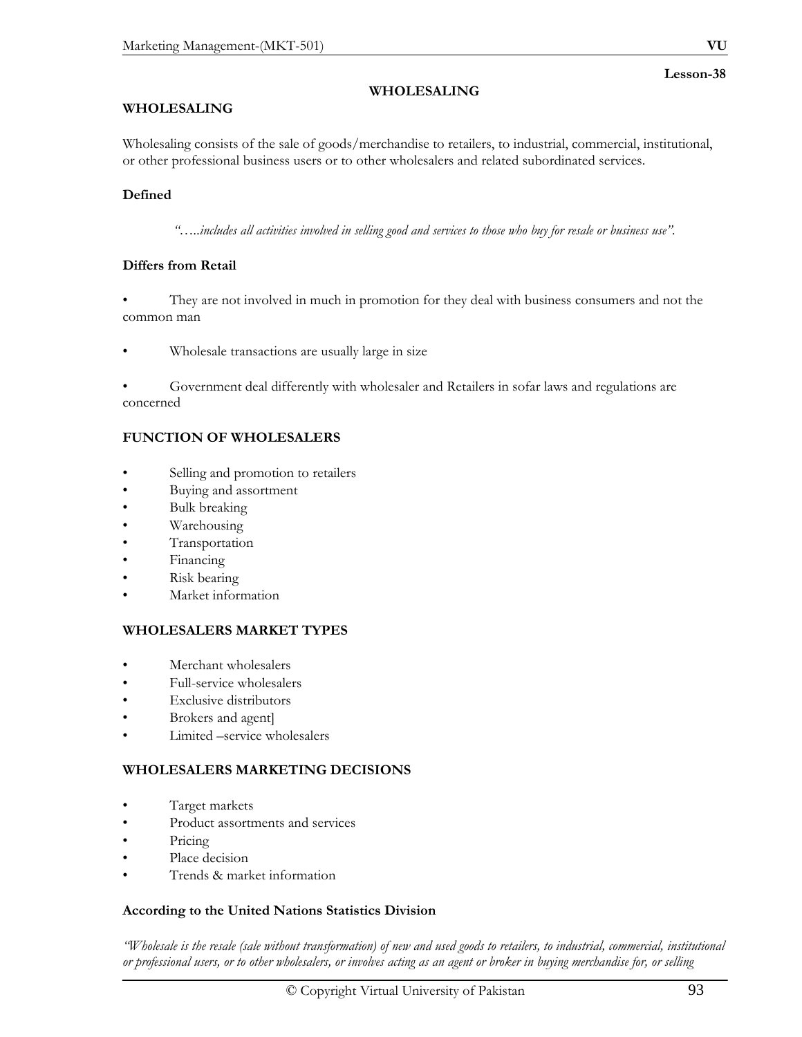Lesson-38

## WHOLESALING

### WHOLESALING

Wholesaling consists of the sale of goods/merchandise to retailers, to industrial, commercial, institutional, or other professional business users or to other wholesalers and related subordinated services.

**Defined**

*"…..includes all activities involved in selling good and services to those who buy for resale or business use".*

**Differs from Retail**

- They are not involved in much in promotion for they deal with business consumers and not the common man
- Wholesale transactions are usually large in size
- Government deal differently with wholesaler and Retailers in sofar laws and regulations are concerned

### FUNCTION OF WHOLESALERS

- Selling and promotion to retailers
- Buying and assortment
- Bulk breaking
- Warehousing
- Transportation
- Financing
- Risk bearing
- Market information

### WHOLESALERS MARKET TYPES

- Merchant wholesalers
- Full-service wholesalers
- Exclusive distributors
- Brokers and agent]
- Limited –service wholesalers

### WHOLESALERS MARKETING DECISIONS

- Target markets
- Product assortments and services
- Pricing
- Place decision
- Trends & market information

**According to the United Nations Statistics Division**

*"Wholesale is the resale (sale without transformation) of new and used goods to retailers, to industrial, commercial, institutional or professional users, or to other wholesalers, or involves acting as an agent or broker in buying merchandise for, or selling*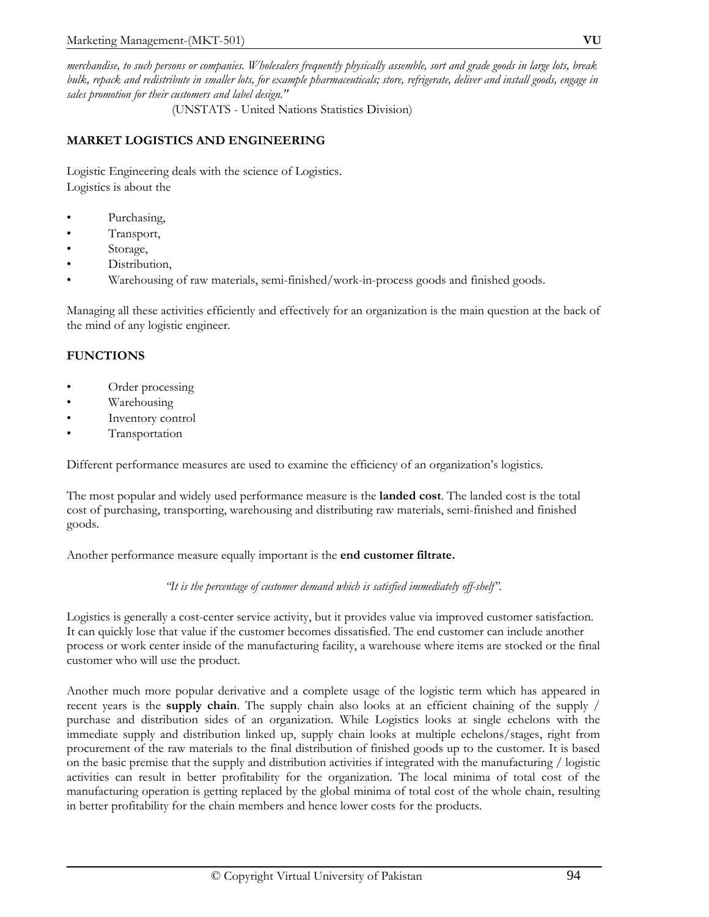*merchandise, to such persons or companies. Wholesalers frequently physically assemble, sort and grade goods in large lots, break bulk, repack and redistribute in smaller lots, for example pharmaceuticals; store, refrigerate, deliver and install goods, engage in sales promotion for their customers and label design."*

(UNSTATS - United Nations Statistics Division)

## MARKET LOGISTICS AND ENGINEERING

Logistic Engineering deals with the science of Logistics.
Logistics is about the

- Purchasing,
- Transport,
- Storage,
- Distribution,
- Warehousing of raw materials, semi-finished/work-in-process goods and finished goods.

Managing all these activities efficiently and effectively for an organization is the main question at the back of the mind of any logistic engineer.

## FUNCTIONS

- Order processing
- Warehousing
- Inventory control
- Transportation

Different performance measures are used to examine the efficiency of an organization's logistics.

The most popular and widely used performance measure is the **landed cost**. The landed cost is the total cost of purchasing, transporting, warehousing and distributing raw materials, semi-finished and finished goods.

Another performance measure equally important is the **end customer filtrate.**

*"It is the percentage of customer demand which is satisfied immediately off-shelf".*

Logistics is generally a cost-center service activity, but it provides value via improved customer satisfaction. It can quickly lose that value if the customer becomes dissatisfied. The end customer can include another process or work center inside of the manufacturing facility, a warehouse where items are stocked or the final customer who will use the product.

Another much more popular derivative and a complete usage of the logistic term which has appeared in recent years is the **supply chain**. The supply chain also looks at an efficient chaining of the supply / purchase and distribution sides of an organization. While Logistics looks at single echelons with the immediate supply and distribution linked up, supply chain looks at multiple echelons/stages, right from procurement of the raw materials to the final distribution of finished goods up to the customer. It is based on the basic premise that the supply and distribution activities if integrated with the manufacturing / logistic activities can result in better profitability for the organization. The local minima of total cost of the manufacturing operation is getting replaced by the global minima of total cost of the whole chain, resulting in better profitability for the chain members and hence lower costs for the products.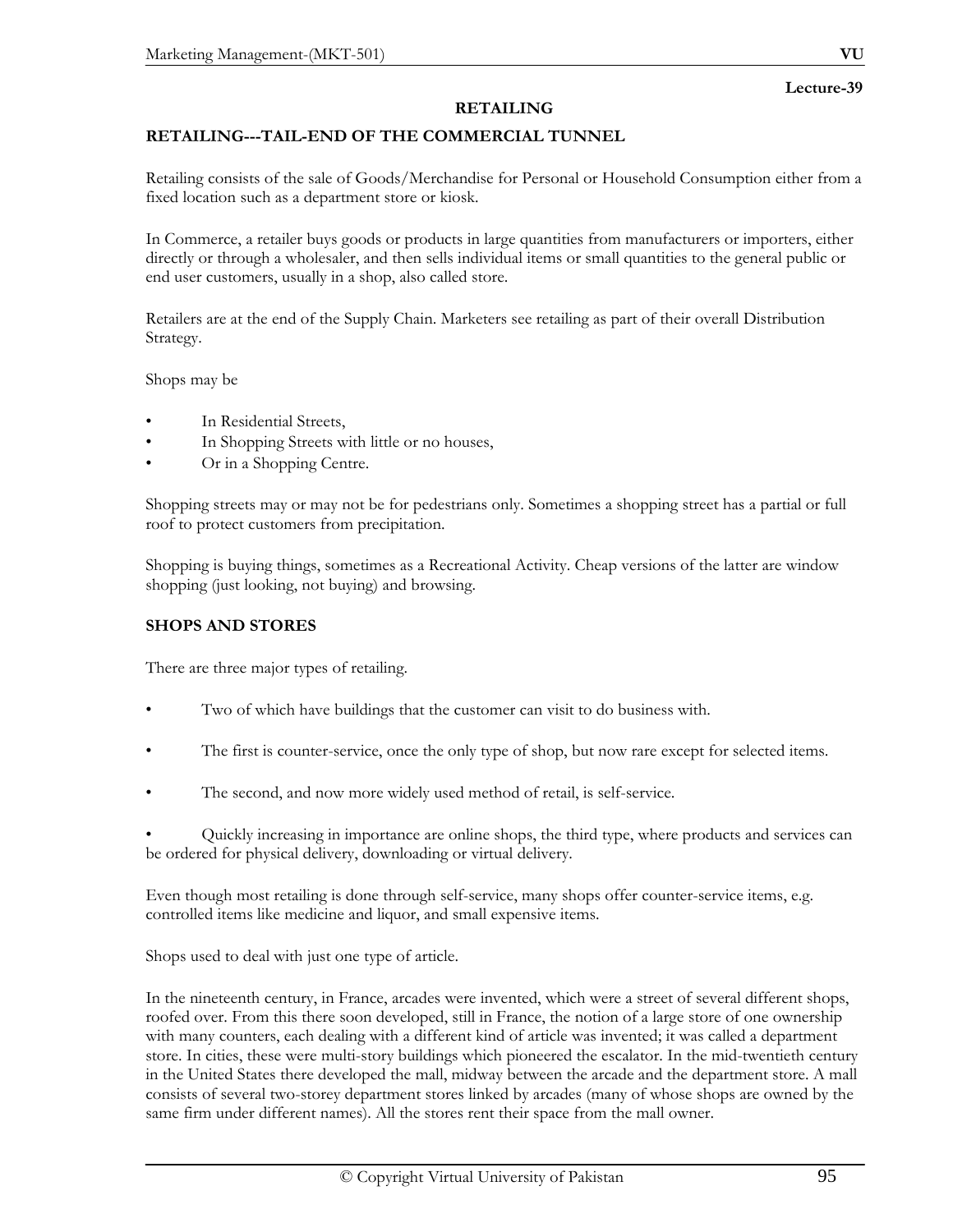Lecture-39

# RETAILING

## RETAILING---TAIL-END OF THE COMMERCIAL TUNNEL

Retailing consists of the sale of Goods/Merchandise for Personal or Household Consumption either from a fixed location such as a department store or kiosk.

In Commerce, a retailer buys goods or products in large quantities from manufacturers or importers, either directly or through a wholesaler, and then sells individual items or small quantities to the general public or end user customers, usually in a shop, also called store.

Retailers are at the end of the Supply Chain. Marketers see retailing as part of their overall Distribution Strategy.

Shops may be

- In Residential Streets,
- In Shopping Streets with little or no houses,
- Or in a Shopping Centre.

Shopping streets may or may not be for pedestrians only. Sometimes a shopping street has a partial or full roof to protect customers from precipitation.

Shopping is buying things, sometimes as a Recreational Activity. Cheap versions of the latter are window shopping (just looking, not buying) and browsing.

## SHOPS AND STORES

There are three major types of retailing.

- Two of which have buildings that the customer can visit to do business with.
- The first is counter-service, once the only type of shop, but now rare except for selected items.
- The second, and now more widely used method of retail, is self-service.
- Quickly increasing in importance are online shops, the third type, where products and services can be ordered for physical delivery, downloading or virtual delivery.

Even though most retailing is done through self-service, many shops offer counter-service items, e.g. controlled items like medicine and liquor, and small expensive items.

Shops used to deal with just one type of article.

In the nineteenth century, in France, arcades were invented, which were a street of several different shops, roofed over. From this there soon developed, still in France, the notion of a large store of one ownership with many counters, each dealing with a different kind of article was invented; it was called a department store. In cities, these were multi-story buildings which pioneered the escalator. In the mid-twentieth century in the United States there developed the mall, midway between the arcade and the department store. A mall consists of several two-storey department stores linked by arcades (many of whose shops are owned by the same firm under different names). All the stores rent their space from the mall owner.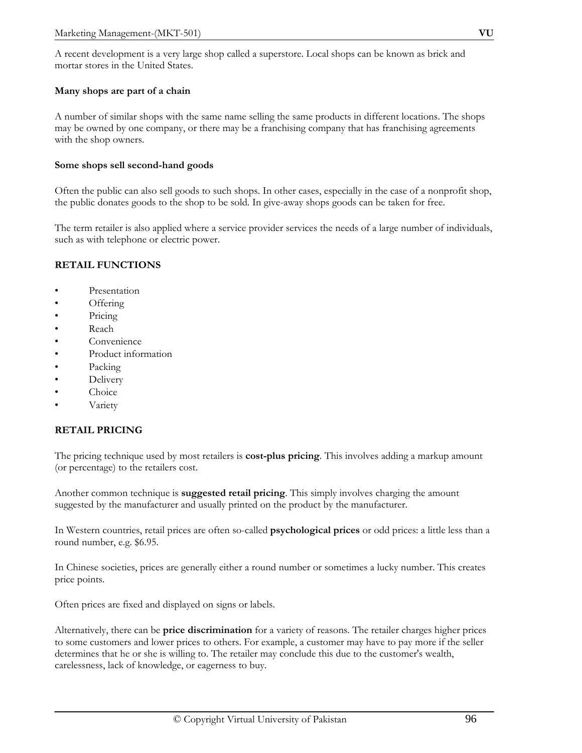A recent development is a very large shop called a superstore. Local shops can be known as brick and mortar stores in the United States.

**Many shops are part of a chain**

A number of similar shops with the same name selling the same products in different locations. The shops may be owned by one company, or there may be a franchising company that has franchising agreements with the shop owners.

**Some shops sell second-hand goods**

Often the public can also sell goods to such shops. In other cases, especially in the case of a nonprofit shop, the public donates goods to the shop to be sold. In give-away shops goods can be taken for free.

The term retailer is also applied where a service provider services the needs of a large number of individuals, such as with telephone or electric power.

## RETAIL FUNCTIONS

- Presentation
- Offering
- Pricing
- Reach
- Convenience
- Product information
- Packing
- Delivery
- Choice
- Variety

## RETAIL PRICING

The pricing technique used by most retailers is **cost-plus pricing**. This involves adding a markup amount (or percentage) to the retailers cost.

Another common technique is **suggested retail pricing**. This simply involves charging the amount suggested by the manufacturer and usually printed on the product by the manufacturer.

In Western countries, retail prices are often so-called **psychological prices** or odd prices: a little less than a round number, e.g. $6.95.

In Chinese societies, prices are generally either a round number or sometimes a lucky number. This creates price points.

Often prices are fixed and displayed on signs or labels.

Alternatively, there can be **price discrimination** for a variety of reasons. The retailer charges higher prices to some customers and lower prices to others. For example, a customer may have to pay more if the seller determines that he or she is willing to. The retailer may conclude this due to the customer's wealth, carelessness, lack of knowledge, or eagerness to buy.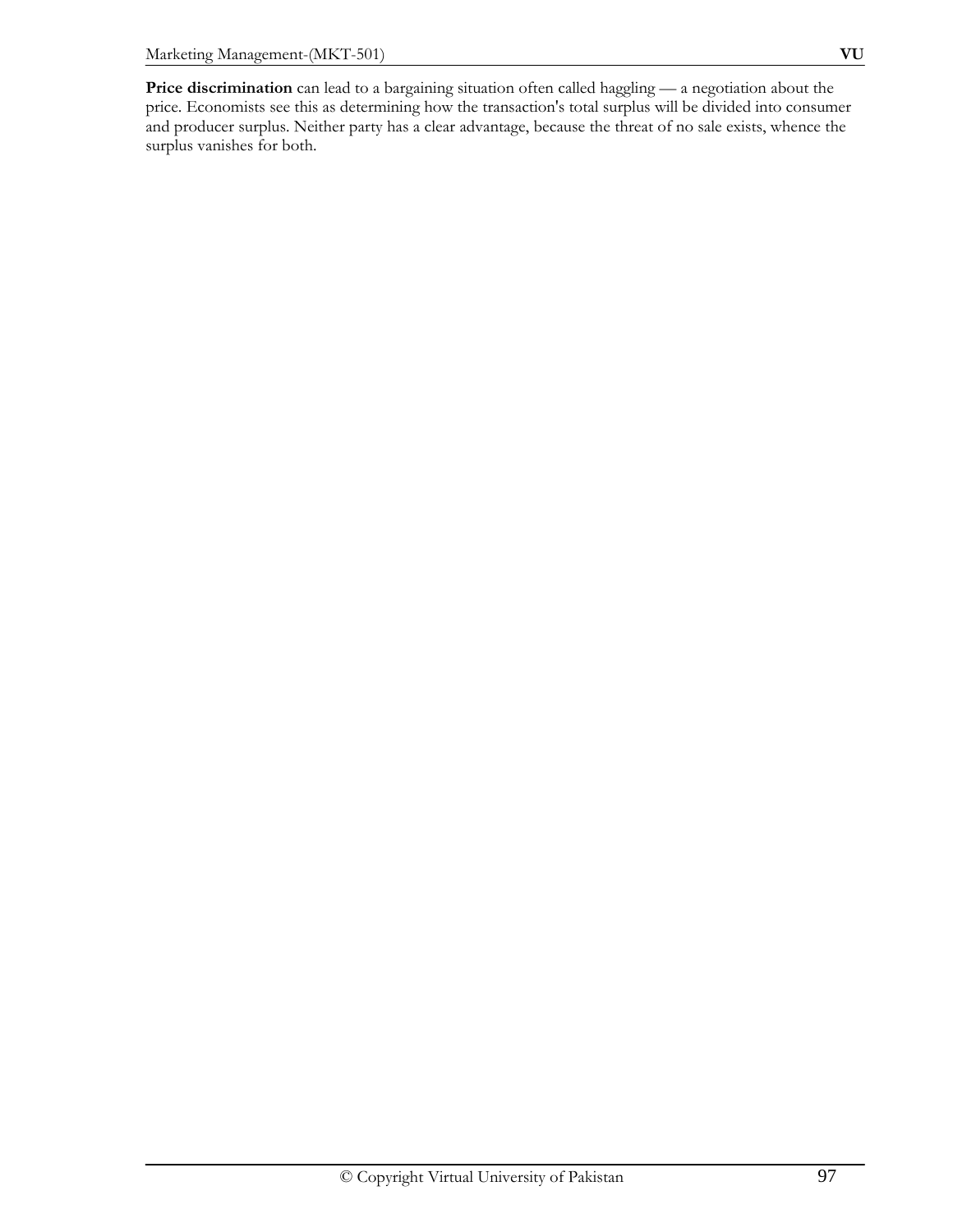**Price discrimination** can lead to a bargaining situation often called haggling — a negotiation about the price. Economists see this as determining how the transaction's total surplus will be divided into consumer and producer surplus. Neither party has a clear advantage, because the threat of no sale exists, whence the surplus vanishes for both.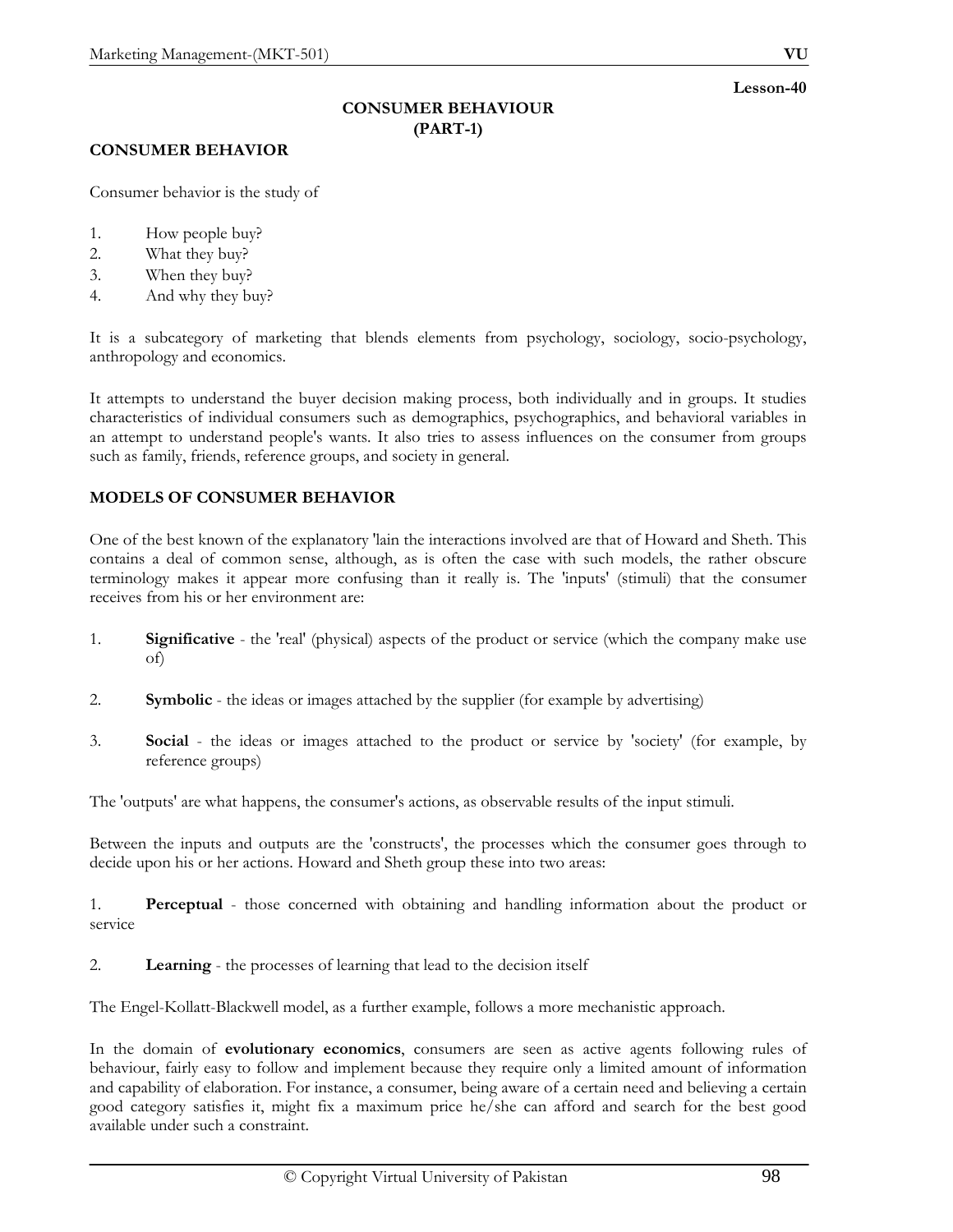Lesson-40

# CONSUMER BEHAVIOUR
## (PART-1)

## CONSUMER BEHAVIOR

Consumer behavior is the study of

1. How people buy?
2. What they buy?
3. When they buy?
4. And why they buy?

It is a subcategory of marketing that blends elements from psychology, sociology, socio-psychology, anthropology and economics.

It attempts to understand the buyer decision making process, both individually and in groups. It studies characteristics of individual consumers such as demographics, psychographics, and behavioral variables in an attempt to understand people's wants. It also tries to assess influences on the consumer from groups such as family, friends, reference groups, and society in general.

## MODELS OF CONSUMER BEHAVIOR

One of the best known of the explanatory 'lain the interactions involved are that of Howard and Sheth. This contains a deal of common sense, although, as is often the case with such models, the rather obscure terminology makes it appear more confusing than it really is. The 'inputs' (stimuli) that the consumer receives from his or her environment are:

1. **Significative** - the 'real' (physical) aspects of the product or service (which the company make use of)

2. **Symbolic** - the ideas or images attached by the supplier (for example by advertising)

3. **Social** - the ideas or images attached to the product or service by 'society' (for example, by reference groups)

The 'outputs' are what happens, the consumer's actions, as observable results of the input stimuli.

Between the inputs and outputs are the 'constructs', the processes which the consumer goes through to decide upon his or her actions. Howard and Sheth group these into two areas:

1. **Perceptual** - those concerned with obtaining and handling information about the product or service

2. **Learning** - the processes of learning that lead to the decision itself

The Engel-Kollatt-Blackwell model, as a further example, follows a more mechanistic approach.

In the domain of **evolutionary economics**, consumers are seen as active agents following rules of behaviour, fairly easy to follow and implement because they require only a limited amount of information and capability of elaboration. For instance, a consumer, being aware of a certain need and believing a certain good category satisfies it, might fix a maximum price he/she can afford and search for the best good available under such a constraint.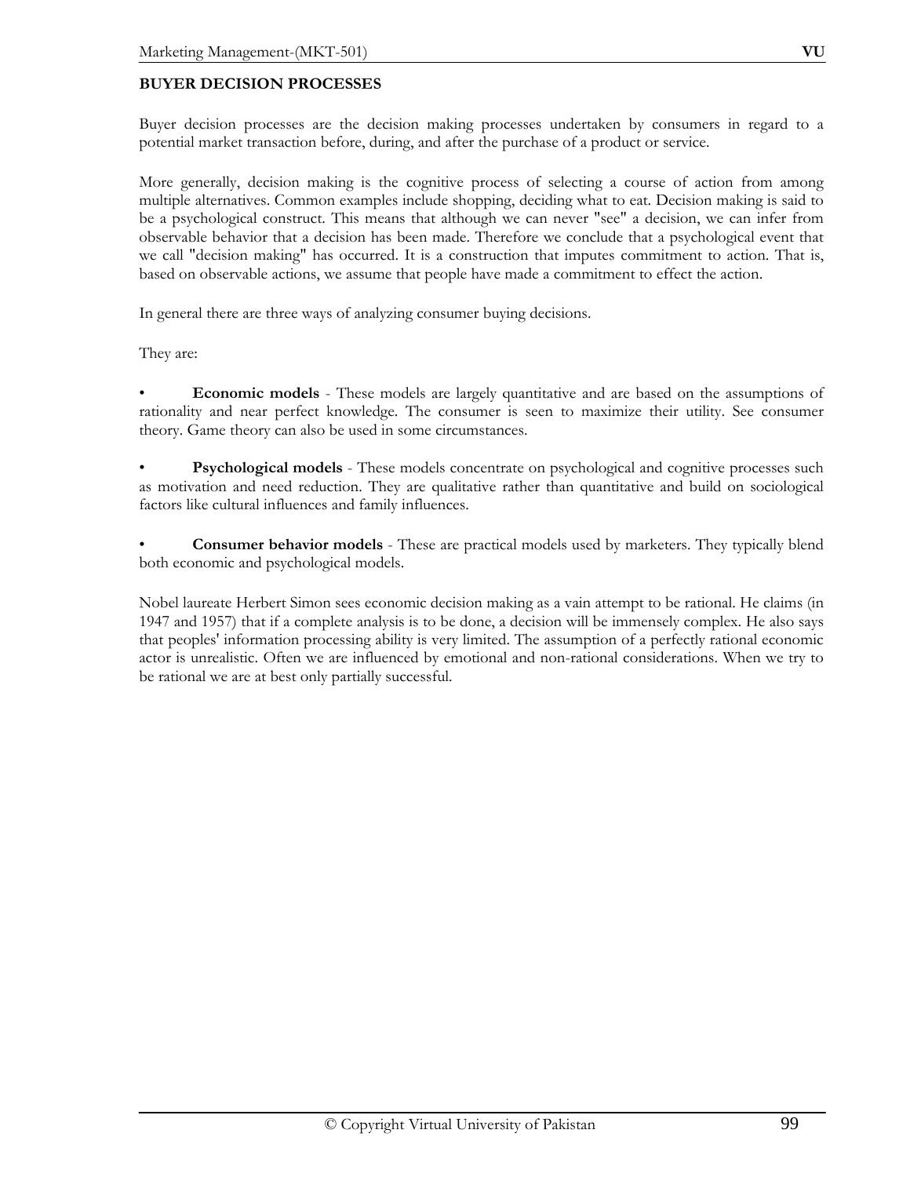**BUYER DECISION PROCESSES**

Buyer decision processes are the decision making processes undertaken by consumers in regard to a potential market transaction before, during, and after the purchase of a product or service.

More generally, decision making is the cognitive process of selecting a course of action from among multiple alternatives. Common examples include shopping, deciding what to eat. Decision making is said to be a psychological construct. This means that although we can never "see" a decision, we can infer from observable behavior that a decision has been made. Therefore we conclude that a psychological event that we call "decision making" has occurred. It is a construction that imputes commitment to action. That is, based on observable actions, we assume that people have made a commitment to effect the action.

In general there are three ways of analyzing consumer buying decisions.

They are:

- **Economic models** - These models are largely quantitative and are based on the assumptions of rationality and near perfect knowledge. The consumer is seen to maximize their utility. See consumer theory. Game theory can also be used in some circumstances.

- **Psychological models** - These models concentrate on psychological and cognitive processes such as motivation and need reduction. They are qualitative rather than quantitative and build on sociological factors like cultural influences and family influences.

- **Consumer behavior models** - These are practical models used by marketers. They typically blend both economic and psychological models.

Nobel laureate Herbert Simon sees economic decision making as a vain attempt to be rational. He claims (in 1947 and 1957) that if a complete analysis is to be done, a decision will be immensely complex. He also says that peoples' information processing ability is very limited. The assumption of a perfectly rational economic actor is unrealistic. Often we are influenced by emotional and non-rational considerations. When we try to be rational we are at best only partially successful.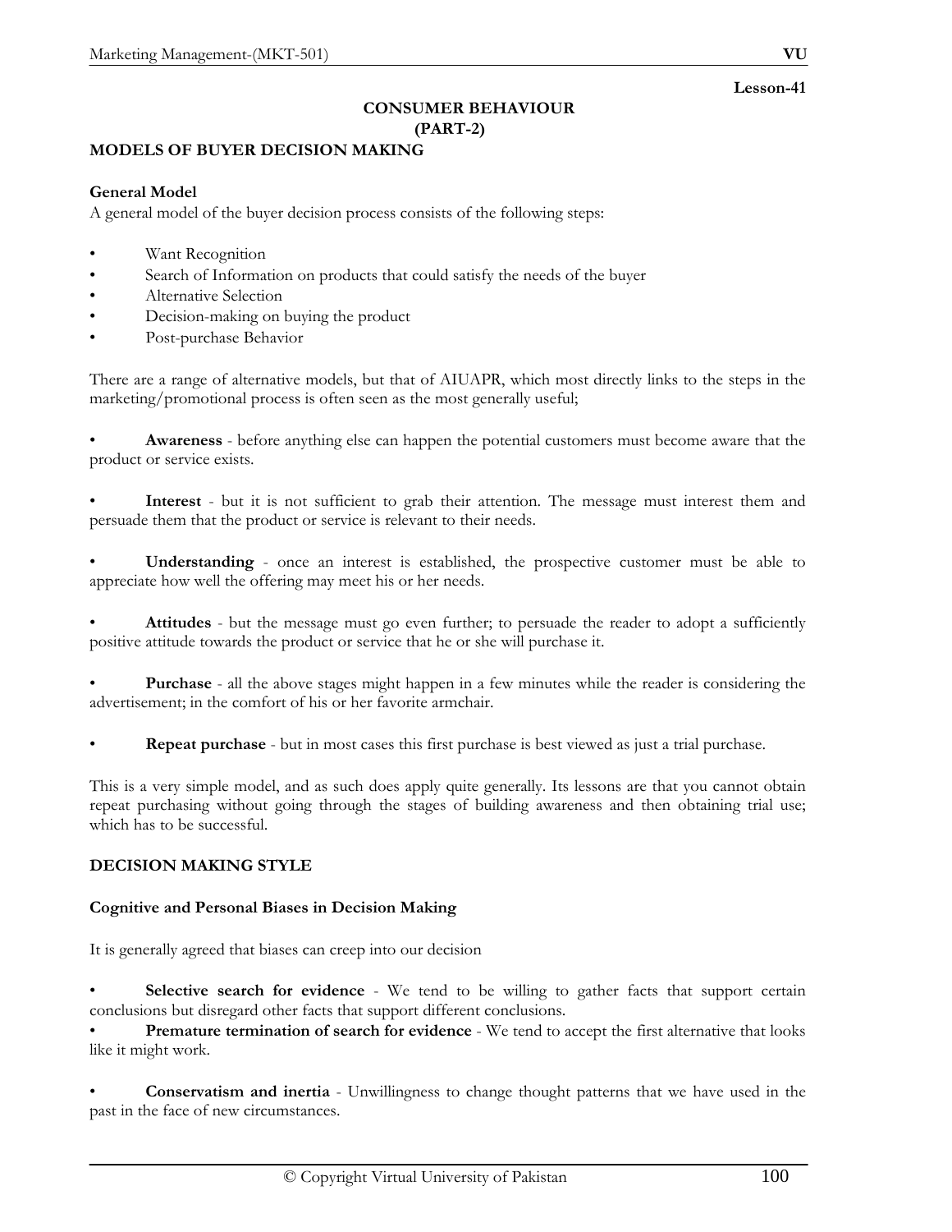Lesson-41

# CONSUMER BEHAVIOUR
## (PART-2)

## MODELS OF BUYER DECISION MAKING

### General Model

A general model of the buyer decision process consists of the following steps:

- Want Recognition
- Search of Information on products that could satisfy the needs of the buyer
- Alternative Selection
- Decision-making on buying the product
- Post-purchase Behavior

There are a range of alternative models, but that of AIUAPR, which most directly links to the steps in the marketing/promotional process is often seen as the most generally useful;

- **Awareness** - before anything else can happen the potential customers must become aware that the product or service exists.

- **Interest** - but it is not sufficient to grab their attention. The message must interest them and persuade them that the product or service is relevant to their needs.

- **Understanding** - once an interest is established, the prospective customer must be able to appreciate how well the offering may meet his or her needs.

- **Attitudes** - but the message must go even further; to persuade the reader to adopt a sufficiently positive attitude towards the product or service that he or she will purchase it.

- **Purchase** - all the above stages might happen in a few minutes while the reader is considering the advertisement; in the comfort of his or her favorite armchair.

- **Repeat purchase** - but in most cases this first purchase is best viewed as just a trial purchase.

This is a very simple model, and as such does apply quite generally. Its lessons are that you cannot obtain repeat purchasing without going through the stages of building awareness and then obtaining trial use; which has to be successful.

## DECISION MAKING STYLE

### Cognitive and Personal Biases in Decision Making

It is generally agreed that biases can creep into our decision

- **Selective search for evidence** - We tend to be willing to gather facts that support certain conclusions but disregard other facts that support different conclusions.
- **Premature termination of search for evidence** - We tend to accept the first alternative that looks like it might work.

- **Conservatism and inertia** - Unwillingness to change thought patterns that we have used in the past in the face of new circumstances.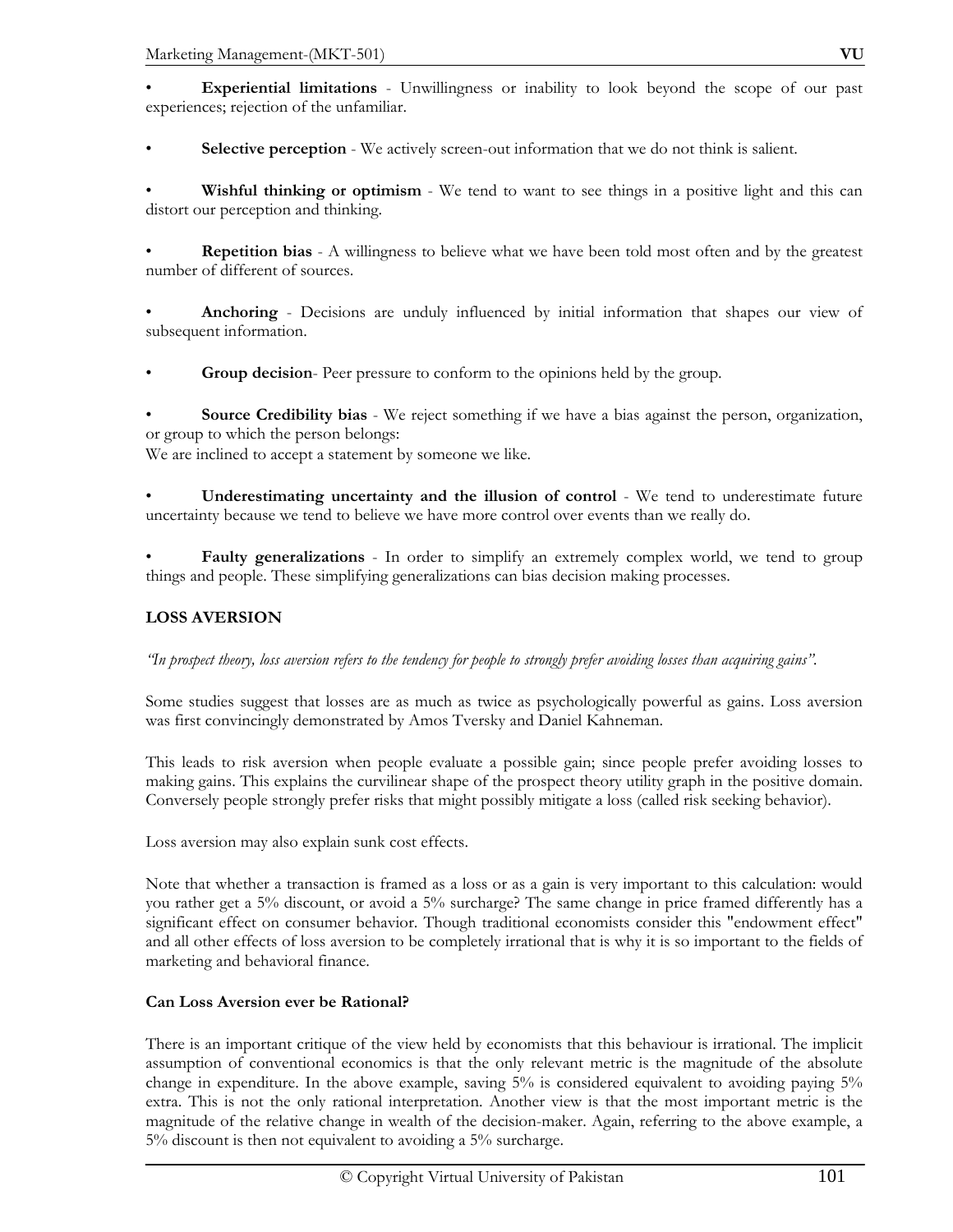- **Experiential limitations** - Unwillingness or inability to look beyond the scope of our past experiences; rejection of the unfamiliar.

- **Selective perception** - We actively screen-out information that we do not think is salient.

- **Wishful thinking or optimism** - We tend to want to see things in a positive light and this can distort our perception and thinking.

- **Repetition bias** - A willingness to believe what we have been told most often and by the greatest number of different of sources.

- **Anchoring** - Decisions are unduly influenced by initial information that shapes our view of subsequent information.

- **Group decision**- Peer pressure to conform to the opinions held by the group.

- **Source Credibility bias** - We reject something if we have a bias against the person, organization, or group to which the person belongs:
We are inclined to accept a statement by someone we like.

- **Underestimating uncertainty and the illusion of control** - We tend to underestimate future uncertainty because we tend to believe we have more control over events than we really do.

- **Faulty generalizations** - In order to simplify an extremely complex world, we tend to group things and people. These simplifying generalizations can bias decision making processes.

**LOSS AVERSION**

*"In prospect theory, loss aversion refers to the tendency for people to strongly prefer avoiding losses than acquiring gains".*

Some studies suggest that losses are as much as twice as psychologically powerful as gains. Loss aversion was first convincingly demonstrated by Amos Tversky and Daniel Kahneman.

This leads to risk aversion when people evaluate a possible gain; since people prefer avoiding losses to making gains. This explains the curvilinear shape of the prospect theory utility graph in the positive domain. Conversely people strongly prefer risks that might possibly mitigate a loss (called risk seeking behavior).

Loss aversion may also explain sunk cost effects.

Note that whether a transaction is framed as a loss or as a gain is very important to this calculation: would you rather get a 5% discount, or avoid a 5% surcharge? The same change in price framed differently has a significant effect on consumer behavior. Though traditional economists consider this "endowment effect" and all other effects of loss aversion to be completely irrational that is why it is so important to the fields of marketing and behavioral finance.

**Can Loss Aversion ever be Rational?**

There is an important critique of the view held by economists that this behaviour is irrational. The implicit assumption of conventional economics is that the only relevant metric is the magnitude of the absolute change in expenditure. In the above example, saving 5% is considered equivalent to avoiding paying 5% extra. This is not the only rational interpretation. Another view is that the most important metric is the magnitude of the relative change in wealth of the decision-maker. Again, referring to the above example, a 5% discount is then not equivalent to avoiding a 5% surcharge.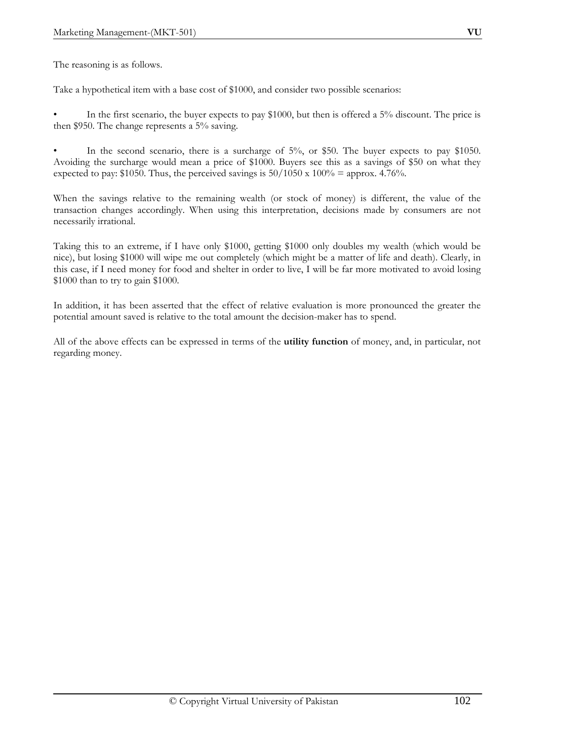The reasoning is as follows.

Take a hypothetical item with a base cost of $1000, and consider two possible scenarios:

- In the first scenario, the buyer expects to pay $1000, but then is offered a 5% discount. The price is then $950. The change represents a 5% saving.

- In the second scenario, there is a surcharge of 5%, or $50. The buyer expects to pay $1050. Avoiding the surcharge would mean a price of $1000. Buyers see this as a savings of $50 on what they expected to pay: $1050. Thus, the perceived savings is $50/1050 \times 100\%$ = approx. 4.76%.

When the savings relative to the remaining wealth (or stock of money) is different, the value of the transaction changes accordingly. When using this interpretation, decisions made by consumers are not necessarily irrational.

Taking this to an extreme, if I have only $1000, getting $1000 only doubles my wealth (which would be nice), but losing $1000 will wipe me out completely (which might be a matter of life and death). Clearly, in this case, if I need money for food and shelter in order to live, I will be far more motivated to avoid losing $1000 than to try to gain $1000.

In addition, it has been asserted that the effect of relative evaluation is more pronounced the greater the potential amount saved is relative to the total amount the decision-maker has to spend.

All of the above effects can be expressed in terms of the **utility function** of money, and, in particular, not regarding money.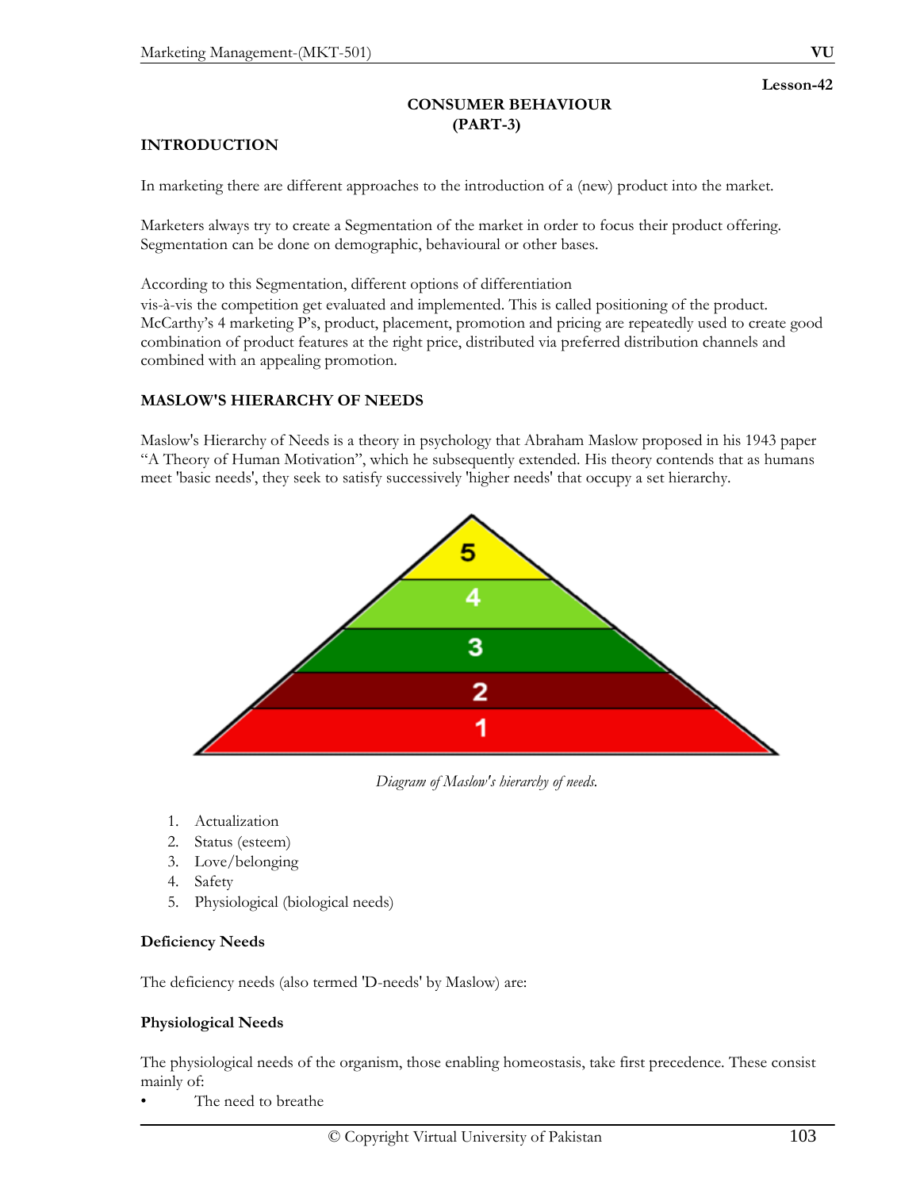Lesson-42

# CONSUMER BEHAVIOUR
## (PART-3)

## INTRODUCTION

In marketing there are different approaches to the introduction of a (new) product into the market.

Marketers always try to create a Segmentation of the market in order to focus their product offering. Segmentation can be done on demographic, behavioural or other bases.

According to this Segmentation, different options of differentiation
vis-à-vis the competition get evaluated and implemented. This is called positioning of the product. McCarthy's 4 marketing P's, product, placement, promotion and pricing are repeatedly used to create good combination of product features at the right price, distributed via preferred distribution channels and combined with an appealing promotion.

## MASLOW'S HIERARCHY OF NEEDS

Maslow's Hierarchy of Needs is a theory in psychology that Abraham Maslow proposed in his 1943 paper "A Theory of Human Motivation", which he subsequently extended. His theory contends that as humans meet 'basic needs', they seek to satisfy successively 'higher needs' that occupy a set hierarchy.

*Diagram of Maslow's hierarchy of needs.*

1. Actualization
2. Status (esteem)
3. Love/belonging
4. Safety
5. Physiological (biological needs)

### Deficiency Needs

The deficiency needs (also termed 'D-needs' by Maslow) are:

### Physiological Needs

The physiological needs of the organism, those enabling homeostasis, take first precedence. These consist mainly of:

- The need to breathe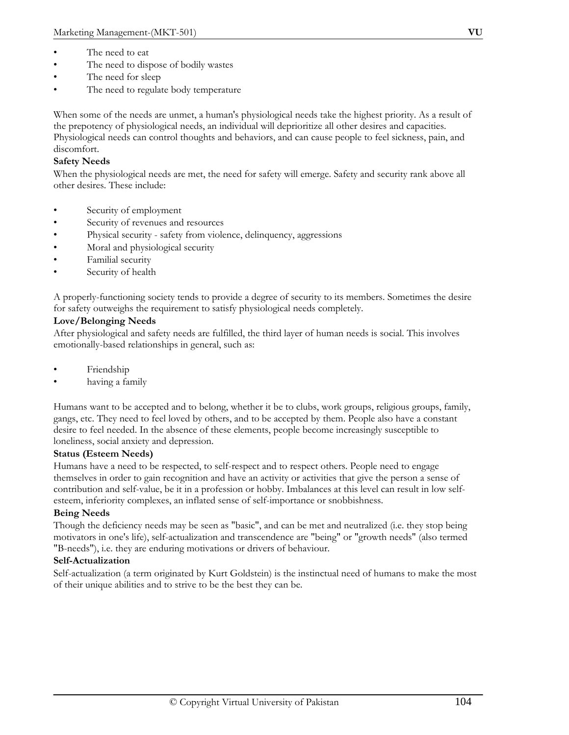- The need to eat
- The need to dispose of bodily wastes
- The need for sleep
- The need to regulate body temperature

When some of the needs are unmet, a human's physiological needs take the highest priority. As a result of the prepotency of physiological needs, an individual will deprioritize all other desires and capacities. Physiological needs can control thoughts and behaviors, and can cause people to feel sickness, pain, and discomfort.

**Safety Needs**

When the physiological needs are met, the need for safety will emerge. Safety and security rank above all other desires. These include:

- Security of employment
- Security of revenues and resources
- Physical security - safety from violence, delinquency, aggressions
- Moral and physiological security
- Familial security
- Security of health

A properly-functioning society tends to provide a degree of security to its members. Sometimes the desire for safety outweighs the requirement to satisfy physiological needs completely.

**Love/Belonging Needs**

After physiological and safety needs are fulfilled, the third layer of human needs is social. This involves emotionally-based relationships in general, such as:

- Friendship
- having a family

Humans want to be accepted and to belong, whether it be to clubs, work groups, religious groups, family, gangs, etc. They need to feel loved by others, and to be accepted by them. People also have a constant desire to feel needed. In the absence of these elements, people become increasingly susceptible to loneliness, social anxiety and depression.

**Status (Esteem Needs)**

Humans have a need to be respected, to self-respect and to respect others. People need to engage themselves in order to gain recognition and have an activity or activities that give the person a sense of contribution and self-value, be it in a profession or hobby. Imbalances at this level can result in low self-esteem, inferiority complexes, an inflated sense of self-importance or snobbishness.

**Being Needs**

Though the deficiency needs may be seen as "basic", and can be met and neutralized (i.e. they stop being motivators in one's life), self-actualization and transcendence are "being" or "growth needs" (also termed "B-needs"), i.e. they are enduring motivations or drivers of behaviour.

**Self-Actualization**

Self-actualization (a term originated by Kurt Goldstein) is the instinctual need of humans to make the most of their unique abilities and to strive to be the best they can be.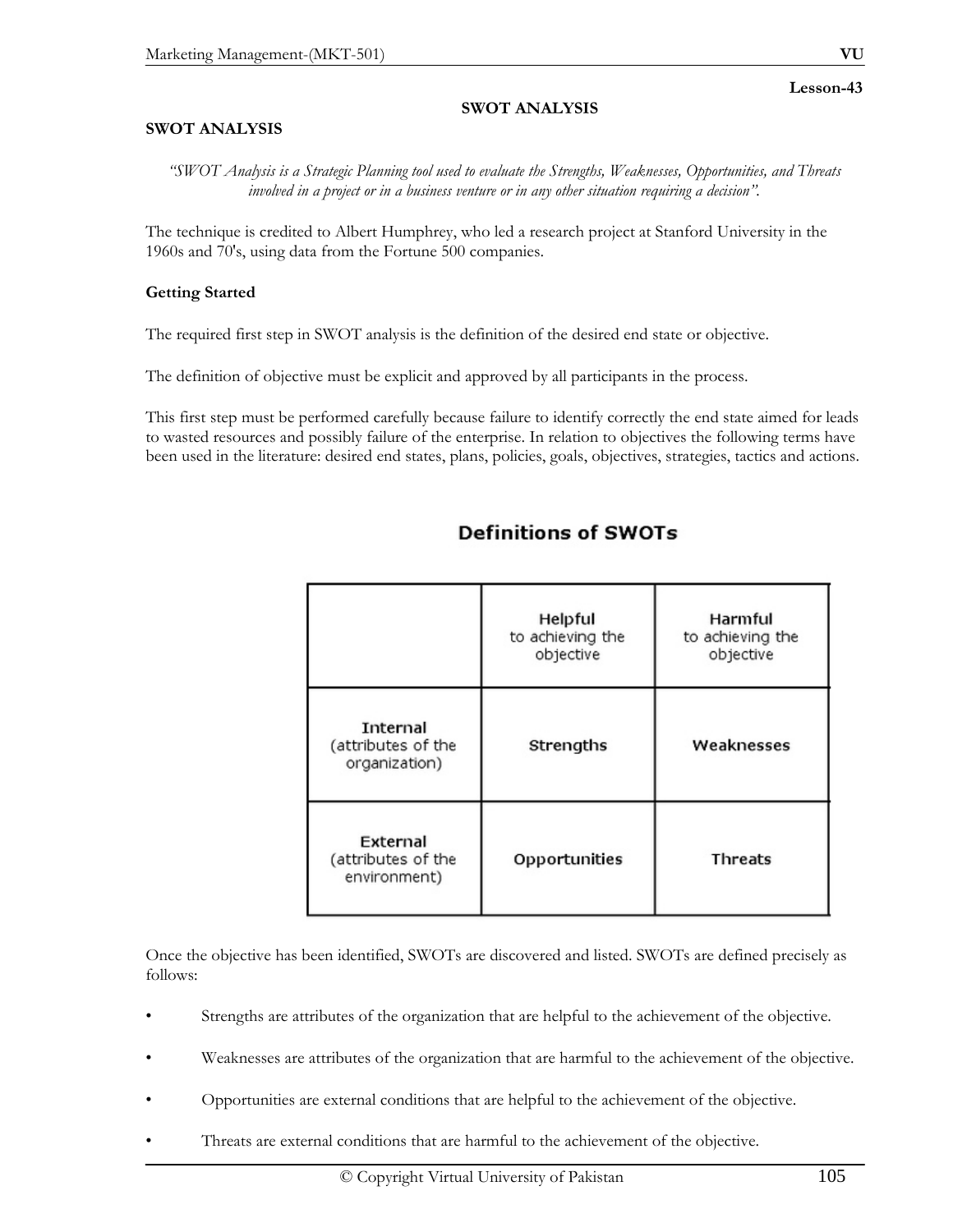Lesson-43

# SWOT ANALYSIS

## SWOT ANALYSIS

*"SWOT Analysis is a Strategic Planning tool used to evaluate the Strengths, Weaknesses, Opportunities, and Threats involved in a project or in a business venture or in any other situation requiring a decision".*

The technique is credited to Albert Humphrey, who led a research project at Stanford University in the 1960s and 70's, using data from the Fortune 500 companies.

**Getting Started**

The required first step in SWOT analysis is the definition of the desired end state or objective.

The definition of objective must be explicit and approved by all participants in the process.

This first step must be performed carefully because failure to identify correctly the end state aimed for leads to wasted resources and possibly failure of the enterprise. In relation to objectives the following terms have been used in the literature: desired end states, plans, policies, goals, objectives, strategies, tactics and actions.

**Definitions of SWOTs**

| | Helpful to achieving the objective | Harmful to achieving the objective |
|---|---|---|
| Internal (attributes of the organization) | Strengths | Weaknesses |
| External (attributes of the environment) | Opportunities | Threats |

Once the objective has been identified, SWOTs are discovered and listed. SWOTs are defined precisely as follows:

- Strengths are attributes of the organization that are helpful to the achievement of the objective.
- Weaknesses are attributes of the organization that are harmful to the achievement of the objective.
- Opportunities are external conditions that are helpful to the achievement of the objective.
- Threats are external conditions that are harmful to the achievement of the objective.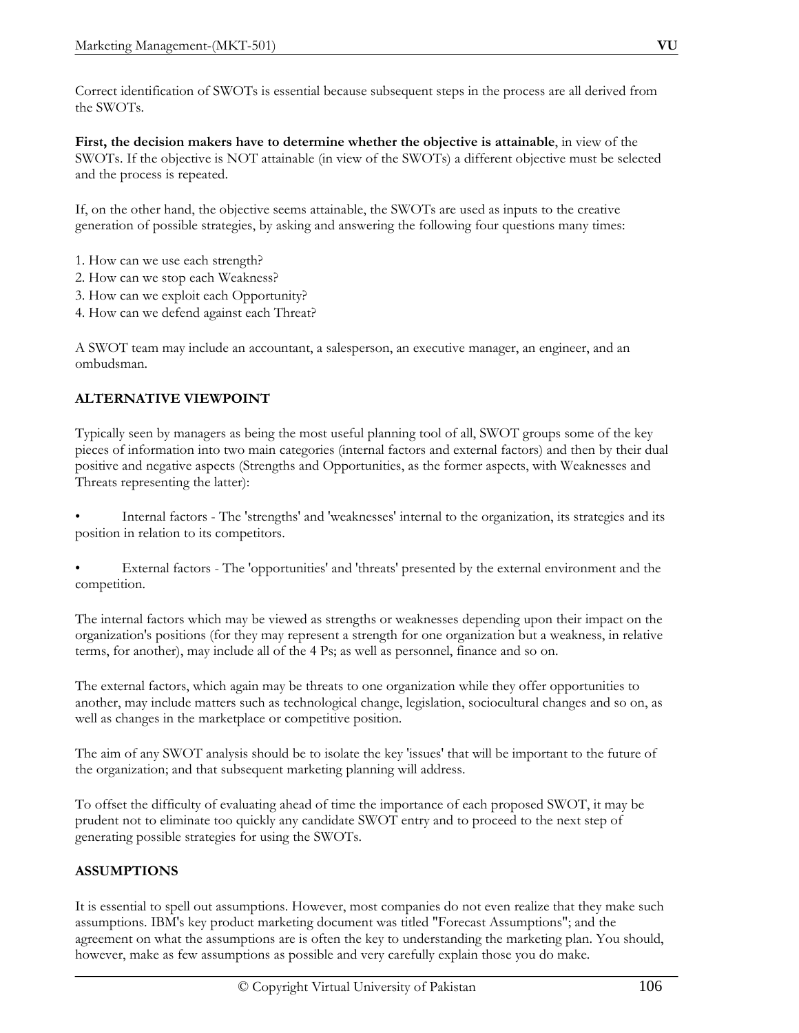Correct identification of SWOTs is essential because subsequent steps in the process are all derived from the SWOTs.

**First, the decision makers have to determine whether the objective is attainable**, in view of the SWOTs. If the objective is NOT attainable (in view of the SWOTs) a different objective must be selected and the process is repeated.

If, on the other hand, the objective seems attainable, the SWOTs are used as inputs to the creative generation of possible strategies, by asking and answering the following four questions many times:

1. How can we use each strength?
2. How can we stop each Weakness?
3. How can we exploit each Opportunity?
4. How can we defend against each Threat?

A SWOT team may include an accountant, a salesperson, an executive manager, an engineer, and an ombudsman.

## ALTERNATIVE VIEWPOINT

Typically seen by managers as being the most useful planning tool of all, SWOT groups some of the key pieces of information into two main categories (internal factors and external factors) and then by their dual positive and negative aspects (Strengths and Opportunities, as the former aspects, with Weaknesses and Threats representing the latter):

- Internal factors - The 'strengths' and 'weaknesses' internal to the organization, its strategies and its position in relation to its competitors.

- External factors - The 'opportunities' and 'threats' presented by the external environment and the competition.

The internal factors which may be viewed as strengths or weaknesses depending upon their impact on the organization's positions (for they may represent a strength for one organization but a weakness, in relative terms, for another), may include all of the 4 Ps; as well as personnel, finance and so on.

The external factors, which again may be threats to one organization while they offer opportunities to another, may include matters such as technological change, legislation, sociocultural changes and so on, as well as changes in the marketplace or competitive position.

The aim of any SWOT analysis should be to isolate the key 'issues' that will be important to the future of the organization; and that subsequent marketing planning will address.

To offset the difficulty of evaluating ahead of time the importance of each proposed SWOT, it may be prudent not to eliminate too quickly any candidate SWOT entry and to proceed to the next step of generating possible strategies for using the SWOTs.

## ASSUMPTIONS

It is essential to spell out assumptions. However, most companies do not even realize that they make such assumptions. IBM's key product marketing document was titled "Forecast Assumptions"; and the agreement on what the assumptions are is often the key to understanding the marketing plan. You should, however, make as few assumptions as possible and very carefully explain those you do make.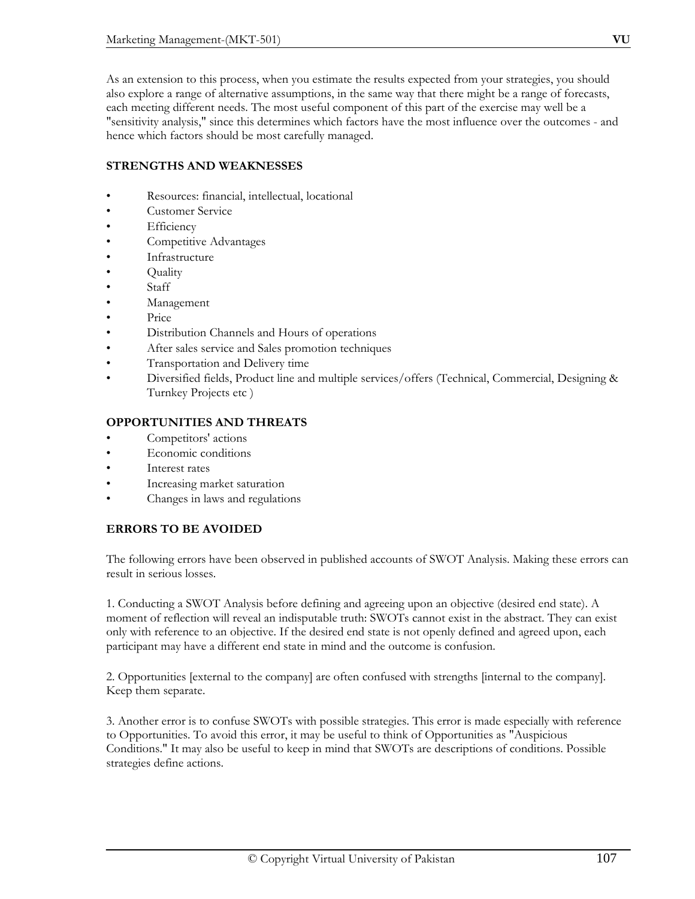As an extension to this process, when you estimate the results expected from your strategies, you should also explore a range of alternative assumptions, in the same way that there might be a range of forecasts, each meeting different needs. The most useful component of this part of the exercise may well be a "sensitivity analysis," since this determines which factors have the most influence over the outcomes - and hence which factors should be most carefully managed.

## STRENGTHS AND WEAKNESSES

- Resources: financial, intellectual, locational
- Customer Service
- Efficiency
- Competitive Advantages
- Infrastructure
- Quality
- Staff
- Management
- Price
- Distribution Channels and Hours of operations
- After sales service and Sales promotion techniques
- Transportation and Delivery time
- Diversified fields, Product line and multiple services/offers (Technical, Commercial, Designing & Turnkey Projects etc )

## OPPORTUNITIES AND THREATS

- Competitors' actions
- Economic conditions
- Interest rates
- Increasing market saturation
- Changes in laws and regulations

## ERRORS TO BE AVOIDED

The following errors have been observed in published accounts of SWOT Analysis. Making these errors can result in serious losses.

1. Conducting a SWOT Analysis before defining and agreeing upon an objective (desired end state). A moment of reflection will reveal an indisputable truth: SWOTs cannot exist in the abstract. They can exist only with reference to an objective. If the desired end state is not openly defined and agreed upon, each participant may have a different end state in mind and the outcome is confusion.

2. Opportunities [external to the company] are often confused with strengths [internal to the company]. Keep them separate.

3. Another error is to confuse SWOTs with possible strategies. This error is made especially with reference to Opportunities. To avoid this error, it may be useful to think of Opportunities as "Auspicious Conditions." It may also be useful to keep in mind that SWOTs are descriptions of conditions. Possible strategies define actions.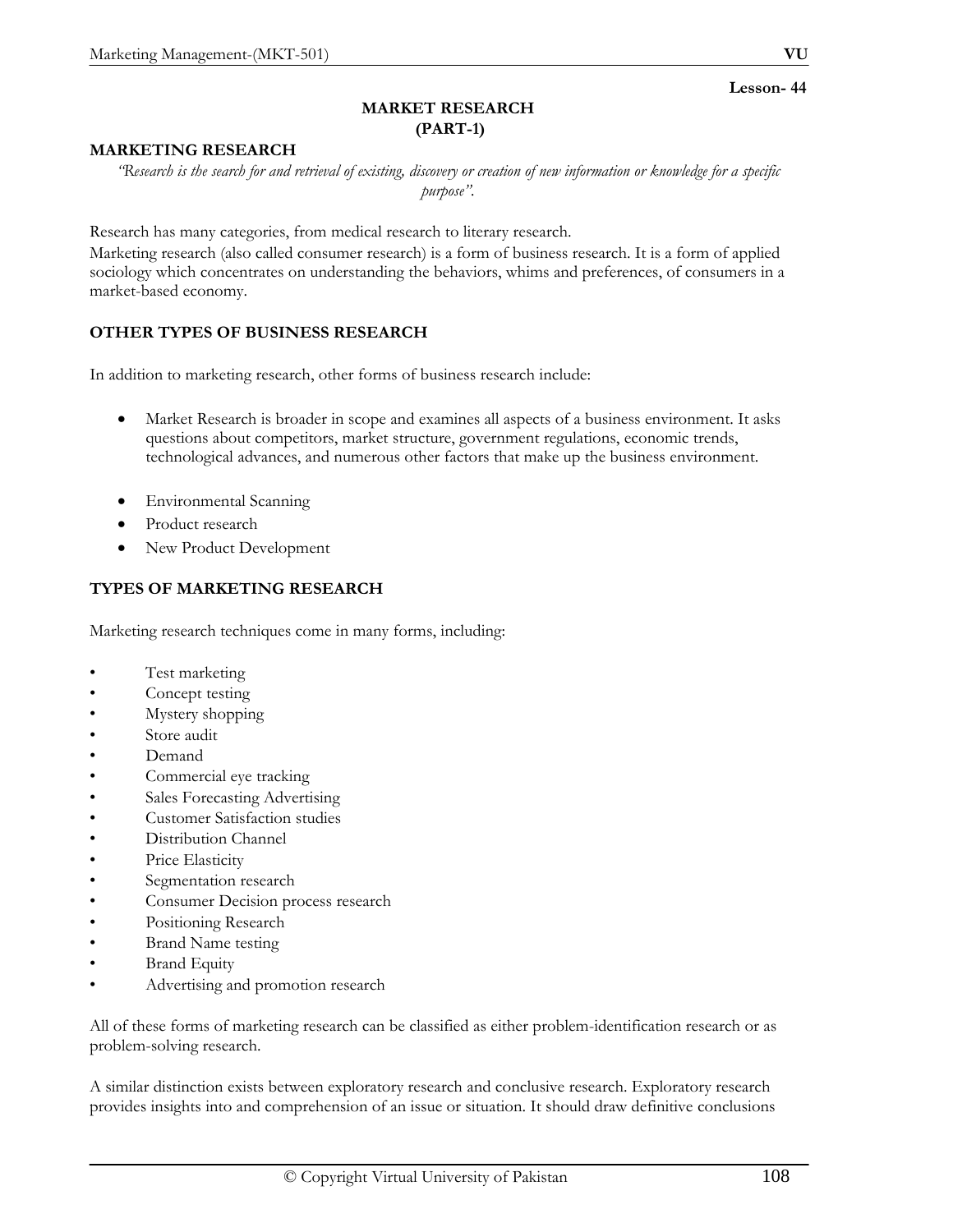**Lesson- 44**

# MARKET RESEARCH (PART-1)

## MARKETING RESEARCH

*"Research is the search for and retrieval of existing, discovery or creation of new information or knowledge for a specific purpose".*

Research has many categories, from medical research to literary research.

Marketing research (also called consumer research) is a form of business research. It is a form of applied sociology which concentrates on understanding the behaviors, whims and preferences, of consumers in a market-based economy.

## OTHER TYPES OF BUSINESS RESEARCH

In addition to marketing research, other forms of business research include:

- Market Research is broader in scope and examines all aspects of a business environment. It asks questions about competitors, market structure, government regulations, economic trends, technological advances, and numerous other factors that make up the business environment.
- Environmental Scanning
- Product research
- New Product Development

## TYPES OF MARKETING RESEARCH

Marketing research techniques come in many forms, including:

- Test marketing
- Concept testing
- Mystery shopping
- Store audit
- Demand
- Commercial eye tracking
- Sales Forecasting Advertising
- Customer Satisfaction studies
- Distribution Channel
- Price Elasticity
- Segmentation research
- Consumer Decision process research
- Positioning Research
- Brand Name testing
- Brand Equity
- Advertising and promotion research

All of these forms of marketing research can be classified as either problem-identification research or as problem-solving research.

A similar distinction exists between exploratory research and conclusive research. Exploratory research provides insights into and comprehension of an issue or situation. It should draw definitive conclusions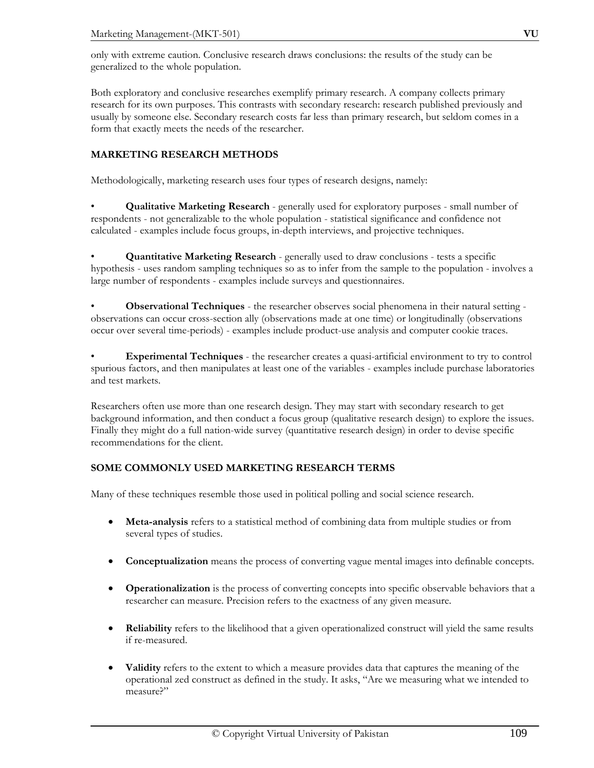only with extreme caution. Conclusive research draws conclusions: the results of the study can be generalized to the whole population.

Both exploratory and conclusive researches exemplify primary research. A company collects primary research for its own purposes. This contrasts with secondary research: research published previously and usually by someone else. Secondary research costs far less than primary research, but seldom comes in a form that exactly meets the needs of the researcher.

## MARKETING RESEARCH METHODS

Methodologically, marketing research uses four types of research designs, namely:

- **Qualitative Marketing Research** - generally used for exploratory purposes - small number of respondents - not generalizable to the whole population - statistical significance and confidence not calculated - examples include focus groups, in-depth interviews, and projective techniques.

- **Quantitative Marketing Research** - generally used to draw conclusions - tests a specific hypothesis - uses random sampling techniques so as to infer from the sample to the population - involves a large number of respondents - examples include surveys and questionnaires.

- **Observational Techniques** - the researcher observes social phenomena in their natural setting - observations can occur cross-section ally (observations made at one time) or longitudinally (observations occur over several time-periods) - examples include product-use analysis and computer cookie traces.

- **Experimental Techniques** - the researcher creates a quasi-artificial environment to try to control spurious factors, and then manipulates at least one of the variables - examples include purchase laboratories and test markets.

Researchers often use more than one research design. They may start with secondary research to get background information, and then conduct a focus group (qualitative research design) to explore the issues. Finally they might do a full nation-wide survey (quantitative research design) in order to devise specific recommendations for the client.

## SOME COMMONLY USED MARKETING RESEARCH TERMS

Many of these techniques resemble those used in political polling and social science research.

- **Meta-analysis** refers to a statistical method of combining data from multiple studies or from several types of studies.
- **Conceptualization** means the process of converting vague mental images into definable concepts.
- **Operationalization** is the process of converting concepts into specific observable behaviors that a researcher can measure. Precision refers to the exactness of any given measure.
- **Reliability** refers to the likelihood that a given operationalized construct will yield the same results if re-measured.
- **Validity** refers to the extent to which a measure provides data that captures the meaning of the operational zed construct as defined in the study. It asks, "Are we measuring what we intended to measure?"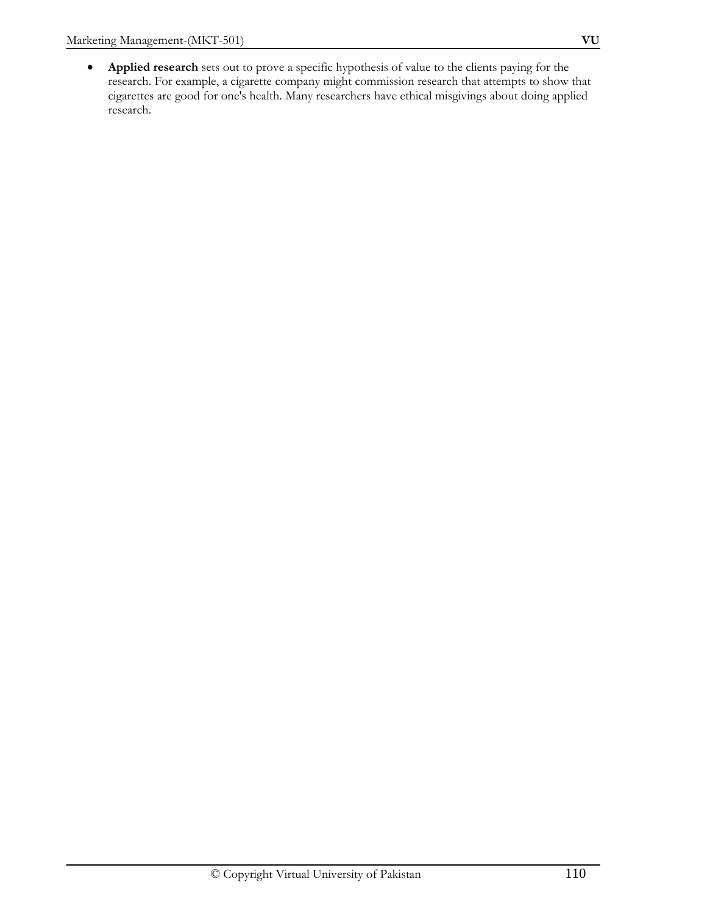- **Applied research** sets out to prove a specific hypothesis of value to the clients paying for the research. For example, a cigarette company might commission research that attempts to show that cigarettes are good for one's health. Many researchers have ethical misgivings about doing applied research.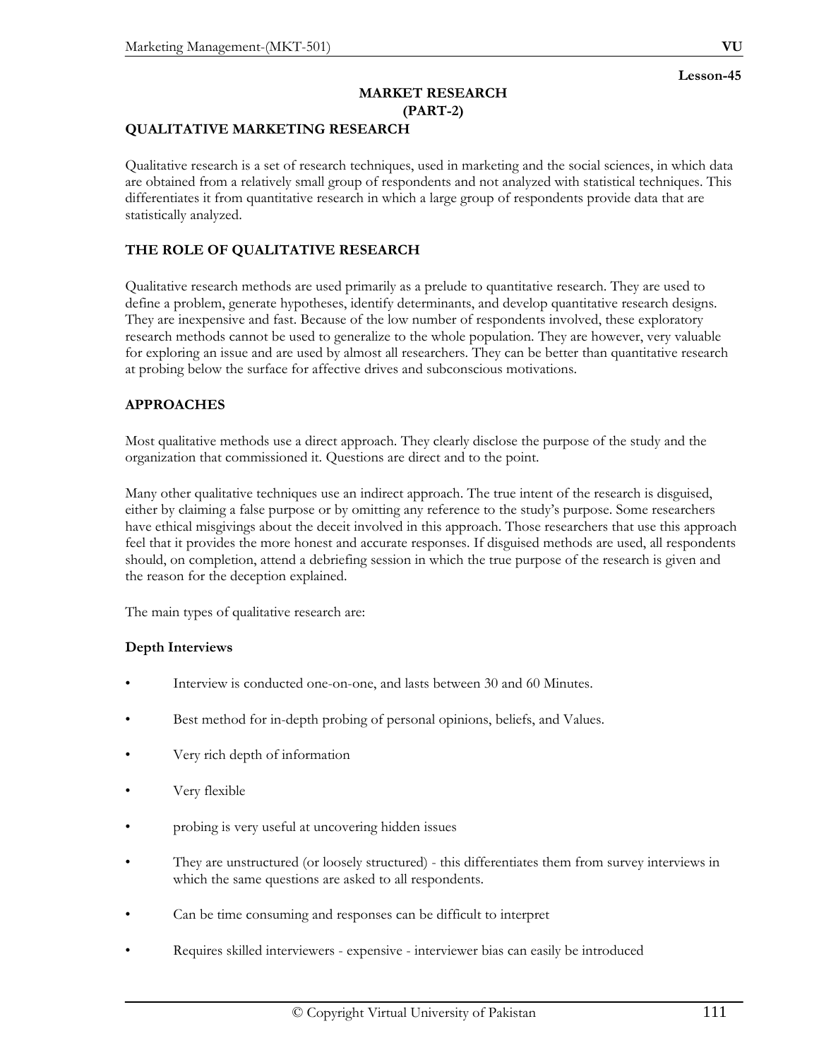Lesson-45

# MARKET RESEARCH (PART-2)

## QUALITATIVE MARKETING RESEARCH

Qualitative research is a set of research techniques, used in marketing and the social sciences, in which data are obtained from a relatively small group of respondents and not analyzed with statistical techniques. This differentiates it from quantitative research in which a large group of respondents provide data that are statistically analyzed.

## THE ROLE OF QUALITATIVE RESEARCH

Qualitative research methods are used primarily as a prelude to quantitative research. They are used to define a problem, generate hypotheses, identify determinants, and develop quantitative research designs. They are inexpensive and fast. Because of the low number of respondents involved, these exploratory research methods cannot be used to generalize to the whole population. They are however, very valuable for exploring an issue and are used by almost all researchers. They can be better than quantitative research at probing below the surface for affective drives and subconscious motivations.

## APPROACHES

Most qualitative methods use a direct approach. They clearly disclose the purpose of the study and the organization that commissioned it. Questions are direct and to the point.

Many other qualitative techniques use an indirect approach. The true intent of the research is disguised, either by claiming a false purpose or by omitting any reference to the study's purpose. Some researchers have ethical misgivings about the deceit involved in this approach. Those researchers that use this approach feel that it provides the more honest and accurate responses. If disguised methods are used, all respondents should, on completion, attend a debriefing session in which the true purpose of the research is given and the reason for the deception explained.

The main types of qualitative research are:

**Depth Interviews**

- Interview is conducted one-on-one, and lasts between 30 and 60 Minutes.
- Best method for in-depth probing of personal opinions, beliefs, and Values.
- Very rich depth of information
- Very flexible
- probing is very useful at uncovering hidden issues
- They are unstructured (or loosely structured) - this differentiates them from survey interviews in which the same questions are asked to all respondents.
- Can be time consuming and responses can be difficult to interpret
- Requires skilled interviewers - expensive - interviewer bias can easily be introduced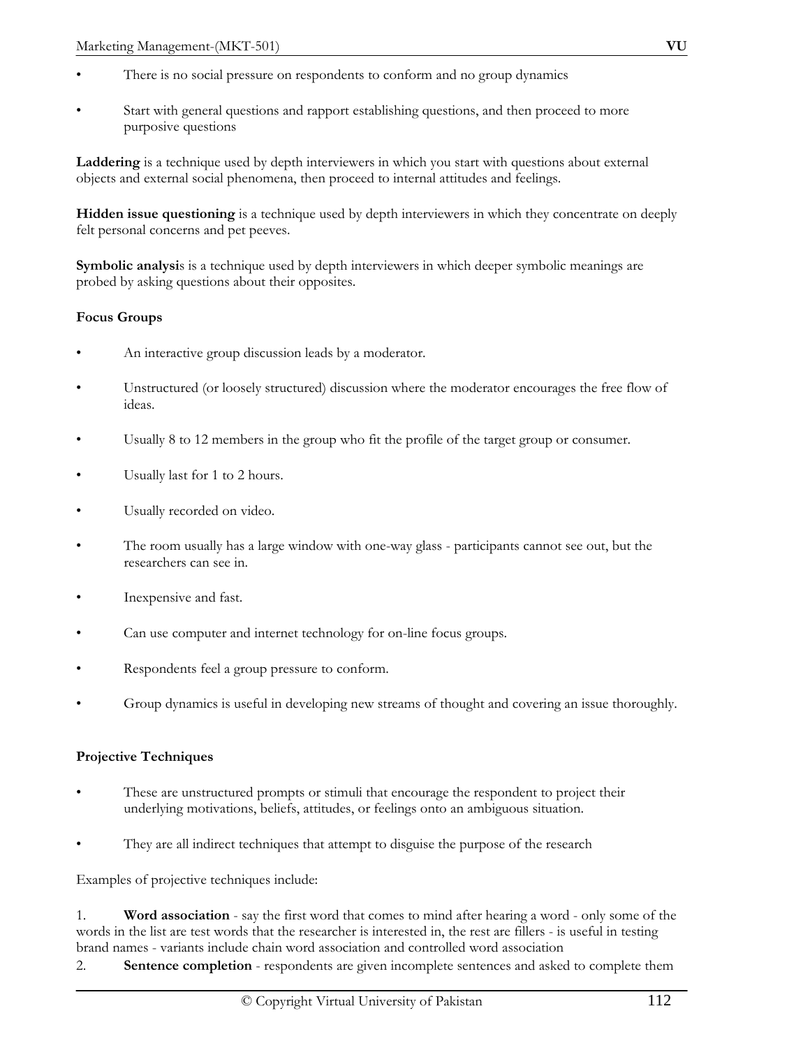- There is no social pressure on respondents to conform and no group dynamics
- Start with general questions and rapport establishing questions, and then proceed to more purposive questions

**Laddering** is a technique used by depth interviewers in which you start with questions about external objects and external social phenomena, then proceed to internal attitudes and feelings.

**Hidden issue questioning** is a technique used by depth interviewers in which they concentrate on deeply felt personal concerns and pet peeves.

**Symbolic analysi**s is a technique used by depth interviewers in which deeper symbolic meanings are probed by asking questions about their opposites.

### Focus Groups

- An interactive group discussion leads by a moderator.
- Unstructured (or loosely structured) discussion where the moderator encourages the free flow of ideas.
- Usually 8 to 12 members in the group who fit the profile of the target group or consumer.
- Usually last for 1 to 2 hours.
- Usually recorded on video.
- The room usually has a large window with one-way glass - participants cannot see out, but the researchers can see in.
- Inexpensive and fast.
- Can use computer and internet technology for on-line focus groups.
- Respondents feel a group pressure to conform.
- Group dynamics is useful in developing new streams of thought and covering an issue thoroughly.

### Projective Techniques

- These are unstructured prompts or stimuli that encourage the respondent to project their underlying motivations, beliefs, attitudes, or feelings onto an ambiguous situation.
- They are all indirect techniques that attempt to disguise the purpose of the research

Examples of projective techniques include:

1. **Word association** - say the first word that comes to mind after hearing a word - only some of the words in the list are test words that the researcher is interested in, the rest are fillers - is useful in testing brand names - variants include chain word association and controlled word association
2. **Sentence completion** - respondents are given incomplete sentences and asked to complete them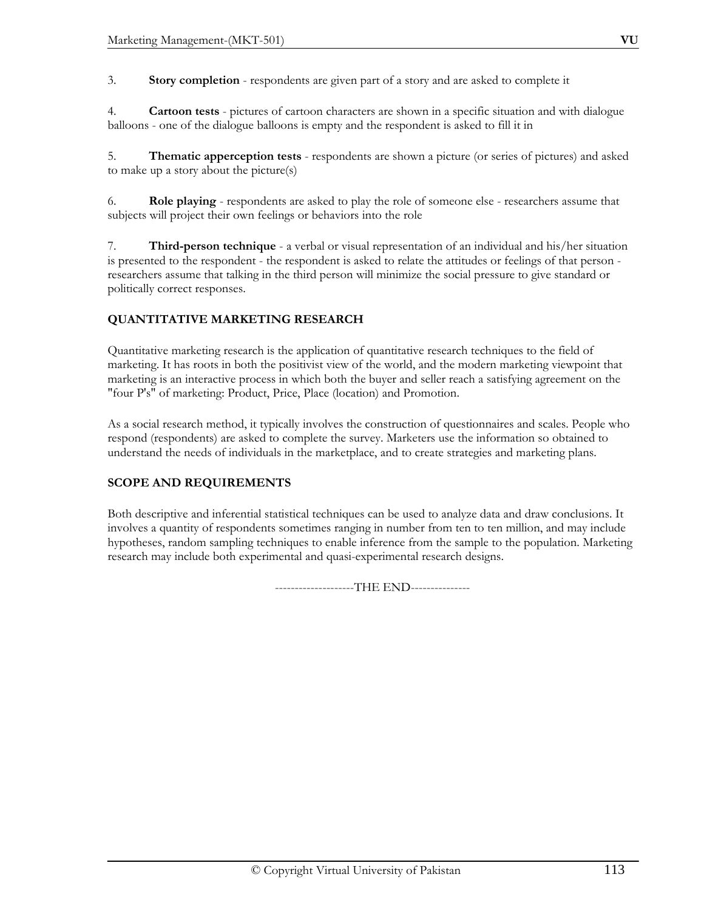3. **Story completion** - respondents are given part of a story and are asked to complete it

4. **Cartoon tests** - pictures of cartoon characters are shown in a specific situation and with dialogue balloons - one of the dialogue balloons is empty and the respondent is asked to fill it in

5. **Thematic apperception tests** - respondents are shown a picture (or series of pictures) and asked to make up a story about the picture(s)

6. **Role playing** - respondents are asked to play the role of someone else - researchers assume that subjects will project their own feelings or behaviors into the role

7. **Third-person technique** - a verbal or visual representation of an individual and his/her situation is presented to the respondent - the respondent is asked to relate the attitudes or feelings of that person - researchers assume that talking in the third person will minimize the social pressure to give standard or politically correct responses.

### QUANTITATIVE MARKETING RESEARCH

Quantitative marketing research is the application of quantitative research techniques to the field of marketing. It has roots in both the positivist view of the world, and the modern marketing viewpoint that marketing is an interactive process in which both the buyer and seller reach a satisfying agreement on the "four P's" of marketing: Product, Price, Place (location) and Promotion.

As a social research method, it typically involves the construction of questionnaires and scales. People who respond (respondents) are asked to complete the survey. Marketers use the information so obtained to understand the needs of individuals in the marketplace, and to create strategies and marketing plans.

### SCOPE AND REQUIREMENTS

Both descriptive and inferential statistical techniques can be used to analyze data and draw conclusions. It involves a quantity of respondents sometimes ranging in number from ten to ten million, and may include hypotheses, random sampling techniques to enable inference from the sample to the population. Marketing research may include both experimental and quasi-experimental research designs.

--------------------THE END---------------